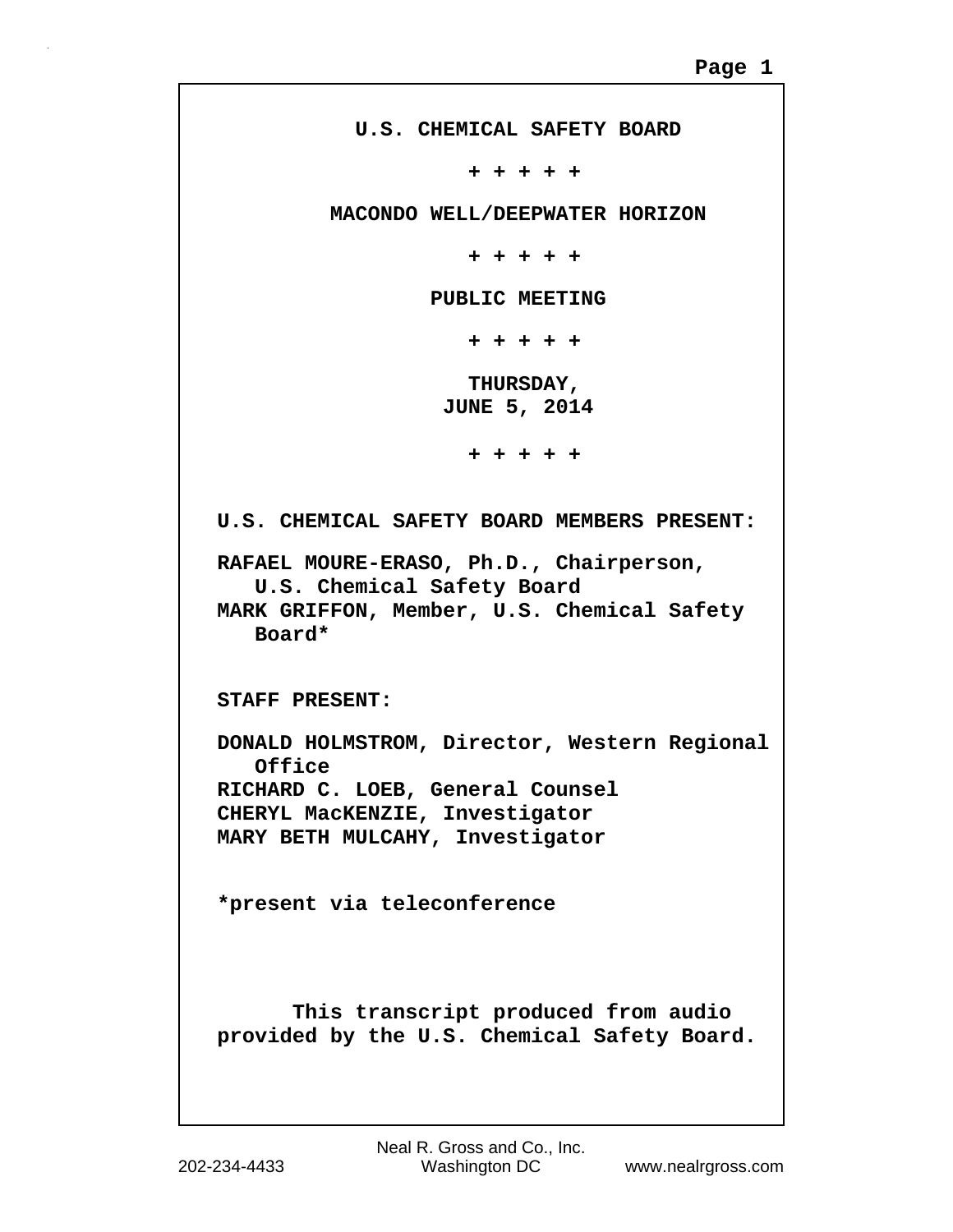# U.S. CHEMICAL SAFETY BOARD

+ + + + +

# MACONDO WELL/DEEPWATER HORIZON

+ + + + +

## PUBLIC MEETING

+ + + + +

**THURSDAY,**
**JUNE 5, 2014**

+ + + + +

**U.S. CHEMICAL SAFETY BOARD MEMBERS PRESENT:**

**RAFAEL MOURE-ERASO, Ph.D., Chairperson, U.S. Chemical Safety Board**
**MARK GRIFFON, Member, U.S. Chemical Safety Board***

**STAFF PRESENT:**

**DONALD HOLMSTROM, Director, Western Regional Office**
**RICHARD C. LOEB, General Counsel**
**CHERYL MacKENZIE, Investigator**
**MARY BETH MULCAHY, Investigator**

***present via teleconference**

**This transcript produced from audio provided by the U.S. Chemical Safety Board.**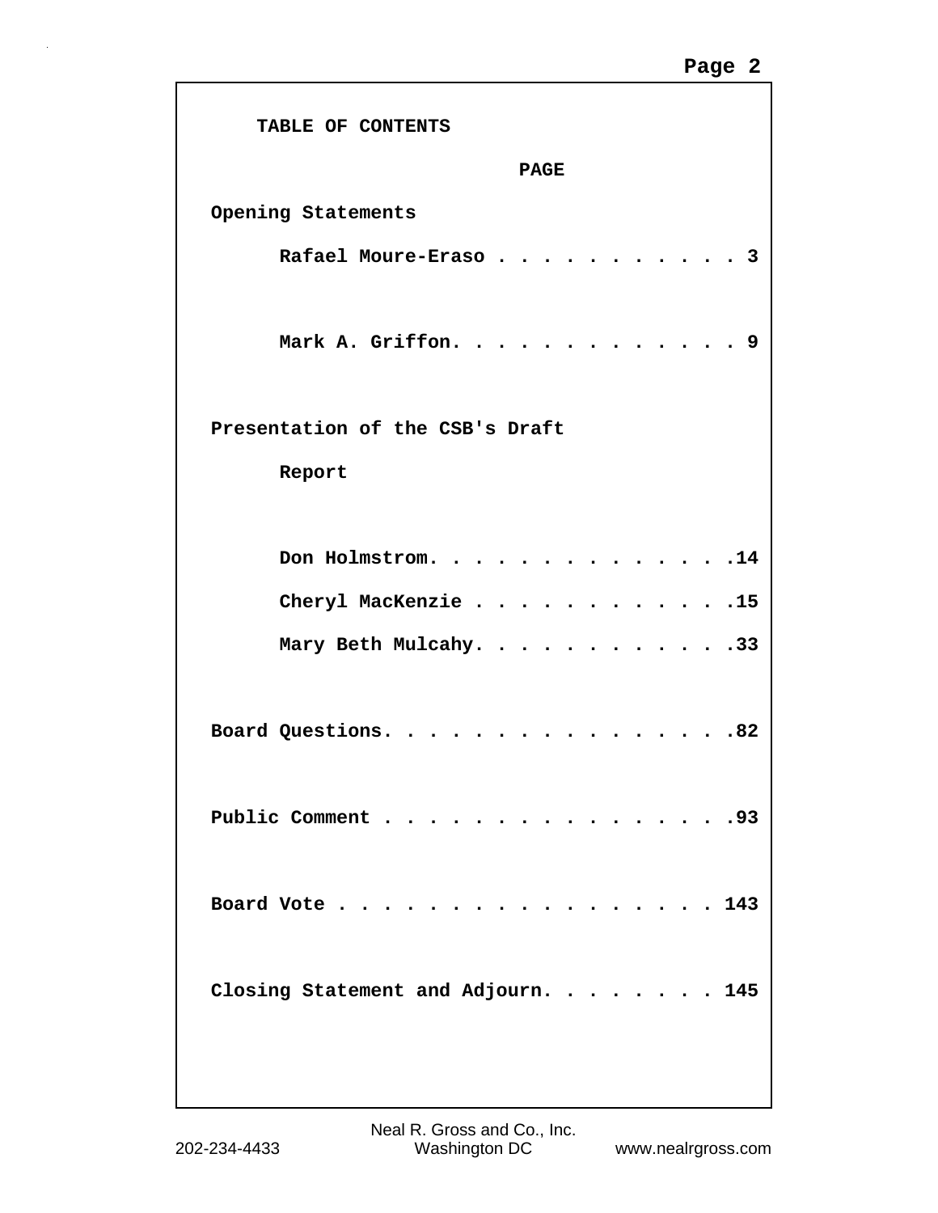# TABLE OF CONTENTS

| | PAGE |
|---|---|
| **Opening Statements** | |
| Rafael Moure-Eraso | 3 |
| Mark A. Griffon | 9 |
| **Presentation of the CSB's Draft Report** | |
| Don Holmstrom | 14 |
| Cheryl MacKenzie | 15 |
| Mary Beth Mulcahy | 33 |
| **Board Questions** | 82 |
| **Public Comment** | 93 |
| **Board Vote** | 143 |
| **Closing Statement and Adjourn** | 145 |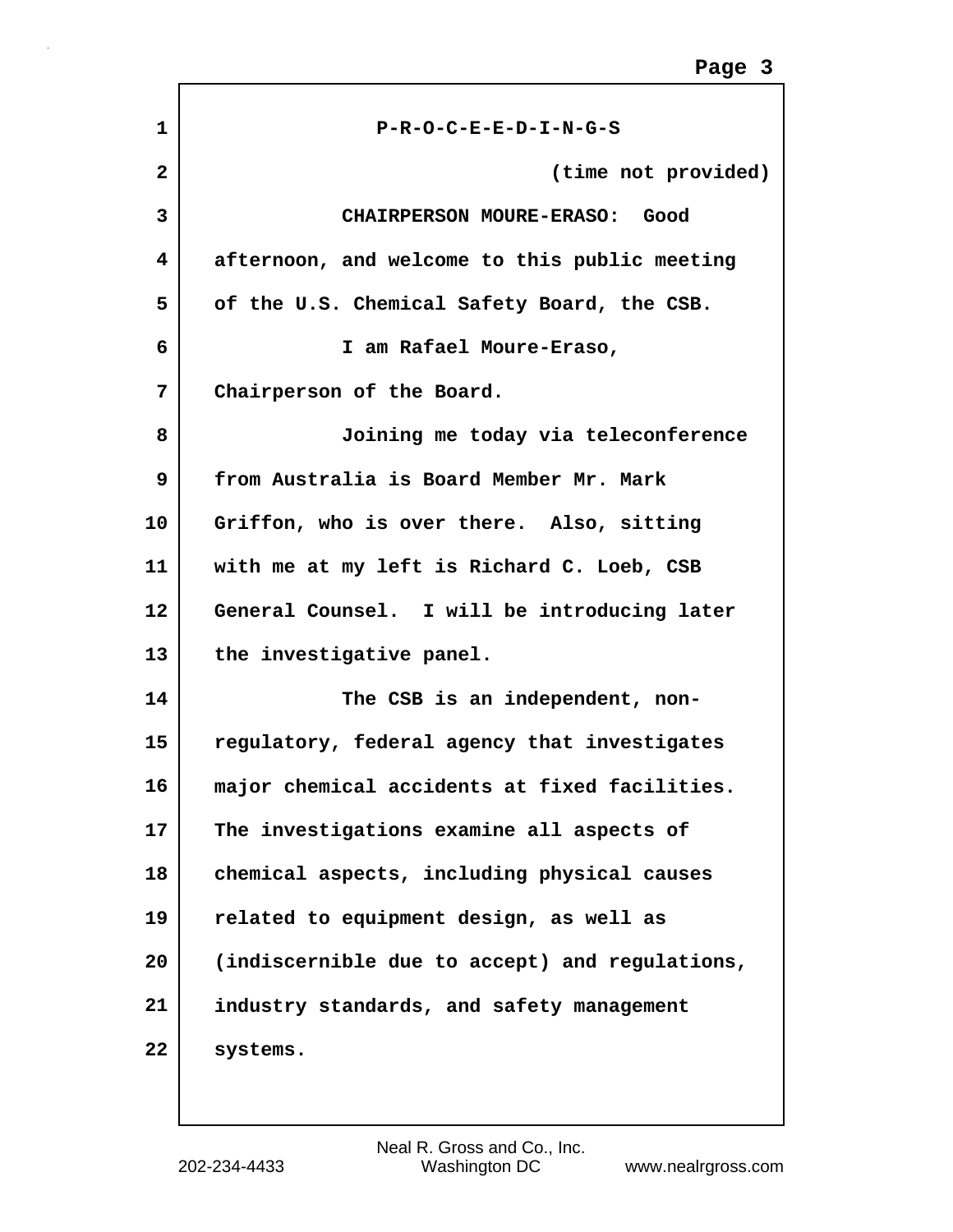P-R-O-C-E-E-D-I-N-G-S

(time not provided)

CHAIRPERSON MOURE-ERASO: Good afternoon, and welcome to this public meeting of the U.S. Chemical Safety Board, the CSB.

I am Rafael Moure-Eraso, Chairperson of the Board.

Joining me today via teleconference from Australia is Board Member Mr. Mark Griffon, who is over there. Also, sitting with me at my left is Richard C. Loeb, CSB General Counsel. I will be introducing later the investigative panel.

The CSB is an independent, non-regulatory, federal agency that investigates major chemical accidents at fixed facilities. The investigations examine all aspects of chemical aspects, including physical causes related to equipment design, as well as (indiscernible due to accept) and regulations, industry standards, and safety management systems.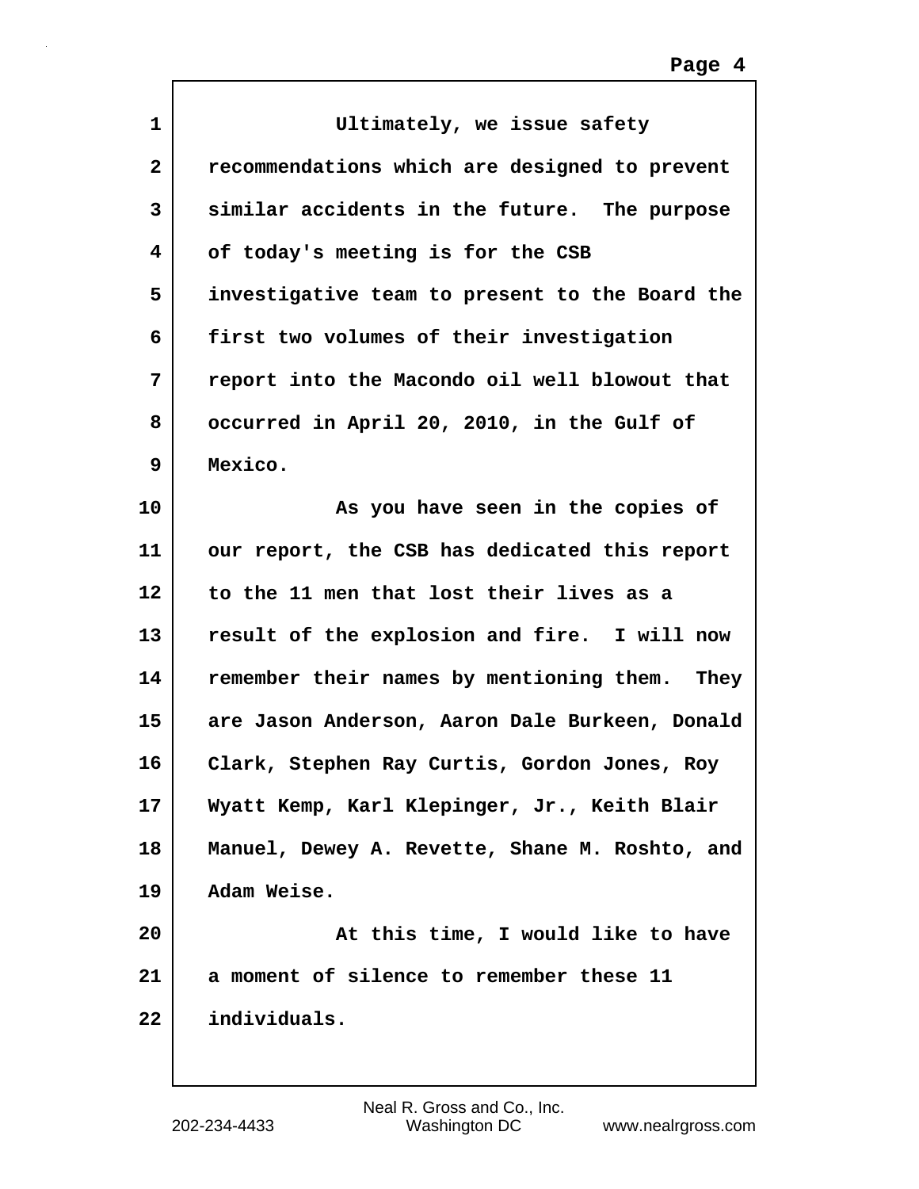Ultimately, we issue safety recommendations which are designed to prevent similar accidents in the future. The purpose of today's meeting is for the CSB investigative team to present to the Board the first two volumes of their investigation report into the Macondo oil well blowout that occurred in April 20, 2010, in the Gulf of Mexico.

As you have seen in the copies of our report, the CSB has dedicated this report to the 11 men that lost their lives as a result of the explosion and fire. I will now remember their names by mentioning them. They are Jason Anderson, Aaron Dale Burkeen, Donald Clark, Stephen Ray Curtis, Gordon Jones, Roy Wyatt Kemp, Karl Klepinger, Jr., Keith Blair Manuel, Dewey A. Revette, Shane M. Roshto, and Adam Weise.

At this time, I would like to have a moment of silence to remember these 11 individuals.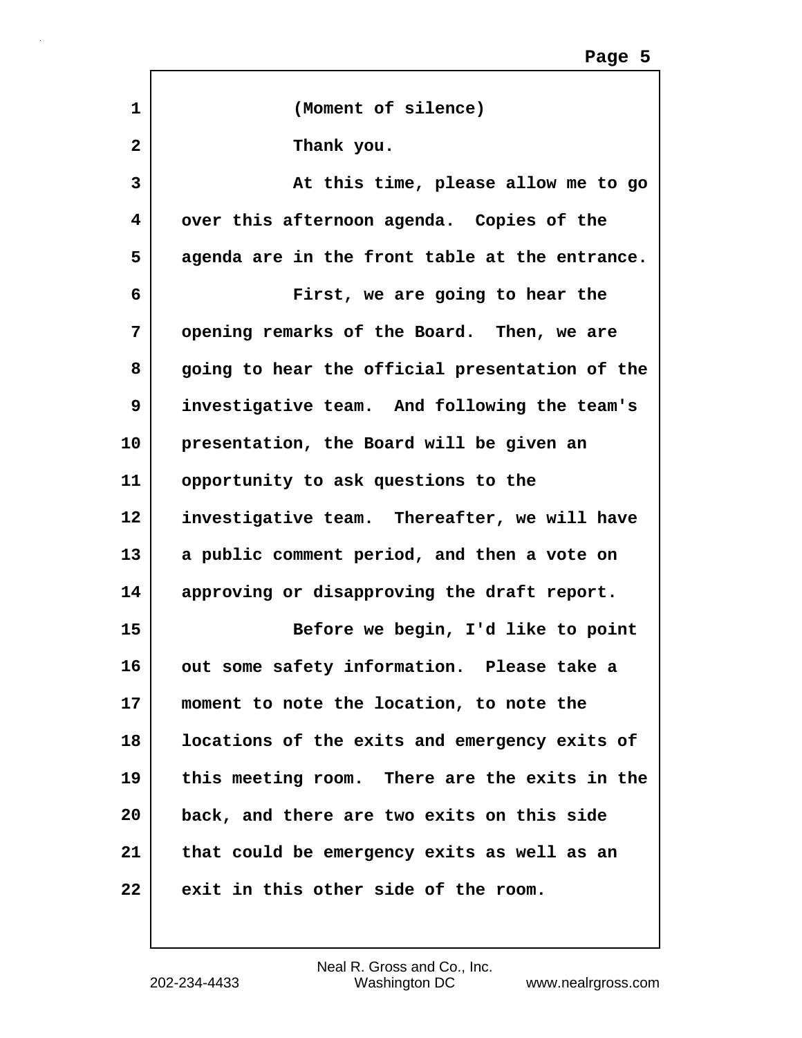(Moment of silence)

Thank you.

At this time, please allow me to go over this afternoon agenda. Copies of the agenda are in the front table at the entrance.

First, we are going to hear the opening remarks of the Board. Then, we are going to hear the official presentation of the investigative team. And following the team's presentation, the Board will be given an opportunity to ask questions to the investigative team. Thereafter, we will have a public comment period, and then a vote on approving or disapproving the draft report.

Before we begin, I'd like to point out some safety information. Please take a moment to note the location, to note the locations of the exits and emergency exits of this meeting room. There are the exits in the back, and there are two exits on this side that could be emergency exits as well as an exit in this other side of the room.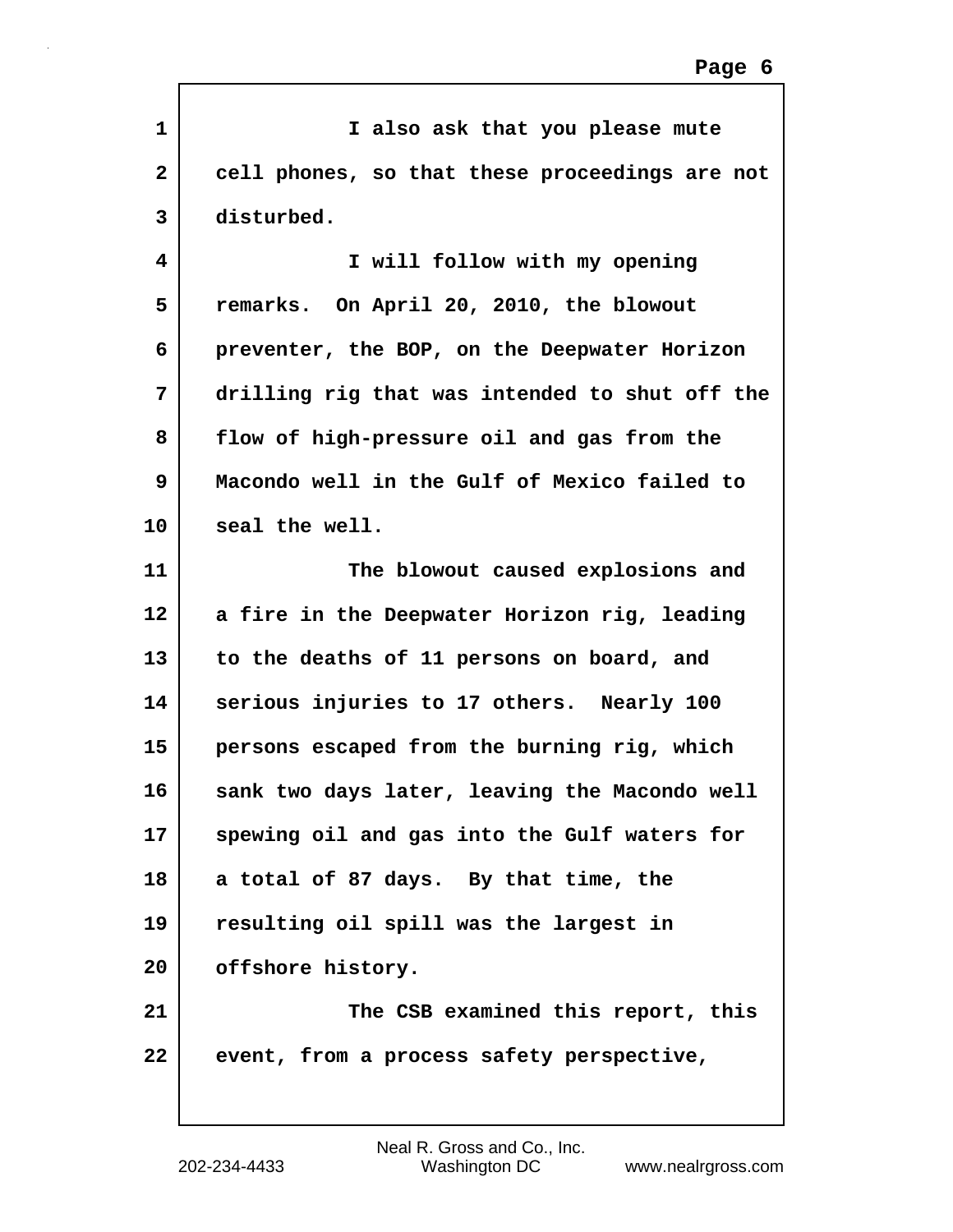I also ask that you please mute cell phones, so that these proceedings are not disturbed.

I will follow with my opening remarks. On April 20, 2010, the blowout preventer, the BOP, on the Deepwater Horizon drilling rig that was intended to shut off the flow of high-pressure oil and gas from the Macondo well in the Gulf of Mexico failed to seal the well.

The blowout caused explosions and a fire in the Deepwater Horizon rig, leading to the deaths of 11 persons on board, and serious injuries to 17 others. Nearly 100 persons escaped from the burning rig, which sank two days later, leaving the Macondo well spewing oil and gas into the Gulf waters for a total of 87 days. By that time, the resulting oil spill was the largest in offshore history.

The CSB examined this report, this event, from a process safety perspective,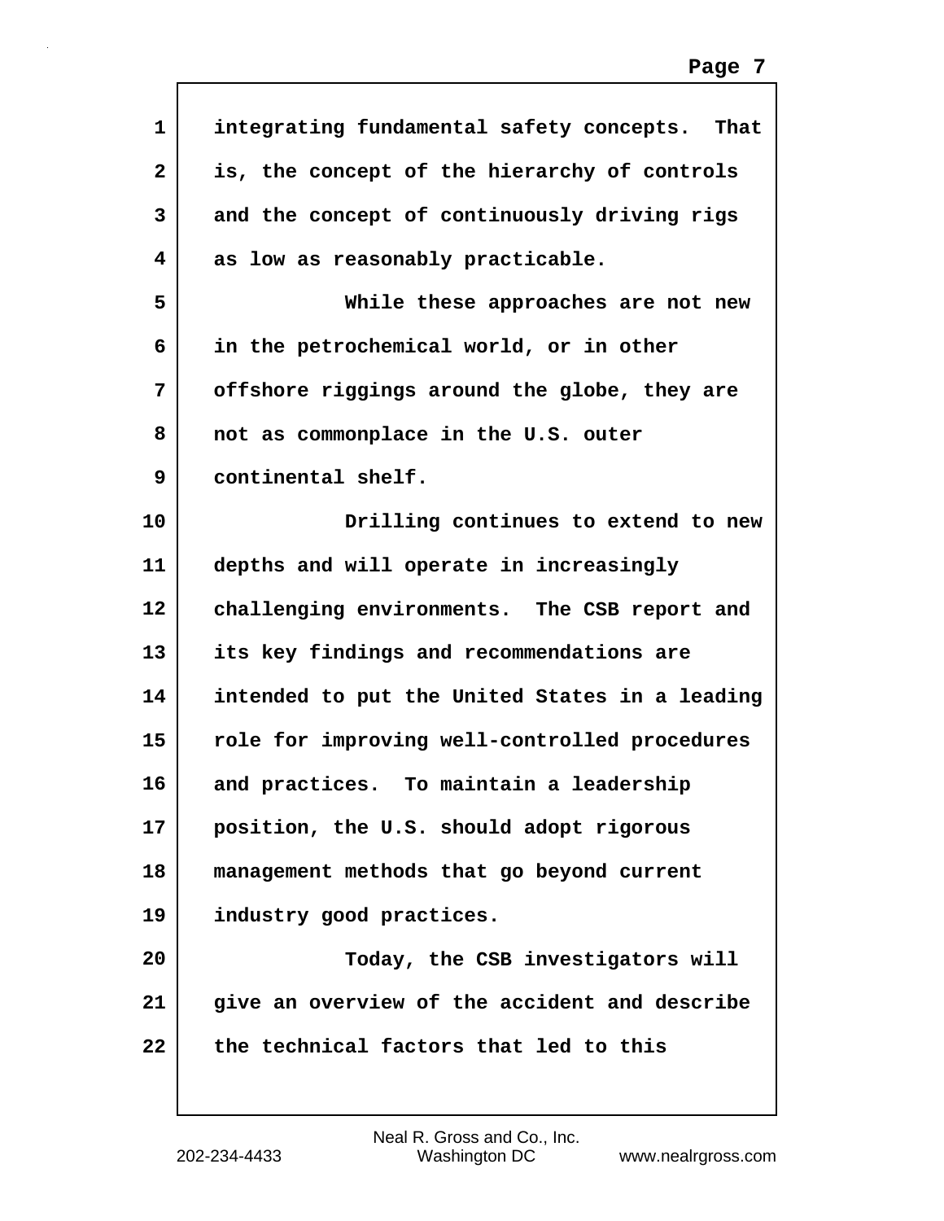integrating fundamental safety concepts. That is, the concept of the hierarchy of controls and the concept of continuously driving rigs as low as reasonably practicable.

While these approaches are not new in the petrochemical world, or in other offshore riggings around the globe, they are not as commonplace in the U.S. outer continental shelf.

Drilling continues to extend to new depths and will operate in increasingly challenging environments. The CSB report and its key findings and recommendations are intended to put the United States in a leading role for improving well-controlled procedures and practices. To maintain a leadership position, the U.S. should adopt rigorous management methods that go beyond current industry good practices.

Today, the CSB investigators will give an overview of the accident and describe the technical factors that led to this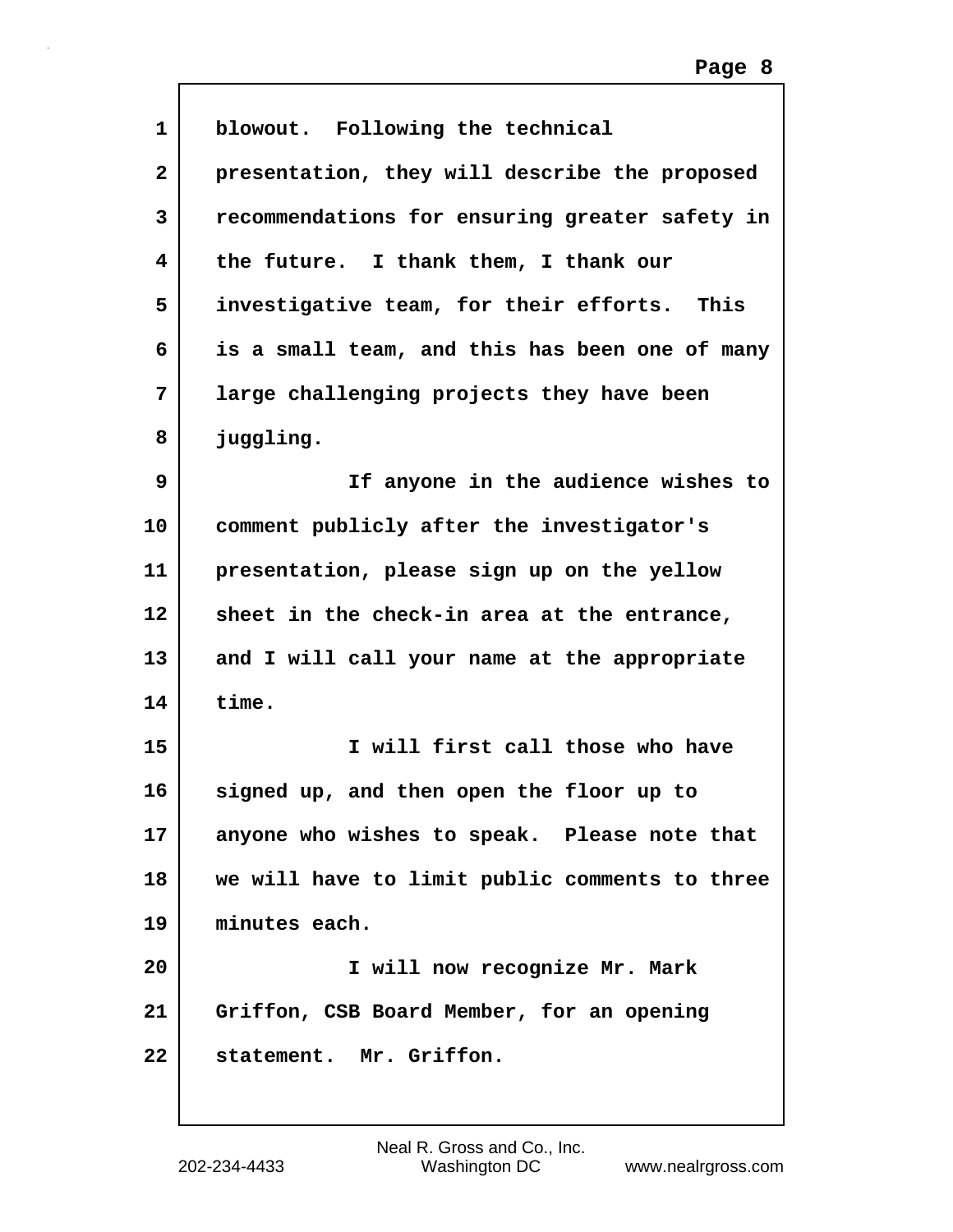blowout. Following the technical presentation, they will describe the proposed recommendations for ensuring greater safety in the future. I thank them, I thank our investigative team, for their efforts. This is a small team, and this has been one of many large challenging projects they have been juggling.

If anyone in the audience wishes to comment publicly after the investigator's presentation, please sign up on the yellow sheet in the check-in area at the entrance, and I will call your name at the appropriate time.

I will first call those who have signed up, and then open the floor up to anyone who wishes to speak. Please note that we will have to limit public comments to three minutes each.

I will now recognize Mr. Mark Griffon, CSB Board Member, for an opening statement. Mr. Griffon.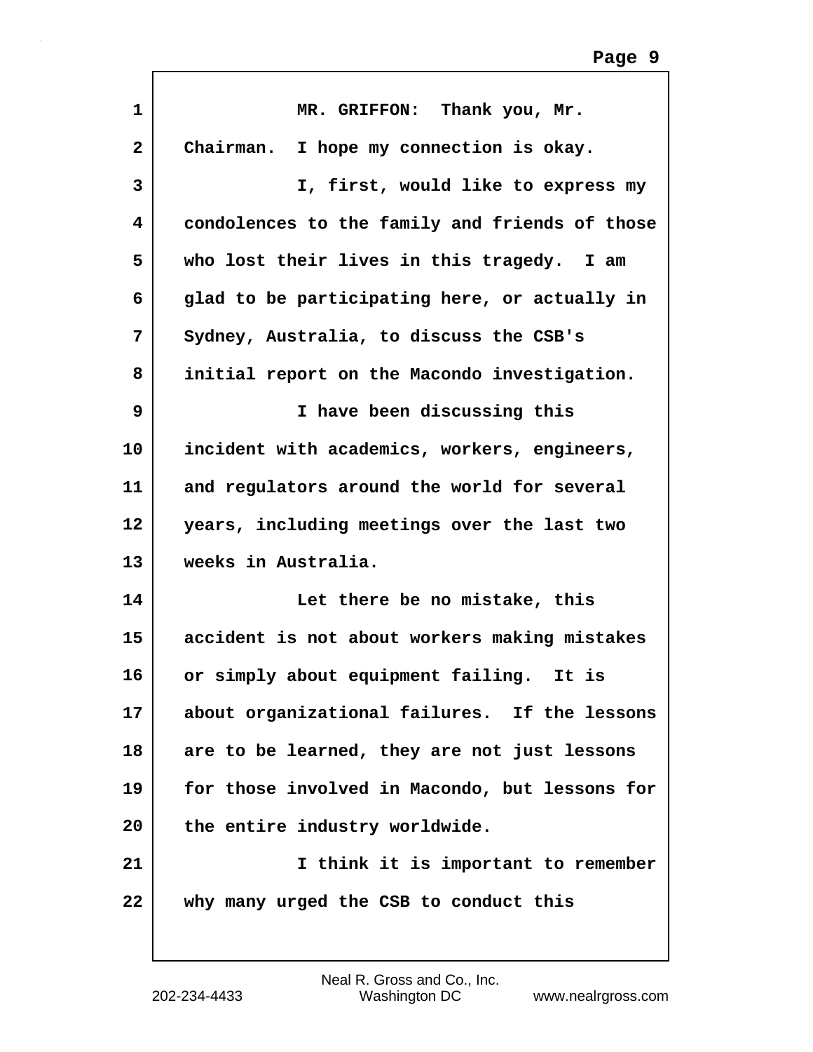MR. GRIFFON: Thank you, Mr. Chairman. I hope my connection is okay.

I, first, would like to express my condolences to the family and friends of those who lost their lives in this tragedy. I am glad to be participating here, or actually in Sydney, Australia, to discuss the CSB's initial report on the Macondo investigation.

I have been discussing this incident with academics, workers, engineers, and regulators around the world for several years, including meetings over the last two weeks in Australia.

Let there be no mistake, this accident is not about workers making mistakes or simply about equipment failing. It is about organizational failures. If the lessons are to be learned, they are not just lessons for those involved in Macondo, but lessons for the entire industry worldwide.

I think it is important to remember why many urged the CSB to conduct this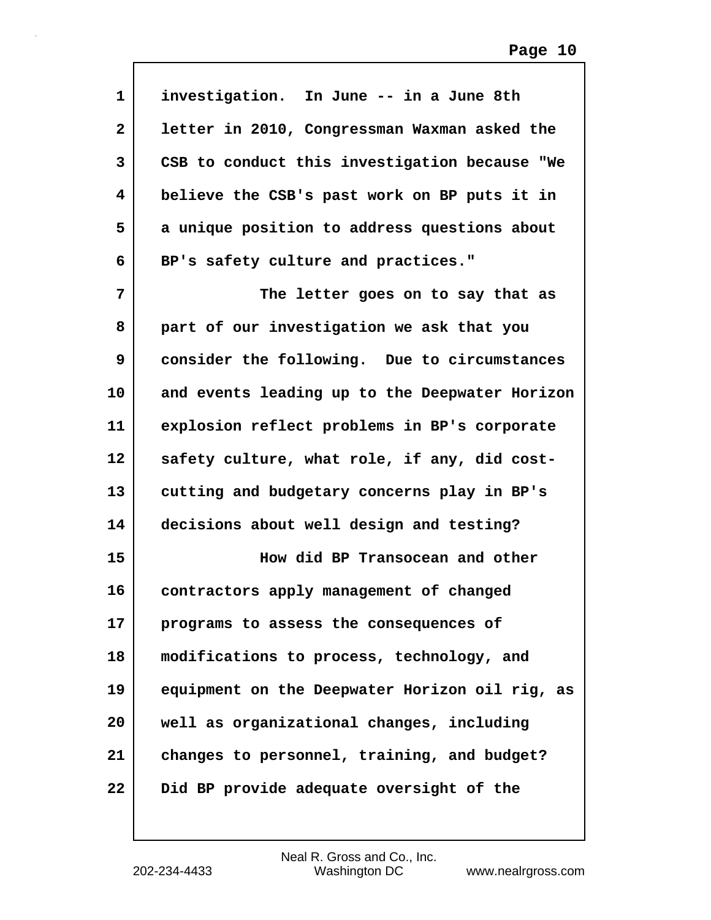investigation. In June -- in a June 8th letter in 2010, Congressman Waxman asked the CSB to conduct this investigation because "We believe the CSB's past work on BP puts it in a unique position to address questions about BP's safety culture and practices."

The letter goes on to say that as part of our investigation we ask that you consider the following. Due to circumstances and events leading up to the Deepwater Horizon explosion reflect problems in BP's corporate safety culture, what role, if any, did cost-cutting and budgetary concerns play in BP's decisions about well design and testing?

How did BP Transocean and other contractors apply management of changed programs to assess the consequences of modifications to process, technology, and equipment on the Deepwater Horizon oil rig, as well as organizational changes, including changes to personnel, training, and budget? Did BP provide adequate oversight of the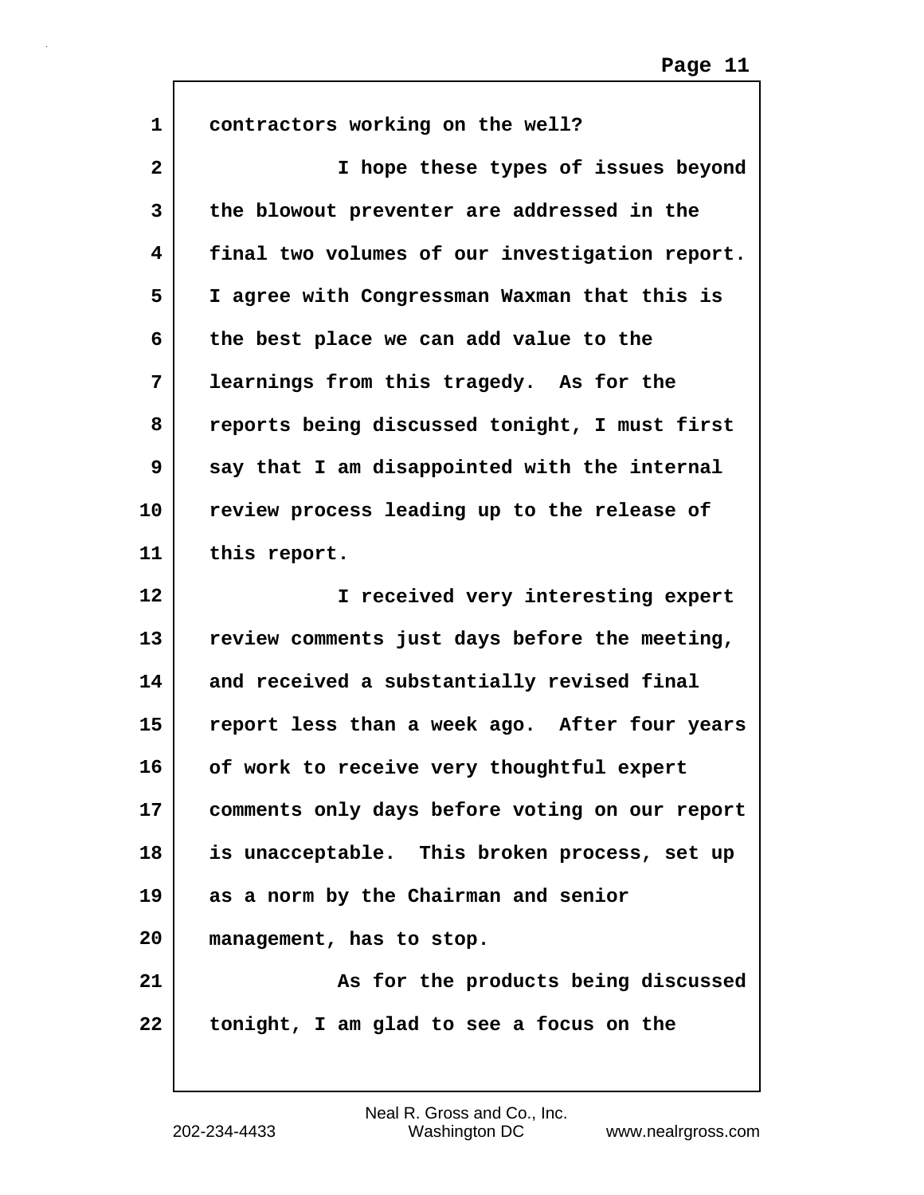contractors working on the well?

I hope these types of issues beyond the blowout preventer are addressed in the final two volumes of our investigation report. I agree with Congressman Waxman that this is the best place we can add value to the learnings from this tragedy. As for the reports being discussed tonight, I must first say that I am disappointed with the internal review process leading up to the release of this report.

I received very interesting expert review comments just days before the meeting, and received a substantially revised final report less than a week ago. After four years of work to receive very thoughtful expert comments only days before voting on our report is unacceptable. This broken process, set up as a norm by the Chairman and senior management, has to stop.

As for the products being discussed tonight, I am glad to see a focus on the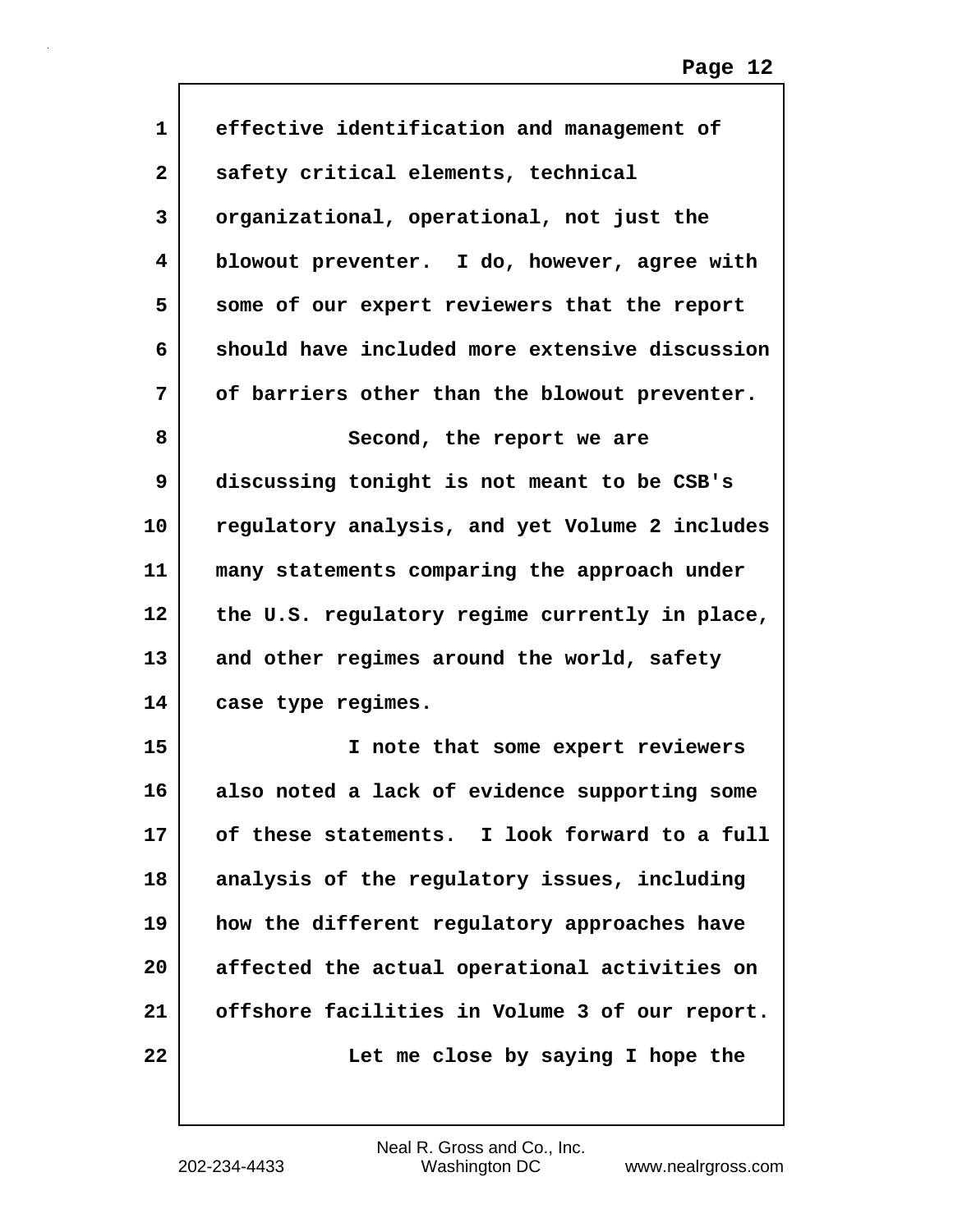effective identification and management of safety critical elements, technical organizational, operational, not just the blowout preventer. I do, however, agree with some of our expert reviewers that the report should have included more extensive discussion of barriers other than the blowout preventer.

Second, the report we are discussing tonight is not meant to be CSB's regulatory analysis, and yet Volume 2 includes many statements comparing the approach under the U.S. regulatory regime currently in place, and other regimes around the world, safety case type regimes.

I note that some expert reviewers also noted a lack of evidence supporting some of these statements. I look forward to a full analysis of the regulatory issues, including how the different regulatory approaches have affected the actual operational activities on offshore facilities in Volume 3 of our report.

Let me close by saying I hope the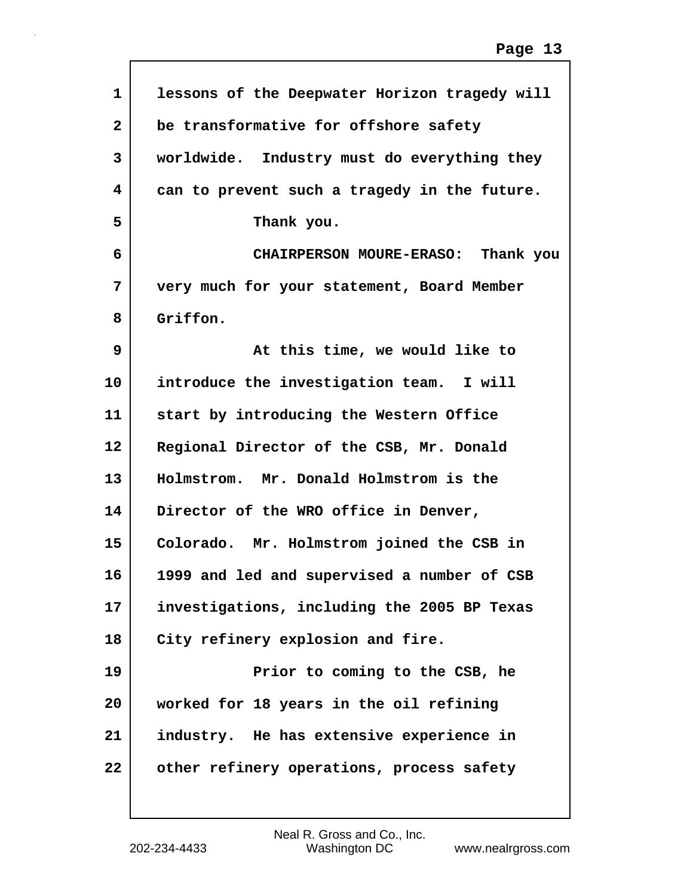lessons of the Deepwater Horizon tragedy will be transformative for offshore safety worldwide. Industry must do everything they can to prevent such a tragedy in the future.

Thank you.

CHAIRPERSON MOURE-ERASO: Thank you very much for your statement, Board Member Griffon.

At this time, we would like to introduce the investigation team. I will start by introducing the Western Office Regional Director of the CSB, Mr. Donald Holmstrom. Mr. Donald Holmstrom is the Director of the WRO office in Denver, Colorado. Mr. Holmstrom joined the CSB in 1999 and led and supervised a number of CSB investigations, including the 2005 BP Texas City refinery explosion and fire.

Prior to coming to the CSB, he worked for 18 years in the oil refining industry. He has extensive experience in other refinery operations, process safety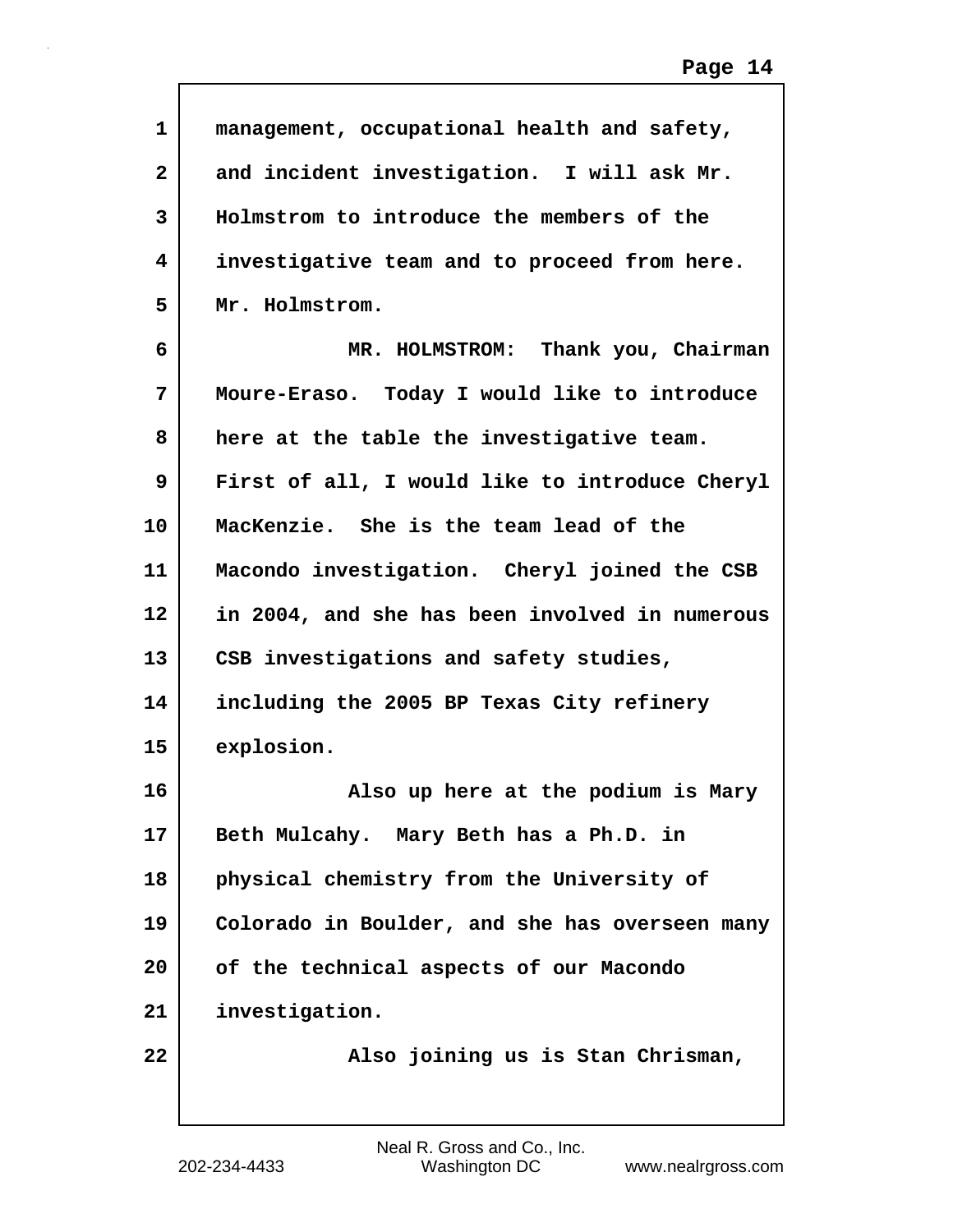management, occupational health and safety, and incident investigation. I will ask Mr. Holmstrom to introduce the members of the investigative team and to proceed from here. Mr. Holmstrom.

MR. HOLMSTROM: Thank you, Chairman Moure-Eraso. Today I would like to introduce here at the table the investigative team. First of all, I would like to introduce Cheryl MacKenzie. She is the team lead of the Macondo investigation. Cheryl joined the CSB in 2004, and she has been involved in numerous CSB investigations and safety studies, including the 2005 BP Texas City refinery explosion.

Also up here at the podium is Mary Beth Mulcahy. Mary Beth has a Ph.D. in physical chemistry from the University of Colorado in Boulder, and she has overseen many of the technical aspects of our Macondo investigation.

Also joining us is Stan Chrisman,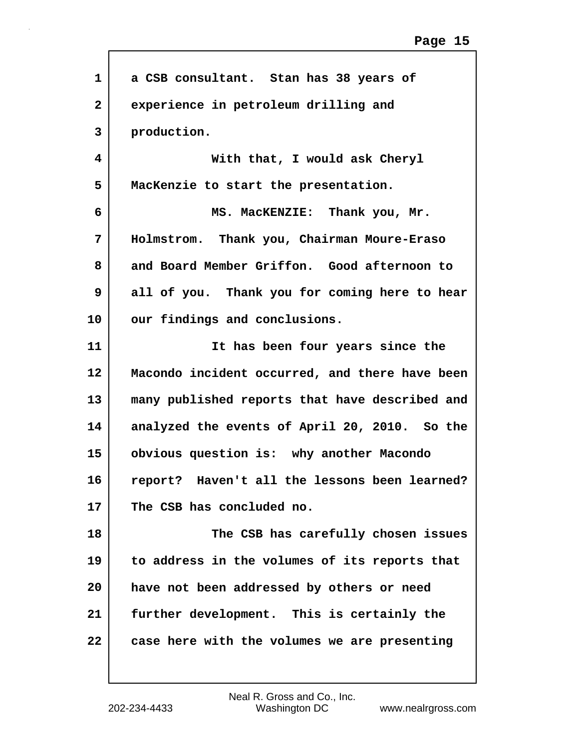a CSB consultant. Stan has 38 years of experience in petroleum drilling and production.

With that, I would ask Cheryl MacKenzie to start the presentation.

MS. MacKENZIE: Thank you, Mr. Holmstrom. Thank you, Chairman Moure-Eraso and Board Member Griffon. Good afternoon to all of you. Thank you for coming here to hear our findings and conclusions.

It has been four years since the Macondo incident occurred, and there have been many published reports that have described and analyzed the events of April 20, 2010. So the obvious question is: why another Macondo report? Haven't all the lessons been learned? The CSB has concluded no.

The CSB has carefully chosen issues to address in the volumes of its reports that have not been addressed by others or need further development. This is certainly the case here with the volumes we are presenting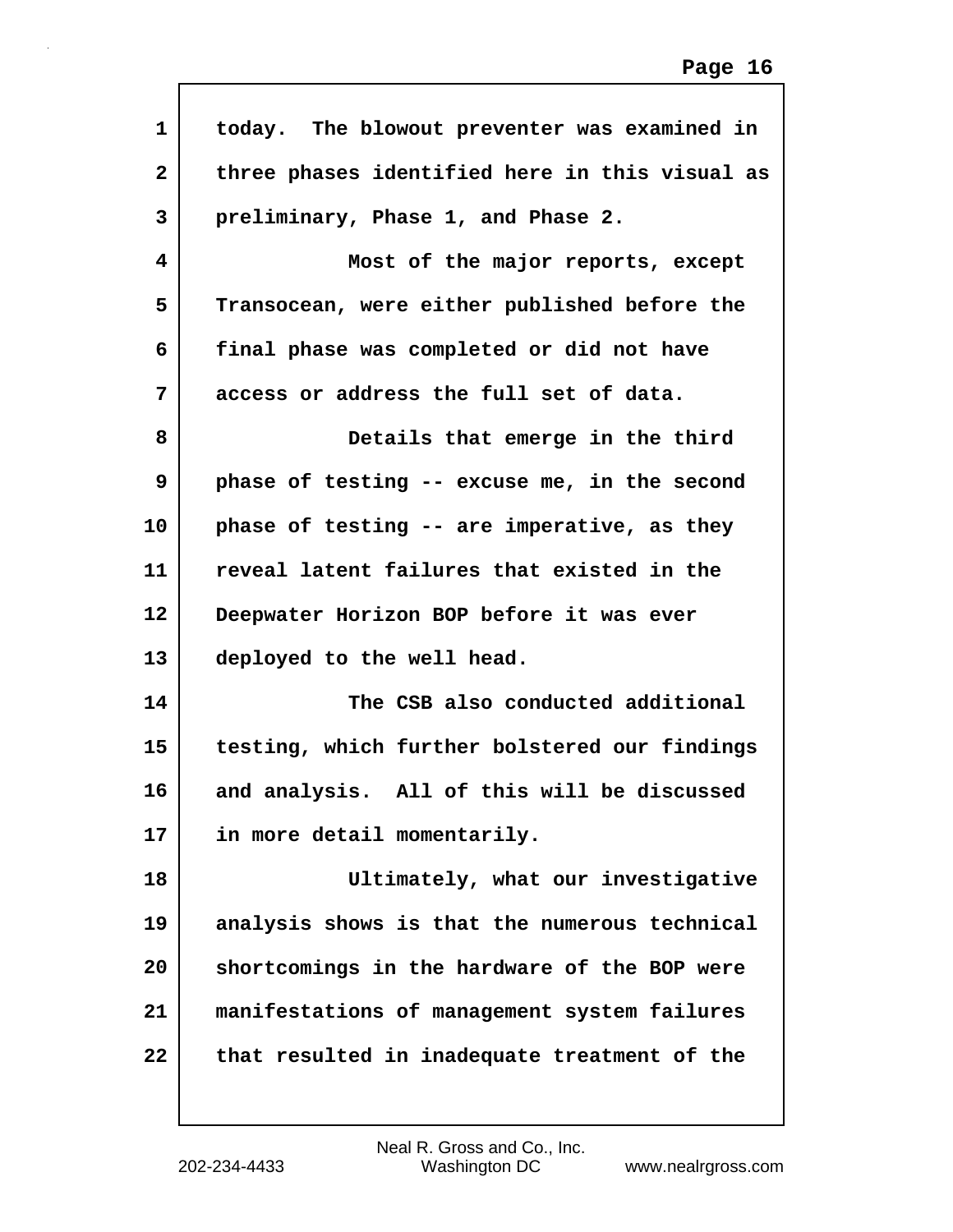today. The blowout preventer was examined in three phases identified here in this visual as preliminary, Phase 1, and Phase 2.

Most of the major reports, except Transocean, were either published before the final phase was completed or did not have access or address the full set of data.

Details that emerge in the third phase of testing -- excuse me, in the second phase of testing -- are imperative, as they reveal latent failures that existed in the Deepwater Horizon BOP before it was ever deployed to the well head.

The CSB also conducted additional testing, which further bolstered our findings and analysis. All of this will be discussed in more detail momentarily.

Ultimately, what our investigative analysis shows is that the numerous technical shortcomings in the hardware of the BOP were manifestations of management system failures that resulted in inadequate treatment of the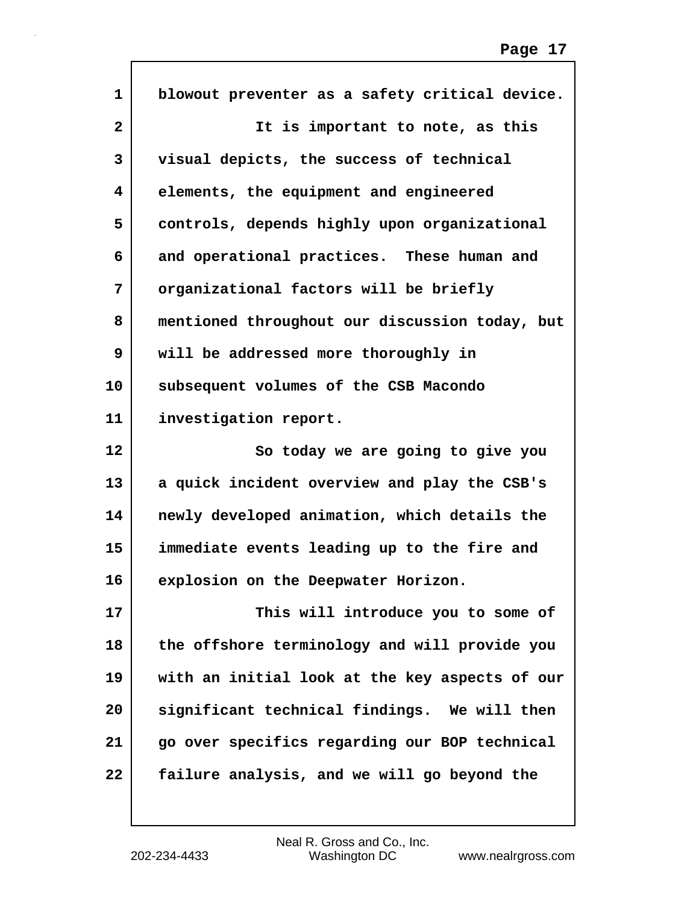blowout preventer as a safety critical device.

It is important to note, as this visual depicts, the success of technical elements, the equipment and engineered controls, depends highly upon organizational and operational practices. These human and organizational factors will be briefly mentioned throughout our discussion today, but will be addressed more thoroughly in subsequent volumes of the CSB Macondo investigation report.

So today we are going to give you a quick incident overview and play the CSB's newly developed animation, which details the immediate events leading up to the fire and explosion on the Deepwater Horizon.

This will introduce you to some of the offshore terminology and will provide you with an initial look at the key aspects of our significant technical findings. We will then go over specifics regarding our BOP technical failure analysis, and we will go beyond the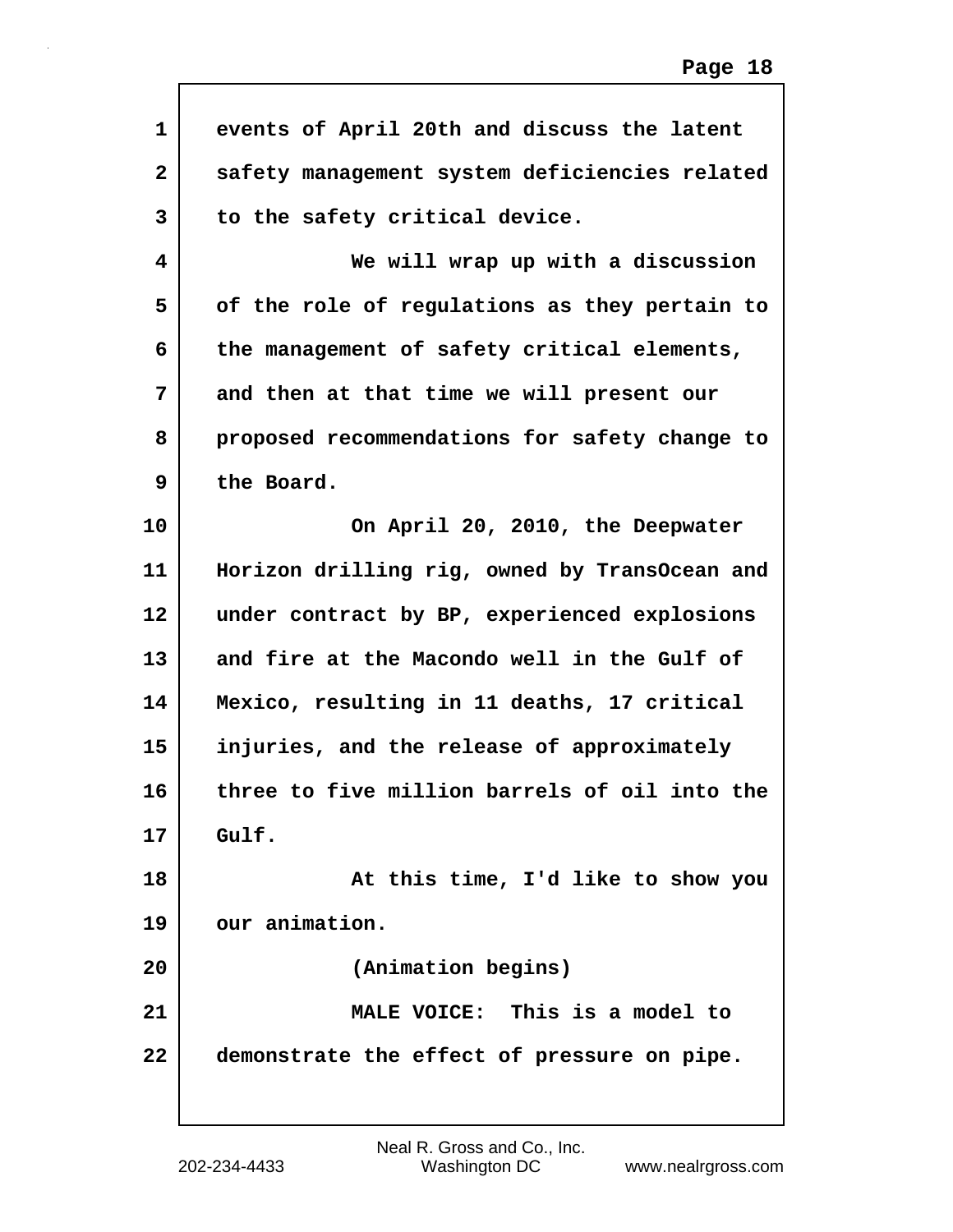events of April 20th and discuss the latent safety management system deficiencies related to the safety critical device.

We will wrap up with a discussion of the role of regulations as they pertain to the management of safety critical elements, and then at that time we will present our proposed recommendations for safety change to the Board.

On April 20, 2010, the Deepwater Horizon drilling rig, owned by TransOcean and under contract by BP, experienced explosions and fire at the Macondo well in the Gulf of Mexico, resulting in 11 deaths, 17 critical injuries, and the release of approximately three to five million barrels of oil into the Gulf.

At this time, I'd like to show you our animation.

(Animation begins)

MALE VOICE: This is a model to demonstrate the effect of pressure on pipe.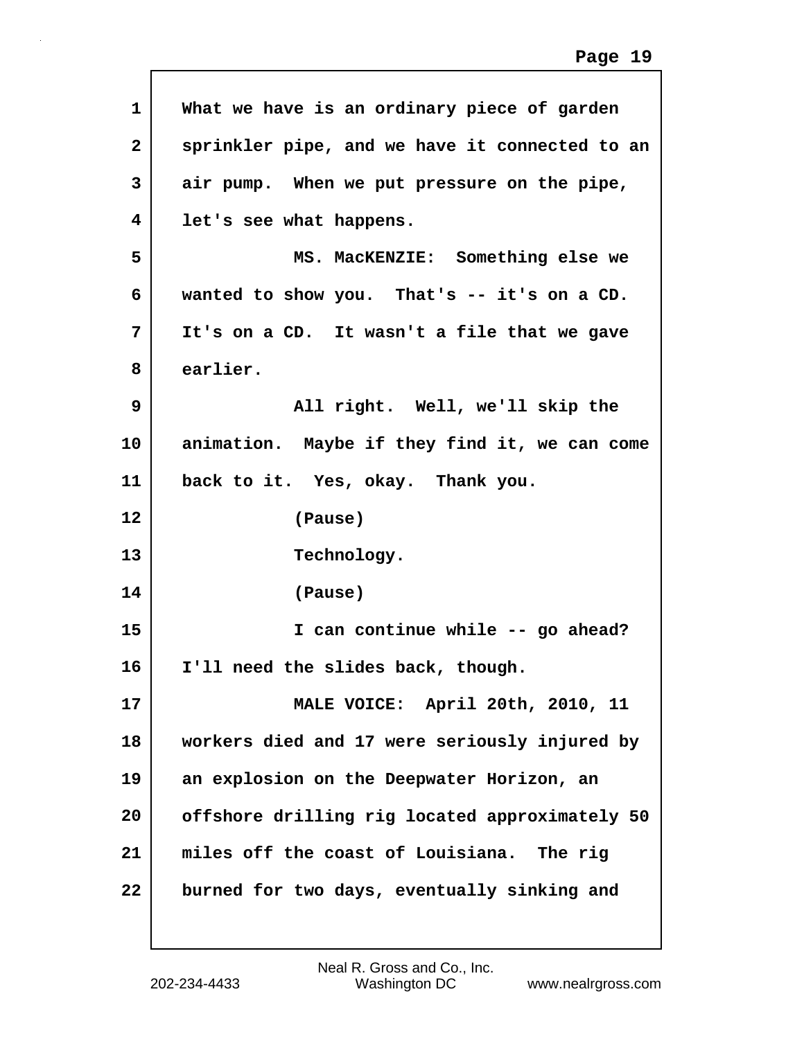What we have is an ordinary piece of garden sprinkler pipe, and we have it connected to an air pump. When we put pressure on the pipe, let's see what happens.

MS. MacKENZIE: Something else we wanted to show you. That's -- it's on a CD. It's on a CD. It wasn't a file that we gave earlier.

All right. Well, we'll skip the animation. Maybe if they find it, we can come back to it. Yes, okay. Thank you.

(Pause)

Technology.

(Pause)

I can continue while -- go ahead? I'll need the slides back, though.

MALE VOICE: April 20th, 2010, 11 workers died and 17 were seriously injured by an explosion on the Deepwater Horizon, an offshore drilling rig located approximately 50 miles off the coast of Louisiana. The rig burned for two days, eventually sinking and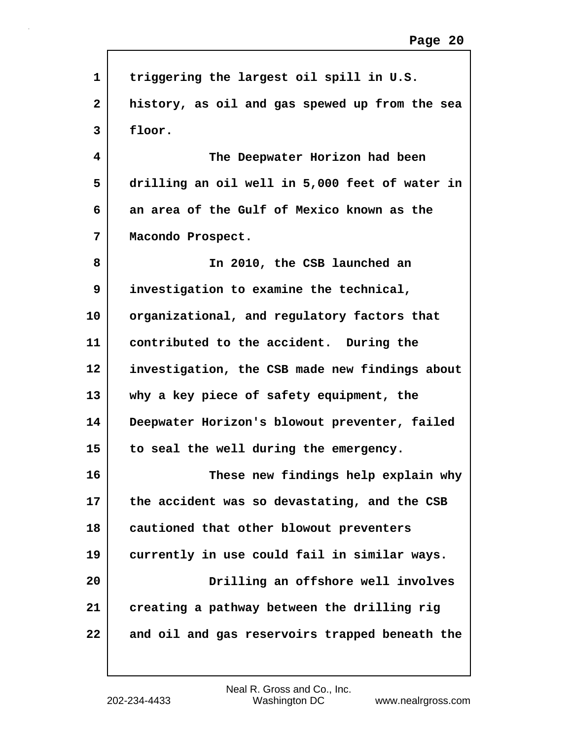triggering the largest oil spill in U.S. history, as oil and gas spewed up from the sea floor.

The Deepwater Horizon had been drilling an oil well in 5,000 feet of water in an area of the Gulf of Mexico known as the Macondo Prospect.

In 2010, the CSB launched an investigation to examine the technical, organizational, and regulatory factors that contributed to the accident. During the investigation, the CSB made new findings about why a key piece of safety equipment, the Deepwater Horizon's blowout preventer, failed to seal the well during the emergency.

These new findings help explain why the accident was so devastating, and the CSB cautioned that other blowout preventers currently in use could fail in similar ways.

Drilling an offshore well involves creating a pathway between the drilling rig and oil and gas reservoirs trapped beneath the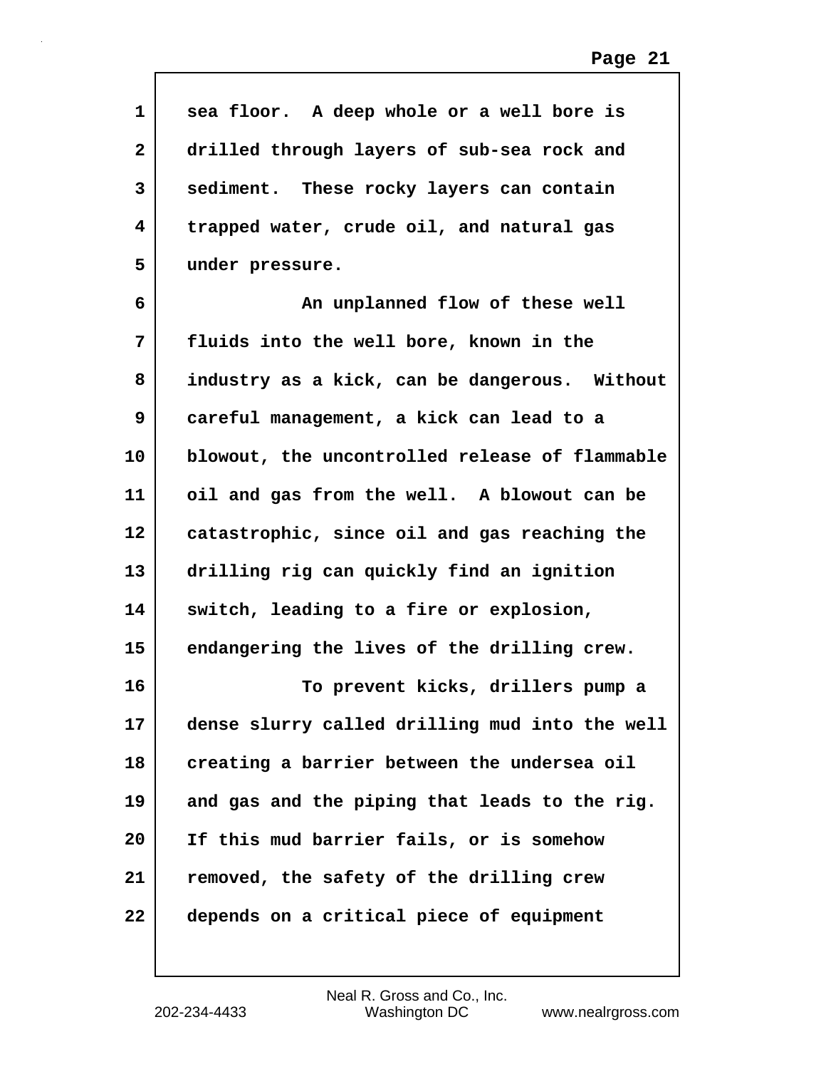sea floor. A deep whole or a well bore is drilled through layers of sub-sea rock and sediment. These rocky layers can contain trapped water, crude oil, and natural gas under pressure.

An unplanned flow of these well fluids into the well bore, known in the industry as a kick, can be dangerous. Without careful management, a kick can lead to a blowout, the uncontrolled release of flammable oil and gas from the well. A blowout can be catastrophic, since oil and gas reaching the drilling rig can quickly find an ignition switch, leading to a fire or explosion, endangering the lives of the drilling crew.

To prevent kicks, drillers pump a dense slurry called drilling mud into the well creating a barrier between the undersea oil and gas and the piping that leads to the rig. If this mud barrier fails, or is somehow removed, the safety of the drilling crew depends on a critical piece of equipment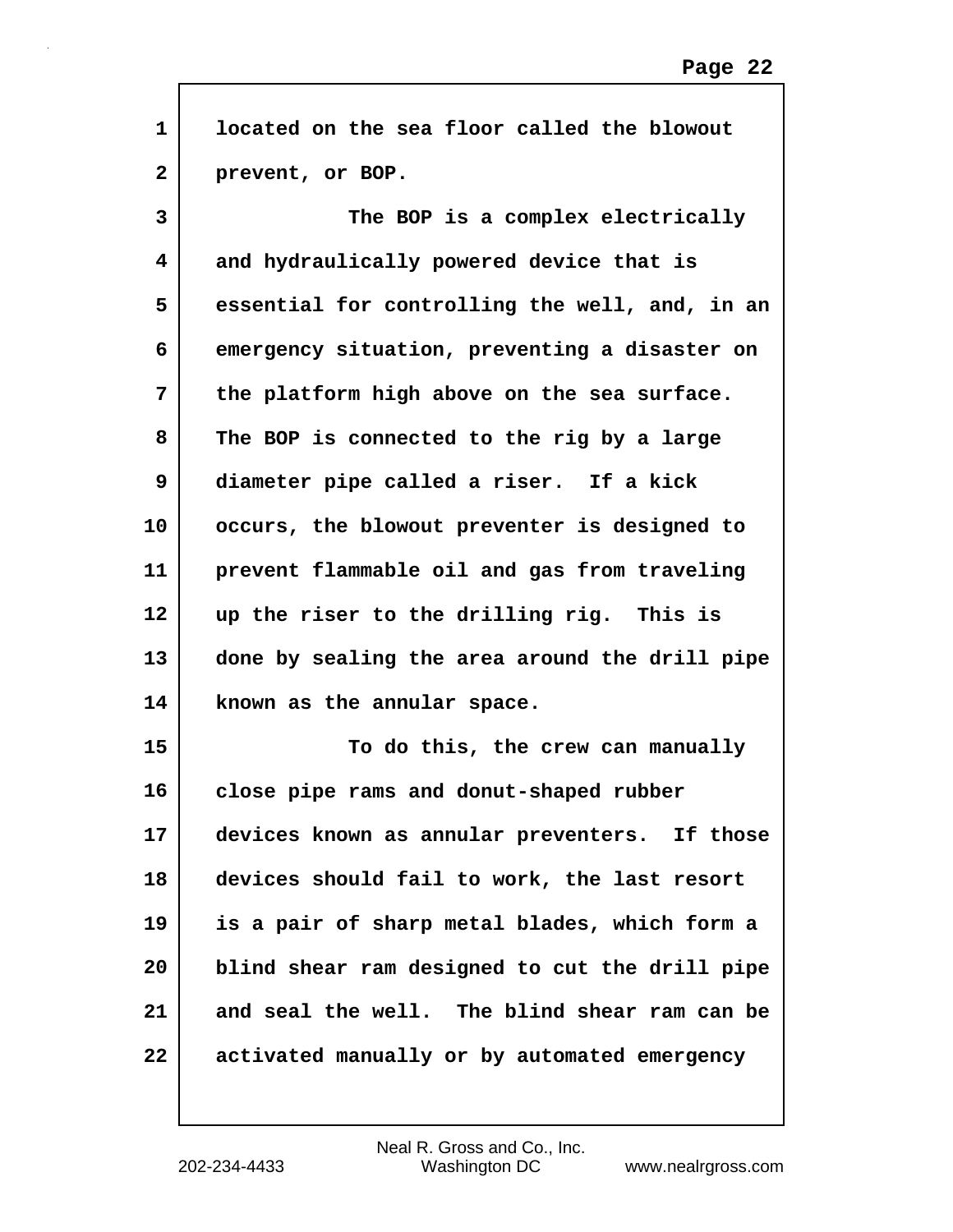located on the sea floor called the blowout prevent, or BOP.

The BOP is a complex electrically and hydraulically powered device that is essential for controlling the well, and, in an emergency situation, preventing a disaster on the platform high above on the sea surface. The BOP is connected to the rig by a large diameter pipe called a riser. If a kick occurs, the blowout preventer is designed to prevent flammable oil and gas from traveling up the riser to the drilling rig. This is done by sealing the area around the drill pipe known as the annular space.

To do this, the crew can manually close pipe rams and donut-shaped rubber devices known as annular preventers. If those devices should fail to work, the last resort is a pair of sharp metal blades, which form a blind shear ram designed to cut the drill pipe and seal the well. The blind shear ram can be activated manually or by automated emergency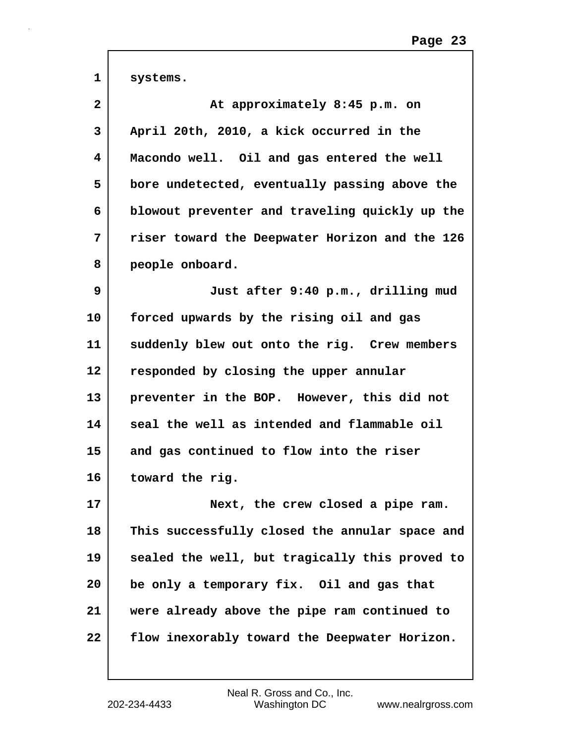systems.

At approximately 8:45 p.m. on April 20th, 2010, a kick occurred in the Macondo well. Oil and gas entered the well bore undetected, eventually passing above the blowout preventer and traveling quickly up the riser toward the Deepwater Horizon and the 126 people onboard.

Just after 9:40 p.m., drilling mud forced upwards by the rising oil and gas suddenly blew out onto the rig. Crew members responded by closing the upper annular preventer in the BOP. However, this did not seal the well as intended and flammable oil and gas continued to flow into the riser toward the rig.

Next, the crew closed a pipe ram. This successfully closed the annular space and sealed the well, but tragically this proved to be only a temporary fix. Oil and gas that were already above the pipe ram continued to flow inexorably toward the Deepwater Horizon.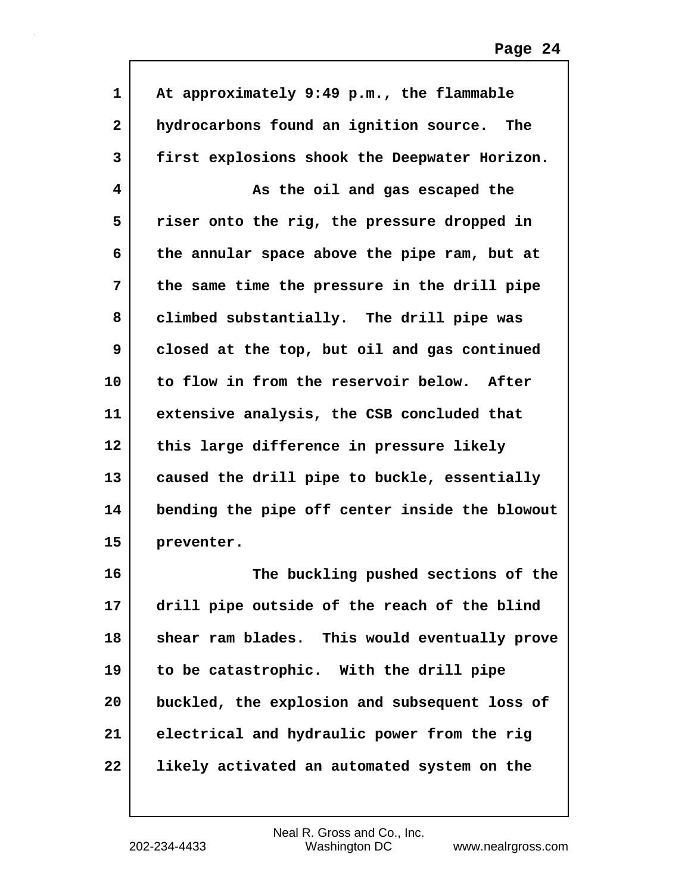At approximately 9:49 p.m., the flammable hydrocarbons found an ignition source. The first explosions shook the Deepwater Horizon.

As the oil and gas escaped the riser onto the rig, the pressure dropped in the annular space above the pipe ram, but at the same time the pressure in the drill pipe climbed substantially. The drill pipe was closed at the top, but oil and gas continued to flow in from the reservoir below. After extensive analysis, the CSB concluded that this large difference in pressure likely caused the drill pipe to buckle, essentially bending the pipe off center inside the blowout preventer.

The buckling pushed sections of the drill pipe outside of the reach of the blind shear ram blades. This would eventually prove to be catastrophic. With the drill pipe buckled, the explosion and subsequent loss of electrical and hydraulic power from the rig likely activated an automated system on the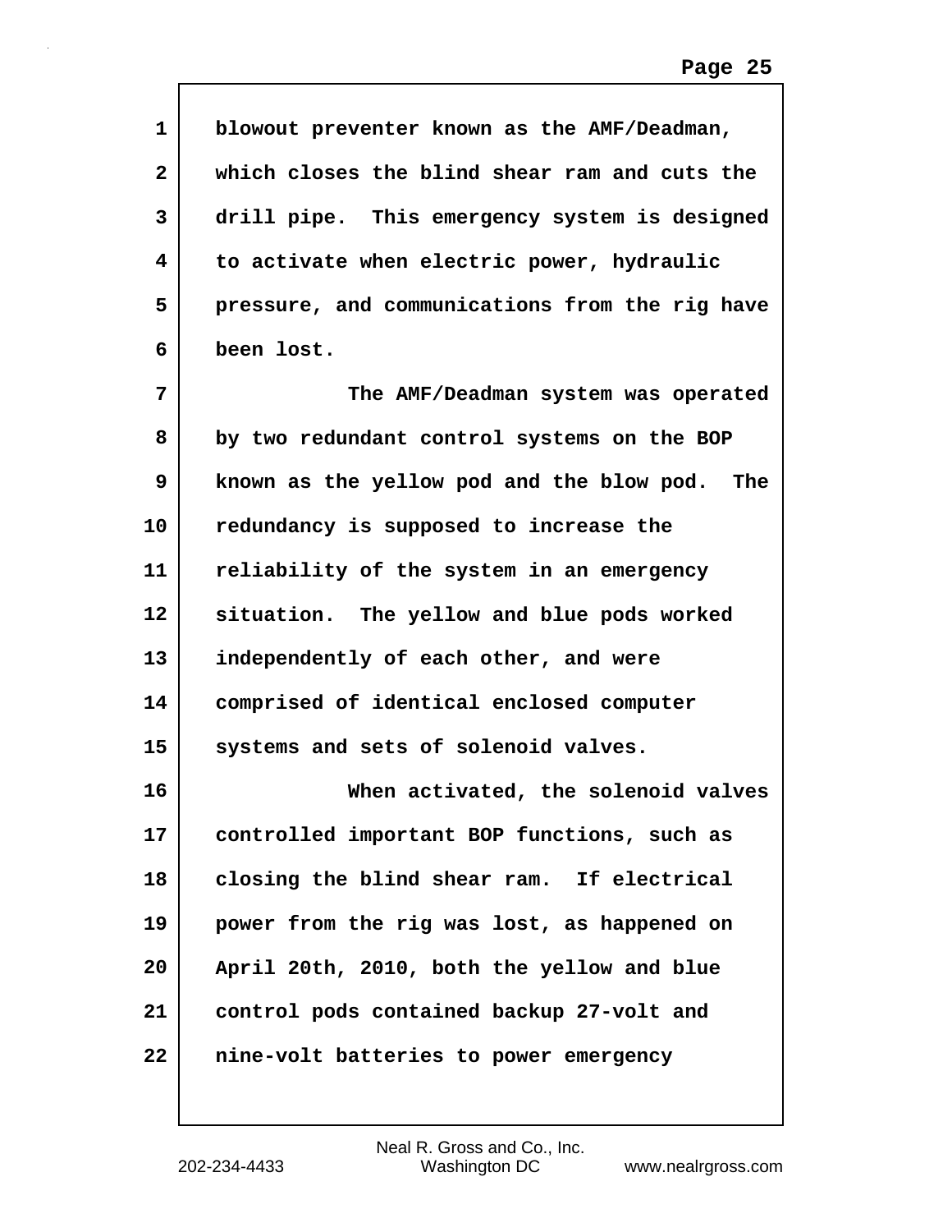blowout preventer known as the AMF/Deadman, which closes the blind shear ram and cuts the drill pipe. This emergency system is designed to activate when electric power, hydraulic pressure, and communications from the rig have been lost.

The AMF/Deadman system was operated by two redundant control systems on the BOP known as the yellow pod and the blow pod. The redundancy is supposed to increase the reliability of the system in an emergency situation. The yellow and blue pods worked independently of each other, and were comprised of identical enclosed computer systems and sets of solenoid valves.

When activated, the solenoid valves controlled important BOP functions, such as closing the blind shear ram. If electrical power from the rig was lost, as happened on April 20th, 2010, both the yellow and blue control pods contained backup 27-volt and nine-volt batteries to power emergency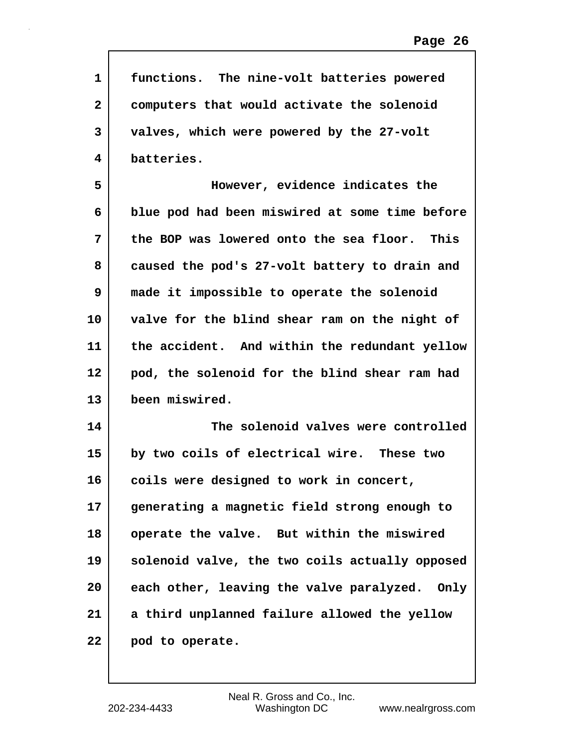functions. The nine-volt batteries powered computers that would activate the solenoid valves, which were powered by the 27-volt batteries.

However, evidence indicates the blue pod had been miswired at some time before the BOP was lowered onto the sea floor. This caused the pod's 27-volt battery to drain and made it impossible to operate the solenoid valve for the blind shear ram on the night of the accident. And within the redundant yellow pod, the solenoid for the blind shear ram had been miswired.

The solenoid valves were controlled by two coils of electrical wire. These two coils were designed to work in concert, generating a magnetic field strong enough to operate the valve. But within the miswired solenoid valve, the two coils actually opposed each other, leaving the valve paralyzed. Only a third unplanned failure allowed the yellow pod to operate.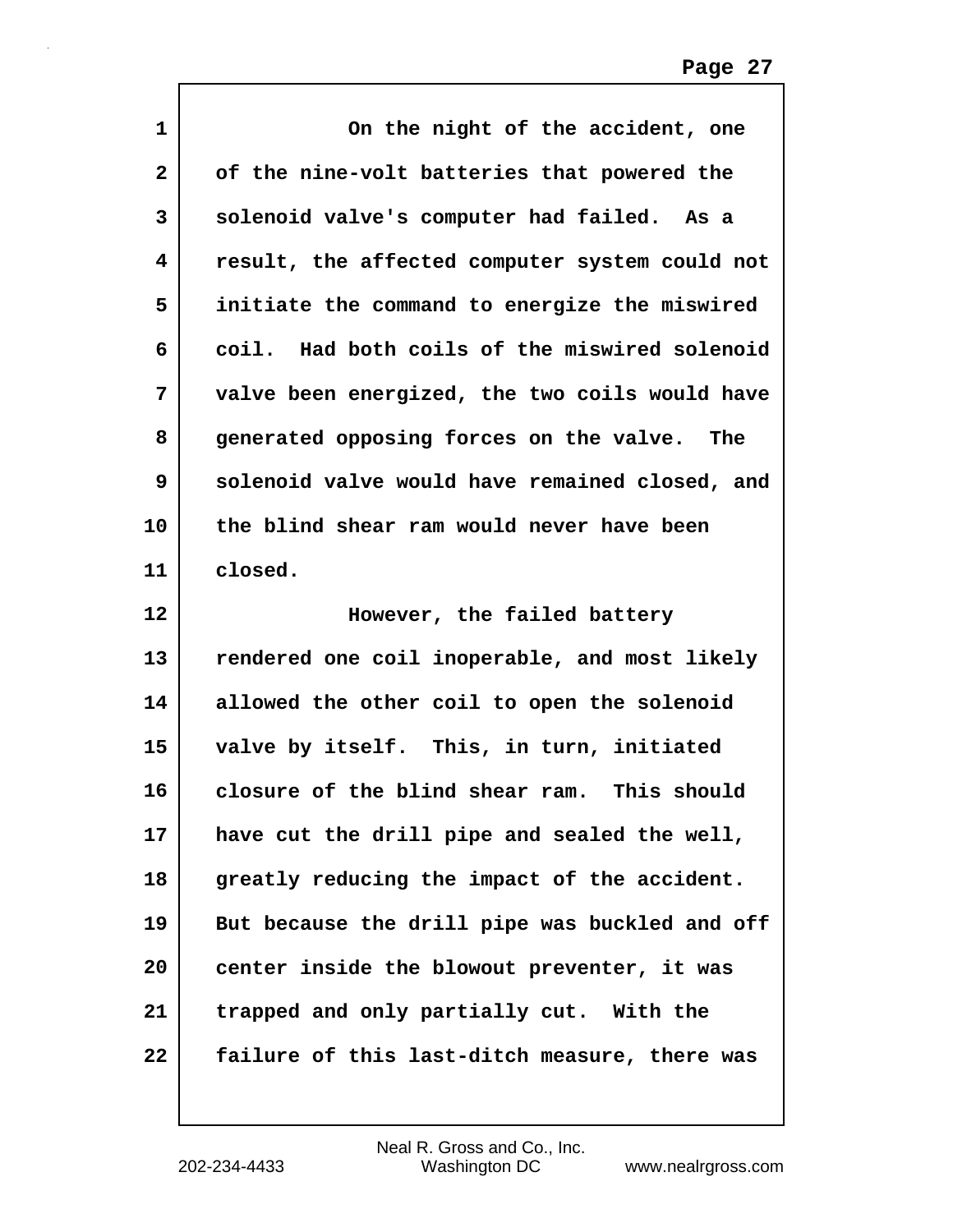On the night of the accident, one of the nine-volt batteries that powered the solenoid valve's computer had failed. As a result, the affected computer system could not initiate the command to energize the miswired coil. Had both coils of the miswired solenoid valve been energized, the two coils would have generated opposing forces on the valve. The solenoid valve would have remained closed, and the blind shear ram would never have been closed.

However, the failed battery rendered one coil inoperable, and most likely allowed the other coil to open the solenoid valve by itself. This, in turn, initiated closure of the blind shear ram. This should have cut the drill pipe and sealed the well, greatly reducing the impact of the accident. But because the drill pipe was buckled and off center inside the blowout preventer, it was trapped and only partially cut. With the failure of this last-ditch measure, there was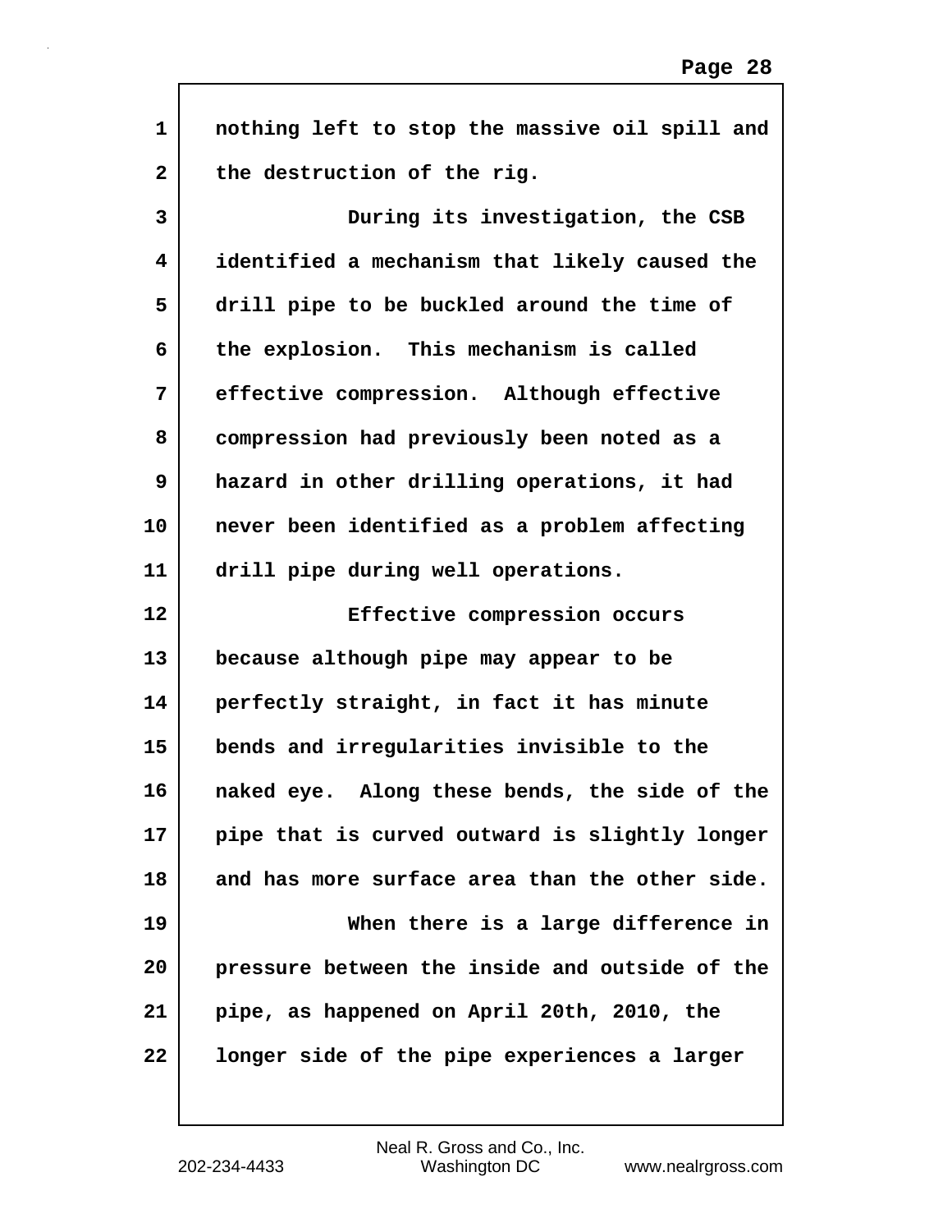nothing left to stop the massive oil spill and the destruction of the rig.

During its investigation, the CSB identified a mechanism that likely caused the drill pipe to be buckled around the time of the explosion. This mechanism is called effective compression. Although effective compression had previously been noted as a hazard in other drilling operations, it had never been identified as a problem affecting drill pipe during well operations.

Effective compression occurs because although pipe may appear to be perfectly straight, in fact it has minute bends and irregularities invisible to the naked eye. Along these bends, the side of the pipe that is curved outward is slightly longer and has more surface area than the other side.

When there is a large difference in pressure between the inside and outside of the pipe, as happened on April 20th, 2010, the longer side of the pipe experiences a larger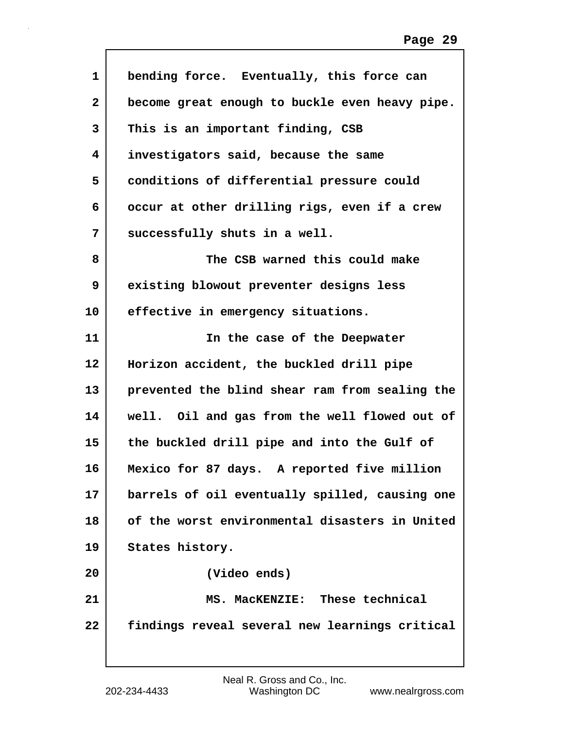bending force. Eventually, this force can become great enough to buckle even heavy pipe. This is an important finding, CSB investigators said, because the same conditions of differential pressure could occur at other drilling rigs, even if a crew successfully shuts in a well.

The CSB warned this could make existing blowout preventer designs less effective in emergency situations.

In the case of the Deepwater Horizon accident, the buckled drill pipe prevented the blind shear ram from sealing the well. Oil and gas from the well flowed out of the buckled drill pipe and into the Gulf of Mexico for 87 days. A reported five million barrels of oil eventually spilled, causing one of the worst environmental disasters in United States history.

(Video ends)

MS. MacKENZIE: These technical findings reveal several new learnings critical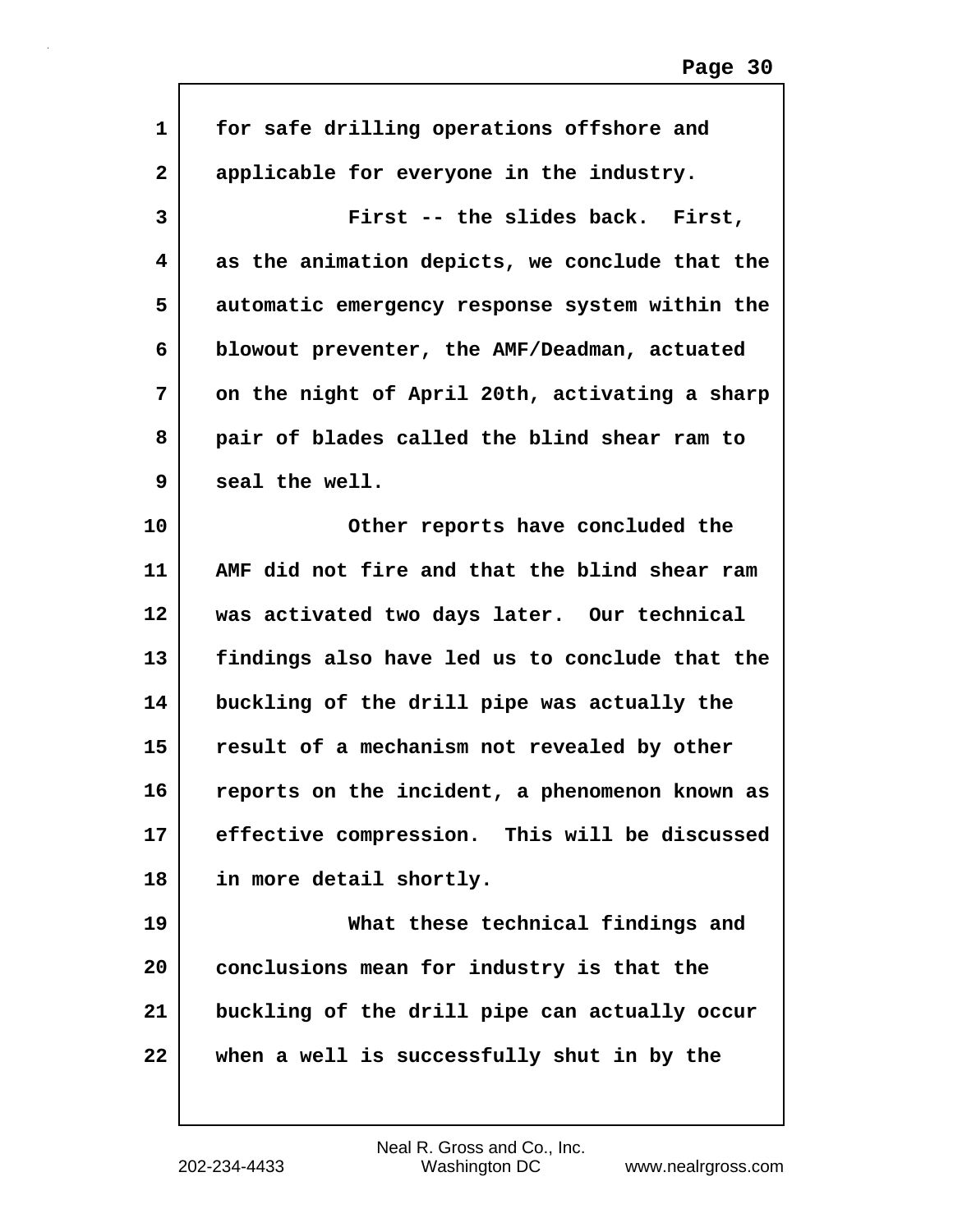for safe drilling operations offshore and applicable for everyone in the industry.

First -- the slides back. First, as the animation depicts, we conclude that the automatic emergency response system within the blowout preventer, the AMF/Deadman, actuated on the night of April 20th, activating a sharp pair of blades called the blind shear ram to seal the well.

Other reports have concluded the AMF did not fire and that the blind shear ram was activated two days later. Our technical findings also have led us to conclude that the buckling of the drill pipe was actually the result of a mechanism not revealed by other reports on the incident, a phenomenon known as effective compression. This will be discussed in more detail shortly.

What these technical findings and conclusions mean for industry is that the buckling of the drill pipe can actually occur when a well is successfully shut in by the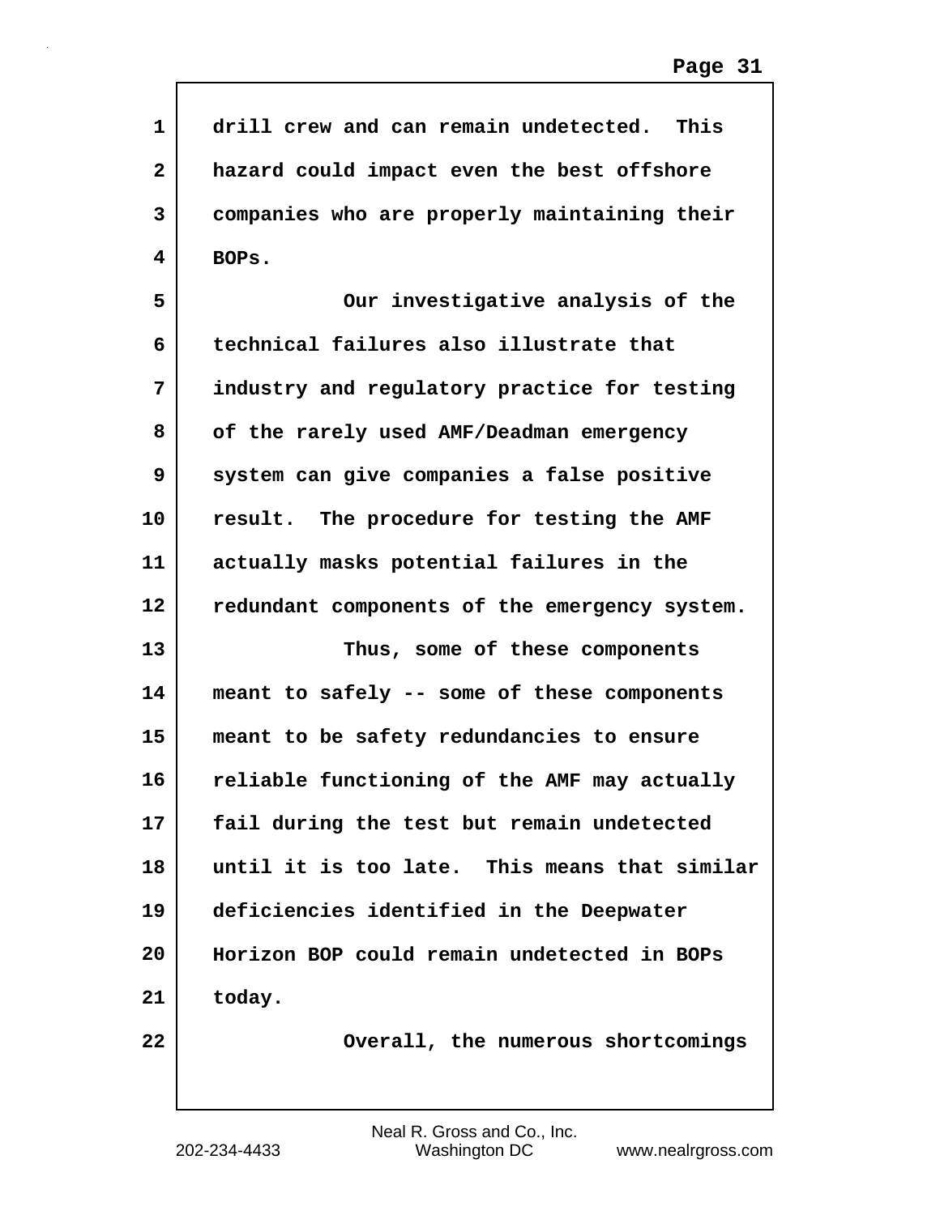drill crew and can remain undetected. This hazard could impact even the best offshore companies who are properly maintaining their BOPs.

Our investigative analysis of the technical failures also illustrate that industry and regulatory practice for testing of the rarely used AMF/Deadman emergency system can give companies a false positive result. The procedure for testing the AMF actually masks potential failures in the redundant components of the emergency system.

Thus, some of these components meant to safely -- some of these components meant to be safety redundancies to ensure reliable functioning of the AMF may actually fail during the test but remain undetected until it is too late. This means that similar deficiencies identified in the Deepwater Horizon BOP could remain undetected in BOPs today.

Overall, the numerous shortcomings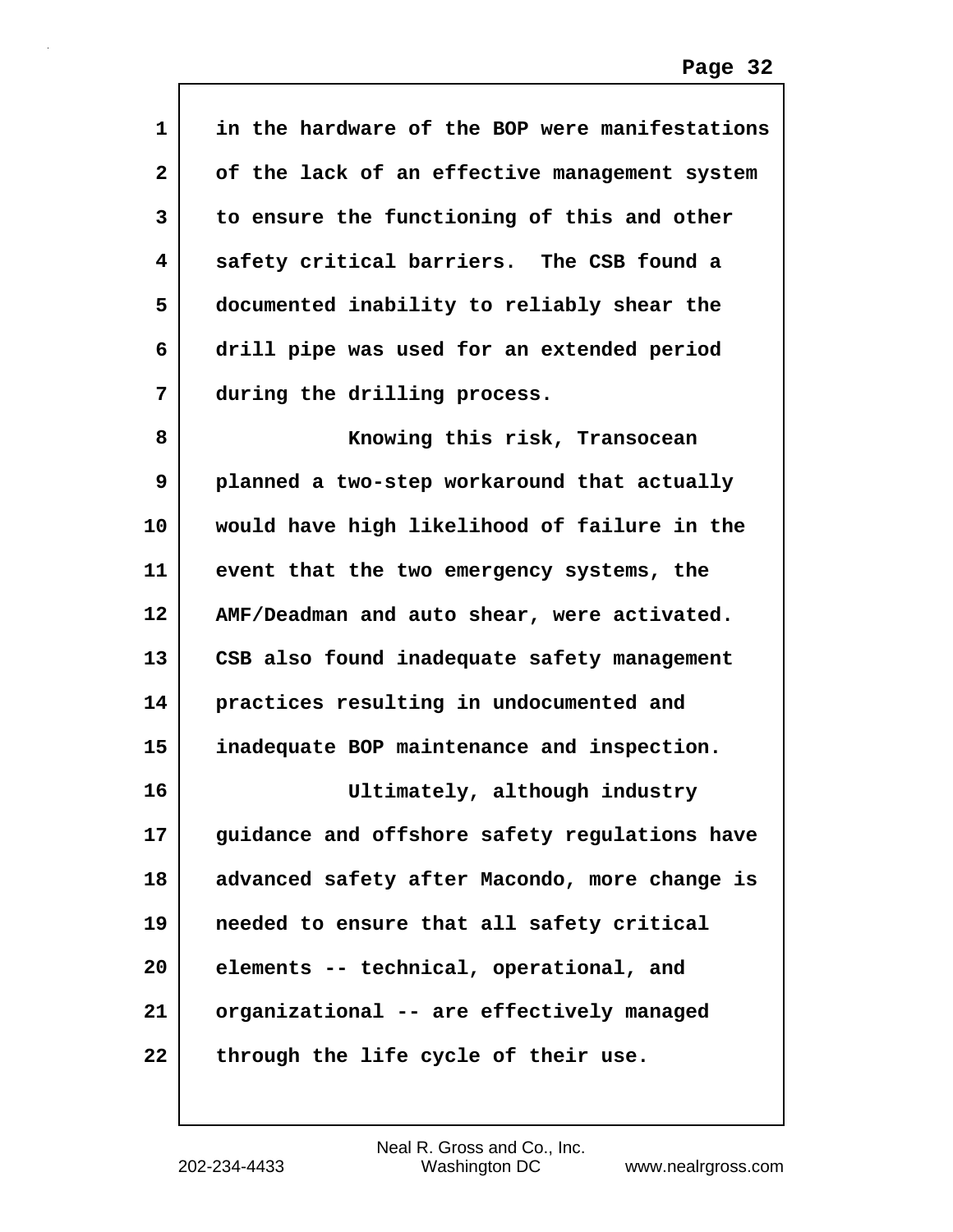in the hardware of the BOP were manifestations of the lack of an effective management system to ensure the functioning of this and other safety critical barriers. The CSB found a documented inability to reliably shear the drill pipe was used for an extended period during the drilling process.

Knowing this risk, Transocean planned a two-step workaround that actually would have high likelihood of failure in the event that the two emergency systems, the AMF/Deadman and auto shear, were activated. CSB also found inadequate safety management practices resulting in undocumented and inadequate BOP maintenance and inspection.

Ultimately, although industry guidance and offshore safety regulations have advanced safety after Macondo, more change is needed to ensure that all safety critical elements -- technical, operational, and organizational -- are effectively managed through the life cycle of their use.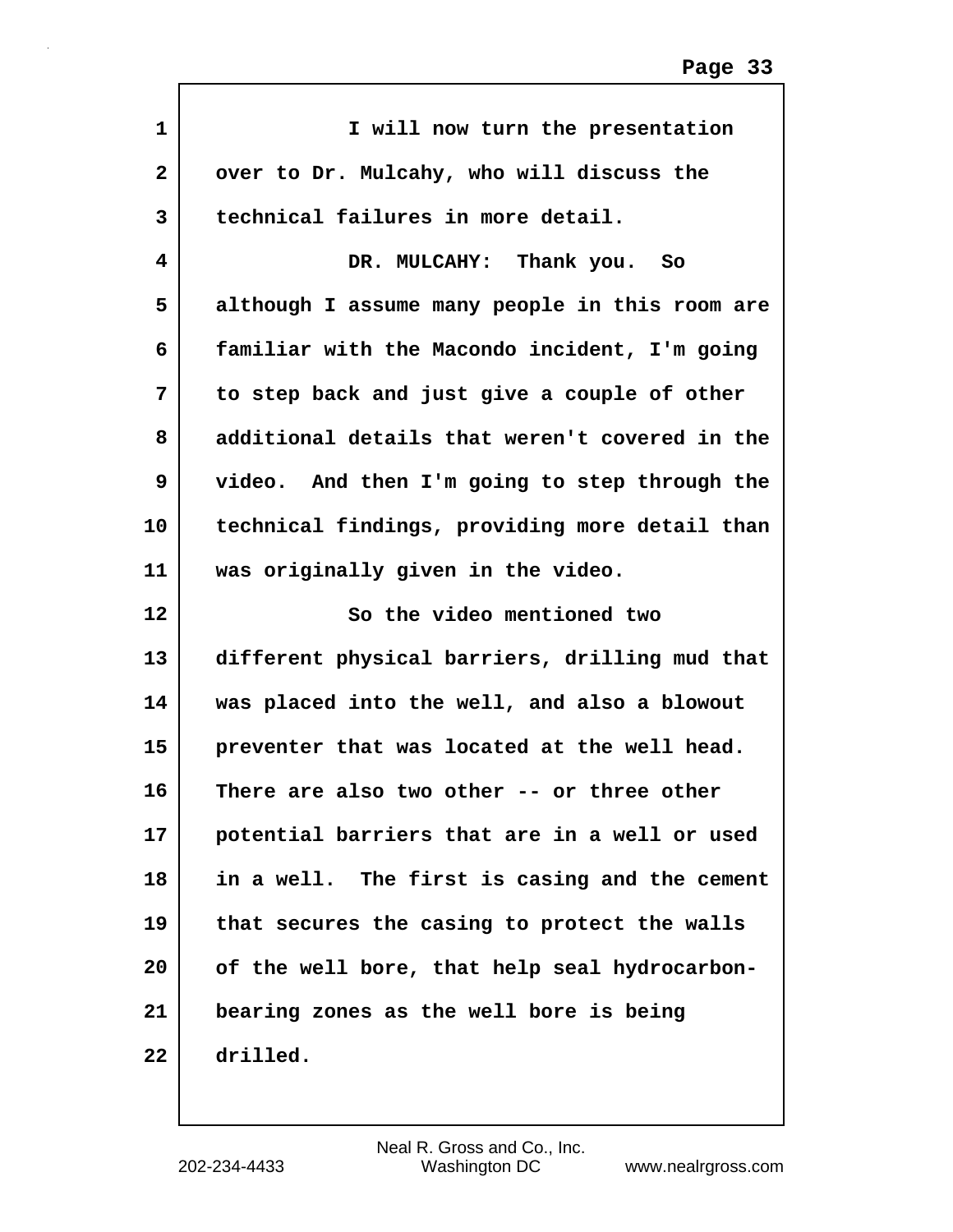I will now turn the presentation over to Dr. Mulcahy, who will discuss the technical failures in more detail.

DR. MULCAHY: Thank you. So although I assume many people in this room are familiar with the Macondo incident, I'm going to step back and just give a couple of other additional details that weren't covered in the video. And then I'm going to step through the technical findings, providing more detail than was originally given in the video.

So the video mentioned two different physical barriers, drilling mud that was placed into the well, and also a blowout preventer that was located at the well head. There are also two other -- or three other potential barriers that are in a well or used in a well. The first is casing and the cement that secures the casing to protect the walls of the well bore, that help seal hydrocarbon-bearing zones as the well bore is being drilled.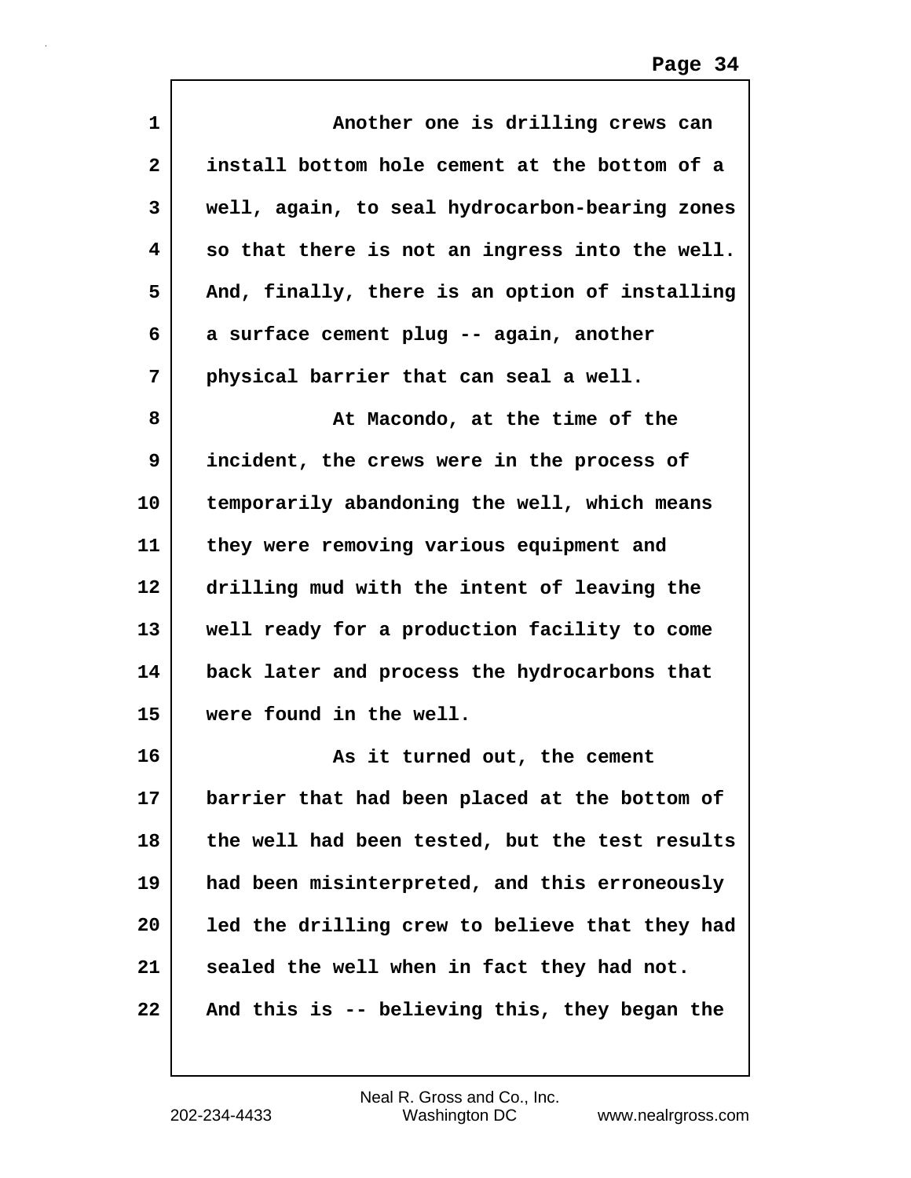Another one is drilling crews can install bottom hole cement at the bottom of a well, again, to seal hydrocarbon-bearing zones so that there is not an ingress into the well. And, finally, there is an option of installing a surface cement plug -- again, another physical barrier that can seal a well.

At Macondo, at the time of the incident, the crews were in the process of temporarily abandoning the well, which means they were removing various equipment and drilling mud with the intent of leaving the well ready for a production facility to come back later and process the hydrocarbons that were found in the well.

As it turned out, the cement barrier that had been placed at the bottom of the well had been tested, but the test results had been misinterpreted, and this erroneously led the drilling crew to believe that they had sealed the well when in fact they had not. And this is -- believing this, they began the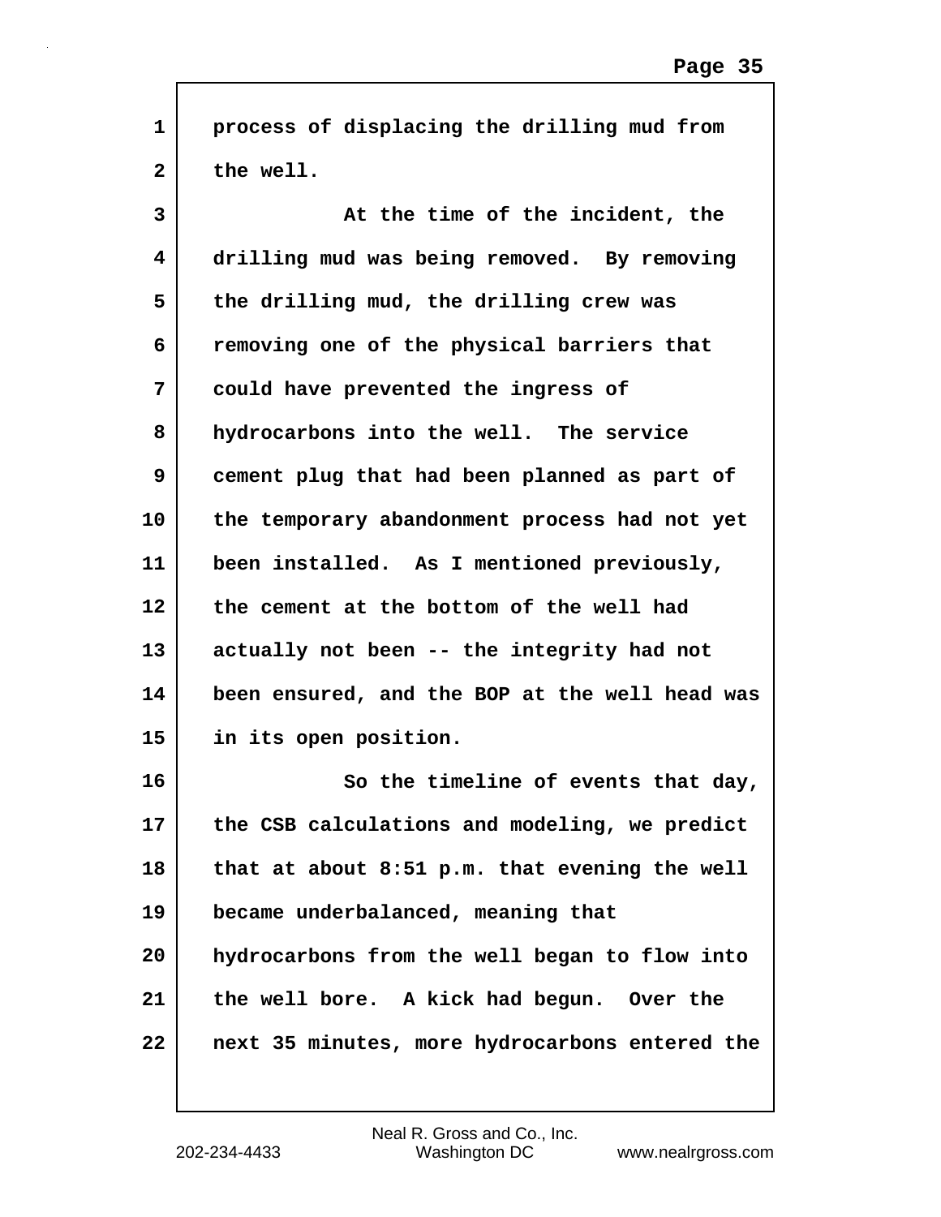process of displacing the drilling mud from the well.

At the time of the incident, the drilling mud was being removed. By removing the drilling mud, the drilling crew was removing one of the physical barriers that could have prevented the ingress of hydrocarbons into the well. The service cement plug that had been planned as part of the temporary abandonment process had not yet been installed. As I mentioned previously, the cement at the bottom of the well had actually not been -- the integrity had not been ensured, and the BOP at the well head was in its open position.

So the timeline of events that day, the CSB calculations and modeling, we predict that at about 8:51 p.m. that evening the well became underbalanced, meaning that hydrocarbons from the well began to flow into the well bore. A kick had begun. Over the next 35 minutes, more hydrocarbons entered the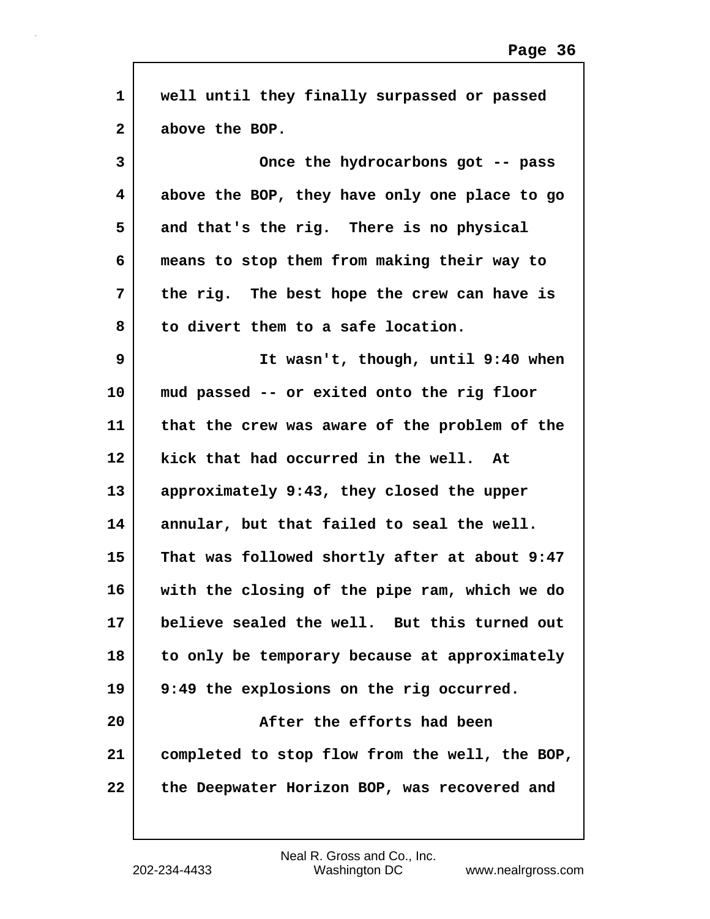well until they finally surpassed or passed above the BOP.

Once the hydrocarbons got -- pass above the BOP, they have only one place to go and that's the rig. There is no physical means to stop them from making their way to the rig. The best hope the crew can have is to divert them to a safe location.

It wasn't, though, until 9:40 when mud passed -- or exited onto the rig floor that the crew was aware of the problem of the kick that had occurred in the well. At approximately 9:43, they closed the upper annular, but that failed to seal the well. That was followed shortly after at about 9:47 with the closing of the pipe ram, which we do believe sealed the well. But this turned out to only be temporary because at approximately 9:49 the explosions on the rig occurred.

After the efforts had been completed to stop flow from the well, the BOP, the Deepwater Horizon BOP, was recovered and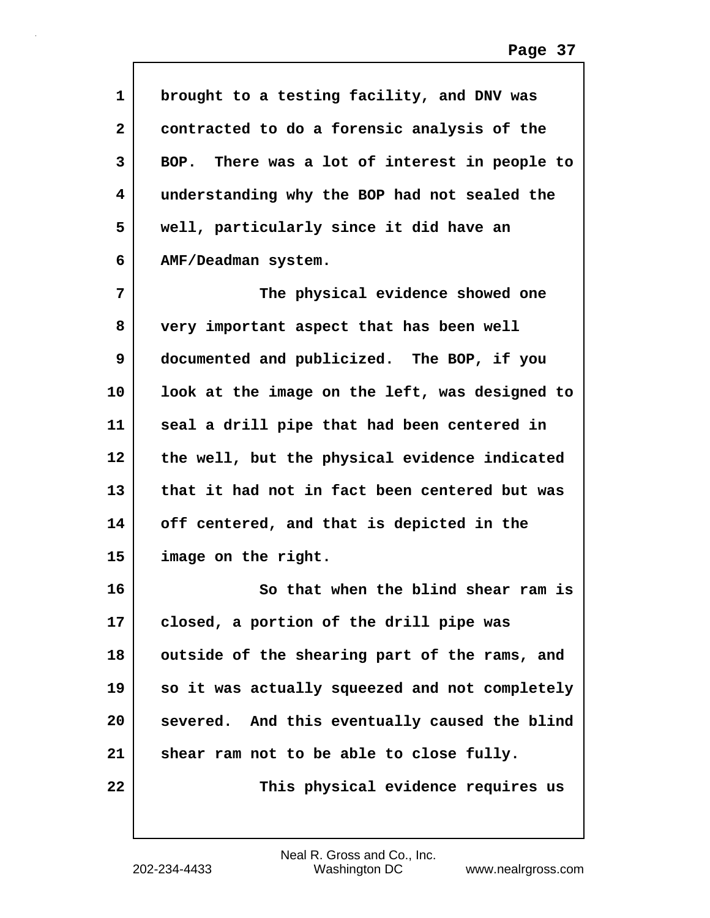brought to a testing facility, and DNV was contracted to do a forensic analysis of the BOP. There was a lot of interest in people to understanding why the BOP had not sealed the well, particularly since it did have an AMF/Deadman system.

The physical evidence showed one very important aspect that has been well documented and publicized. The BOP, if you look at the image on the left, was designed to seal a drill pipe that had been centered in the well, but the physical evidence indicated that it had not in fact been centered but was off centered, and that is depicted in the image on the right.

So that when the blind shear ram is closed, a portion of the drill pipe was outside of the shearing part of the rams, and so it was actually squeezed and not completely severed. And this eventually caused the blind shear ram not to be able to close fully.

This physical evidence requires us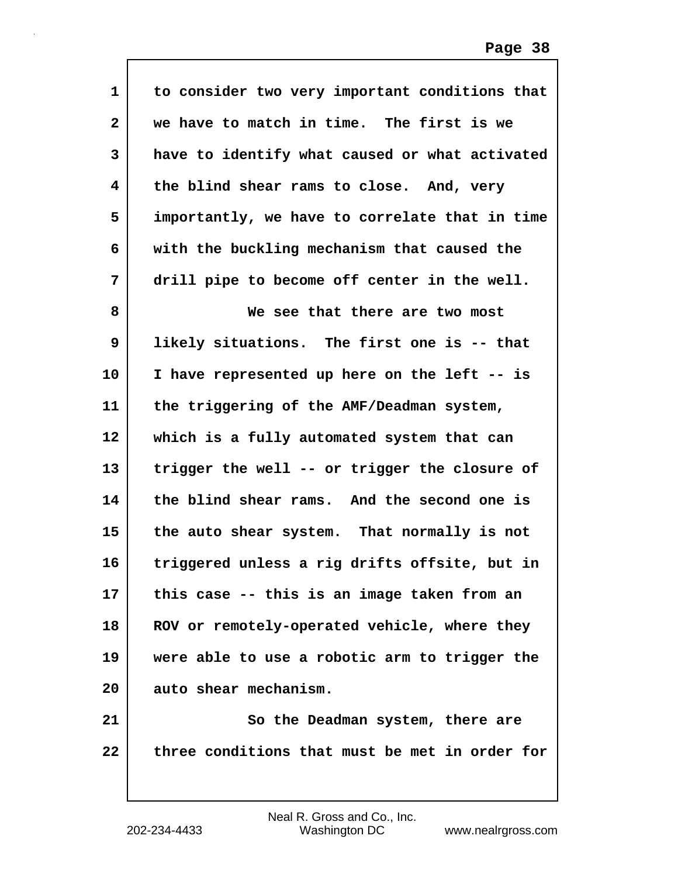to consider two very important conditions that we have to match in time. The first is we have to identify what caused or what activated the blind shear rams to close. And, very importantly, we have to correlate that in time with the buckling mechanism that caused the drill pipe to become off center in the well.

We see that there are two most likely situations. The first one is -- that I have represented up here on the left -- is the triggering of the AMF/Deadman system, which is a fully automated system that can trigger the well -- or trigger the closure of the blind shear rams. And the second one is the auto shear system. That normally is not triggered unless a rig drifts offsite, but in this case -- this is an image taken from an ROV or remotely-operated vehicle, where they were able to use a robotic arm to trigger the auto shear mechanism.

So the Deadman system, there are three conditions that must be met in order for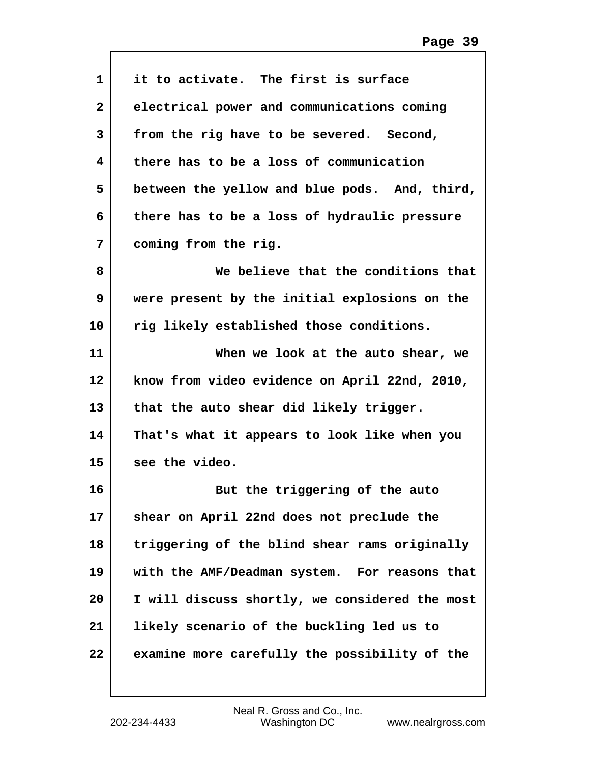it to activate. The first is surface electrical power and communications coming from the rig have to be severed. Second, there has to be a loss of communication between the yellow and blue pods. And, third, there has to be a loss of hydraulic pressure coming from the rig.

We believe that the conditions that were present by the initial explosions on the rig likely established those conditions.

When we look at the auto shear, we know from video evidence on April 22nd, 2010, that the auto shear did likely trigger. That's what it appears to look like when you see the video.

But the triggering of the auto shear on April 22nd does not preclude the triggering of the blind shear rams originally with the AMF/Deadman system. For reasons that I will discuss shortly, we considered the most likely scenario of the buckling led us to examine more carefully the possibility of the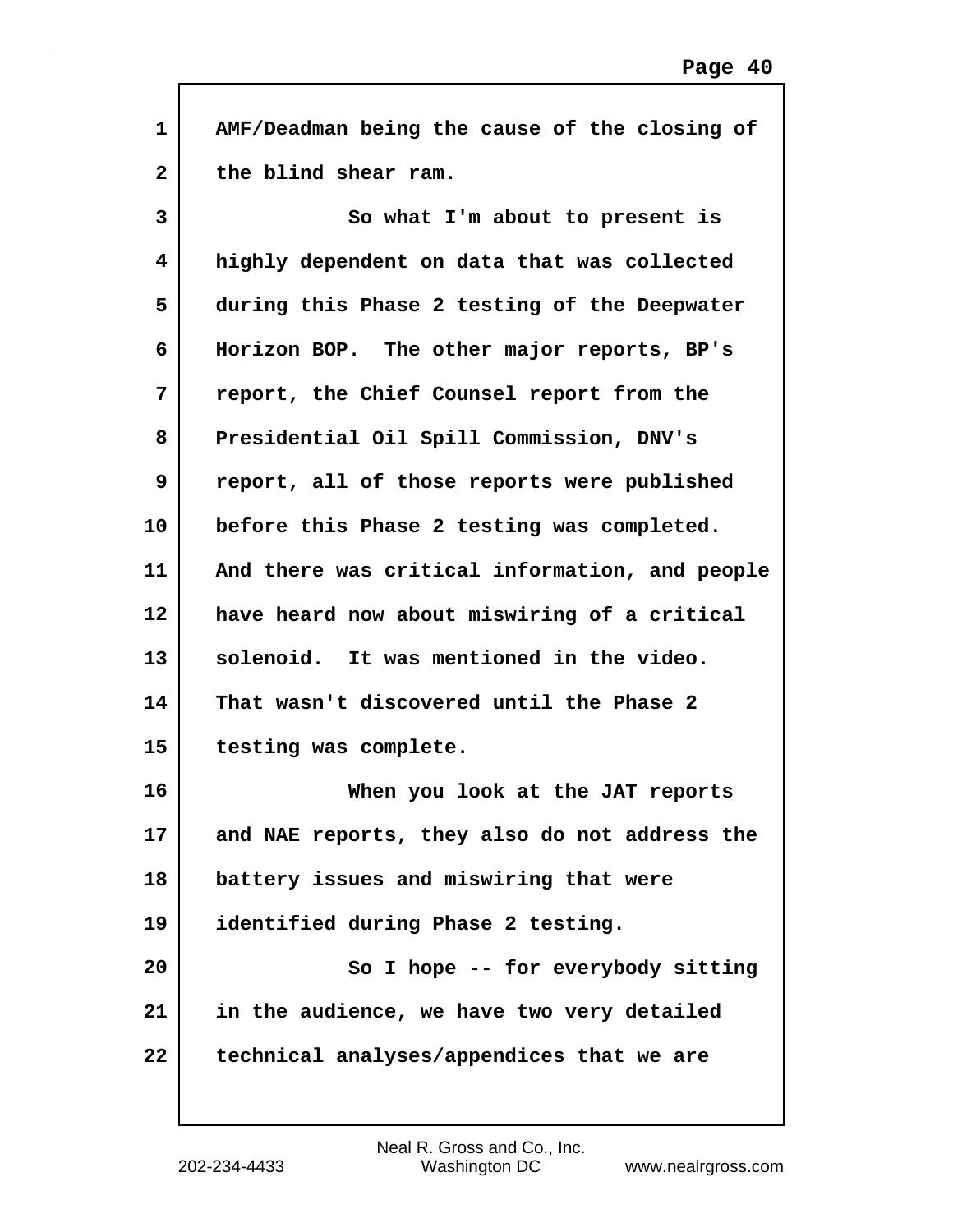AMF/Deadman being the cause of the closing of the blind shear ram.

So what I'm about to present is highly dependent on data that was collected during this Phase 2 testing of the Deepwater Horizon BOP. The other major reports, BP's report, the Chief Counsel report from the Presidential Oil Spill Commission, DNV's report, all of those reports were published before this Phase 2 testing was completed. And there was critical information, and people have heard now about miswiring of a critical solenoid. It was mentioned in the video. That wasn't discovered until the Phase 2 testing was complete.

When you look at the JAT reports and NAE reports, they also do not address the battery issues and miswiring that were identified during Phase 2 testing.

So I hope -- for everybody sitting in the audience, we have two very detailed technical analyses/appendices that we are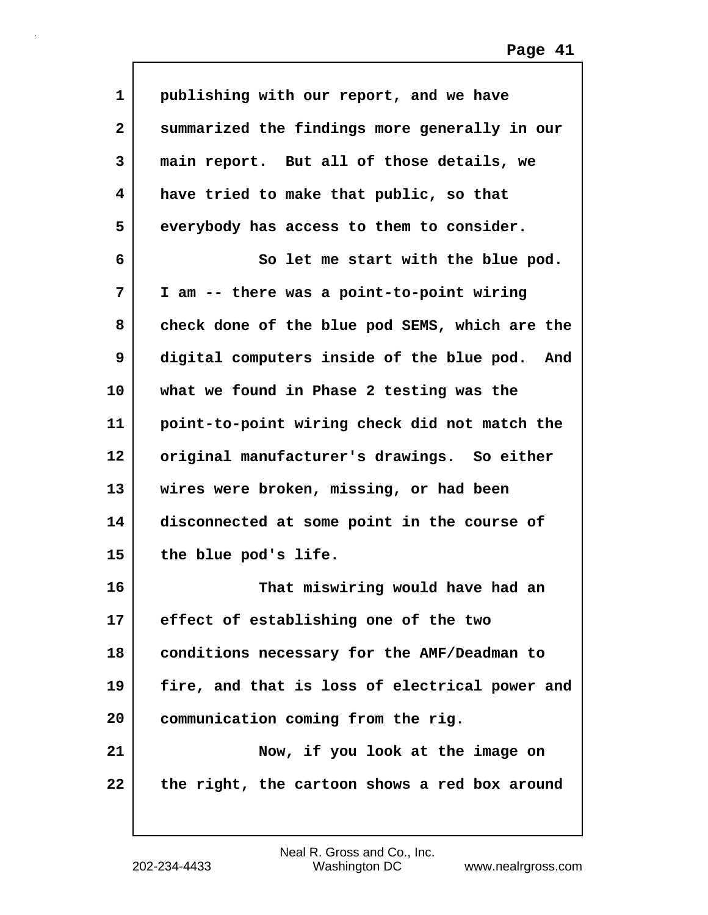publishing with our report, and we have summarized the findings more generally in our main report. But all of those details, we have tried to make that public, so that everybody has access to them to consider.

So let me start with the blue pod. I am -- there was a point-to-point wiring check done of the blue pod SEMS, which are the digital computers inside of the blue pod. And what we found in Phase 2 testing was the point-to-point wiring check did not match the original manufacturer's drawings. So either wires were broken, missing, or had been disconnected at some point in the course of the blue pod's life.

That miswiring would have had an effect of establishing one of the two conditions necessary for the AMF/Deadman to fire, and that is loss of electrical power and communication coming from the rig.

Now, if you look at the image on the right, the cartoon shows a red box around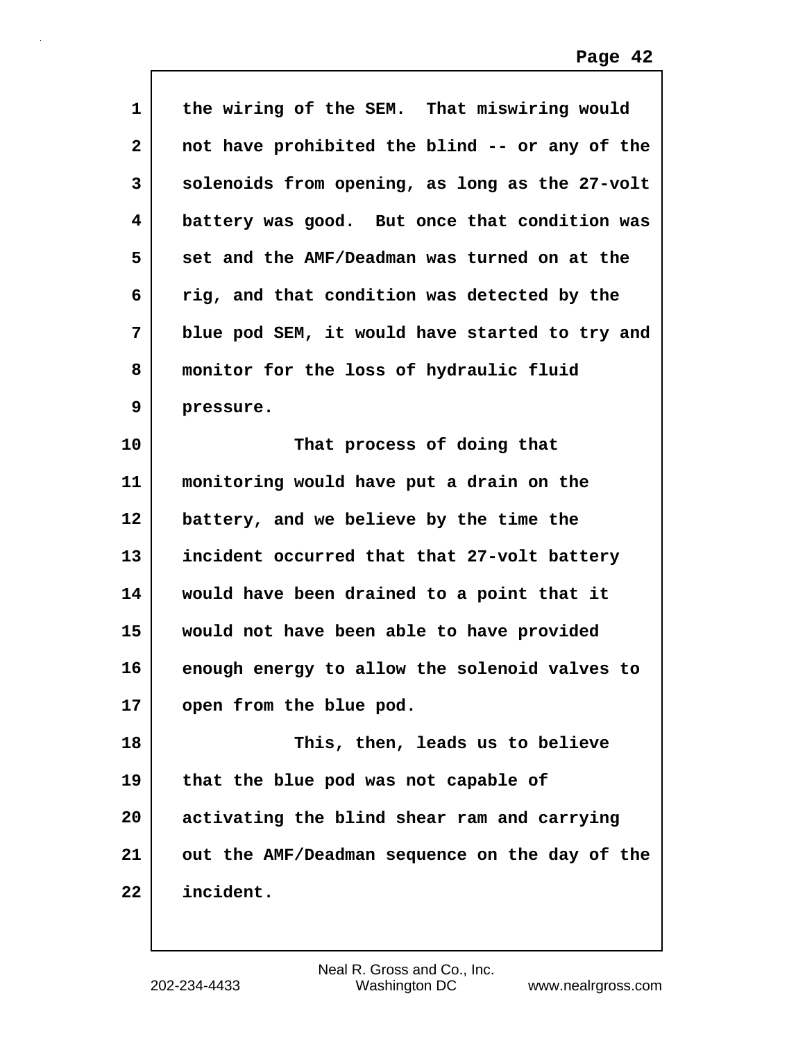the wiring of the SEM. That miswiring would not have prohibited the blind -- or any of the solenoids from opening, as long as the 27-volt battery was good. But once that condition was set and the AMF/Deadman was turned on at the rig, and that condition was detected by the blue pod SEM, it would have started to try and monitor for the loss of hydraulic fluid pressure.

That process of doing that monitoring would have put a drain on the battery, and we believe by the time the incident occurred that that 27-volt battery would have been drained to a point that it would not have been able to have provided enough energy to allow the solenoid valves to open from the blue pod.

This, then, leads us to believe that the blue pod was not capable of activating the blind shear ram and carrying out the AMF/Deadman sequence on the day of the incident.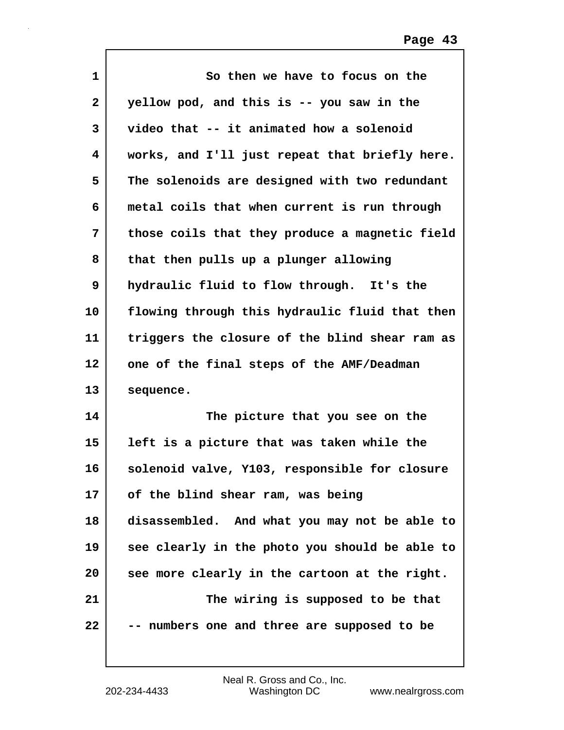So then we have to focus on the yellow pod, and this is -- you saw in the video that -- it animated how a solenoid works, and I'll just repeat that briefly here. The solenoids are designed with two redundant metal coils that when current is run through those coils that they produce a magnetic field that then pulls up a plunger allowing hydraulic fluid to flow through. It's the flowing through this hydraulic fluid that then triggers the closure of the blind shear ram as one of the final steps of the AMF/Deadman sequence.

The picture that you see on the left is a picture that was taken while the solenoid valve, Y103, responsible for closure of the blind shear ram, was being disassembled. And what you may not be able to see clearly in the photo you should be able to see more clearly in the cartoon at the right.

The wiring is supposed to be that -- numbers one and three are supposed to be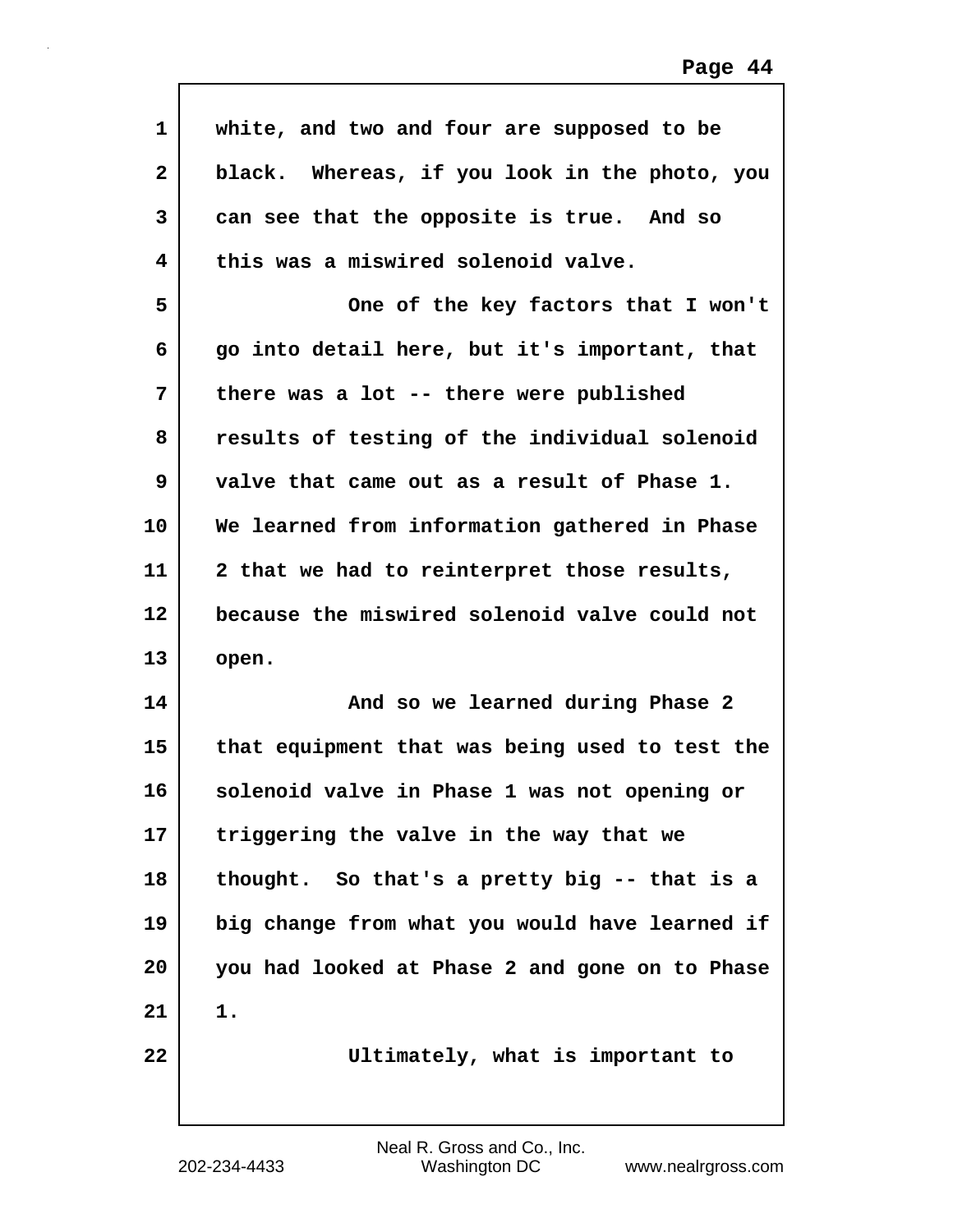white, and two and four are supposed to be black. Whereas, if you look in the photo, you can see that the opposite is true. And so this was a miswired solenoid valve.

One of the key factors that I won't go into detail here, but it's important, that there was a lot -- there were published results of testing of the individual solenoid valve that came out as a result of Phase 1. We learned from information gathered in Phase 2 that we had to reinterpret those results, because the miswired solenoid valve could not open.

And so we learned during Phase 2 that equipment that was being used to test the solenoid valve in Phase 1 was not opening or triggering the valve in the way that we thought. So that's a pretty big -- that is a big change from what you would have learned if you had looked at Phase 2 and gone on to Phase 1.

Ultimately, what is important to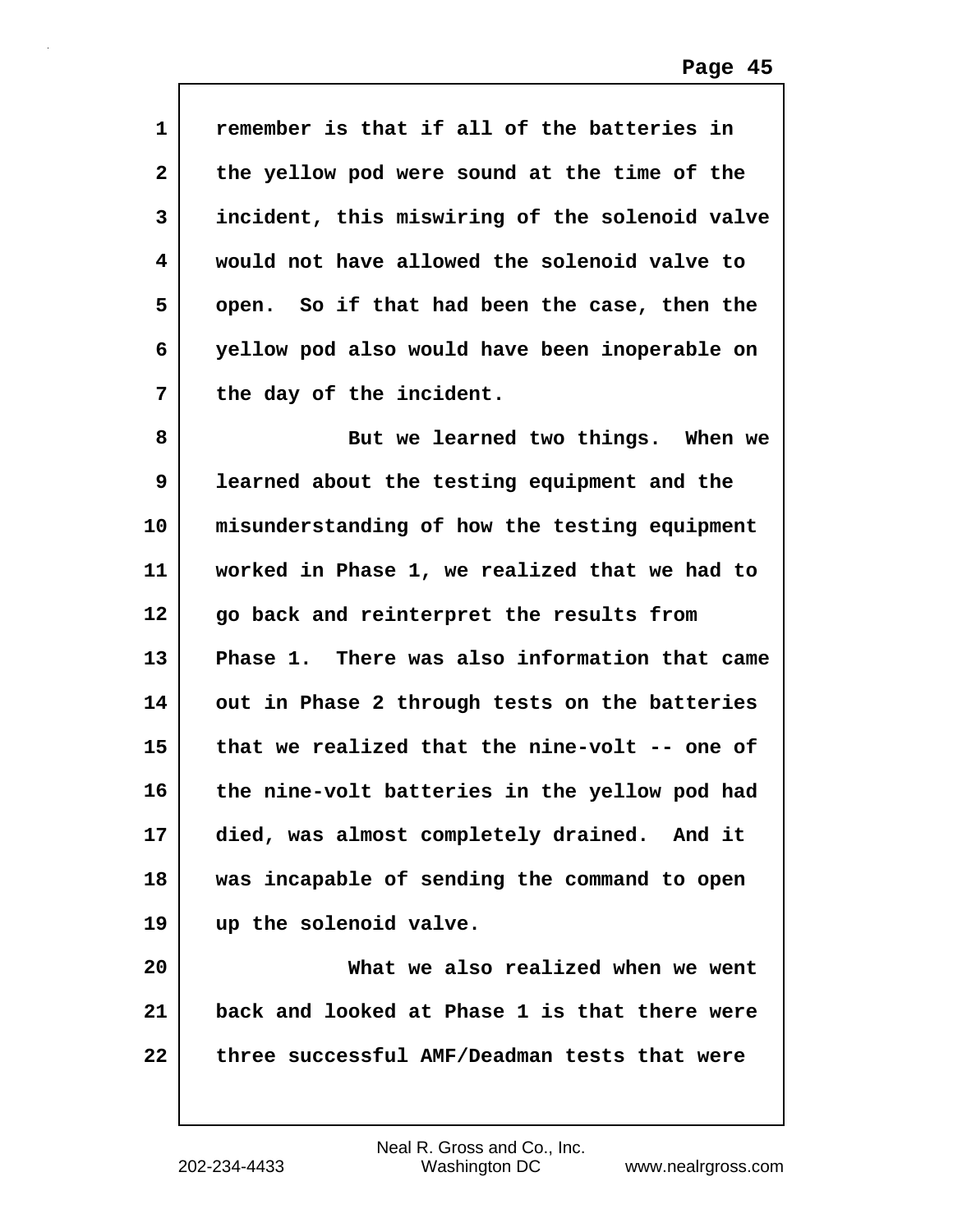remember is that if all of the batteries in the yellow pod were sound at the time of the incident, this miswiring of the solenoid valve would not have allowed the solenoid valve to open. So if that had been the case, then the yellow pod also would have been inoperable on the day of the incident.

But we learned two things. When we learned about the testing equipment and the misunderstanding of how the testing equipment worked in Phase 1, we realized that we had to go back and reinterpret the results from Phase 1. There was also information that came out in Phase 2 through tests on the batteries that we realized that the nine-volt -- one of the nine-volt batteries in the yellow pod had died, was almost completely drained. And it was incapable of sending the command to open up the solenoid valve.

What we also realized when we went back and looked at Phase 1 is that there were three successful AMF/Deadman tests that were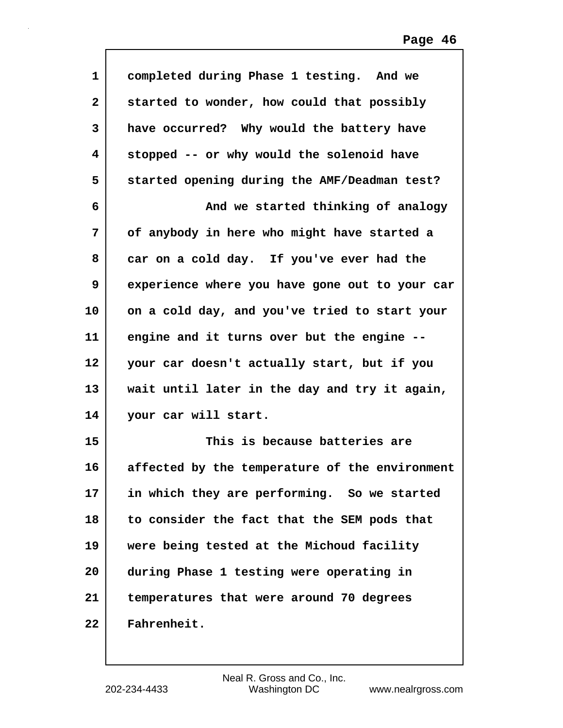completed during Phase 1 testing. And we started to wonder, how could that possibly have occurred? Why would the battery have stopped -- or why would the solenoid have started opening during the AMF/Deadman test?

And we started thinking of analogy of anybody in here who might have started a car on a cold day. If you've ever had the experience where you have gone out to your car on a cold day, and you've tried to start your engine and it turns over but the engine -- your car doesn't actually start, but if you wait until later in the day and try it again, your car will start.

This is because batteries are affected by the temperature of the environment in which they are performing. So we started to consider the fact that the SEM pods that were being tested at the Michoud facility during Phase 1 testing were operating in temperatures that were around 70 degrees Fahrenheit.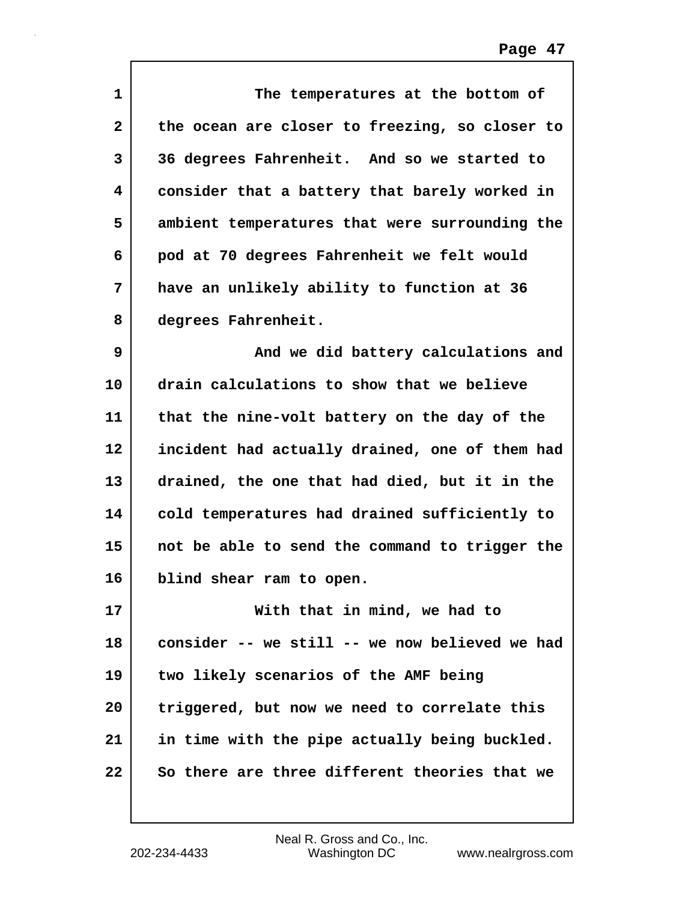The temperatures at the bottom of the ocean are closer to freezing, so closer to 36 degrees Fahrenheit. And so we started to consider that a battery that barely worked in ambient temperatures that were surrounding the pod at 70 degrees Fahrenheit we felt would have an unlikely ability to function at 36 degrees Fahrenheit.

And we did battery calculations and drain calculations to show that we believe that the nine-volt battery on the day of the incident had actually drained, one of them had drained, the one that had died, but it in the cold temperatures had drained sufficiently to not be able to send the command to trigger the blind shear ram to open.

With that in mind, we had to consider -- we still -- we now believed we had two likely scenarios of the AMF being triggered, but now we need to correlate this in time with the pipe actually being buckled. So there are three different theories that we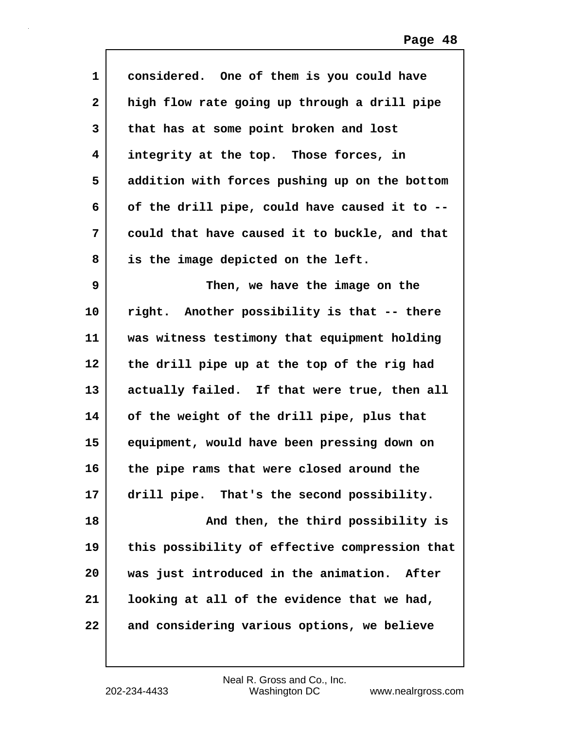considered. One of them is you could have high flow rate going up through a drill pipe that has at some point broken and lost integrity at the top. Those forces, in addition with forces pushing up on the bottom of the drill pipe, could have caused it to -- could that have caused it to buckle, and that is the image depicted on the left.

Then, we have the image on the right. Another possibility is that -- there was witness testimony that equipment holding the drill pipe up at the top of the rig had actually failed. If that were true, then all of the weight of the drill pipe, plus that equipment, would have been pressing down on the pipe rams that were closed around the drill pipe. That's the second possibility.

And then, the third possibility is this possibility of effective compression that was just introduced in the animation. After looking at all of the evidence that we had, and considering various options, we believe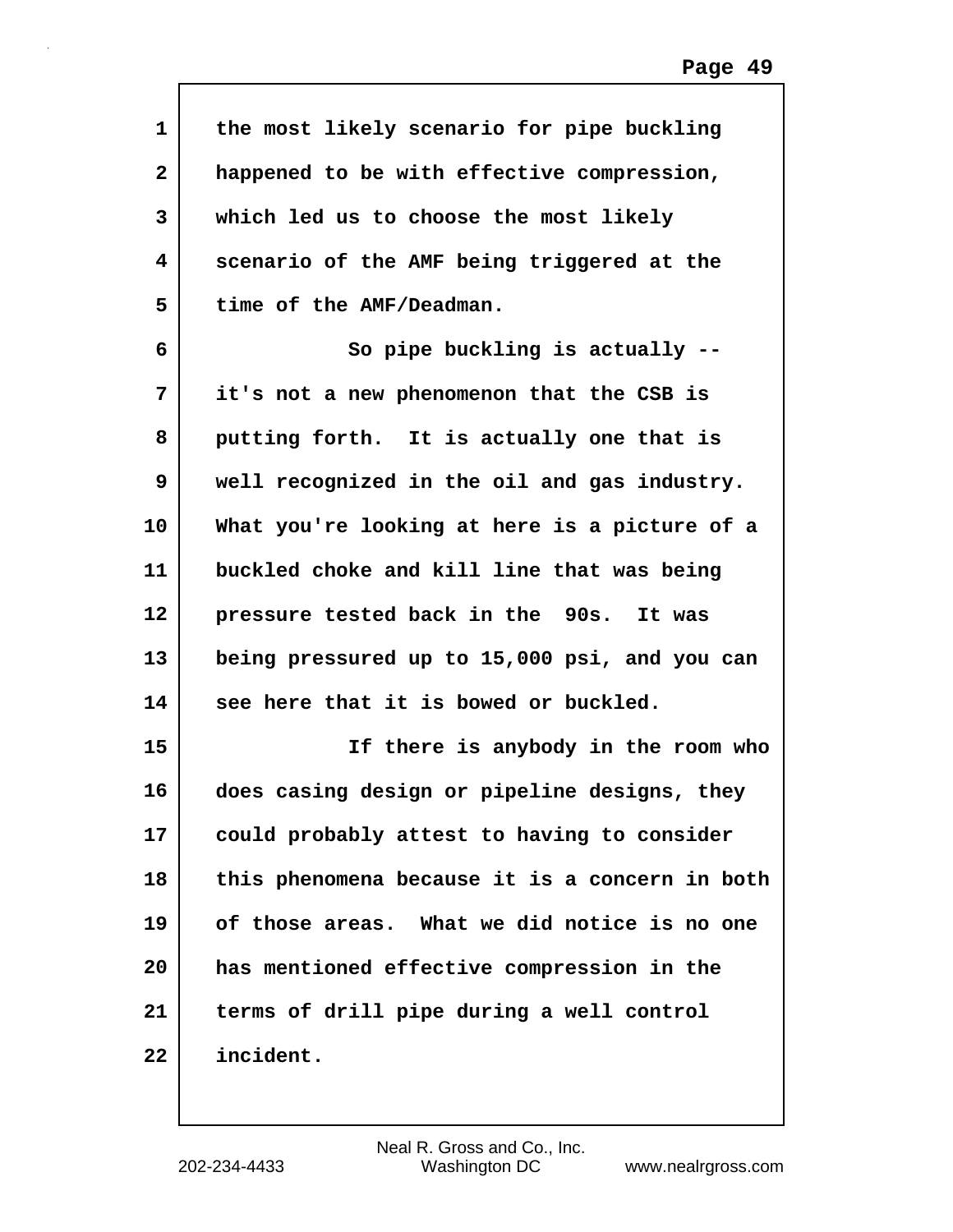the most likely scenario for pipe buckling happened to be with effective compression, which led us to choose the most likely scenario of the AMF being triggered at the time of the AMF/Deadman.

So pipe buckling is actually -- it's not a new phenomenon that the CSB is putting forth. It is actually one that is well recognized in the oil and gas industry. What you're looking at here is a picture of a buckled choke and kill line that was being pressure tested back in the 90s. It was being pressured up to 15,000 psi, and you can see here that it is bowed or buckled.

If there is anybody in the room who does casing design or pipeline designs, they could probably attest to having to consider this phenomena because it is a concern in both of those areas. What we did notice is no one has mentioned effective compression in the terms of drill pipe during a well control incident.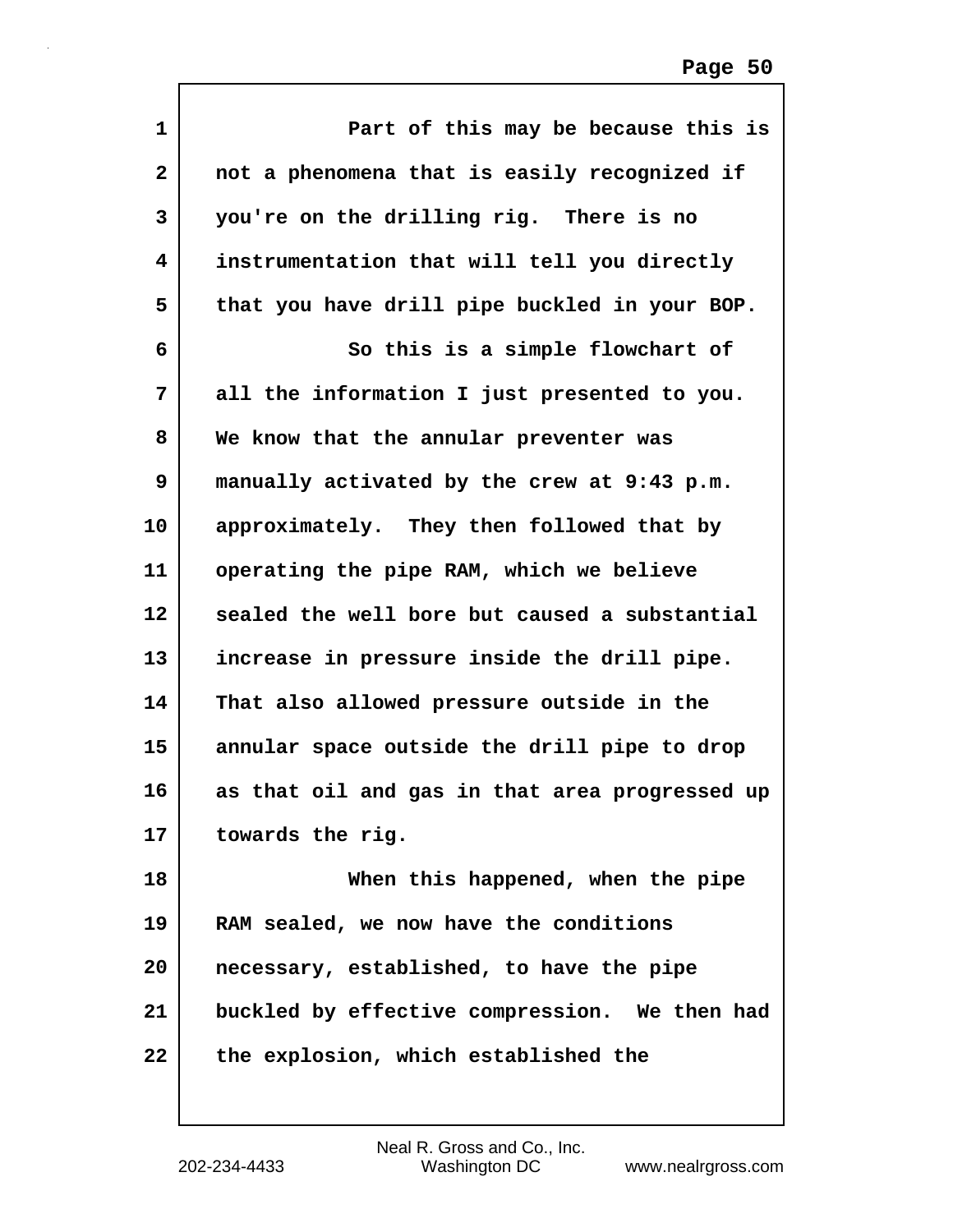Part of this may be because this is not a phenomena that is easily recognized if you're on the drilling rig. There is no instrumentation that will tell you directly that you have drill pipe buckled in your BOP.

So this is a simple flowchart of all the information I just presented to you. We know that the annular preventer was manually activated by the crew at 9:43 p.m. approximately. They then followed that by operating the pipe RAM, which we believe sealed the well bore but caused a substantial increase in pressure inside the drill pipe. That also allowed pressure outside in the annular space outside the drill pipe to drop as that oil and gas in that area progressed up towards the rig.

When this happened, when the pipe RAM sealed, we now have the conditions necessary, established, to have the pipe buckled by effective compression. We then had the explosion, which established the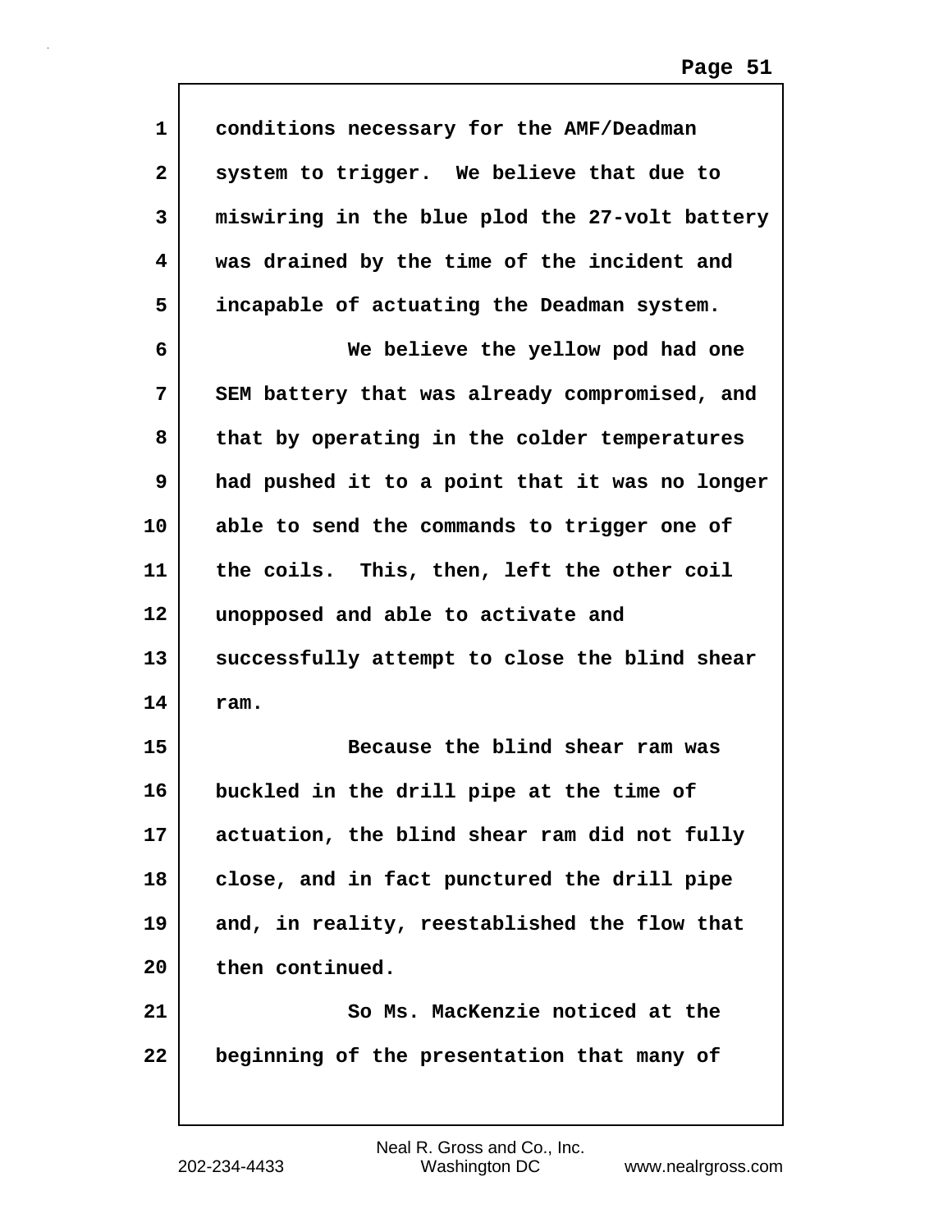conditions necessary for the AMF/Deadman system to trigger. We believe that due to miswiring in the blue plod the 27-volt battery was drained by the time of the incident and incapable of actuating the Deadman system.

We believe the yellow pod had one SEM battery that was already compromised, and that by operating in the colder temperatures had pushed it to a point that it was no longer able to send the commands to trigger one of the coils. This, then, left the other coil unopposed and able to activate and successfully attempt to close the blind shear ram.

Because the blind shear ram was buckled in the drill pipe at the time of actuation, the blind shear ram did not fully close, and in fact punctured the drill pipe and, in reality, reestablished the flow that then continued.

So Ms. MacKenzie noticed at the beginning of the presentation that many of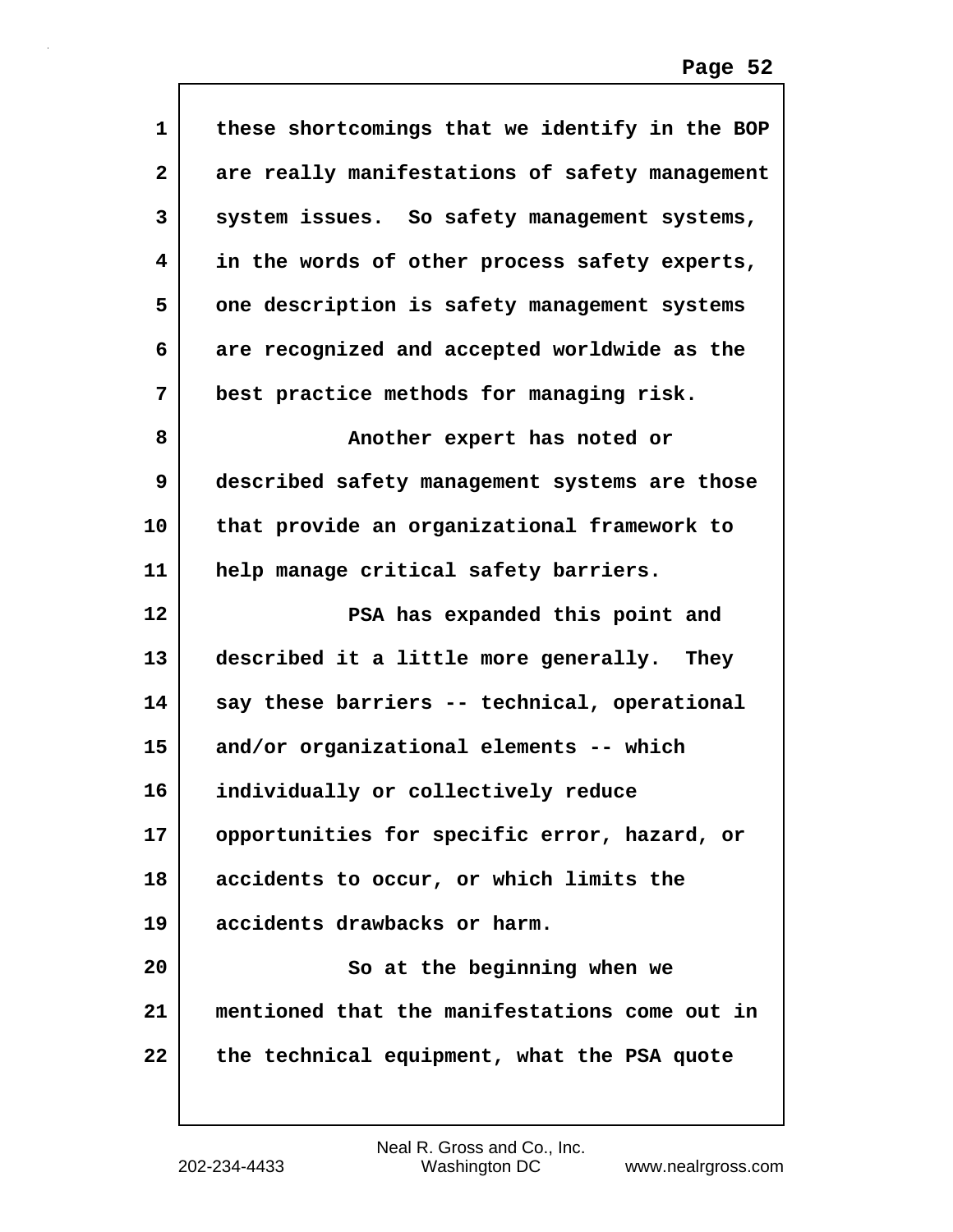these shortcomings that we identify in the BOP are really manifestations of safety management system issues. So safety management systems, in the words of other process safety experts, one description is safety management systems are recognized and accepted worldwide as the best practice methods for managing risk.

Another expert has noted or described safety management systems are those that provide an organizational framework to help manage critical safety barriers.

PSA has expanded this point and described it a little more generally. They say these barriers -- technical, operational and/or organizational elements -- which individually or collectively reduce opportunities for specific error, hazard, or accidents to occur, or which limits the accidents drawbacks or harm.

So at the beginning when we mentioned that the manifestations come out in the technical equipment, what the PSA quote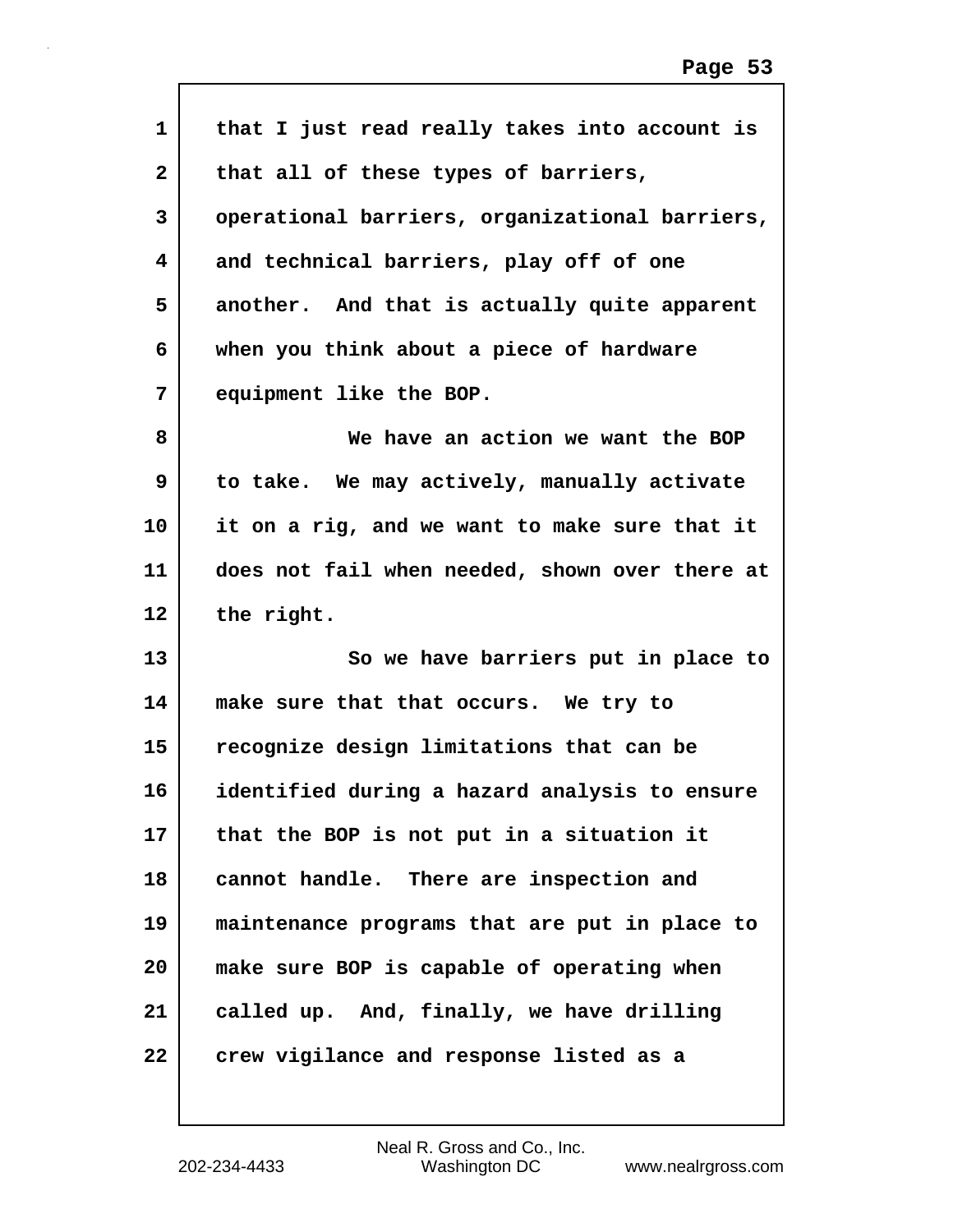that I just read really takes into account is that all of these types of barriers, operational barriers, organizational barriers, and technical barriers, play off of one another. And that is actually quite apparent when you think about a piece of hardware equipment like the BOP.

We have an action we want the BOP to take. We may actively, manually activate it on a rig, and we want to make sure that it does not fail when needed, shown over there at the right.

So we have barriers put in place to make sure that that occurs. We try to recognize design limitations that can be identified during a hazard analysis to ensure that the BOP is not put in a situation it cannot handle. There are inspection and maintenance programs that are put in place to make sure BOP is capable of operating when called up. And, finally, we have drilling crew vigilance and response listed as a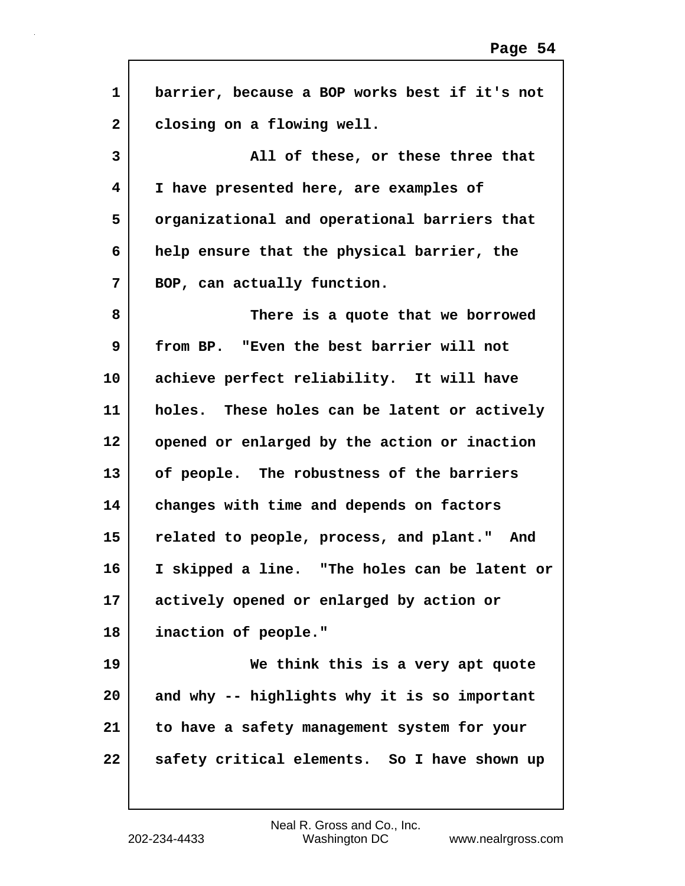barrier, because a BOP works best if it's not closing on a flowing well.

All of these, or these three that I have presented here, are examples of organizational and operational barriers that help ensure that the physical barrier, the BOP, can actually function.

There is a quote that we borrowed from BP. "Even the best barrier will not achieve perfect reliability. It will have holes. These holes can be latent or actively opened or enlarged by the action or inaction of people. The robustness of the barriers changes with time and depends on factors related to people, process, and plant." And I skipped a line. "The holes can be latent or actively opened or enlarged by action or inaction of people."

We think this is a very apt quote and why -- highlights why it is so important to have a safety management system for your safety critical elements. So I have shown up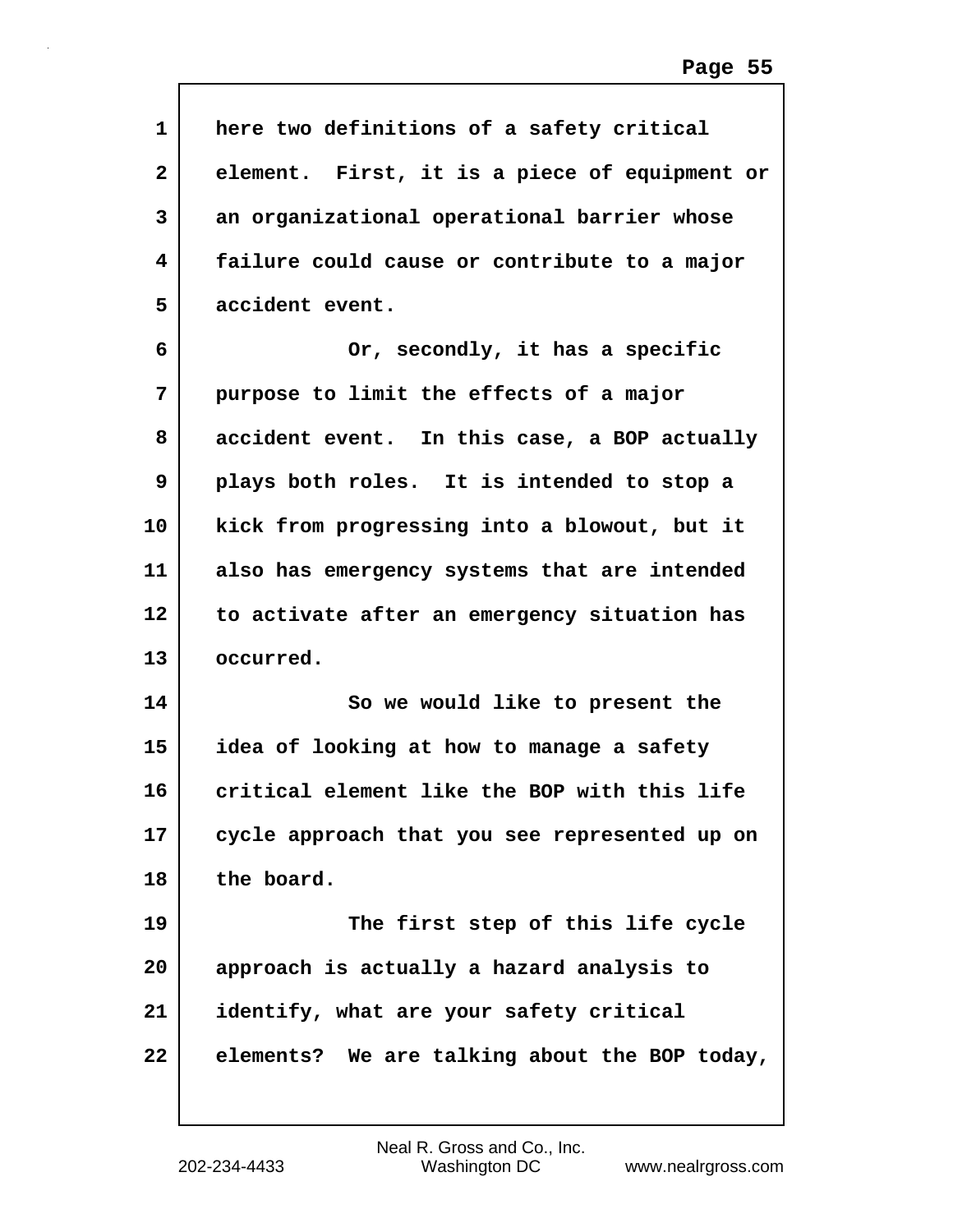here two definitions of a safety critical element. First, it is a piece of equipment or an organizational operational barrier whose failure could cause or contribute to a major accident event.

Or, secondly, it has a specific purpose to limit the effects of a major accident event. In this case, a BOP actually plays both roles. It is intended to stop a kick from progressing into a blowout, but it also has emergency systems that are intended to activate after an emergency situation has occurred.

So we would like to present the idea of looking at how to manage a safety critical element like the BOP with this life cycle approach that you see represented up on the board.

The first step of this life cycle approach is actually a hazard analysis to identify, what are your safety critical elements? We are talking about the BOP today,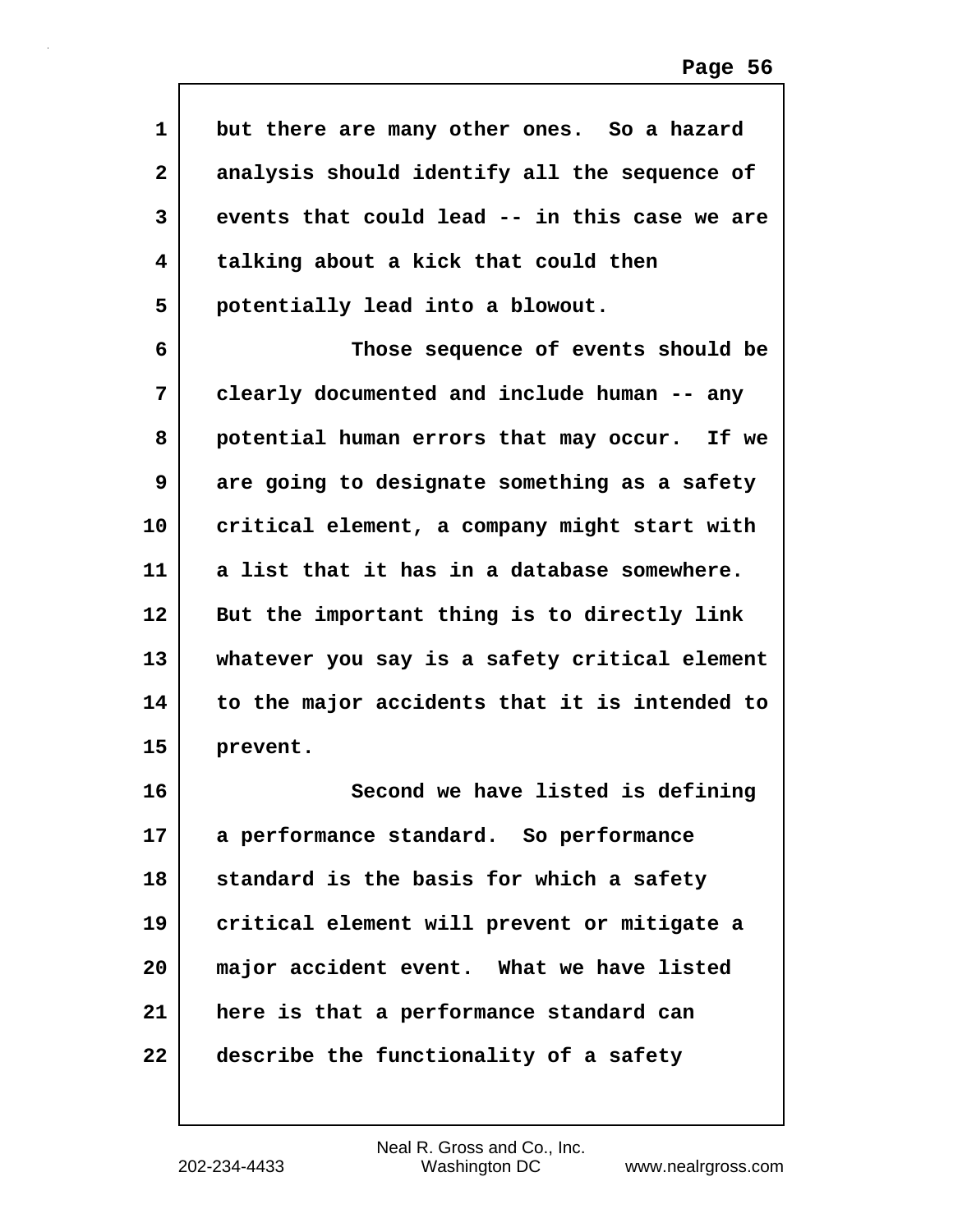but there are many other ones. So a hazard analysis should identify all the sequence of events that could lead -- in this case we are talking about a kick that could then potentially lead into a blowout.

Those sequence of events should be clearly documented and include human -- any potential human errors that may occur. If we are going to designate something as a safety critical element, a company might start with a list that it has in a database somewhere. But the important thing is to directly link whatever you say is a safety critical element to the major accidents that it is intended to prevent.

Second we have listed is defining a performance standard. So performance standard is the basis for which a safety critical element will prevent or mitigate a major accident event. What we have listed here is that a performance standard can describe the functionality of a safety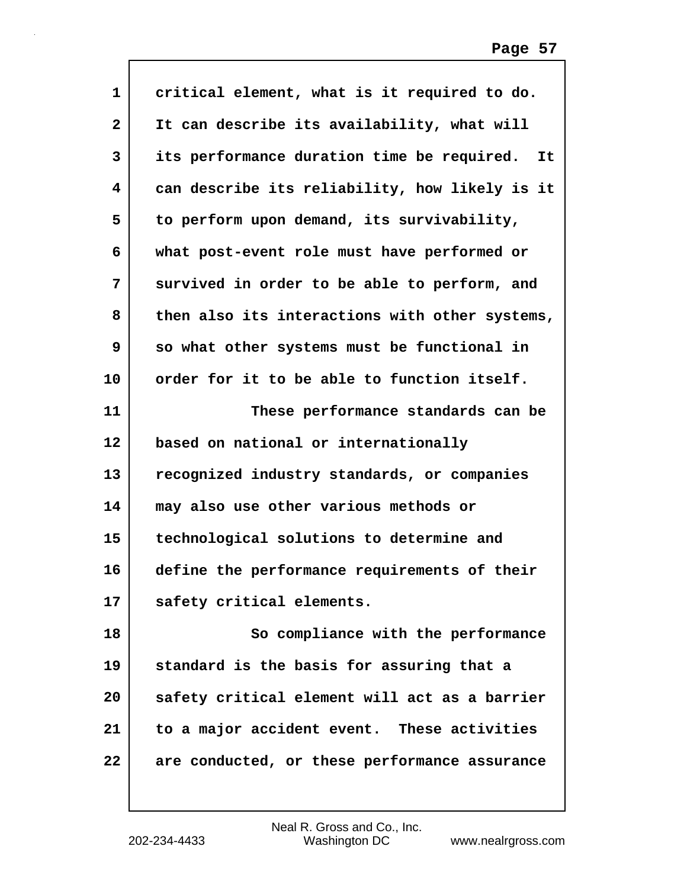critical element, what is it required to do. It can describe its availability, what will its performance duration time be required. It can describe its reliability, how likely is it to perform upon demand, its survivability, what post-event role must have performed or survived in order to be able to perform, and then also its interactions with other systems, so what other systems must be functional in order for it to be able to function itself.

These performance standards can be based on national or internationally recognized industry standards, or companies may also use other various methods or technological solutions to determine and define the performance requirements of their safety critical elements.

So compliance with the performance standard is the basis for assuring that a safety critical element will act as a barrier to a major accident event. These activities are conducted, or these performance assurance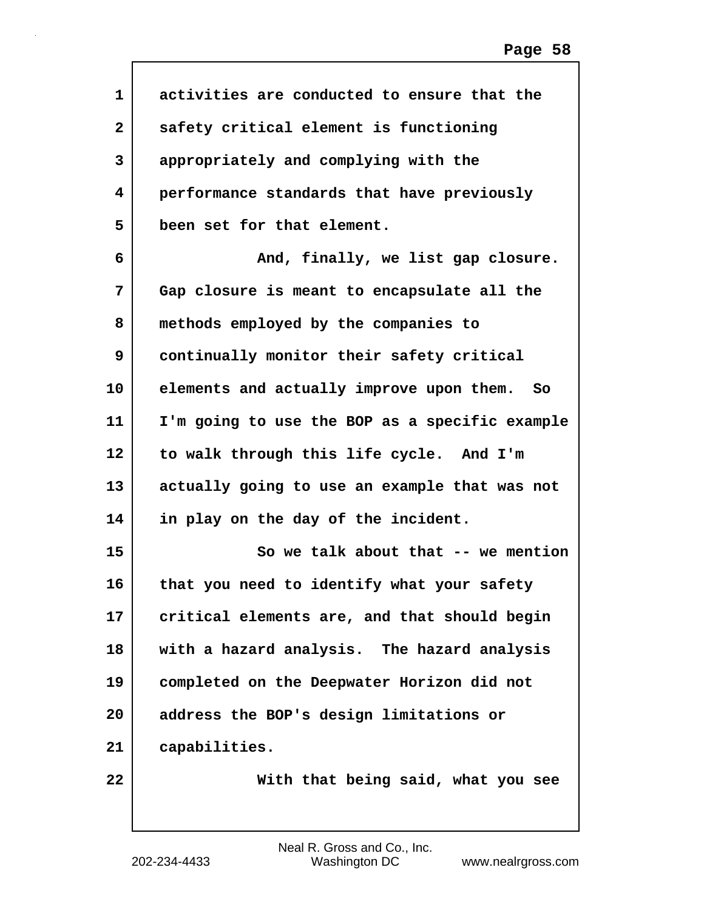activities are conducted to ensure that the safety critical element is functioning appropriately and complying with the performance standards that have previously been set for that element.

And, finally, we list gap closure. Gap closure is meant to encapsulate all the methods employed by the companies to continually monitor their safety critical elements and actually improve upon them. So I'm going to use the BOP as a specific example to walk through this life cycle. And I'm actually going to use an example that was not in play on the day of the incident.

So we talk about that -- we mention that you need to identify what your safety critical elements are, and that should begin with a hazard analysis. The hazard analysis completed on the Deepwater Horizon did not address the BOP's design limitations or capabilities.

With that being said, what you see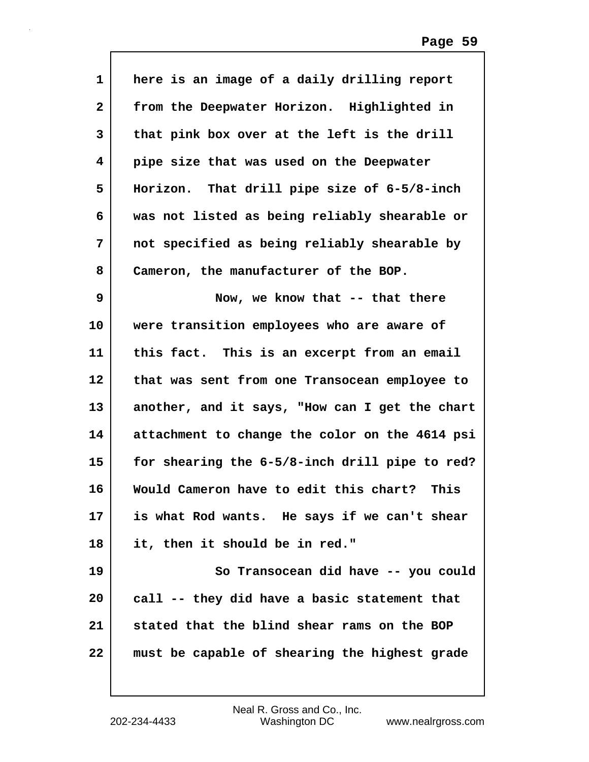here is an image of a daily drilling report from the Deepwater Horizon. Highlighted in that pink box over at the left is the drill pipe size that was used on the Deepwater Horizon. That drill pipe size of 6-5/8-inch was not listed as being reliably shearable or not specified as being reliably shearable by Cameron, the manufacturer of the BOP.

Now, we know that -- that there were transition employees who are aware of this fact. This is an excerpt from an email that was sent from one Transocean employee to another, and it says, "How can I get the chart attachment to change the color on the 4614 psi for shearing the 6-5/8-inch drill pipe to red? Would Cameron have to edit this chart? This is what Rod wants. He says if we can't shear it, then it should be in red."

So Transocean did have -- you could call -- they did have a basic statement that stated that the blind shear rams on the BOP must be capable of shearing the highest grade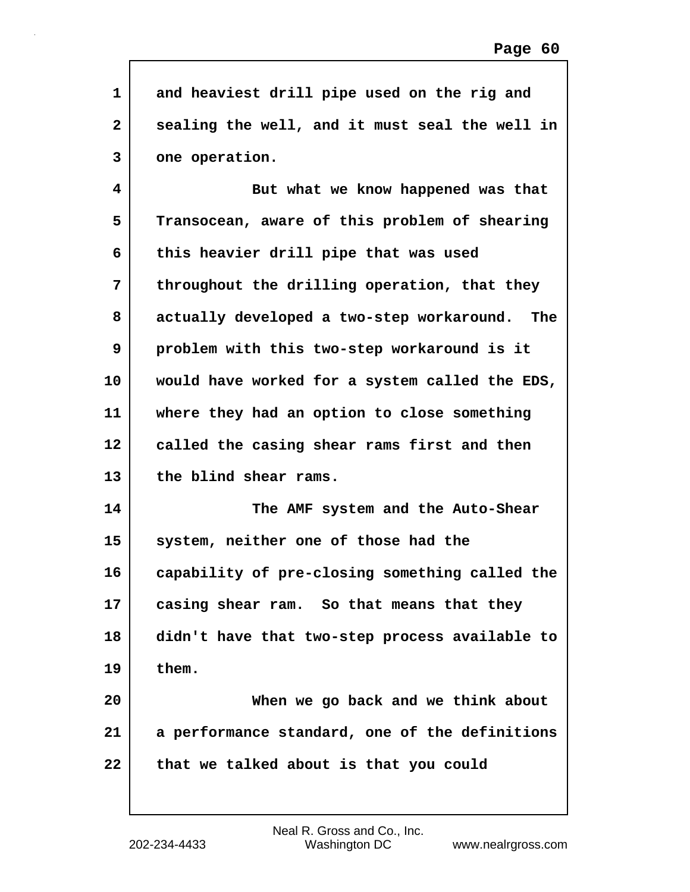and heaviest drill pipe used on the rig and sealing the well, and it must seal the well in one operation.

But what we know happened was that Transocean, aware of this problem of shearing this heavier drill pipe that was used throughout the drilling operation, that they actually developed a two-step workaround. The problem with this two-step workaround is it would have worked for a system called the EDS, where they had an option to close something called the casing shear rams first and then the blind shear rams.

The AMF system and the Auto-Shear system, neither one of those had the capability of pre-closing something called the casing shear ram. So that means that they didn't have that two-step process available to them.

When we go back and we think about a performance standard, one of the definitions that we talked about is that you could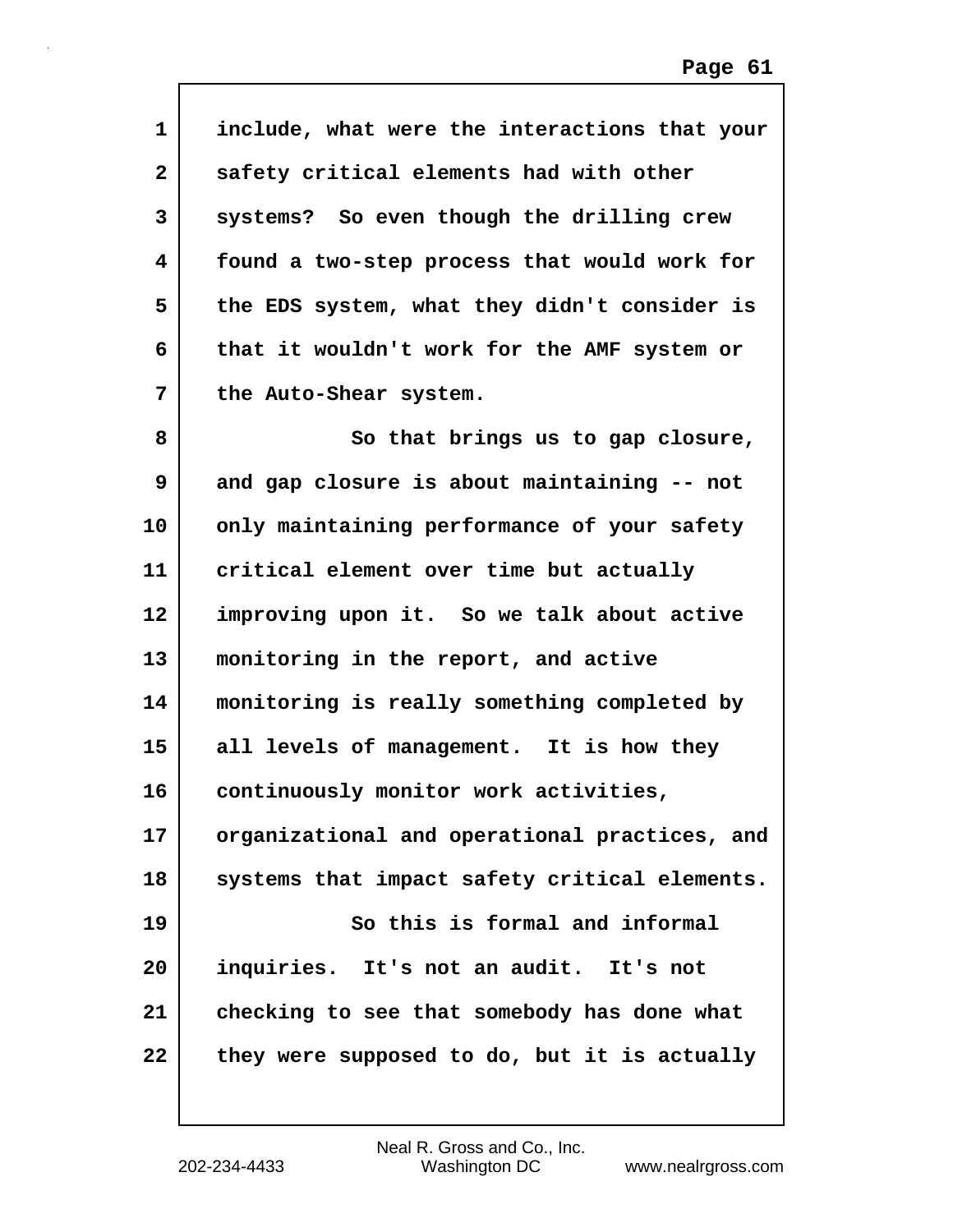include, what were the interactions that your safety critical elements had with other systems? So even though the drilling crew found a two-step process that would work for the EDS system, what they didn't consider is that it wouldn't work for the AMF system or the Auto-Shear system.

So that brings us to gap closure, and gap closure is about maintaining -- not only maintaining performance of your safety critical element over time but actually improving upon it. So we talk about active monitoring in the report, and active monitoring is really something completed by all levels of management. It is how they continuously monitor work activities, organizational and operational practices, and systems that impact safety critical elements.

So this is formal and informal inquiries. It's not an audit. It's not checking to see that somebody has done what they were supposed to do, but it is actually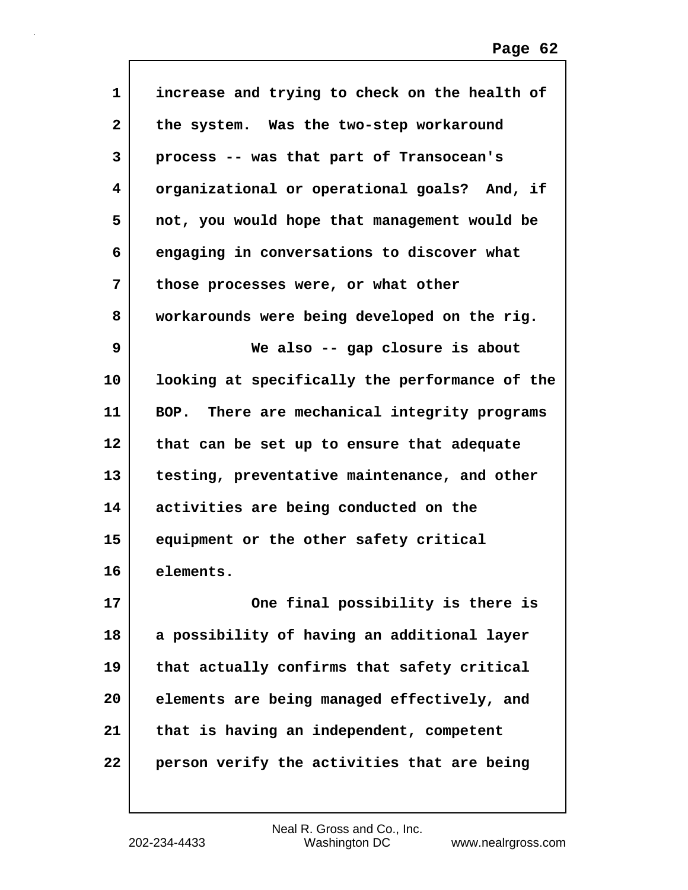increase and trying to check on the health of the system. Was the two-step workaround process -- was that part of Transocean's organizational or operational goals? And, if not, you would hope that management would be engaging in conversations to discover what those processes were, or what other workarounds were being developed on the rig.

We also -- gap closure is about looking at specifically the performance of the BOP. There are mechanical integrity programs that can be set up to ensure that adequate testing, preventative maintenance, and other activities are being conducted on the equipment or the other safety critical elements.

One final possibility is there is a possibility of having an additional layer that actually confirms that safety critical elements are being managed effectively, and that is having an independent, competent person verify the activities that are being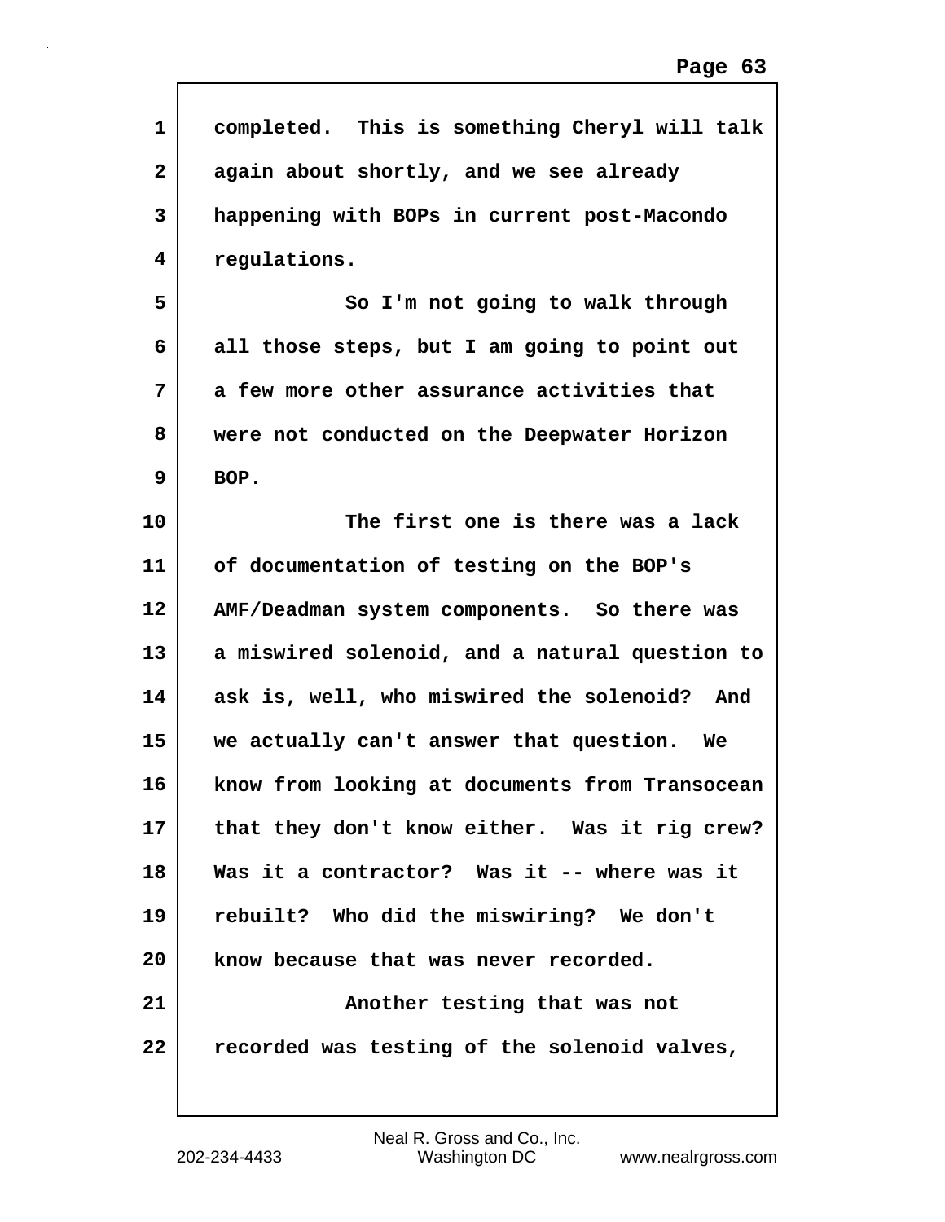completed. This is something Cheryl will talk again about shortly, and we see already happening with BOPs in current post-Macondo regulations.

So I'm not going to walk through all those steps, but I am going to point out a few more other assurance activities that were not conducted on the Deepwater Horizon BOP.

The first one is there was a lack of documentation of testing on the BOP's AMF/Deadman system components. So there was a miswired solenoid, and a natural question to ask is, well, who miswired the solenoid? And we actually can't answer that question. We know from looking at documents from Transocean that they don't know either. Was it rig crew? Was it a contractor? Was it -- where was it rebuilt? Who did the miswiring? We don't know because that was never recorded.

Another testing that was not recorded was testing of the solenoid valves,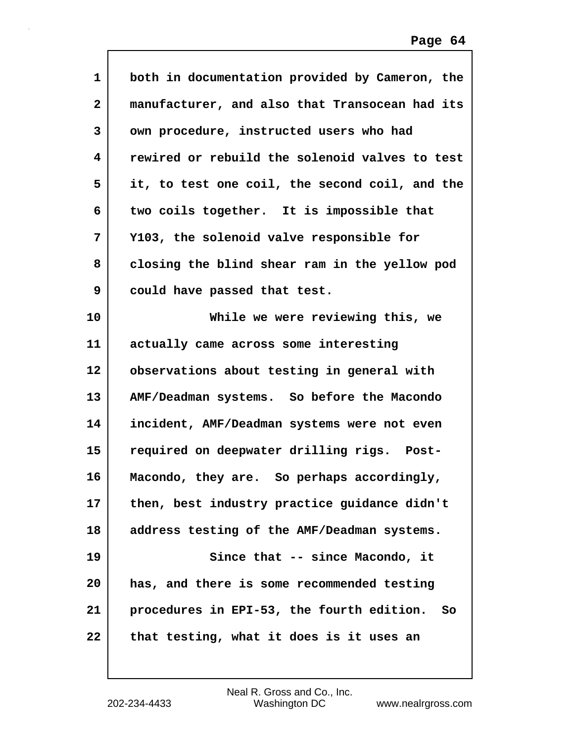both in documentation provided by Cameron, the manufacturer, and also that Transocean had its own procedure, instructed users who had rewired or rebuild the solenoid valves to test it, to test one coil, the second coil, and the two coils together. It is impossible that Y103, the solenoid valve responsible for closing the blind shear ram in the yellow pod could have passed that test.

While we were reviewing this, we actually came across some interesting observations about testing in general with AMF/Deadman systems. So before the Macondo incident, AMF/Deadman systems were not even required on deepwater drilling rigs. Post-Macondo, they are. So perhaps accordingly, then, best industry practice guidance didn't address testing of the AMF/Deadman systems.

Since that -- since Macondo, it has, and there is some recommended testing procedures in EPI-53, the fourth edition. So that testing, what it does is it uses an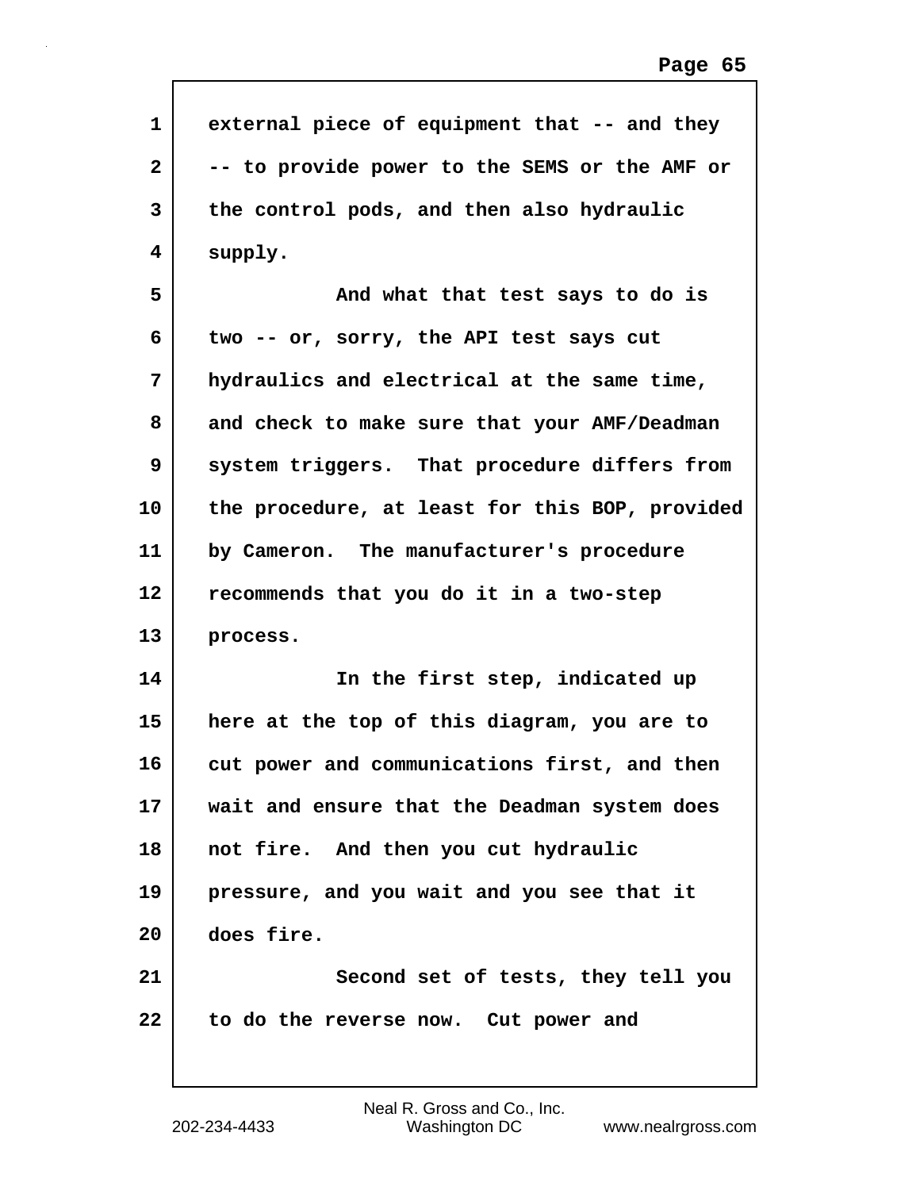external piece of equipment that -- and they -- to provide power to the SEMS or the AMF or the control pods, and then also hydraulic supply.

And what that test says to do is two -- or, sorry, the API test says cut hydraulics and electrical at the same time, and check to make sure that your AMF/Deadman system triggers. That procedure differs from the procedure, at least for this BOP, provided by Cameron. The manufacturer's procedure recommends that you do it in a two-step process.

In the first step, indicated up here at the top of this diagram, you are to cut power and communications first, and then wait and ensure that the Deadman system does not fire. And then you cut hydraulic pressure, and you wait and you see that it does fire.

Second set of tests, they tell you to do the reverse now. Cut power and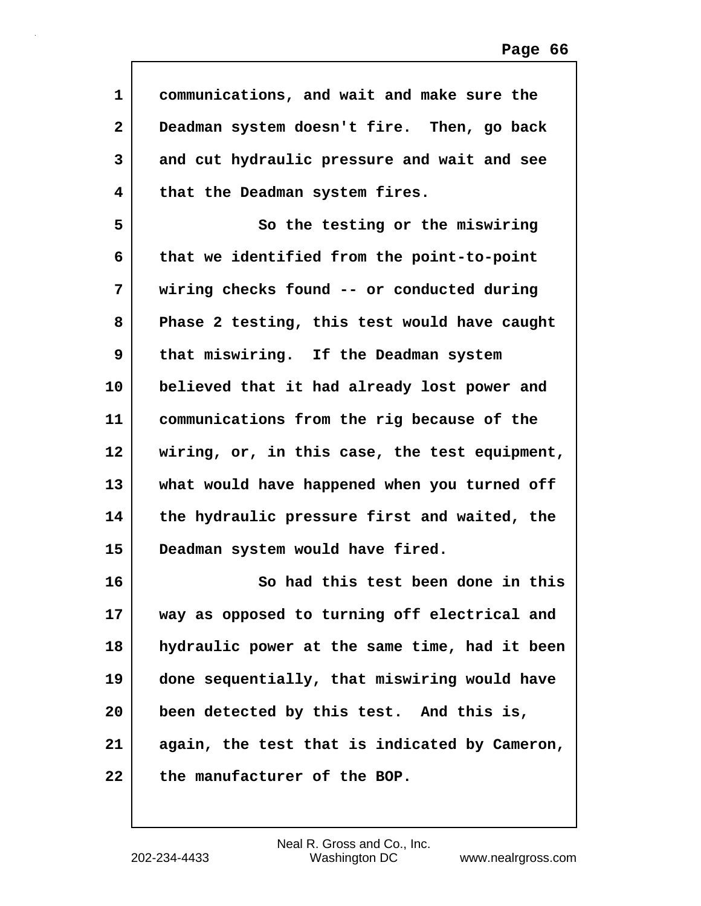communications, and wait and make sure the Deadman system doesn't fire. Then, go back and cut hydraulic pressure and wait and see that the Deadman system fires.

So the testing or the miswiring that we identified from the point-to-point wiring checks found -- or conducted during Phase 2 testing, this test would have caught that miswiring. If the Deadman system believed that it had already lost power and communications from the rig because of the wiring, or, in this case, the test equipment, what would have happened when you turned off the hydraulic pressure first and waited, the Deadman system would have fired.

So had this test been done in this way as opposed to turning off electrical and hydraulic power at the same time, had it been done sequentially, that miswiring would have been detected by this test. And this is, again, the test that is indicated by Cameron, the manufacturer of the BOP.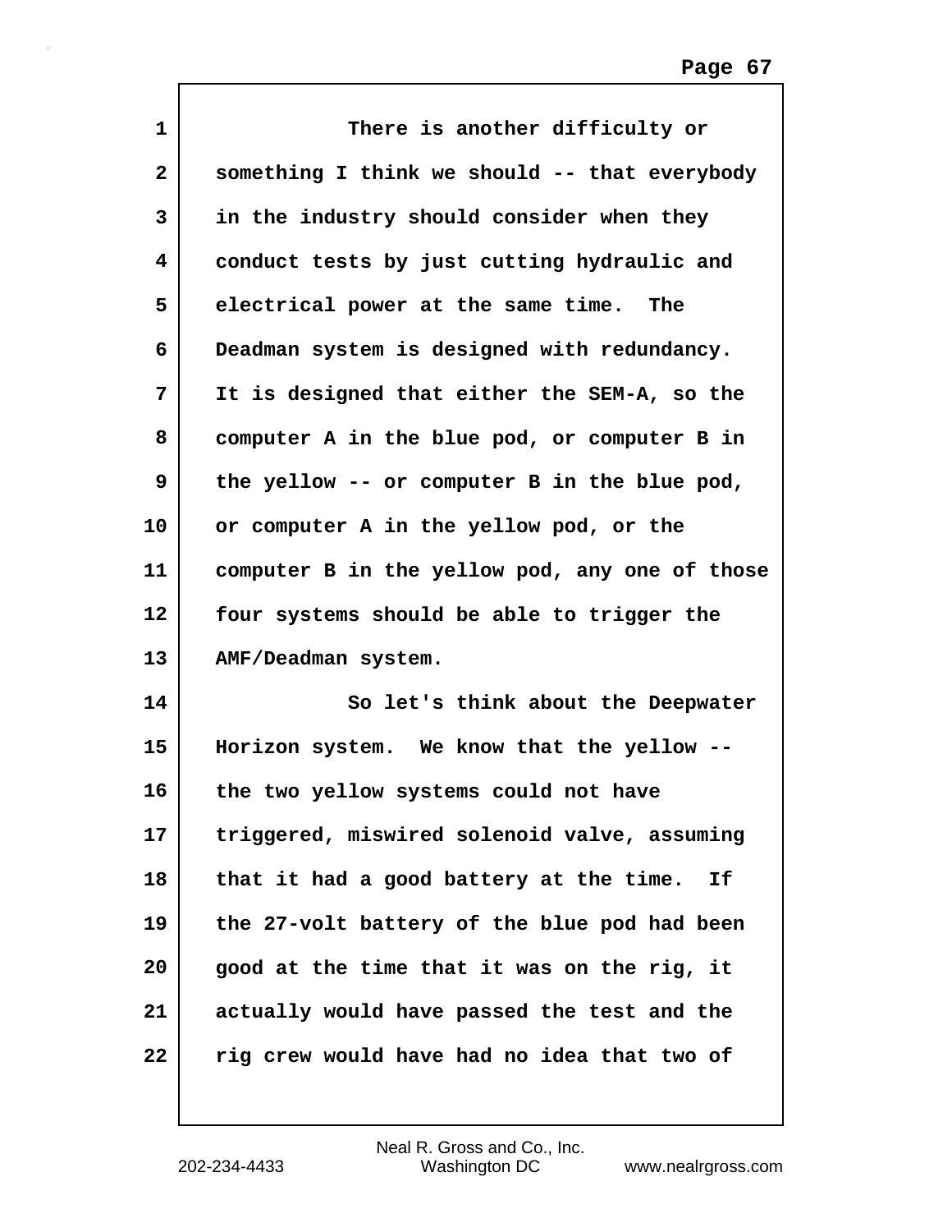There is another difficulty or something I think we should -- that everybody in the industry should consider when they conduct tests by just cutting hydraulic and electrical power at the same time. The Deadman system is designed with redundancy. It is designed that either the SEM-A, so the computer A in the blue pod, or computer B in the yellow -- or computer B in the blue pod, or computer A in the yellow pod, or the computer B in the yellow pod, any one of those four systems should be able to trigger the AMF/Deadman system.

So let's think about the Deepwater Horizon system. We know that the yellow -- the two yellow systems could not have triggered, miswired solenoid valve, assuming that it had a good battery at the time. If the 27-volt battery of the blue pod had been good at the time that it was on the rig, it actually would have passed the test and the rig crew would have had no idea that two of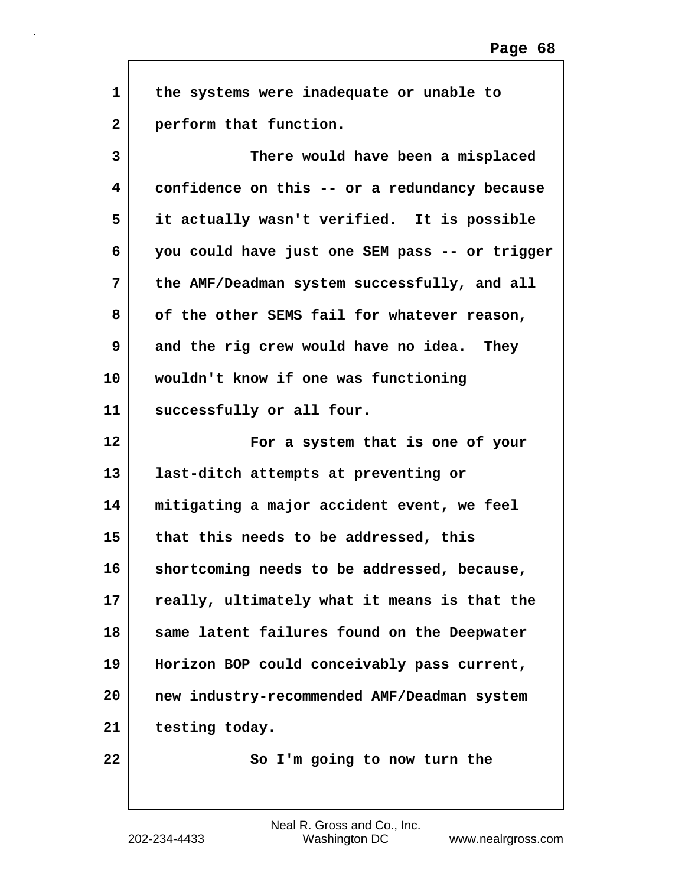the systems were inadequate or unable to perform that function.

There would have been a misplaced confidence on this -- or a redundancy because it actually wasn't verified. It is possible you could have just one SEM pass -- or trigger the AMF/Deadman system successfully, and all of the other SEMS fail for whatever reason, and the rig crew would have no idea. They wouldn't know if one was functioning successfully or all four.

For a system that is one of your last-ditch attempts at preventing or mitigating a major accident event, we feel that this needs to be addressed, this shortcoming needs to be addressed, because, really, ultimately what it means is that the same latent failures found on the Deepwater Horizon BOP could conceivably pass current, new industry-recommended AMF/Deadman system testing today.

So I'm going to now turn the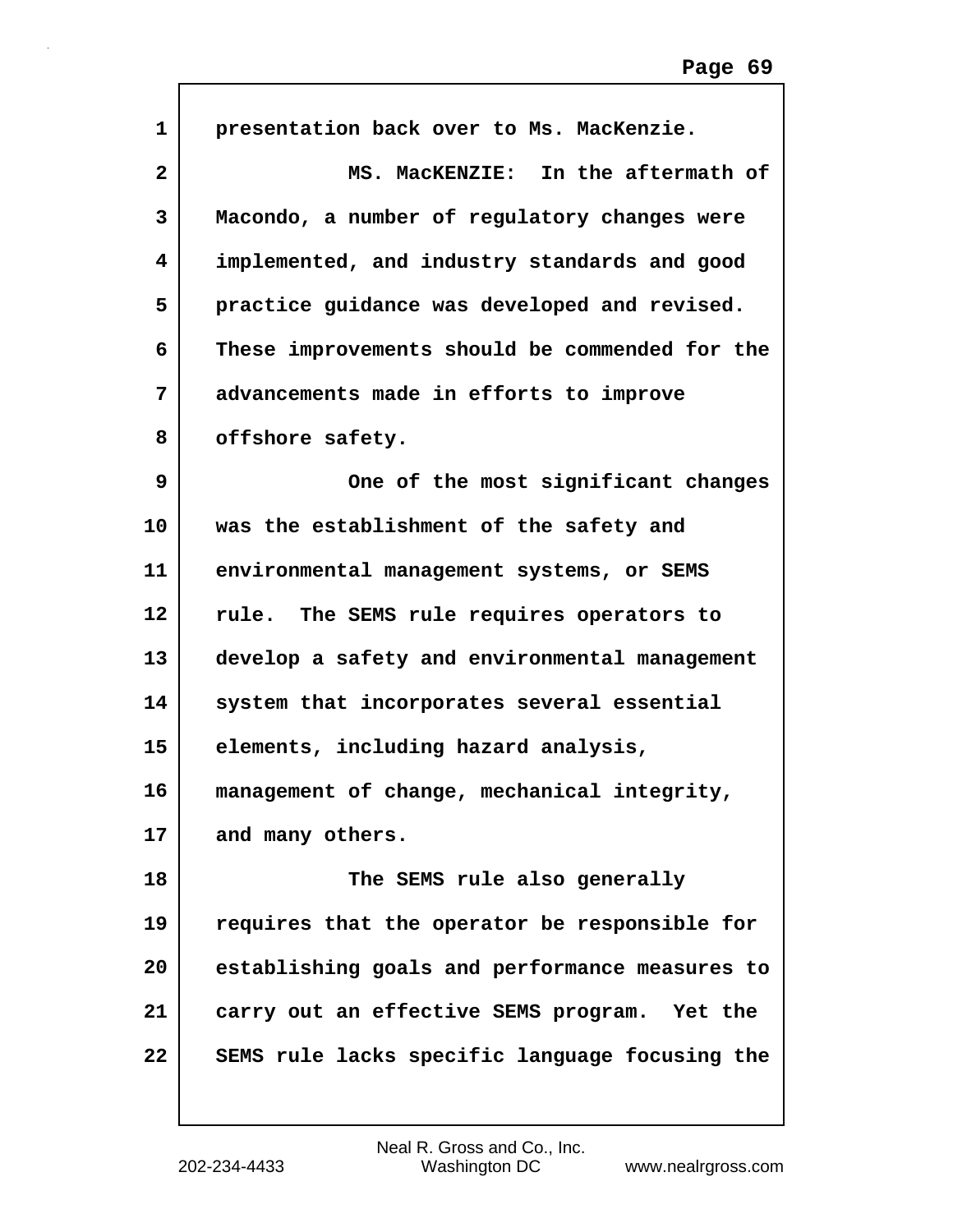presentation back over to Ms. MacKenzie.

MS. MacKENZIE: In the aftermath of Macondo, a number of regulatory changes were implemented, and industry standards and good practice guidance was developed and revised. These improvements should be commended for the advancements made in efforts to improve offshore safety.

One of the most significant changes was the establishment of the safety and environmental management systems, or SEMS rule. The SEMS rule requires operators to develop a safety and environmental management system that incorporates several essential elements, including hazard analysis, management of change, mechanical integrity, and many others.

The SEMS rule also generally requires that the operator be responsible for establishing goals and performance measures to carry out an effective SEMS program. Yet the SEMS rule lacks specific language focusing the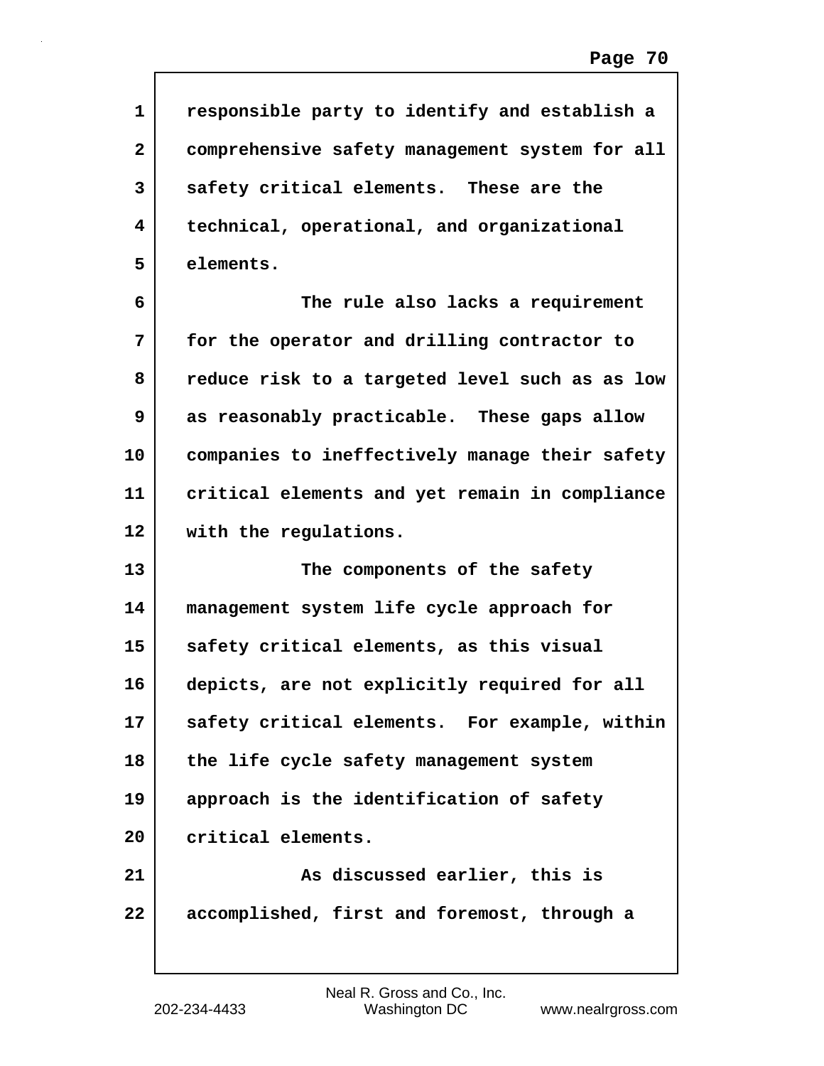responsible party to identify and establish a comprehensive safety management system for all safety critical elements. These are the technical, operational, and organizational elements.

The rule also lacks a requirement for the operator and drilling contractor to reduce risk to a targeted level such as as low as reasonably practicable. These gaps allow companies to ineffectively manage their safety critical elements and yet remain in compliance with the regulations.

The components of the safety management system life cycle approach for safety critical elements, as this visual depicts, are not explicitly required for all safety critical elements. For example, within the life cycle safety management system approach is the identification of safety critical elements.

As discussed earlier, this is accomplished, first and foremost, through a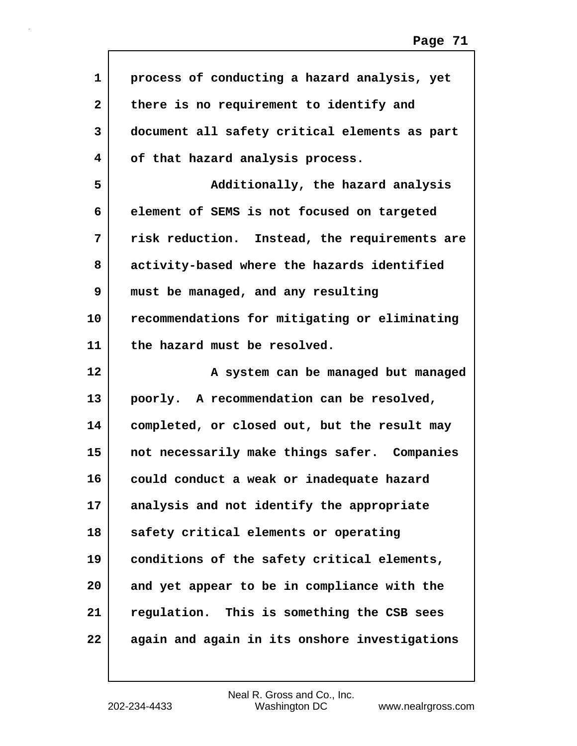process of conducting a hazard analysis, yet there is no requirement to identify and document all safety critical elements as part of that hazard analysis process.

Additionally, the hazard analysis element of SEMS is not focused on targeted risk reduction. Instead, the requirements are activity-based where the hazards identified must be managed, and any resulting recommendations for mitigating or eliminating the hazard must be resolved.

A system can be managed but managed poorly. A recommendation can be resolved, completed, or closed out, but the result may not necessarily make things safer. Companies could conduct a weak or inadequate hazard analysis and not identify the appropriate safety critical elements or operating conditions of the safety critical elements, and yet appear to be in compliance with the regulation. This is something the CSB sees again and again in its onshore investigations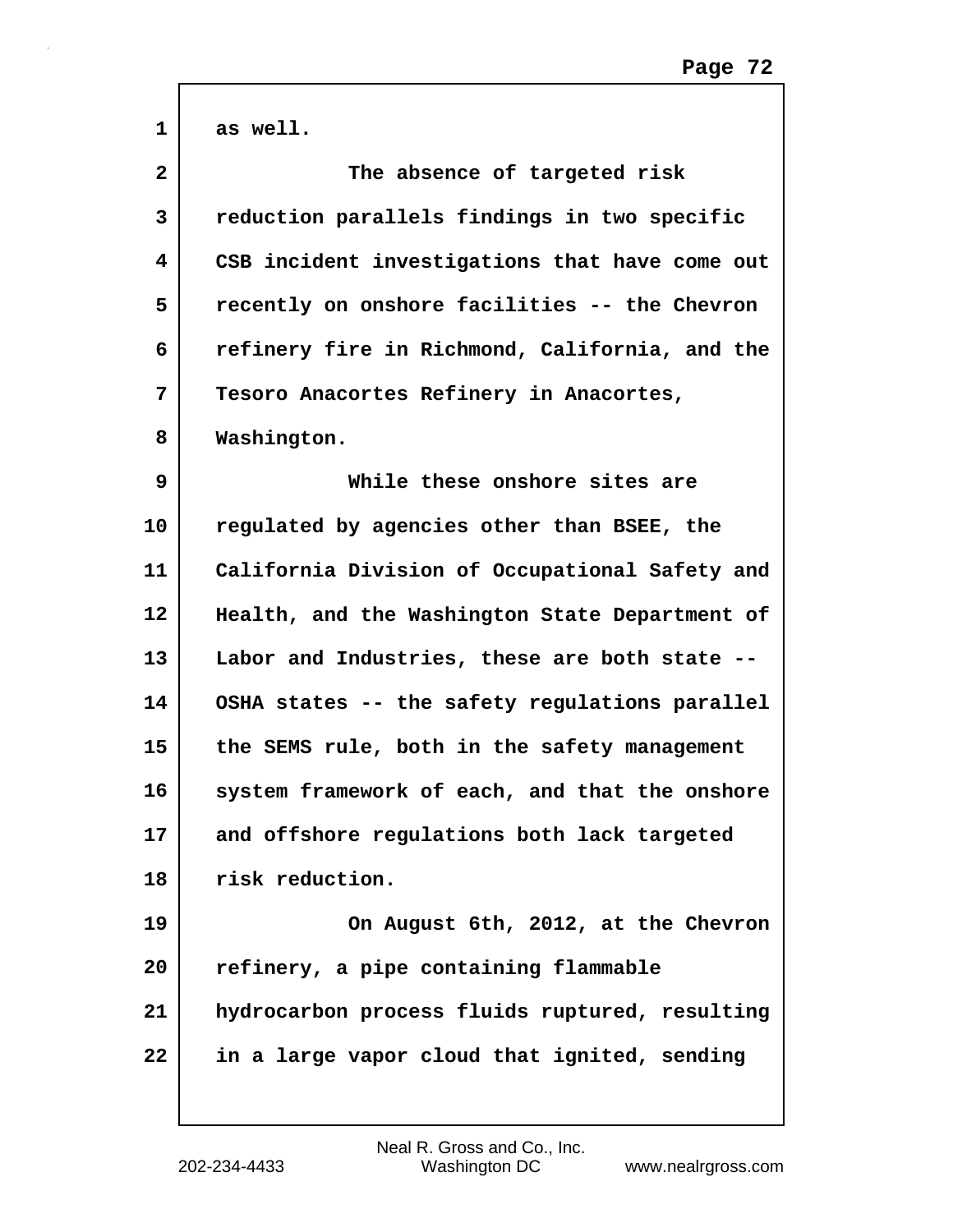as well.

The absence of targeted risk reduction parallels findings in two specific CSB incident investigations that have come out recently on onshore facilities -- the Chevron refinery fire in Richmond, California, and the Tesoro Anacortes Refinery in Anacortes, Washington.

While these onshore sites are regulated by agencies other than BSEE, the California Division of Occupational Safety and Health, and the Washington State Department of Labor and Industries, these are both state -- OSHA states -- the safety regulations parallel the SEMS rule, both in the safety management system framework of each, and that the onshore and offshore regulations both lack targeted risk reduction.

On August 6th, 2012, at the Chevron refinery, a pipe containing flammable hydrocarbon process fluids ruptured, resulting in a large vapor cloud that ignited, sending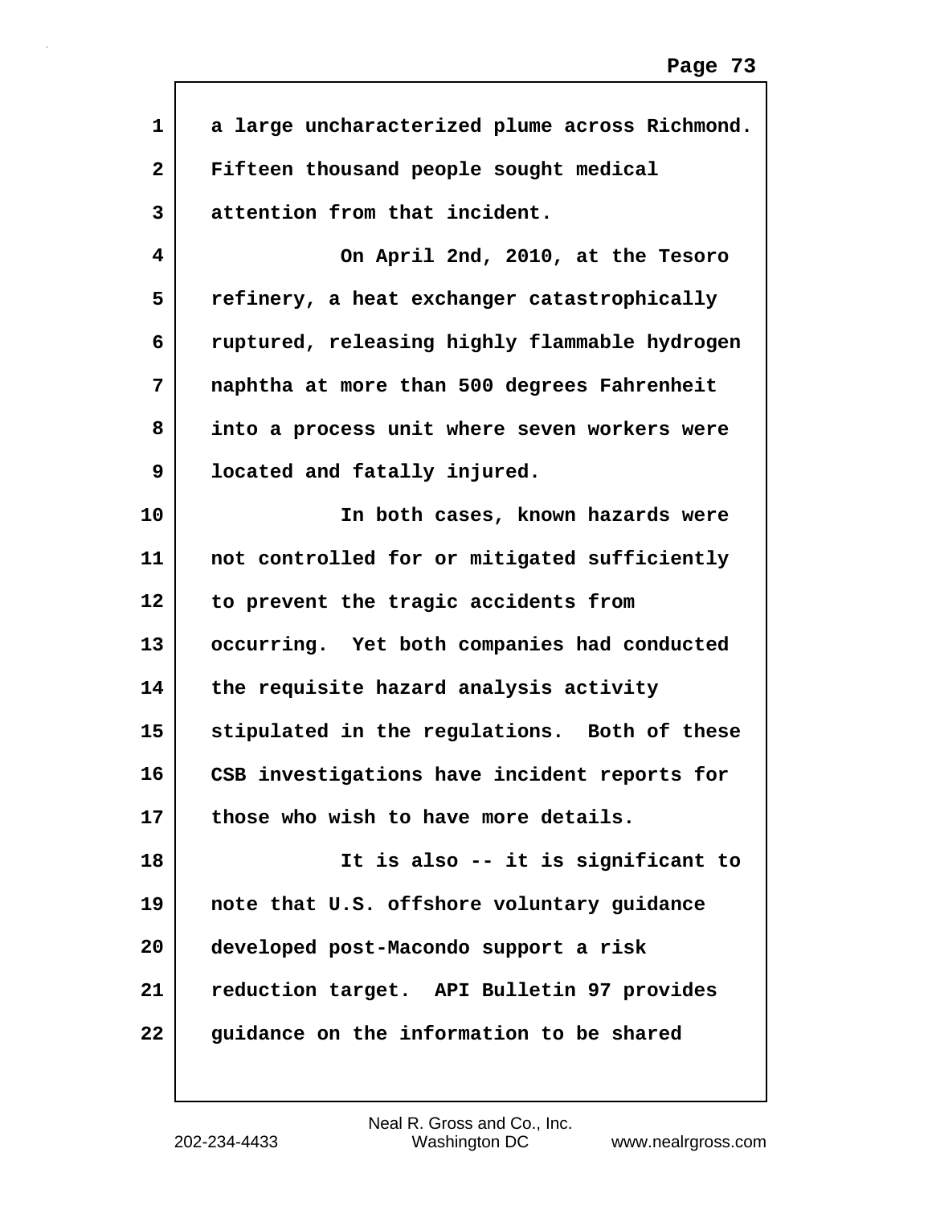a large uncharacterized plume across Richmond. Fifteen thousand people sought medical attention from that incident.

On April 2nd, 2010, at the Tesoro refinery, a heat exchanger catastrophically ruptured, releasing highly flammable hydrogen naphtha at more than 500 degrees Fahrenheit into a process unit where seven workers were located and fatally injured.

In both cases, known hazards were not controlled for or mitigated sufficiently to prevent the tragic accidents from occurring. Yet both companies had conducted the requisite hazard analysis activity stipulated in the regulations. Both of these CSB investigations have incident reports for those who wish to have more details.

It is also -- it is significant to note that U.S. offshore voluntary guidance developed post-Macondo support a risk reduction target. API Bulletin 97 provides guidance on the information to be shared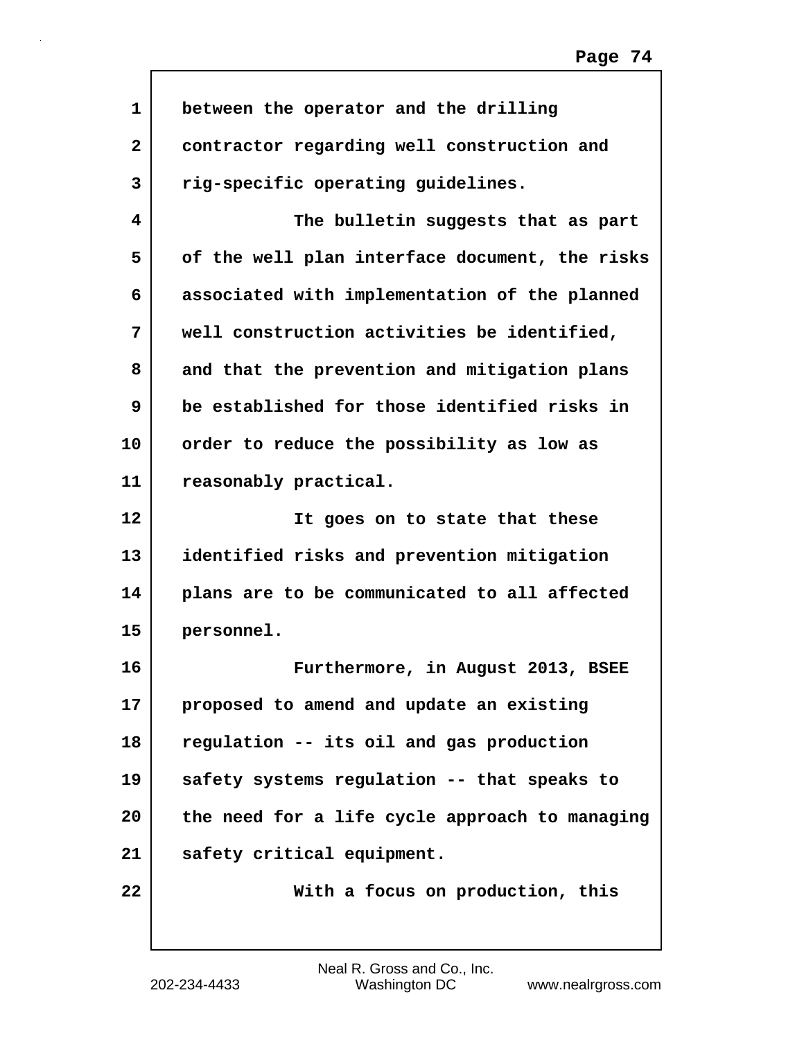between the operator and the drilling contractor regarding well construction and rig-specific operating guidelines.

The bulletin suggests that as part of the well plan interface document, the risks associated with implementation of the planned well construction activities be identified, and that the prevention and mitigation plans be established for those identified risks in order to reduce the possibility as low as reasonably practical.

It goes on to state that these identified risks and prevention mitigation plans are to be communicated to all affected personnel.

Furthermore, in August 2013, BSEE proposed to amend and update an existing regulation -- its oil and gas production safety systems regulation -- that speaks to the need for a life cycle approach to managing safety critical equipment.

With a focus on production, this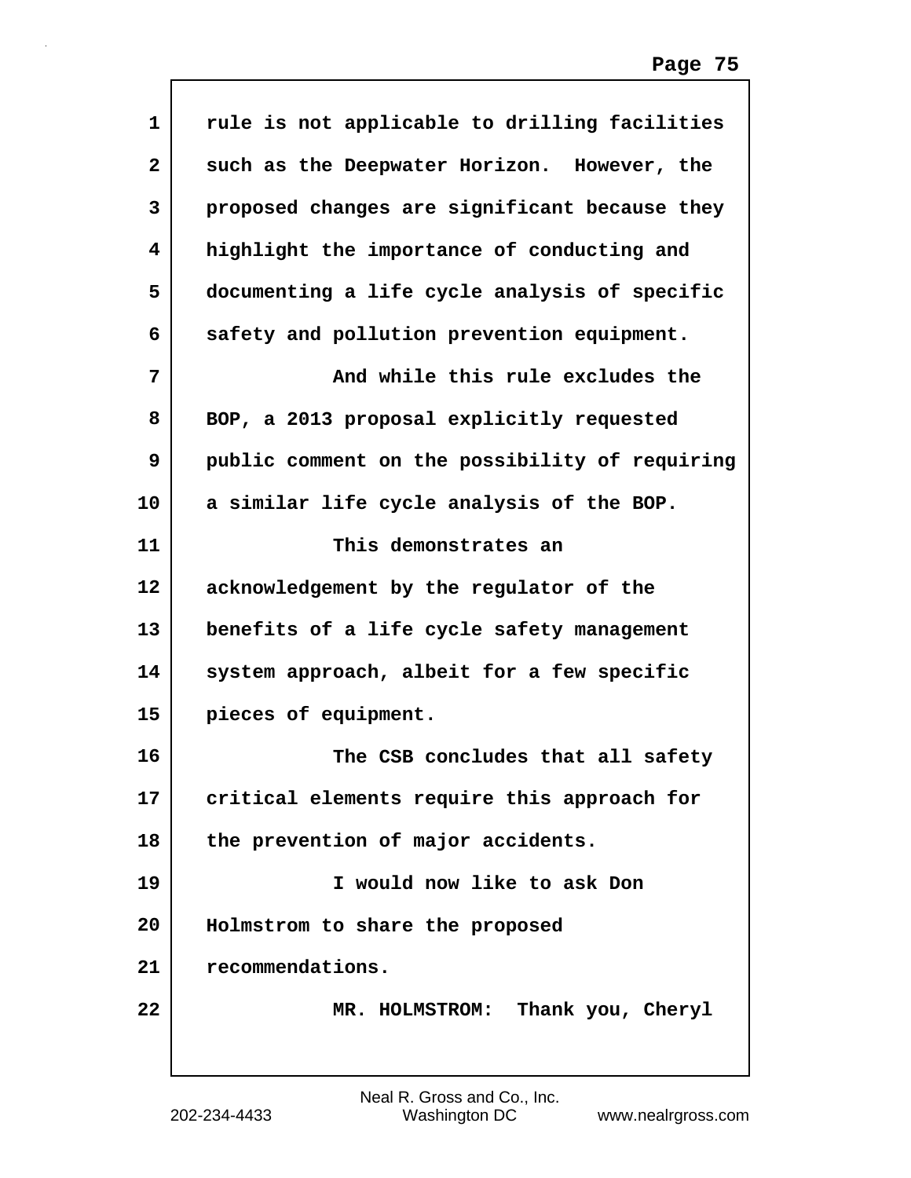rule is not applicable to drilling facilities such as the Deepwater Horizon. However, the proposed changes are significant because they highlight the importance of conducting and documenting a life cycle analysis of specific safety and pollution prevention equipment.

And while this rule excludes the BOP, a 2013 proposal explicitly requested public comment on the possibility of requiring a similar life cycle analysis of the BOP.

This demonstrates an acknowledgement by the regulator of the benefits of a life cycle safety management system approach, albeit for a few specific pieces of equipment.

The CSB concludes that all safety critical elements require this approach for the prevention of major accidents.

I would now like to ask Don Holmstrom to share the proposed recommendations.

MR. HOLMSTROM: Thank you, Cheryl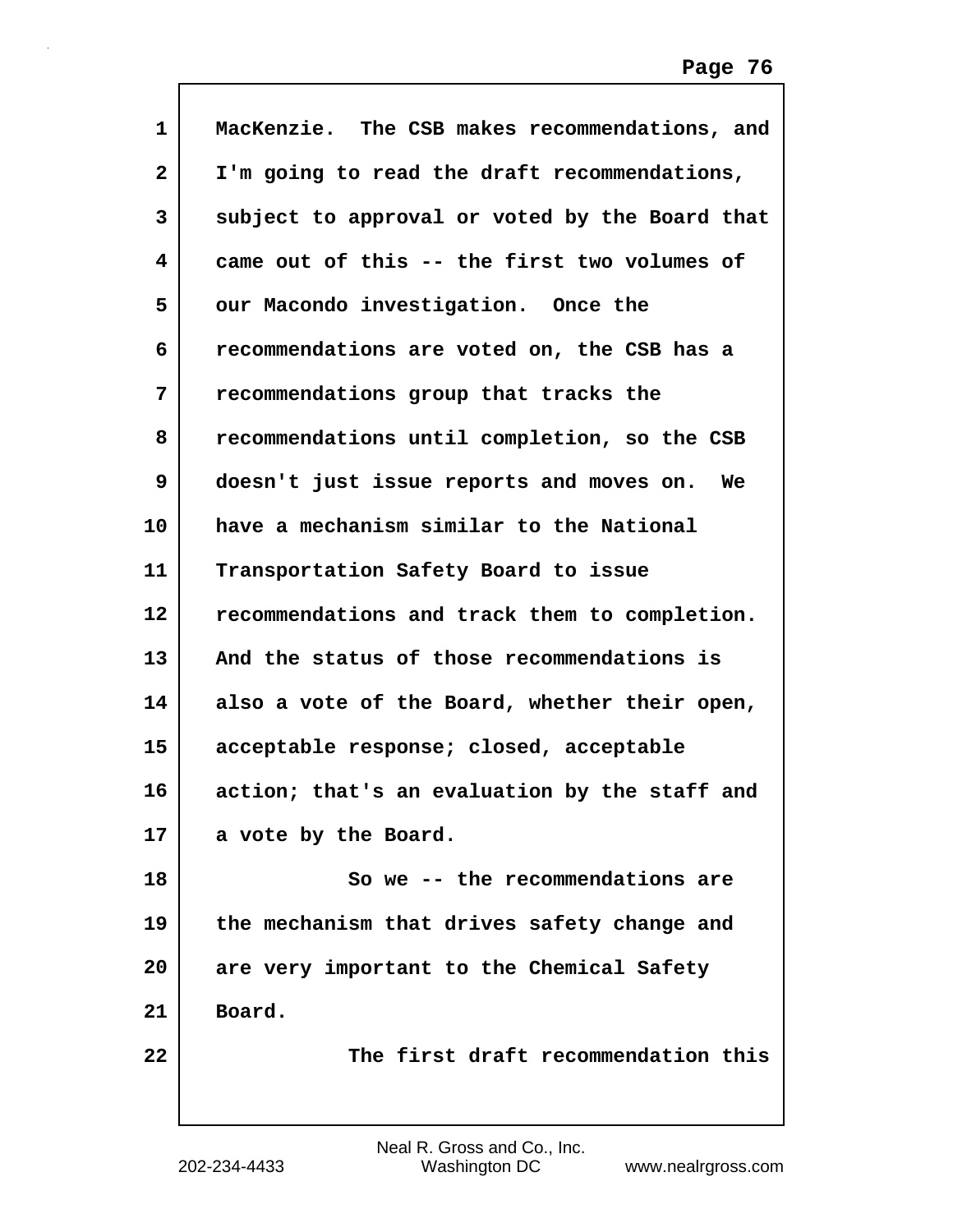MacKenzie. The CSB makes recommendations, and I'm going to read the draft recommendations, subject to approval or voted by the Board that came out of this -- the first two volumes of our Macondo investigation. Once the recommendations are voted on, the CSB has a recommendations group that tracks the recommendations until completion, so the CSB doesn't just issue reports and moves on. We have a mechanism similar to the National Transportation Safety Board to issue recommendations and track them to completion. And the status of those recommendations is also a vote of the Board, whether their open, acceptable response; closed, acceptable action; that's an evaluation by the staff and a vote by the Board.

So we -- the recommendations are the mechanism that drives safety change and are very important to the Chemical Safety Board.

The first draft recommendation this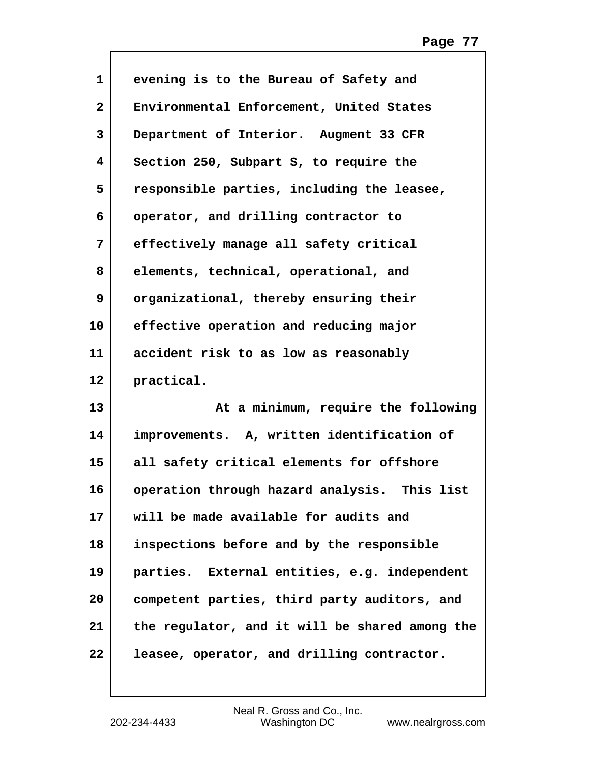evening is to the Bureau of Safety and Environmental Enforcement, United States Department of Interior. Augment 33 CFR Section 250, Subpart S, to require the responsible parties, including the leasee, operator, and drilling contractor to effectively manage all safety critical elements, technical, operational, and organizational, thereby ensuring their effective operation and reducing major accident risk to as low as reasonably practical.

At a minimum, require the following improvements. A, written identification of all safety critical elements for offshore operation through hazard analysis. This list will be made available for audits and inspections before and by the responsible parties. External entities, e.g. independent competent parties, third party auditors, and the regulator, and it will be shared among the leasee, operator, and drilling contractor.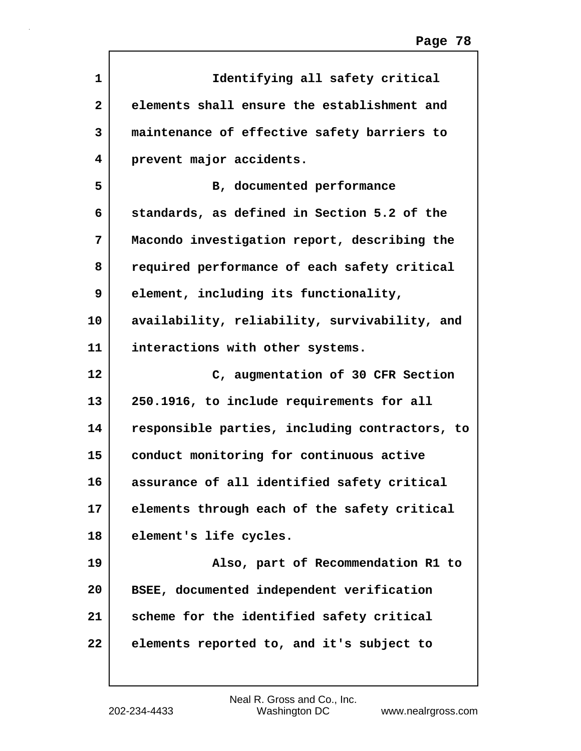Identifying all safety critical elements shall ensure the establishment and maintenance of effective safety barriers to prevent major accidents.

B, documented performance standards, as defined in Section 5.2 of the Macondo investigation report, describing the required performance of each safety critical element, including its functionality, availability, reliability, survivability, and interactions with other systems.

C, augmentation of 30 CFR Section 250.1916, to include requirements for all responsible parties, including contractors, to conduct monitoring for continuous active assurance of all identified safety critical elements through each of the safety critical element's life cycles.

Also, part of Recommendation R1 to BSEE, documented independent verification scheme for the identified safety critical elements reported to, and it's subject to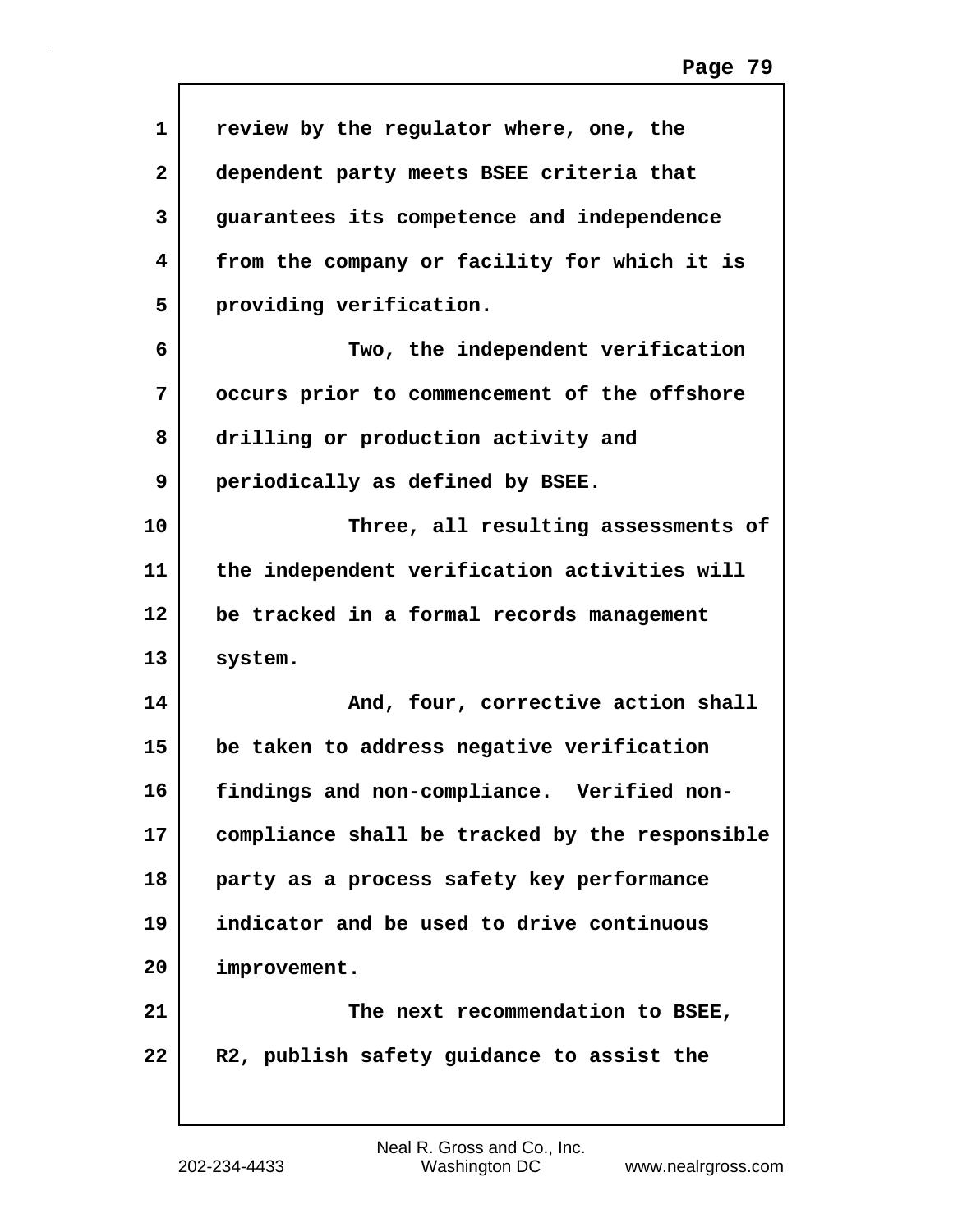review by the regulator where, one, the dependent party meets BSEE criteria that guarantees its competence and independence from the company or facility for which it is providing verification.

Two, the independent verification occurs prior to commencement of the offshore drilling or production activity and periodically as defined by BSEE.

Three, all resulting assessments of the independent verification activities will be tracked in a formal records management system.

And, four, corrective action shall be taken to address negative verification findings and non-compliance. Verified non-compliance shall be tracked by the responsible party as a process safety key performance indicator and be used to drive continuous improvement.

The next recommendation to BSEE, R2, publish safety guidance to assist the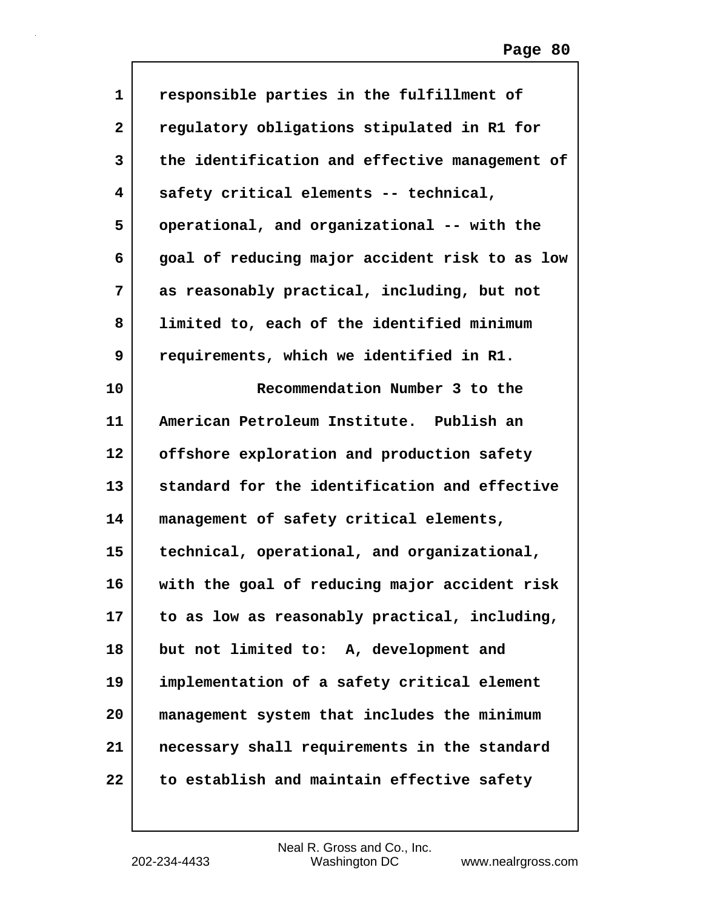responsible parties in the fulfillment of regulatory obligations stipulated in R1 for the identification and effective management of safety critical elements -- technical, operational, and organizational -- with the goal of reducing major accident risk to as low as reasonably practical, including, but not limited to, each of the identified minimum requirements, which we identified in R1.

Recommendation Number 3 to the American Petroleum Institute. Publish an offshore exploration and production safety standard for the identification and effective management of safety critical elements, technical, operational, and organizational, with the goal of reducing major accident risk to as low as reasonably practical, including, but not limited to: A, development and implementation of a safety critical element management system that includes the minimum necessary shall requirements in the standard to establish and maintain effective safety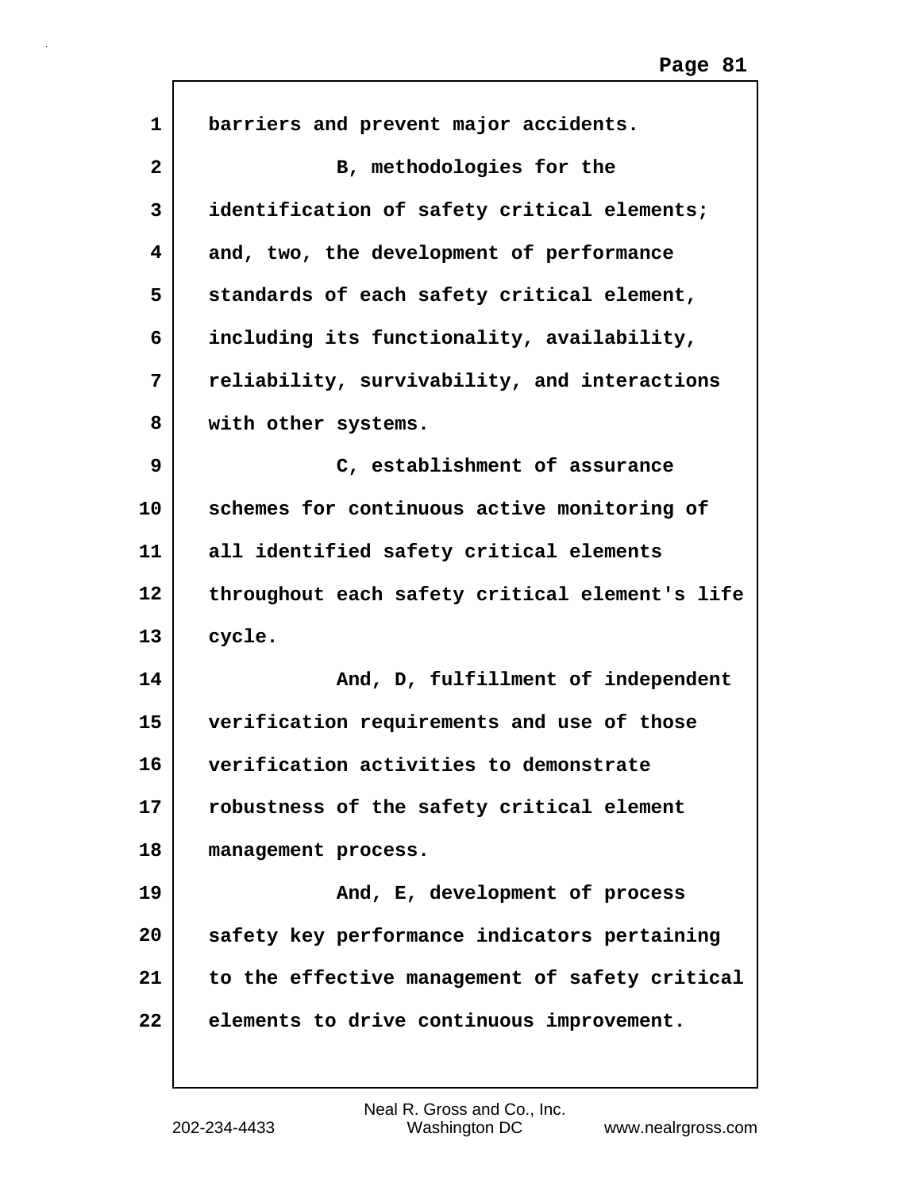barriers and prevent major accidents.

B, methodologies for the identification of safety critical elements; and, two, the development of performance standards of each safety critical element, including its functionality, availability, reliability, survivability, and interactions with other systems.

C, establishment of assurance schemes for continuous active monitoring of all identified safety critical elements throughout each safety critical element's life cycle.

And, D, fulfillment of independent verification requirements and use of those verification activities to demonstrate robustness of the safety critical element management process.

And, E, development of process safety key performance indicators pertaining to the effective management of safety critical elements to drive continuous improvement.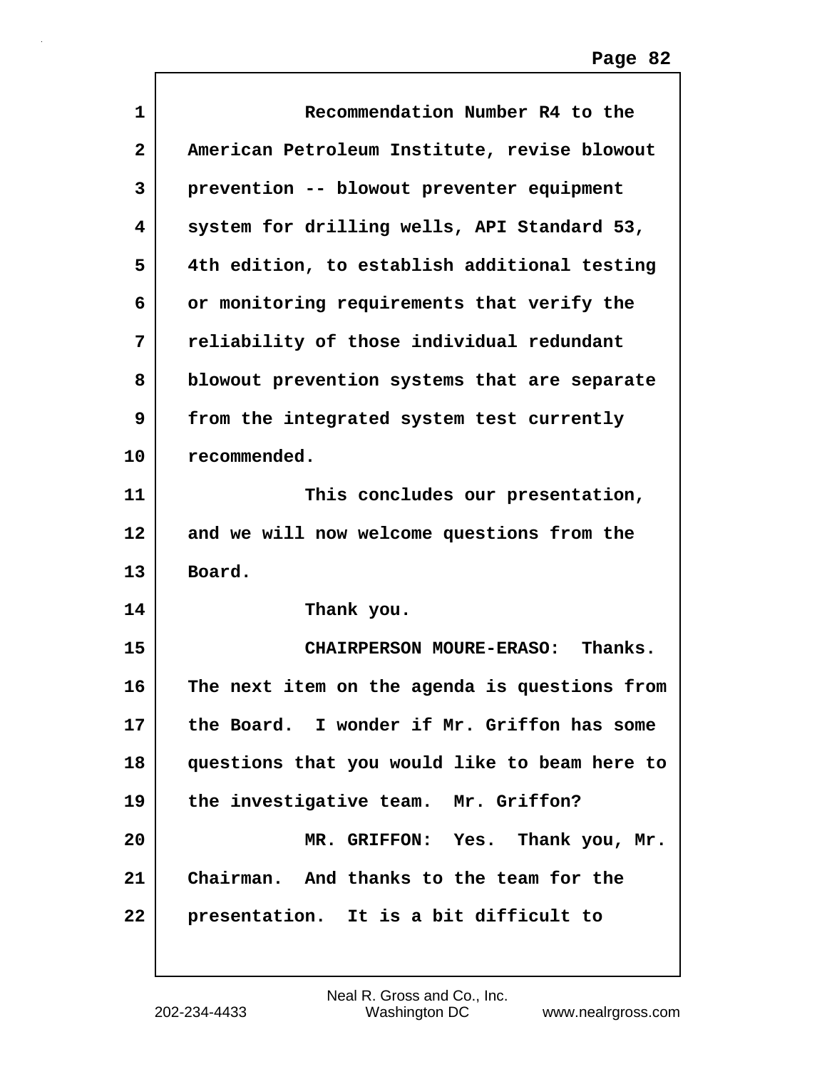Recommendation Number R4 to the American Petroleum Institute, revise blowout prevention -- blowout preventer equipment system for drilling wells, API Standard 53, 4th edition, to establish additional testing or monitoring requirements that verify the reliability of those individual redundant blowout prevention systems that are separate from the integrated system test currently recommended.

This concludes our presentation, and we will now welcome questions from the Board.

Thank you.

CHAIRPERSON MOURE-ERASO: Thanks. The next item on the agenda is questions from the Board. I wonder if Mr. Griffon has some questions that you would like to beam here to the investigative team. Mr. Griffon?

MR. GRIFFON: Yes. Thank you, Mr. Chairman. And thanks to the team for the presentation. It is a bit difficult to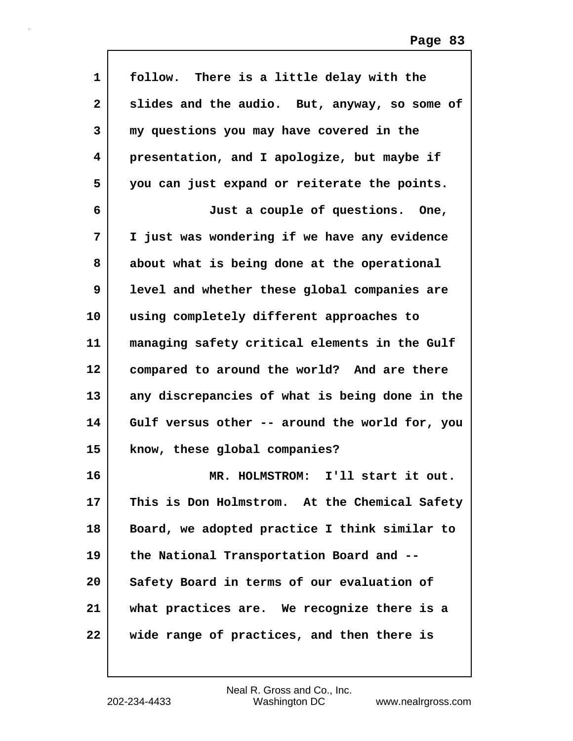follow. There is a little delay with the slides and the audio. But, anyway, so some of my questions you may have covered in the presentation, and I apologize, but maybe if you can just expand or reiterate the points.

Just a couple of questions. One, I just was wondering if we have any evidence about what is being done at the operational level and whether these global companies are using completely different approaches to managing safety critical elements in the Gulf compared to around the world? And are there any discrepancies of what is being done in the Gulf versus other -- around the world for, you know, these global companies?

MR. HOLMSTROM: I'll start it out. This is Don Holmstrom. At the Chemical Safety Board, we adopted practice I think similar to the National Transportation Board and -- Safety Board in terms of our evaluation of what practices are. We recognize there is a wide range of practices, and then there is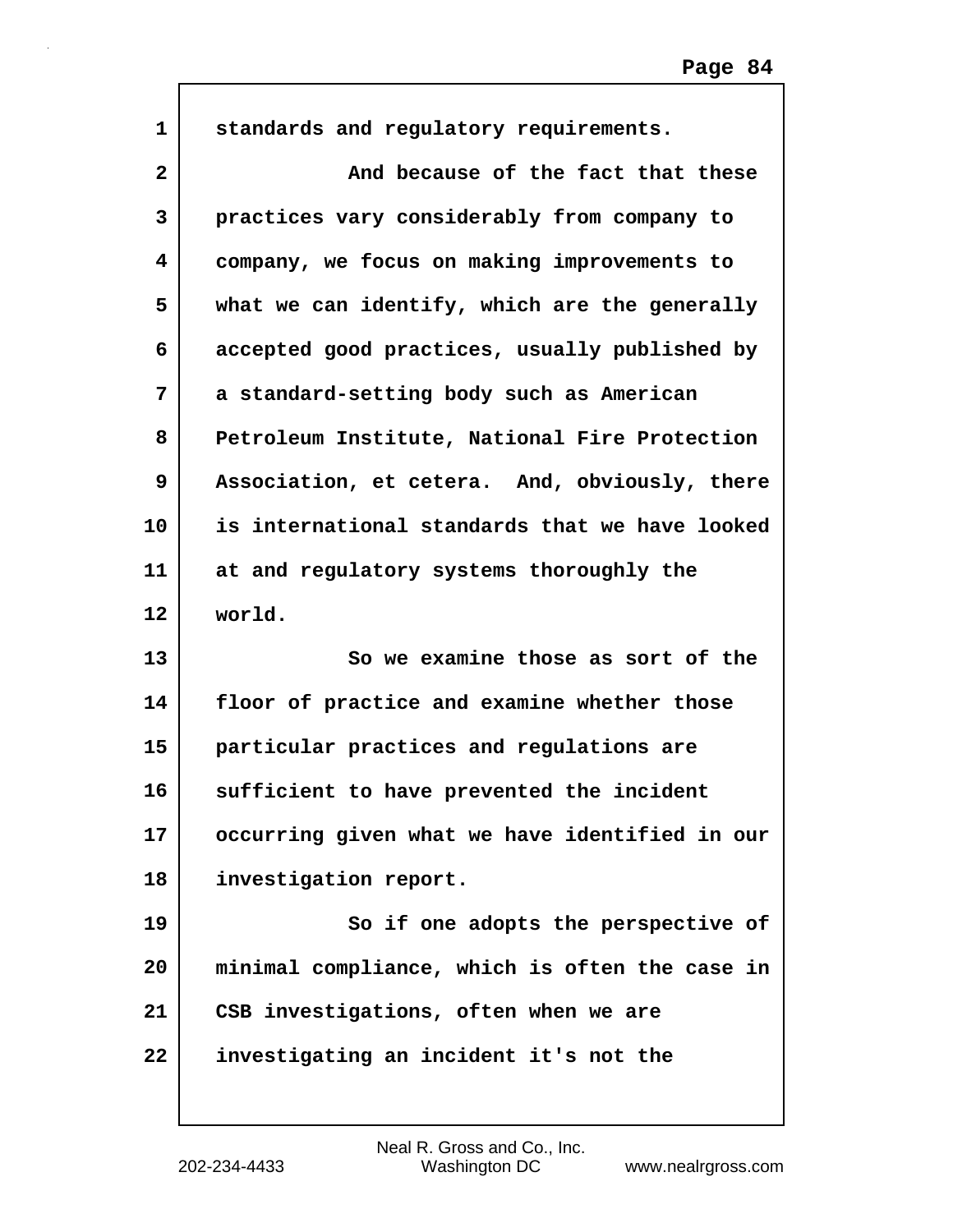standards and regulatory requirements.

And because of the fact that these practices vary considerably from company to company, we focus on making improvements to what we can identify, which are the generally accepted good practices, usually published by a standard-setting body such as American Petroleum Institute, National Fire Protection Association, et cetera. And, obviously, there is international standards that we have looked at and regulatory systems thoroughly the world.

So we examine those as sort of the floor of practice and examine whether those particular practices and regulations are sufficient to have prevented the incident occurring given what we have identified in our investigation report.

So if one adopts the perspective of minimal compliance, which is often the case in CSB investigations, often when we are investigating an incident it's not the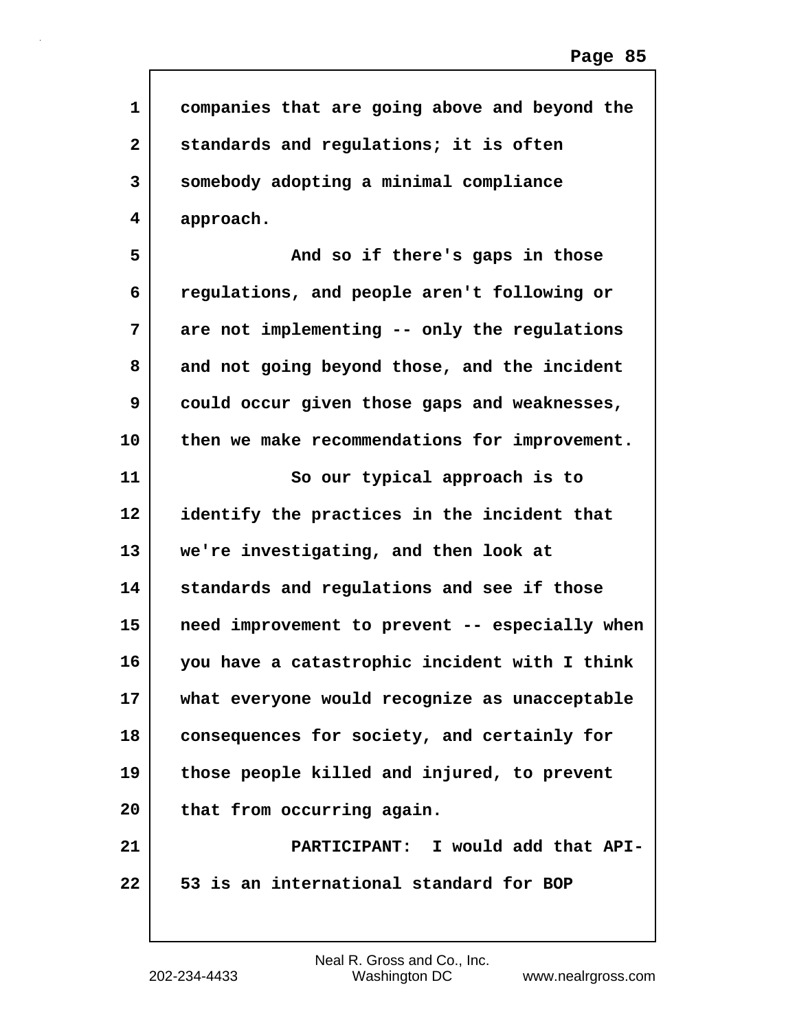companies that are going above and beyond the standards and regulations; it is often somebody adopting a minimal compliance approach.

And so if there's gaps in those regulations, and people aren't following or are not implementing -- only the regulations and not going beyond those, and the incident could occur given those gaps and weaknesses, then we make recommendations for improvement.

So our typical approach is to identify the practices in the incident that we're investigating, and then look at standards and regulations and see if those need improvement to prevent -- especially when you have a catastrophic incident with I think what everyone would recognize as unacceptable consequences for society, and certainly for those people killed and injured, to prevent that from occurring again.

PARTICIPANT: I would add that API-53 is an international standard for BOP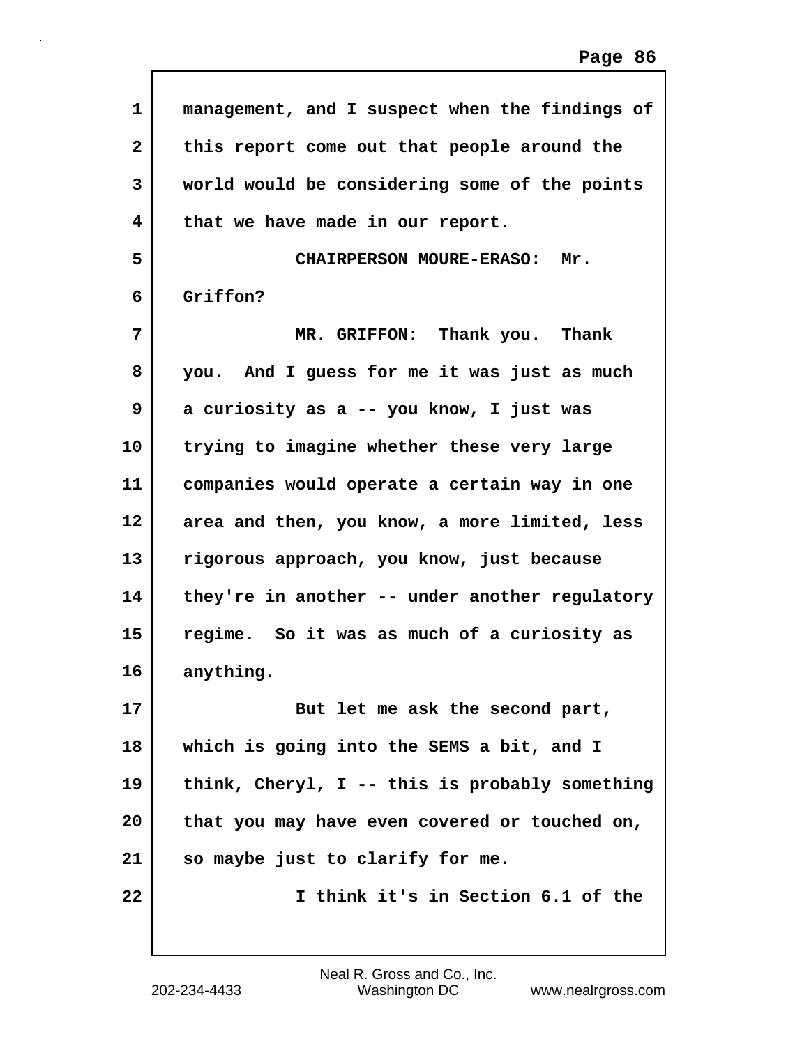management, and I suspect when the findings of this report come out that people around the world would be considering some of the points that we have made in our report.

CHAIRPERSON MOURE-ERASO: Mr. Griffon?

MR. GRIFFON: Thank you. Thank you. And I guess for me it was just as much a curiosity as a -- you know, I just was trying to imagine whether these very large companies would operate a certain way in one area and then, you know, a more limited, less rigorous approach, you know, just because they're in another -- under another regulatory regime. So it was as much of a curiosity as anything.

But let me ask the second part, which is going into the SEMS a bit, and I think, Cheryl, I -- this is probably something that you may have even covered or touched on, so maybe just to clarify for me.

I think it's in Section 6.1 of the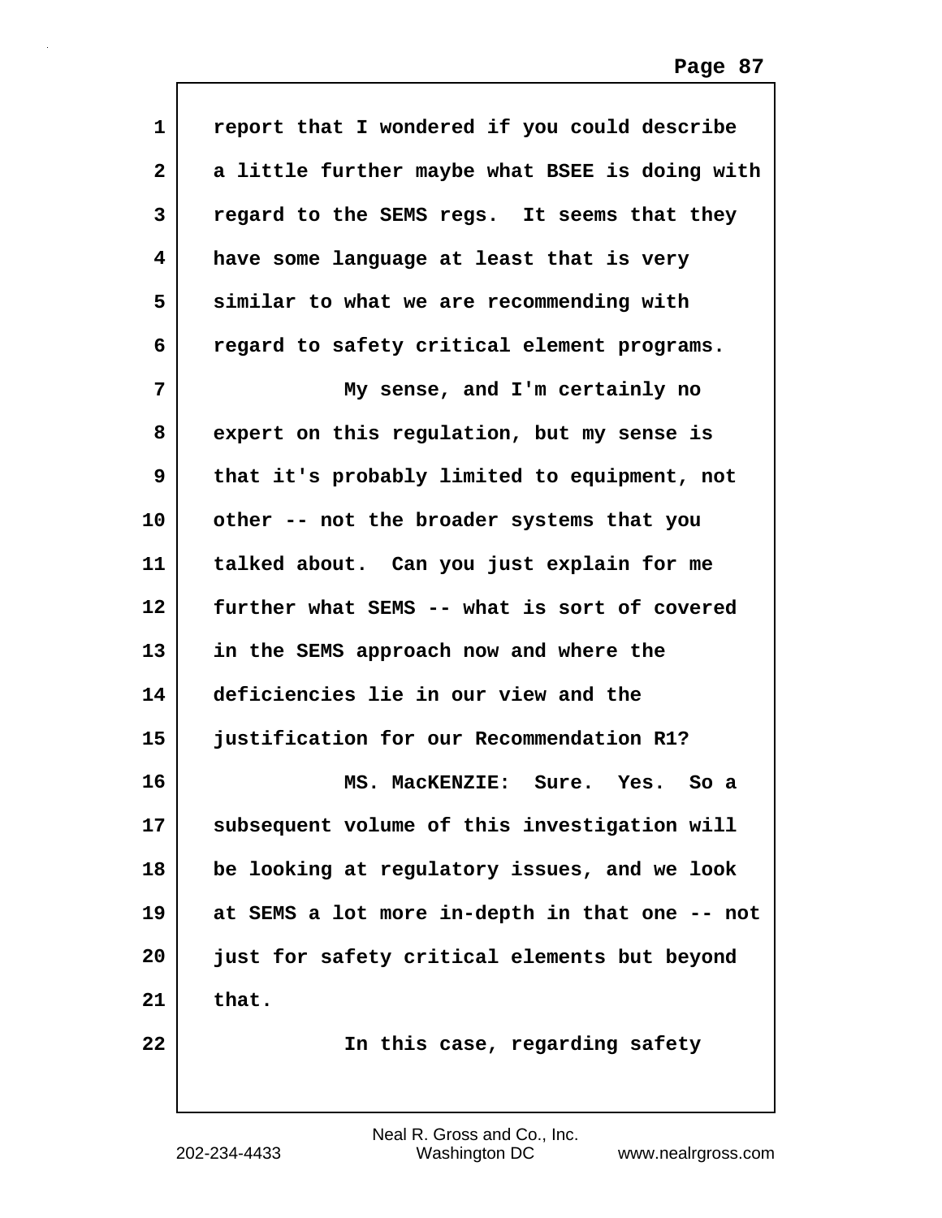report that I wondered if you could describe a little further maybe what BSEE is doing with regard to the SEMS regs. It seems that they have some language at least that is very similar to what we are recommending with regard to safety critical element programs.

My sense, and I'm certainly no expert on this regulation, but my sense is that it's probably limited to equipment, not other -- not the broader systems that you talked about. Can you just explain for me further what SEMS -- what is sort of covered in the SEMS approach now and where the deficiencies lie in our view and the justification for our Recommendation R1?

MS. MacKENZIE: Sure. Yes. So a subsequent volume of this investigation will be looking at regulatory issues, and we look at SEMS a lot more in-depth in that one -- not just for safety critical elements but beyond that.

In this case, regarding safety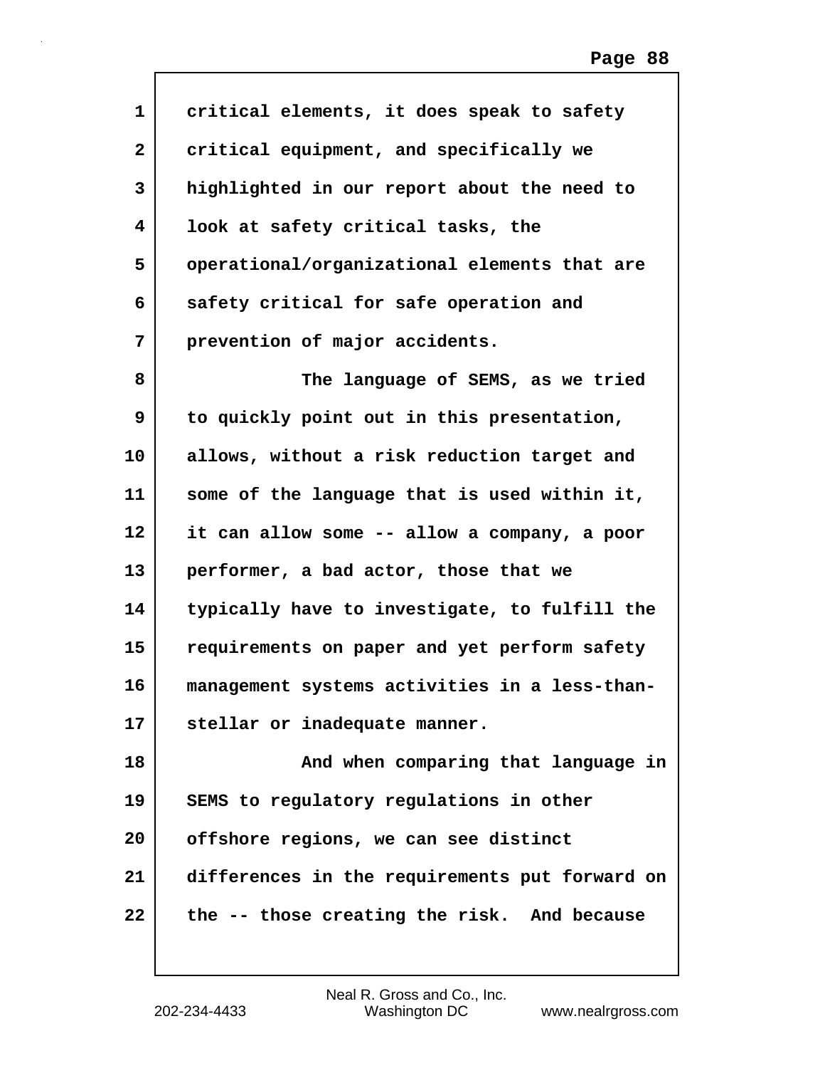critical elements, it does speak to safety critical equipment, and specifically we highlighted in our report about the need to look at safety critical tasks, the operational/organizational elements that are safety critical for safe operation and prevention of major accidents.

The language of SEMS, as we tried to quickly point out in this presentation, allows, without a risk reduction target and some of the language that is used within it, it can allow some -- allow a company, a poor performer, a bad actor, those that we typically have to investigate, to fulfill the requirements on paper and yet perform safety management systems activities in a less-than-stellar or inadequate manner.

And when comparing that language in SEMS to regulatory regulations in other offshore regions, we can see distinct differences in the requirements put forward on the -- those creating the risk. And because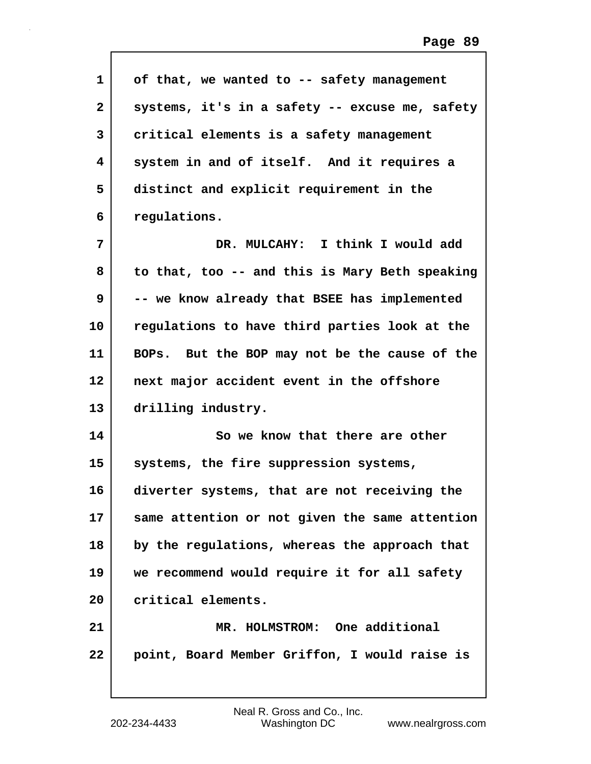of that, we wanted to -- safety management systems, it's in a safety -- excuse me, safety critical elements is a safety management system in and of itself. And it requires a distinct and explicit requirement in the regulations.

DR. MULCAHY: I think I would add to that, too -- and this is Mary Beth speaking -- we know already that BSEE has implemented regulations to have third parties look at the BOPs. But the BOP may not be the cause of the next major accident event in the offshore drilling industry.

So we know that there are other systems, the fire suppression systems, diverter systems, that are not receiving the same attention or not given the same attention by the regulations, whereas the approach that we recommend would require it for all safety critical elements.

MR. HOLMSTROM: One additional point, Board Member Griffon, I would raise is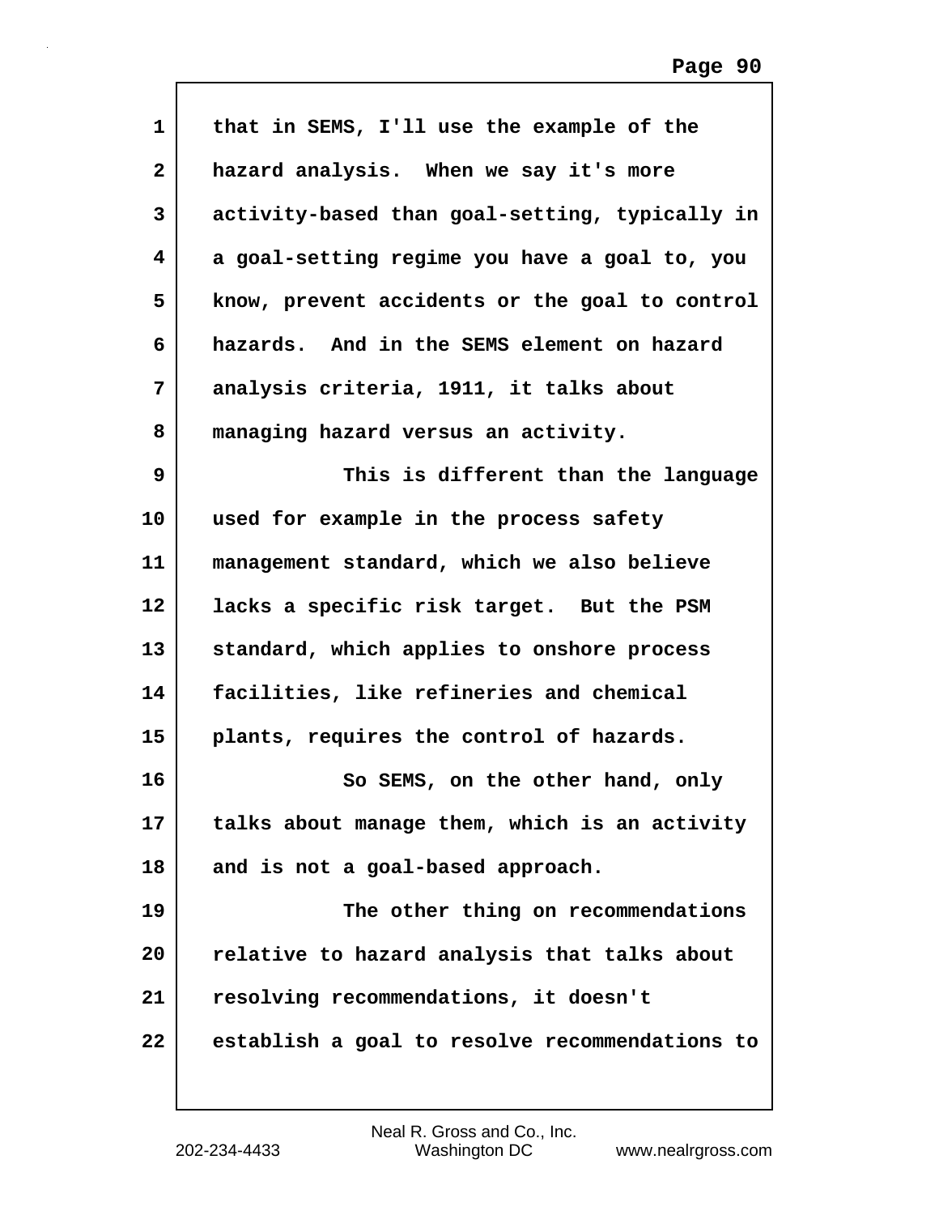that in SEMS, I'll use the example of the hazard analysis. When we say it's more activity-based than goal-setting, typically in a goal-setting regime you have a goal to, you know, prevent accidents or the goal to control hazards. And in the SEMS element on hazard analysis criteria, 1911, it talks about managing hazard versus an activity.

This is different than the language used for example in the process safety management standard, which we also believe lacks a specific risk target. But the PSM standard, which applies to onshore process facilities, like refineries and chemical plants, requires the control of hazards.

So SEMS, on the other hand, only talks about manage them, which is an activity and is not a goal-based approach.

The other thing on recommendations relative to hazard analysis that talks about resolving recommendations, it doesn't establish a goal to resolve recommendations to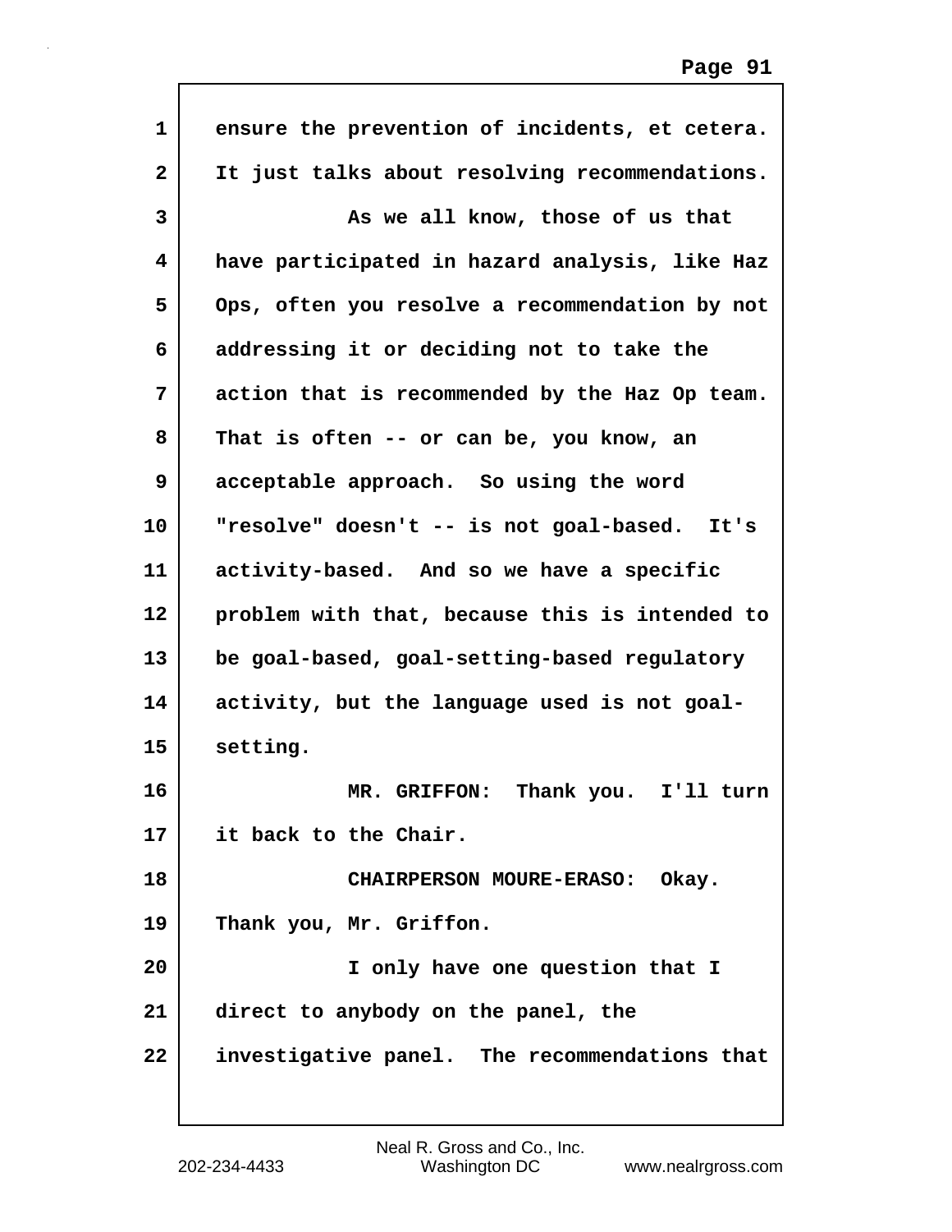ensure the prevention of incidents, et cetera. It just talks about resolving recommendations.

As we all know, those of us that have participated in hazard analysis, like Haz Ops, often you resolve a recommendation by not addressing it or deciding not to take the action that is recommended by the Haz Op team. That is often -- or can be, you know, an acceptable approach. So using the word "resolve" doesn't -- is not goal-based. It's activity-based. And so we have a specific problem with that, because this is intended to be goal-based, goal-setting-based regulatory activity, but the language used is not goal-setting.

MR. GRIFFON: Thank you. I'll turn it back to the Chair.

CHAIRPERSON MOURE-ERASO: Okay. Thank you, Mr. Griffon.

I only have one question that I direct to anybody on the panel, the investigative panel. The recommendations that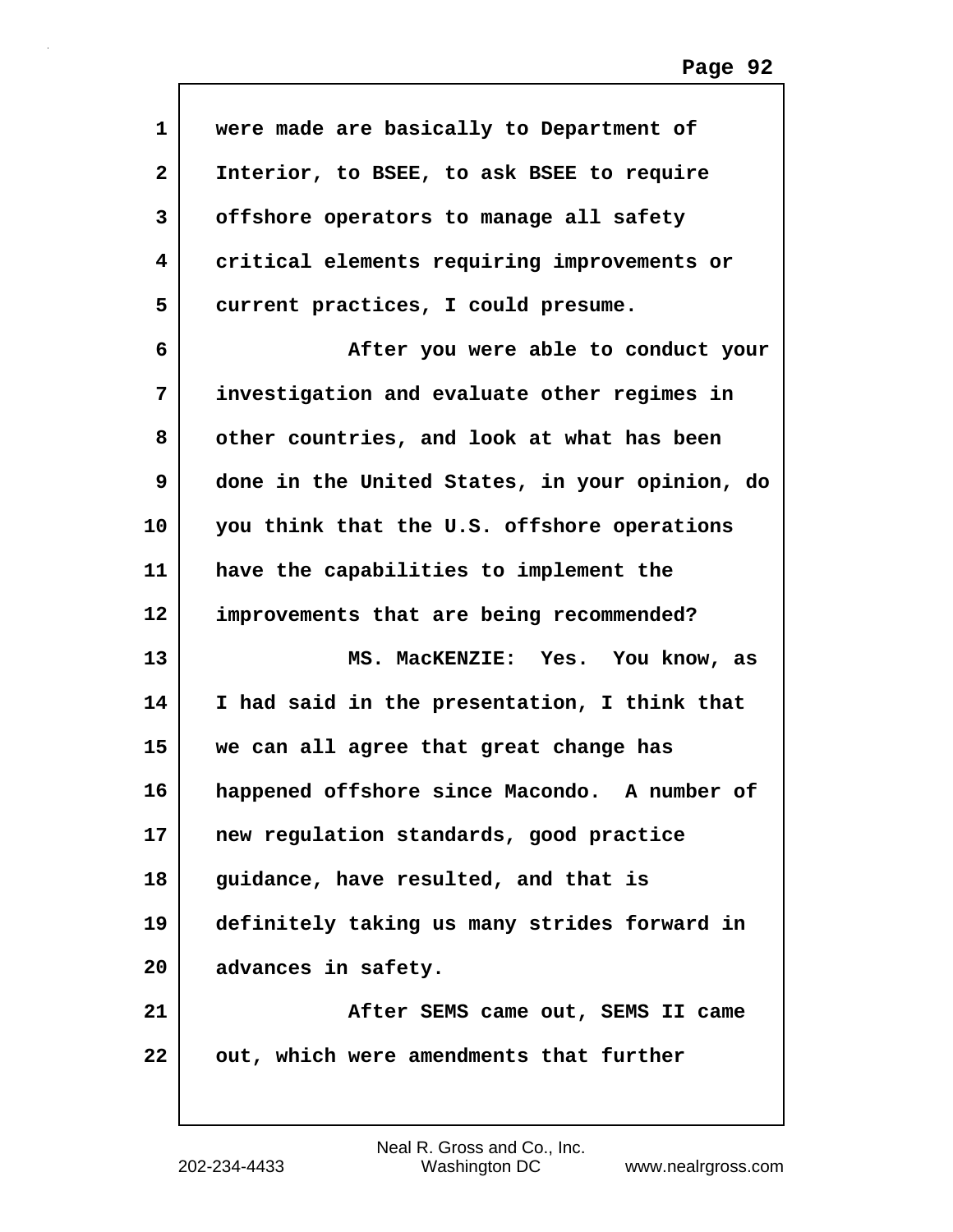were made are basically to Department of Interior, to BSEE, to ask BSEE to require offshore operators to manage all safety critical elements requiring improvements or current practices, I could presume.

After you were able to conduct your investigation and evaluate other regimes in other countries, and look at what has been done in the United States, in your opinion, do you think that the U.S. offshore operations have the capabilities to implement the improvements that are being recommended?

MS. MacKENZIE: Yes. You know, as I had said in the presentation, I think that we can all agree that great change has happened offshore since Macondo. A number of new regulation standards, good practice guidance, have resulted, and that is definitely taking us many strides forward in advances in safety.

After SEMS came out, SEMS II came out, which were amendments that further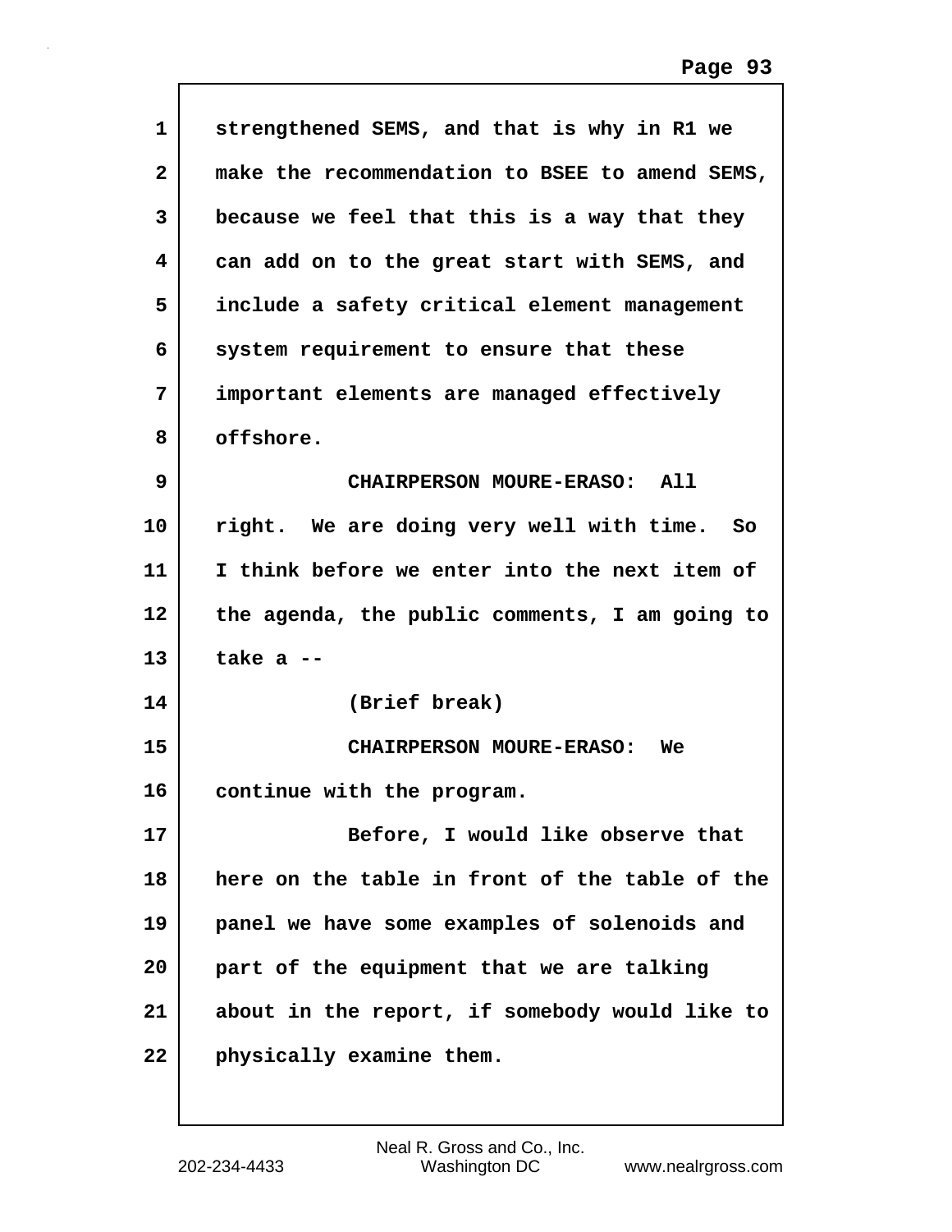strengthened SEMS, and that is why in R1 we make the recommendation to BSEE to amend SEMS, because we feel that this is a way that they can add on to the great start with SEMS, and include a safety critical element management system requirement to ensure that these important elements are managed effectively offshore.

CHAIRPERSON MOURE-ERASO: All right. We are doing very well with time. So I think before we enter into the next item of the agenda, the public comments, I am going to take a --

(Brief break)

CHAIRPERSON MOURE-ERASO: We continue with the program.

Before, I would like observe that here on the table in front of the table of the panel we have some examples of solenoids and part of the equipment that we are talking about in the report, if somebody would like to physically examine them.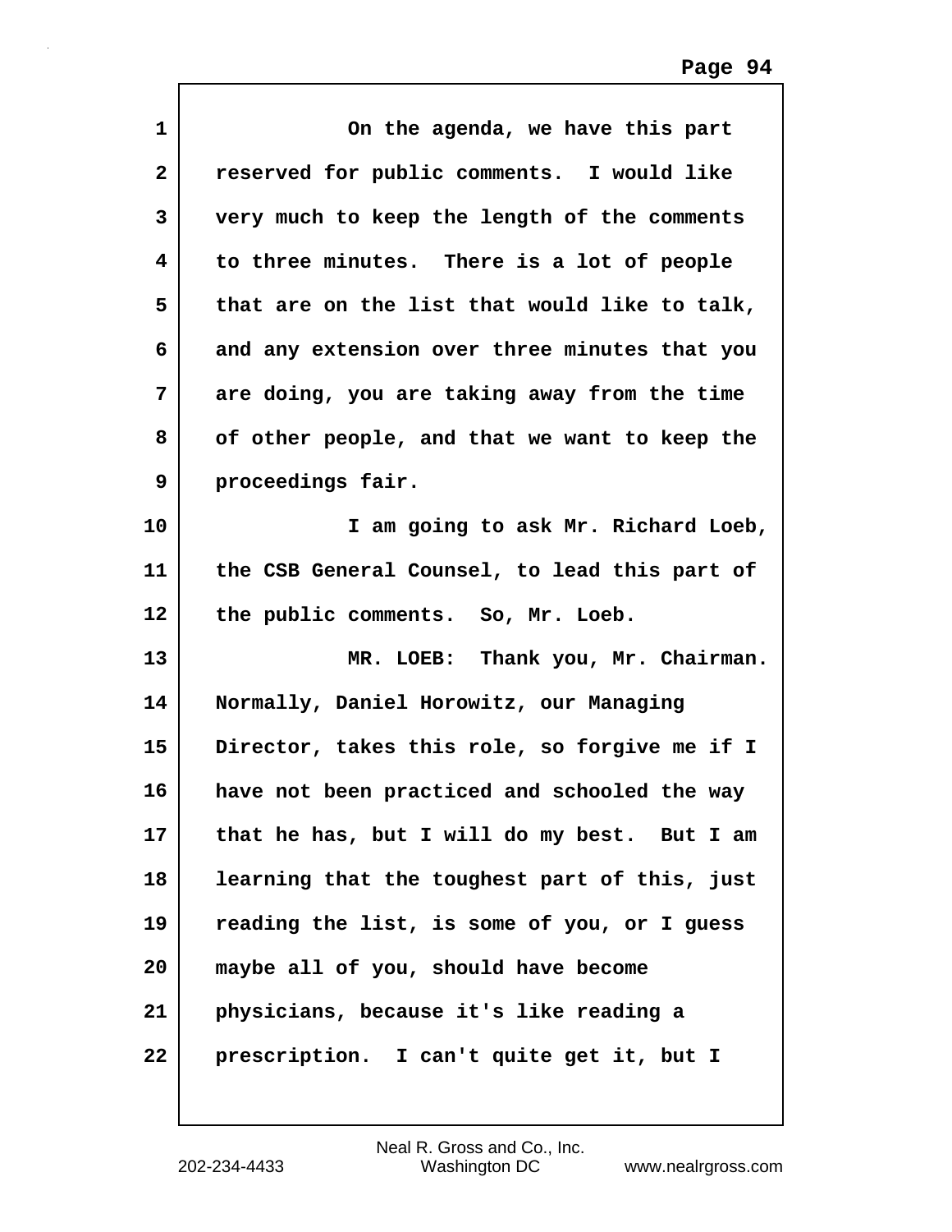On the agenda, we have this part reserved for public comments. I would like very much to keep the length of the comments to three minutes. There is a lot of people that are on the list that would like to talk, and any extension over three minutes that you are doing, you are taking away from the time of other people, and that we want to keep the proceedings fair.

I am going to ask Mr. Richard Loeb, the CSB General Counsel, to lead this part of the public comments. So, Mr. Loeb.

MR. LOEB: Thank you, Mr. Chairman. Normally, Daniel Horowitz, our Managing Director, takes this role, so forgive me if I have not been practiced and schooled the way that he has, but I will do my best. But I am learning that the toughest part of this, just reading the list, is some of you, or I guess maybe all of you, should have become physicians, because it's like reading a prescription. I can't quite get it, but I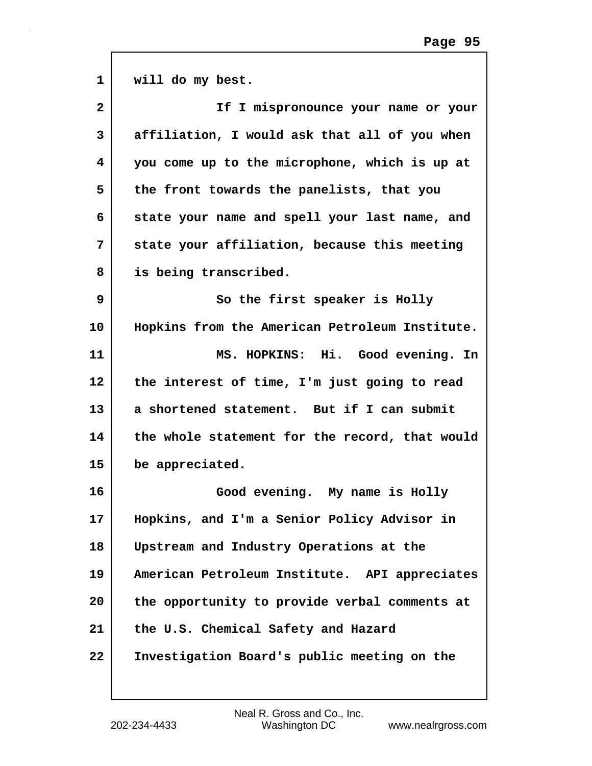will do my best.

If I mispronounce your name or your affiliation, I would ask that all of you when you come up to the microphone, which is up at the front towards the panelists, that you state your name and spell your last name, and state your affiliation, because this meeting is being transcribed.

So the first speaker is Holly Hopkins from the American Petroleum Institute.

MS. HOPKINS: Hi. Good evening. In the interest of time, I'm just going to read a shortened statement. But if I can submit the whole statement for the record, that would be appreciated.

Good evening. My name is Holly Hopkins, and I'm a Senior Policy Advisor in Upstream and Industry Operations at the American Petroleum Institute. API appreciates the opportunity to provide verbal comments at the U.S. Chemical Safety and Hazard Investigation Board's public meeting on the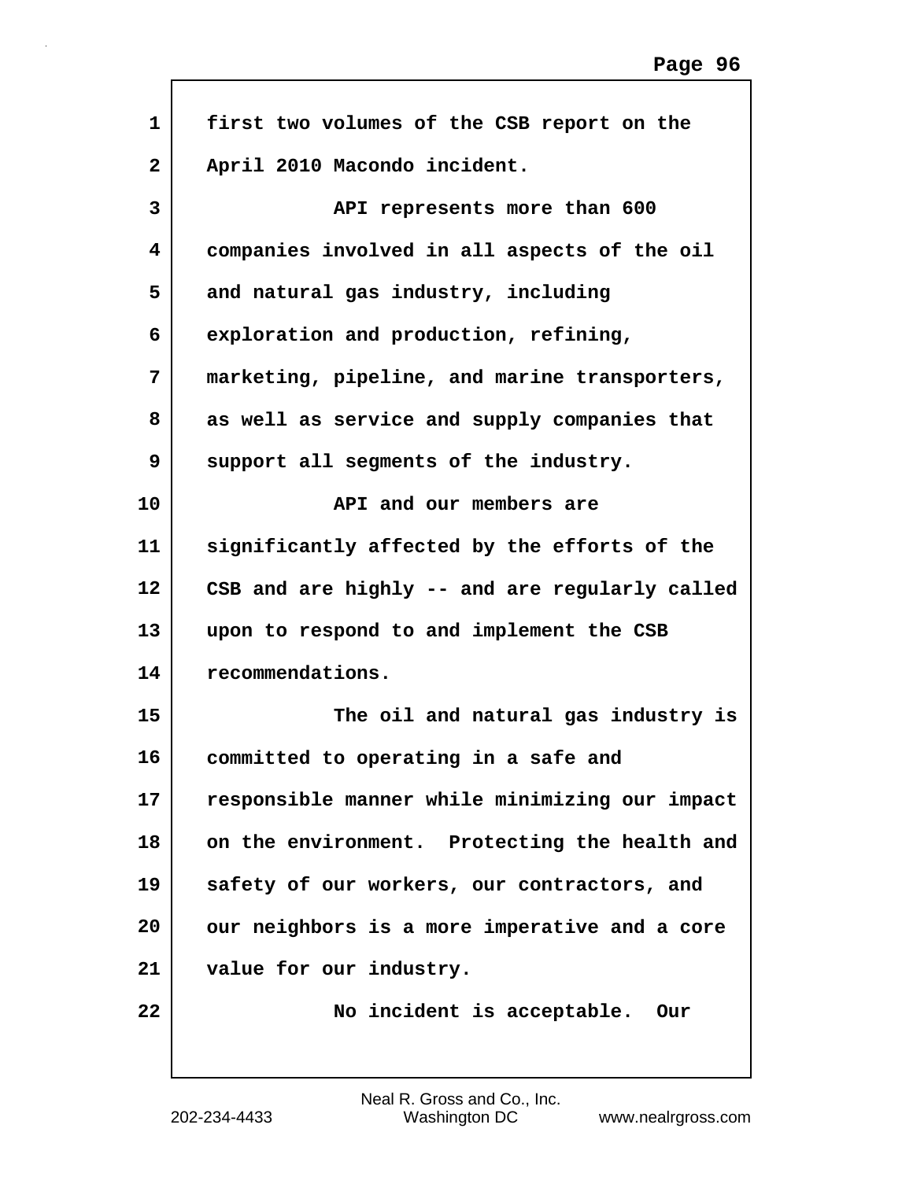first two volumes of the CSB report on the April 2010 Macondo incident.

API represents more than 600 companies involved in all aspects of the oil and natural gas industry, including exploration and production, refining, marketing, pipeline, and marine transporters, as well as service and supply companies that support all segments of the industry.

API and our members are significantly affected by the efforts of the CSB and are highly -- and are regularly called upon to respond to and implement the CSB recommendations.

The oil and natural gas industry is committed to operating in a safe and responsible manner while minimizing our impact on the environment. Protecting the health and safety of our workers, our contractors, and our neighbors is a more imperative and a core value for our industry.

No incident is acceptable. Our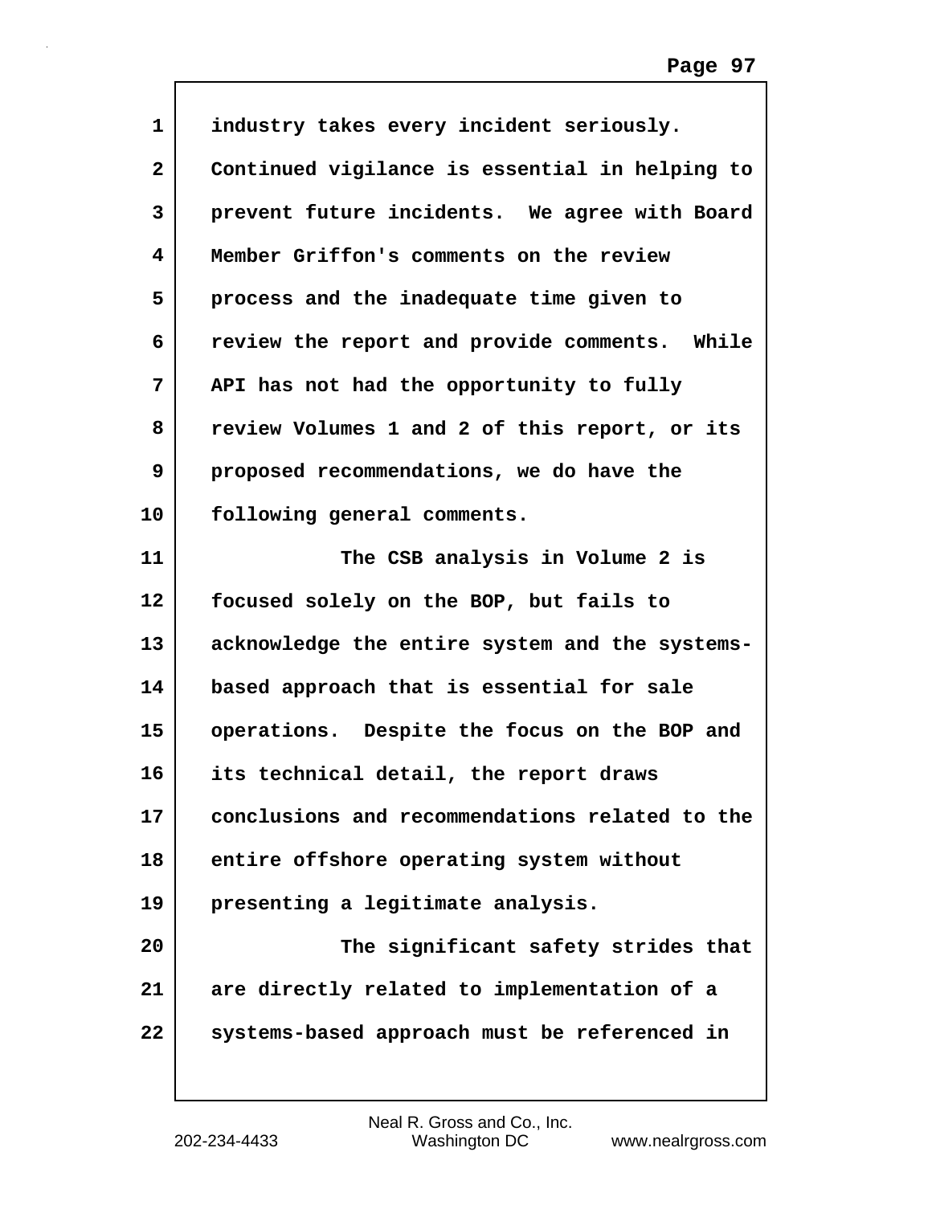industry takes every incident seriously. Continued vigilance is essential in helping to prevent future incidents. We agree with Board Member Griffon's comments on the review process and the inadequate time given to review the report and provide comments. While API has not had the opportunity to fully review Volumes 1 and 2 of this report, or its proposed recommendations, we do have the following general comments.

The CSB analysis in Volume 2 is focused solely on the BOP, but fails to acknowledge the entire system and the systems-based approach that is essential for sale operations. Despite the focus on the BOP and its technical detail, the report draws conclusions and recommendations related to the entire offshore operating system without presenting a legitimate analysis.

The significant safety strides that are directly related to implementation of a systems-based approach must be referenced in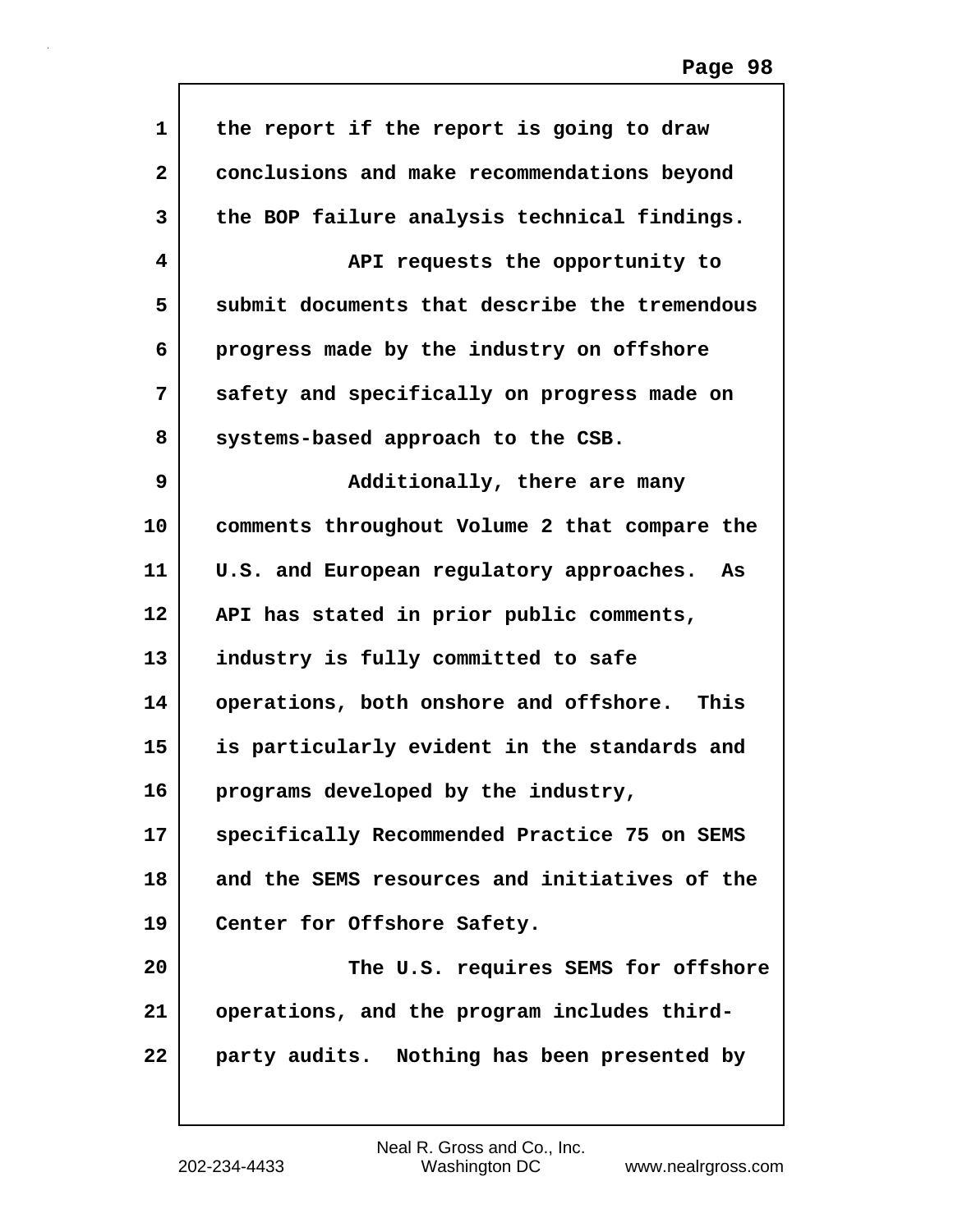the report if the report is going to draw conclusions and make recommendations beyond the BOP failure analysis technical findings.

API requests the opportunity to submit documents that describe the tremendous progress made by the industry on offshore safety and specifically on progress made on systems-based approach to the CSB.

Additionally, there are many comments throughout Volume 2 that compare the U.S. and European regulatory approaches. As API has stated in prior public comments, industry is fully committed to safe operations, both onshore and offshore. This is particularly evident in the standards and programs developed by the industry, specifically Recommended Practice 75 on SEMS and the SEMS resources and initiatives of the Center for Offshore Safety.

The U.S. requires SEMS for offshore operations, and the program includes third-party audits. Nothing has been presented by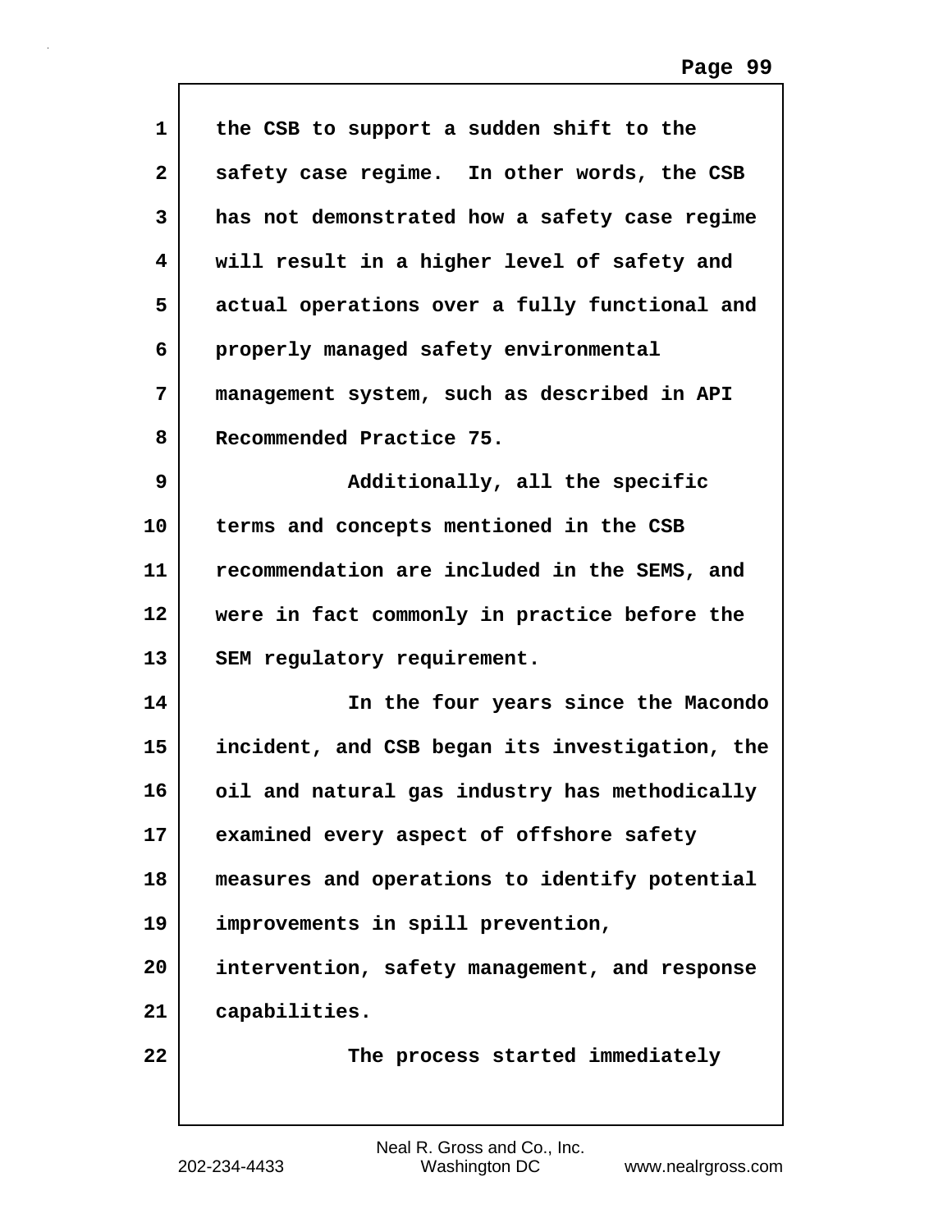the CSB to support a sudden shift to the safety case regime. In other words, the CSB has not demonstrated how a safety case regime will result in a higher level of safety and actual operations over a fully functional and properly managed safety environmental management system, such as described in API Recommended Practice 75.

Additionally, all the specific terms and concepts mentioned in the CSB recommendation are included in the SEMS, and were in fact commonly in practice before the SEM regulatory requirement.

In the four years since the Macondo incident, and CSB began its investigation, the oil and natural gas industry has methodically examined every aspect of offshore safety measures and operations to identify potential improvements in spill prevention, intervention, safety management, and response capabilities.

The process started immediately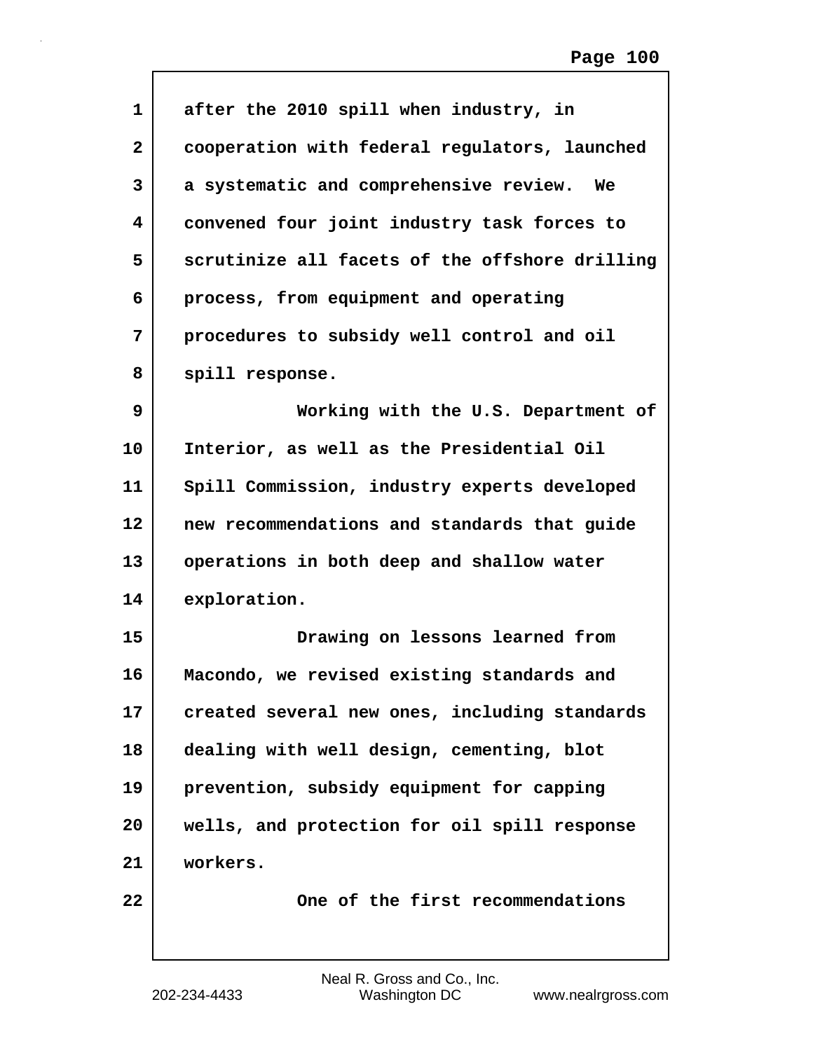after the 2010 spill when industry, in cooperation with federal regulators, launched a systematic and comprehensive review. We convened four joint industry task forces to scrutinize all facets of the offshore drilling process, from equipment and operating procedures to subsidy well control and oil spill response.

Working with the U.S. Department of Interior, as well as the Presidential Oil Spill Commission, industry experts developed new recommendations and standards that guide operations in both deep and shallow water exploration.

Drawing on lessons learned from Macondo, we revised existing standards and created several new ones, including standards dealing with well design, cementing, blot prevention, subsidy equipment for capping wells, and protection for oil spill response workers.

One of the first recommendations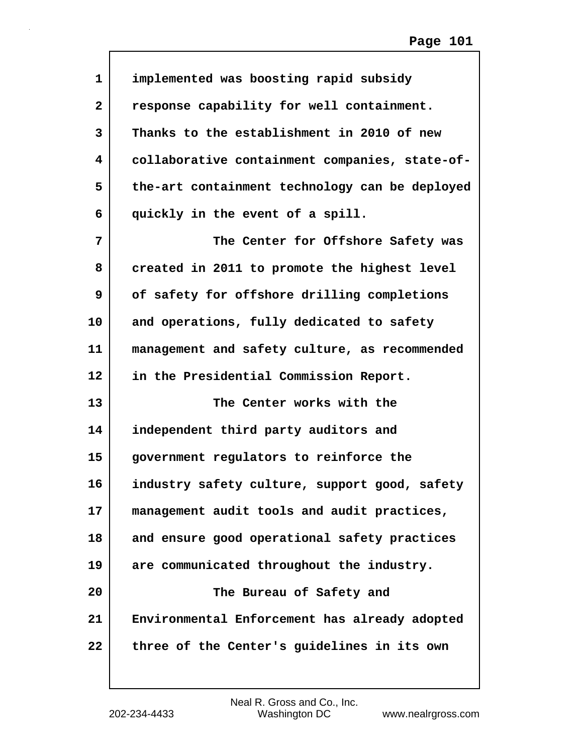implemented was boosting rapid subsidy response capability for well containment. Thanks to the establishment in 2010 of new collaborative containment companies, state-of-the-art containment technology can be deployed quickly in the event of a spill.

The Center for Offshore Safety was created in 2011 to promote the highest level of safety for offshore drilling completions and operations, fully dedicated to safety management and safety culture, as recommended in the Presidential Commission Report.

The Center works with the independent third party auditors and government regulators to reinforce the industry safety culture, support good, safety management audit tools and audit practices, and ensure good operational safety practices are communicated throughout the industry.

The Bureau of Safety and Environmental Enforcement has already adopted three of the Center's guidelines in its own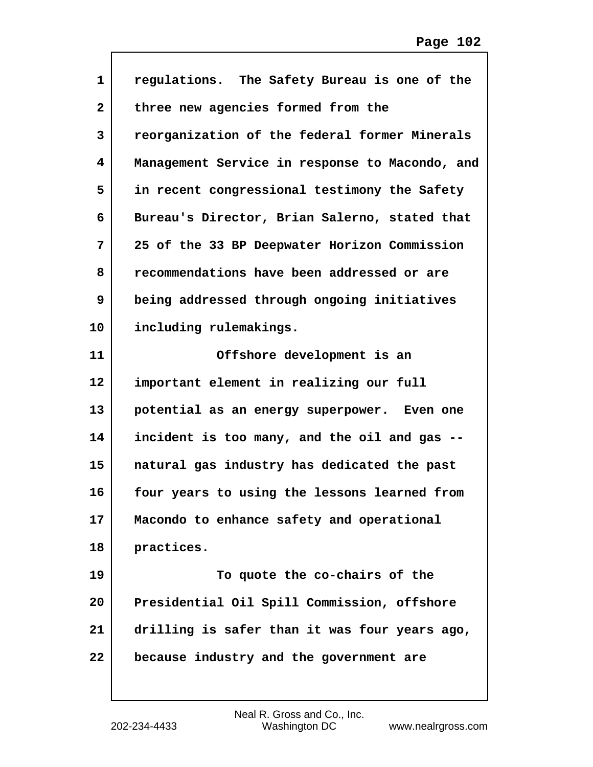regulations. The Safety Bureau is one of the three new agencies formed from the reorganization of the federal former Minerals Management Service in response to Macondo, and in recent congressional testimony the Safety Bureau's Director, Brian Salerno, stated that 25 of the 33 BP Deepwater Horizon Commission recommendations have been addressed or are being addressed through ongoing initiatives including rulemakings.

Offshore development is an important element in realizing our full potential as an energy superpower. Even one incident is too many, and the oil and gas -- natural gas industry has dedicated the past four years to using the lessons learned from Macondo to enhance safety and operational practices.

To quote the co-chairs of the Presidential Oil Spill Commission, offshore drilling is safer than it was four years ago, because industry and the government are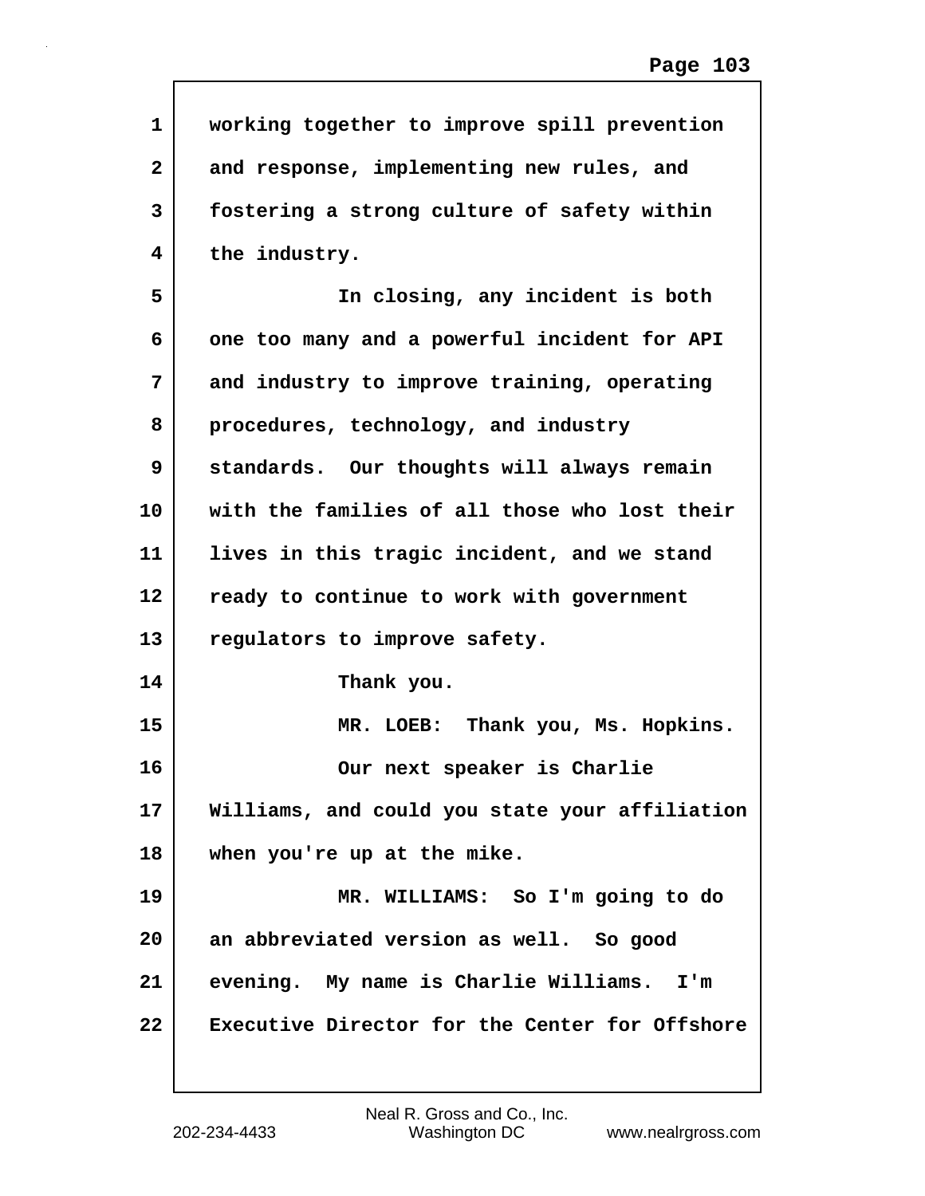working together to improve spill prevention and response, implementing new rules, and fostering a strong culture of safety within the industry.

In closing, any incident is both one too many and a powerful incident for API and industry to improve training, operating procedures, technology, and industry standards. Our thoughts will always remain with the families of all those who lost their lives in this tragic incident, and we stand ready to continue to work with government regulators to improve safety.

Thank you.

MR. LOEB: Thank you, Ms. Hopkins.

Our next speaker is Charlie Williams, and could you state your affiliation when you're up at the mike.

MR. WILLIAMS: So I'm going to do an abbreviated version as well. So good evening. My name is Charlie Williams. I'm Executive Director for the Center for Offshore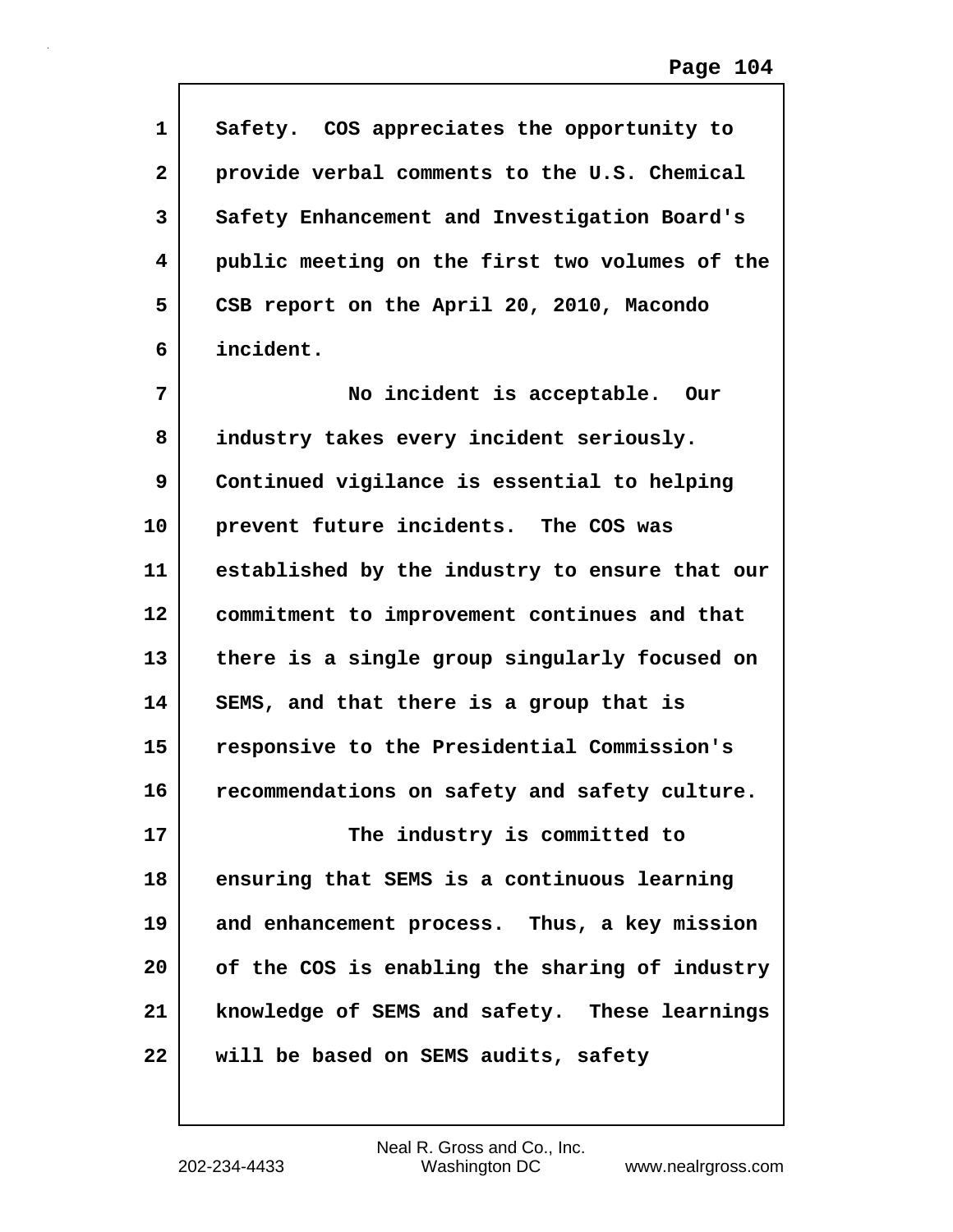Safety. COS appreciates the opportunity to provide verbal comments to the U.S. Chemical Safety Enhancement and Investigation Board's public meeting on the first two volumes of the CSB report on the April 20, 2010, Macondo incident.

No incident is acceptable. Our industry takes every incident seriously. Continued vigilance is essential to helping prevent future incidents. The COS was established by the industry to ensure that our commitment to improvement continues and that there is a single group singularly focused on SEMS, and that there is a group that is responsive to the Presidential Commission's recommendations on safety and safety culture.

The industry is committed to ensuring that SEMS is a continuous learning and enhancement process. Thus, a key mission of the COS is enabling the sharing of industry knowledge of SEMS and safety. These learnings will be based on SEMS audits, safety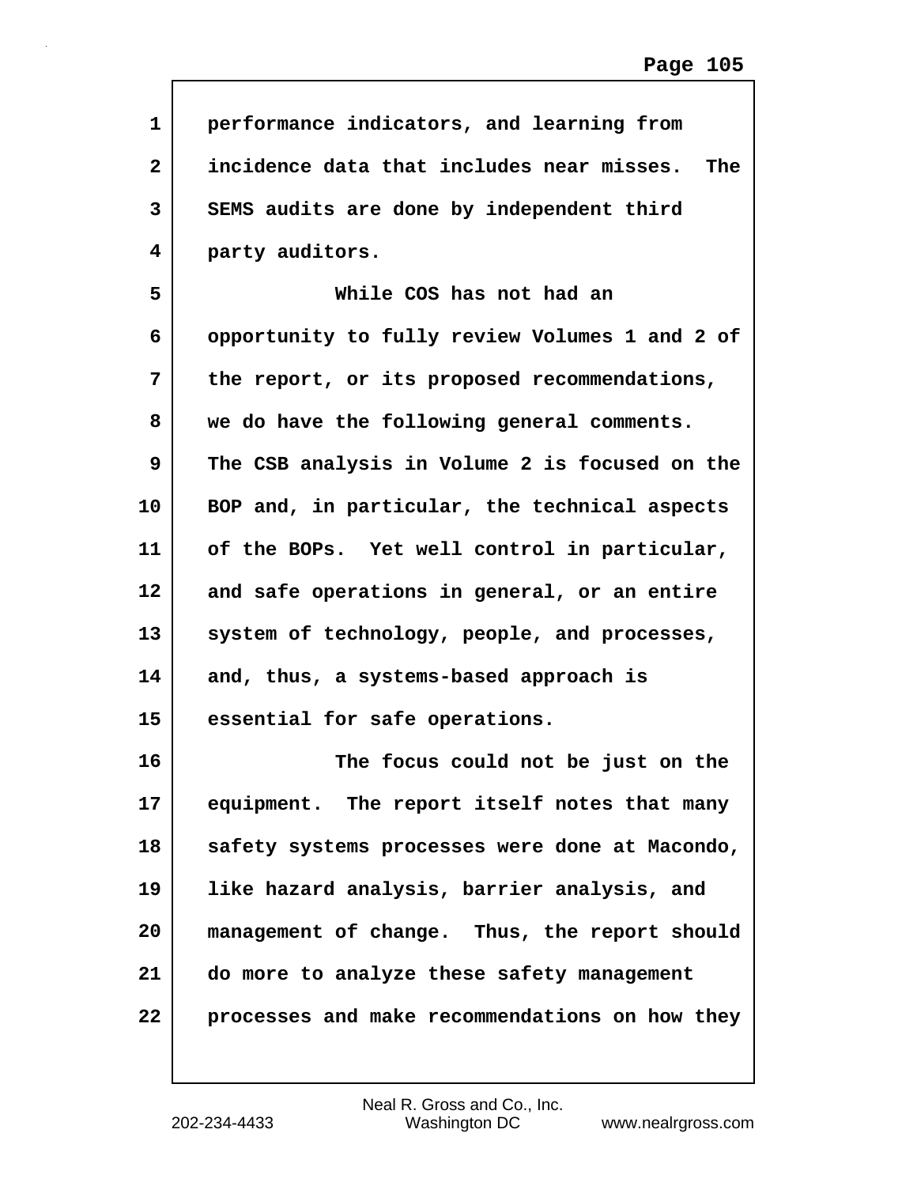performance indicators, and learning from incidence data that includes near misses. The SEMS audits are done by independent third party auditors.

While COS has not had an opportunity to fully review Volumes 1 and 2 of the report, or its proposed recommendations, we do have the following general comments. The CSB analysis in Volume 2 is focused on the BOP and, in particular, the technical aspects of the BOPs. Yet well control in particular, and safe operations in general, or an entire system of technology, people, and processes, and, thus, a systems-based approach is essential for safe operations.

The focus could not be just on the equipment. The report itself notes that many safety systems processes were done at Macondo, like hazard analysis, barrier analysis, and management of change. Thus, the report should do more to analyze these safety management processes and make recommendations on how they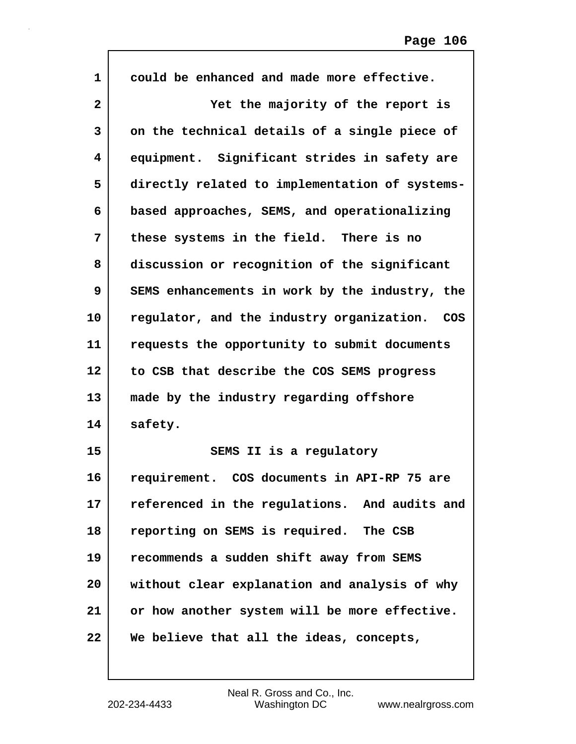could be enhanced and made more effective.

Yet the majority of the report is on the technical details of a single piece of equipment. Significant strides in safety are directly related to implementation of systems-based approaches, SEMS, and operationalizing these systems in the field. There is no discussion or recognition of the significant SEMS enhancements in work by the industry, the regulator, and the industry organization. COS requests the opportunity to submit documents to CSB that describe the COS SEMS progress made by the industry regarding offshore safety.

SEMS II is a regulatory requirement. COS documents in API-RP 75 are referenced in the regulations. And audits and reporting on SEMS is required. The CSB recommends a sudden shift away from SEMS without clear explanation and analysis of why or how another system will be more effective. We believe that all the ideas, concepts,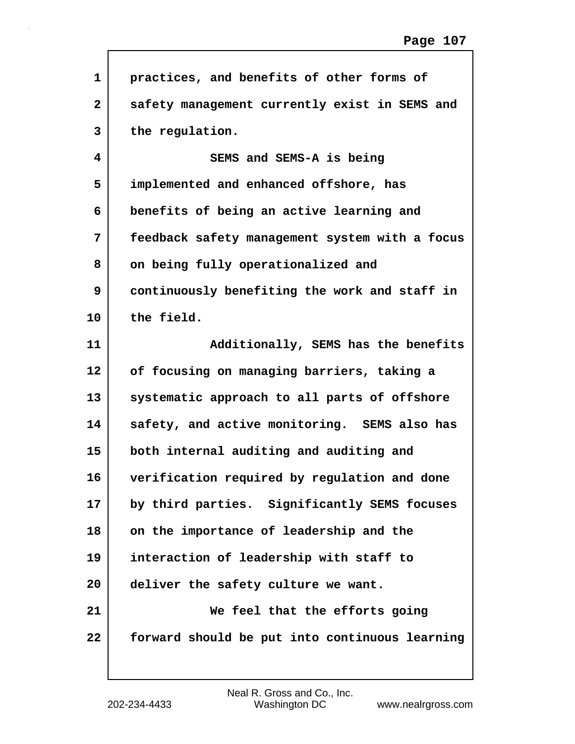practices, and benefits of other forms of safety management currently exist in SEMS and the regulation.

SEMS and SEMS-A is being implemented and enhanced offshore, has benefits of being an active learning and feedback safety management system with a focus on being fully operationalized and continuously benefiting the work and staff in the field.

Additionally, SEMS has the benefits of focusing on managing barriers, taking a systematic approach to all parts of offshore safety, and active monitoring. SEMS also has both internal auditing and auditing and verification required by regulation and done by third parties. Significantly SEMS focuses on the importance of leadership and the interaction of leadership with staff to deliver the safety culture we want.

We feel that the efforts going forward should be put into continuous learning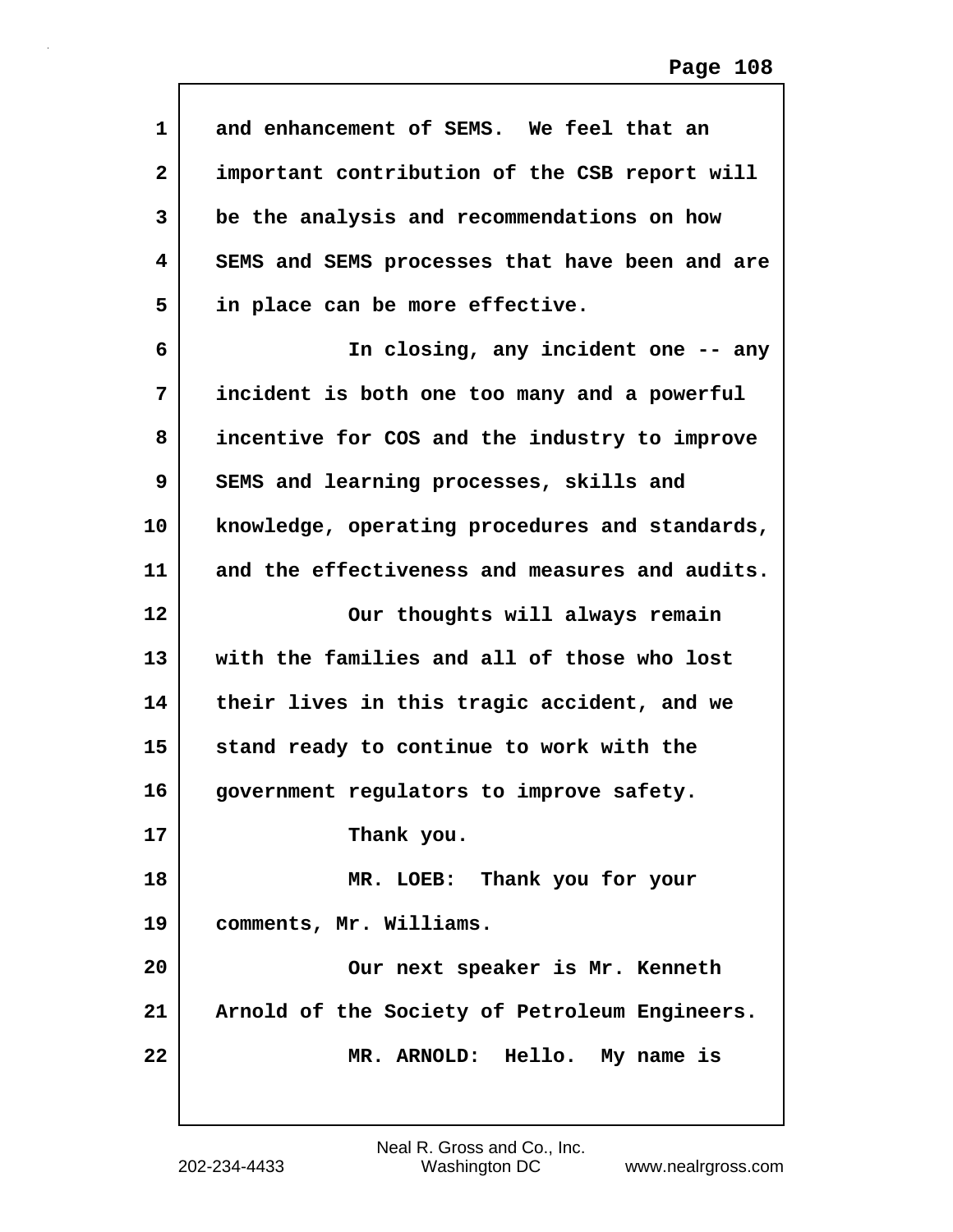and enhancement of SEMS. We feel that an important contribution of the CSB report will be the analysis and recommendations on how SEMS and SEMS processes that have been and are in place can be more effective.

In closing, any incident one -- any incident is both one too many and a powerful incentive for COS and the industry to improve SEMS and learning processes, skills and knowledge, operating procedures and standards, and the effectiveness and measures and audits.

Our thoughts will always remain with the families and all of those who lost their lives in this tragic accident, and we stand ready to continue to work with the government regulators to improve safety.

Thank you.

MR. LOEB: Thank you for your comments, Mr. Williams.

Our next speaker is Mr. Kenneth Arnold of the Society of Petroleum Engineers.

MR. ARNOLD: Hello. My name is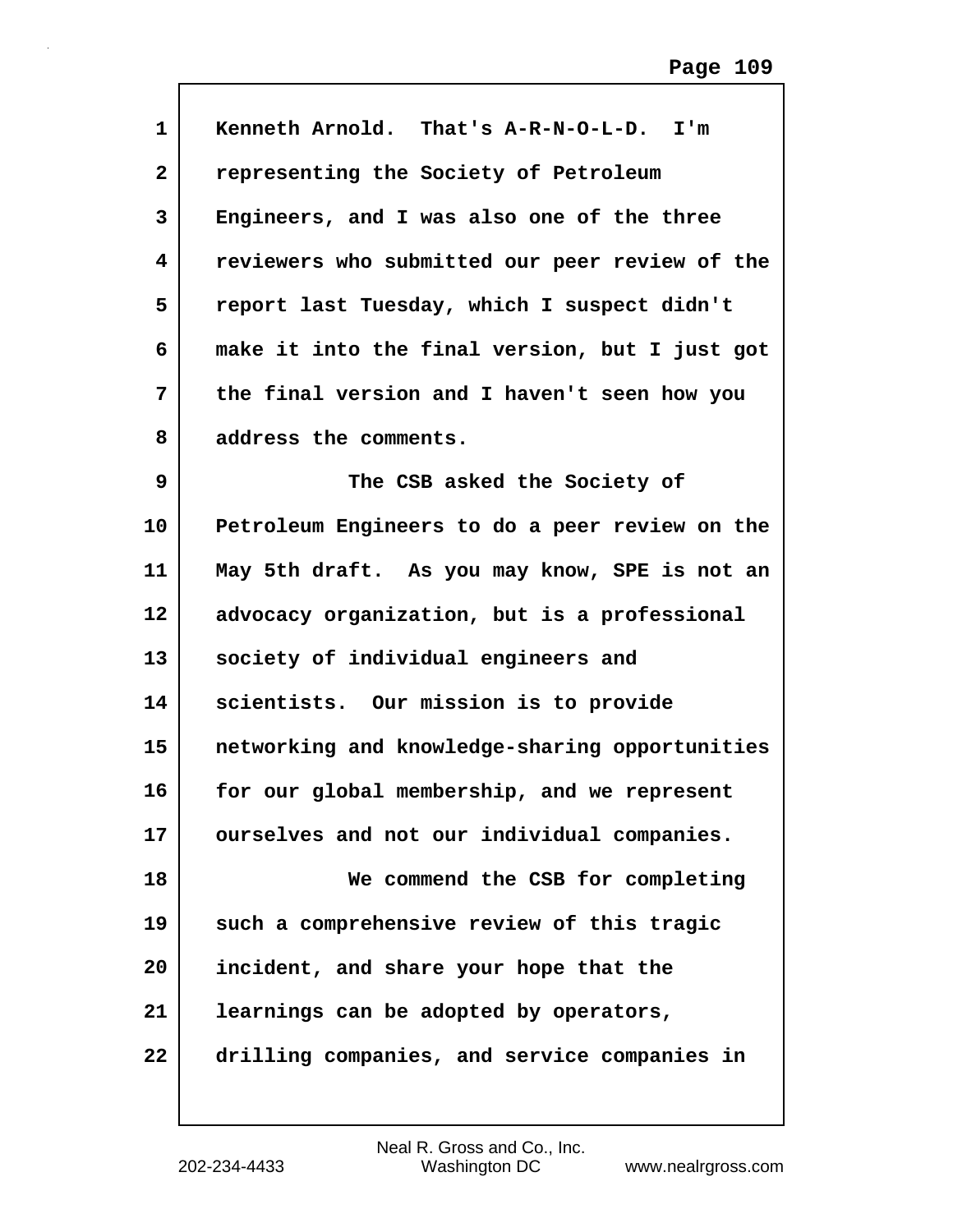Kenneth Arnold. That's A-R-N-O-L-D. I'm representing the Society of Petroleum Engineers, and I was also one of the three reviewers who submitted our peer review of the report last Tuesday, which I suspect didn't make it into the final version, but I just got the final version and I haven't seen how you address the comments.

The CSB asked the Society of Petroleum Engineers to do a peer review on the May 5th draft. As you may know, SPE is not an advocacy organization, but is a professional society of individual engineers and scientists. Our mission is to provide networking and knowledge-sharing opportunities for our global membership, and we represent ourselves and not our individual companies.

We commend the CSB for completing such a comprehensive review of this tragic incident, and share your hope that the learnings can be adopted by operators, drilling companies, and service companies in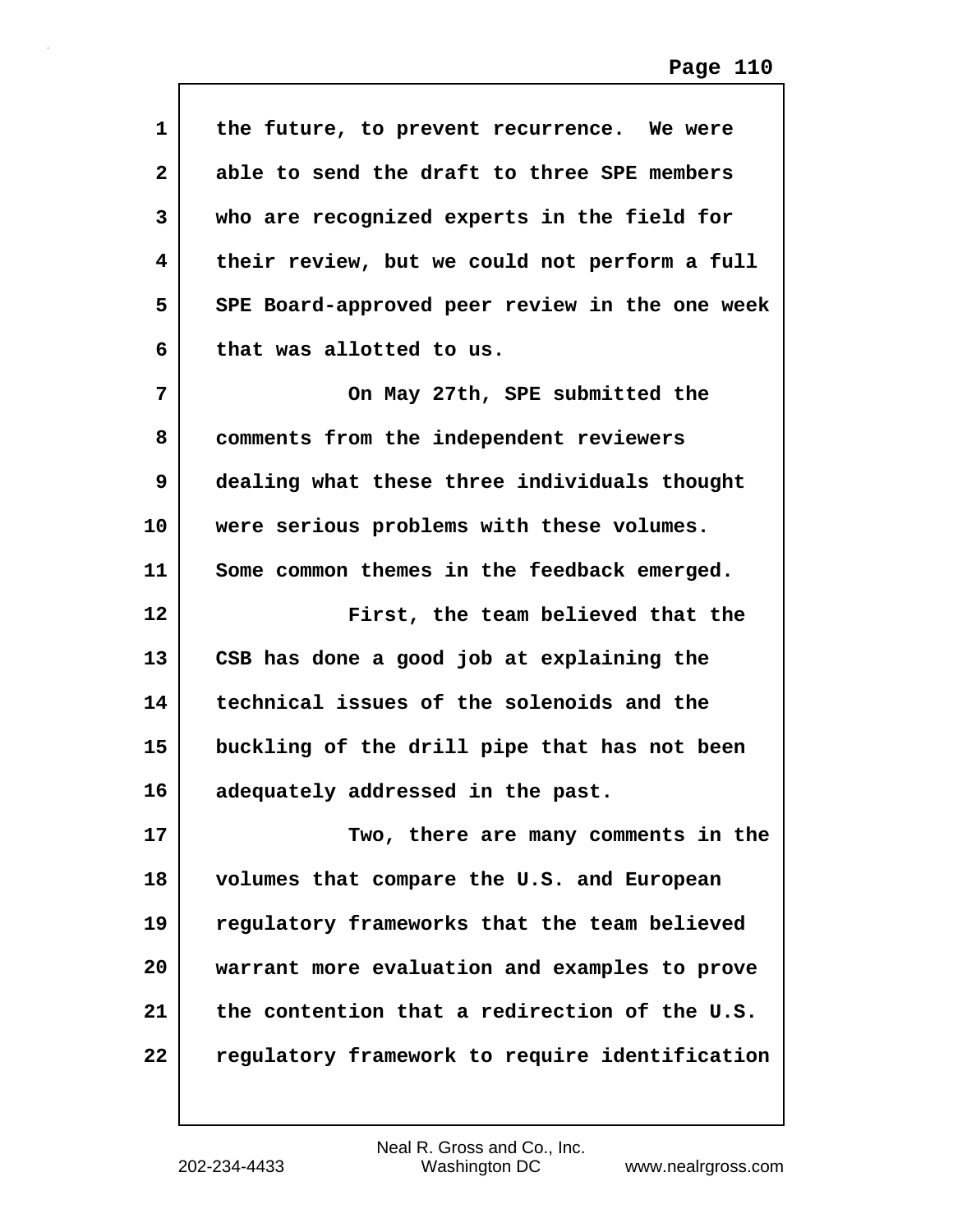the future, to prevent recurrence. We were able to send the draft to three SPE members who are recognized experts in the field for their review, but we could not perform a full SPE Board-approved peer review in the one week that was allotted to us.

On May 27th, SPE submitted the comments from the independent reviewers dealing what these three individuals thought were serious problems with these volumes. Some common themes in the feedback emerged.

First, the team believed that the CSB has done a good job at explaining the technical issues of the solenoids and the buckling of the drill pipe that has not been adequately addressed in the past.

Two, there are many comments in the volumes that compare the U.S. and European regulatory frameworks that the team believed warrant more evaluation and examples to prove the contention that a redirection of the U.S. regulatory framework to require identification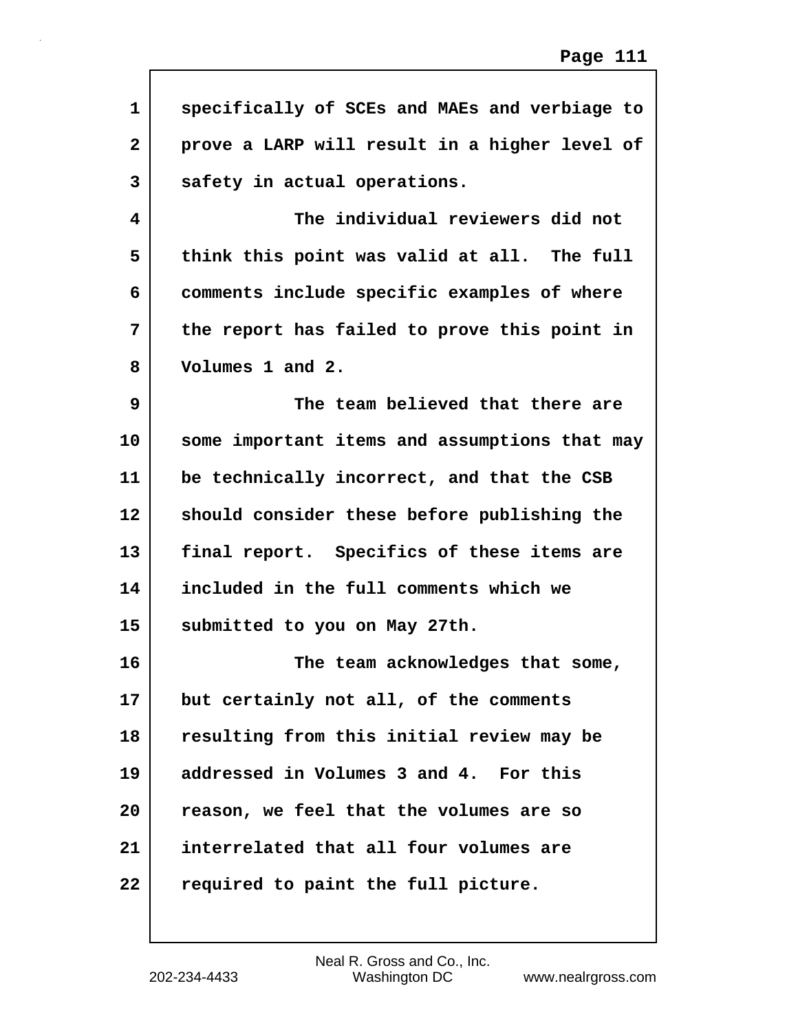specifically of SCEs and MAEs and verbiage to prove a LARP will result in a higher level of safety in actual operations.

The individual reviewers did not think this point was valid at all. The full comments include specific examples of where the report has failed to prove this point in Volumes 1 and 2.

The team believed that there are some important items and assumptions that may be technically incorrect, and that the CSB should consider these before publishing the final report. Specifics of these items are included in the full comments which we submitted to you on May 27th.

The team acknowledges that some, but certainly not all, of the comments resulting from this initial review may be addressed in Volumes 3 and 4. For this reason, we feel that the volumes are so interrelated that all four volumes are required to paint the full picture.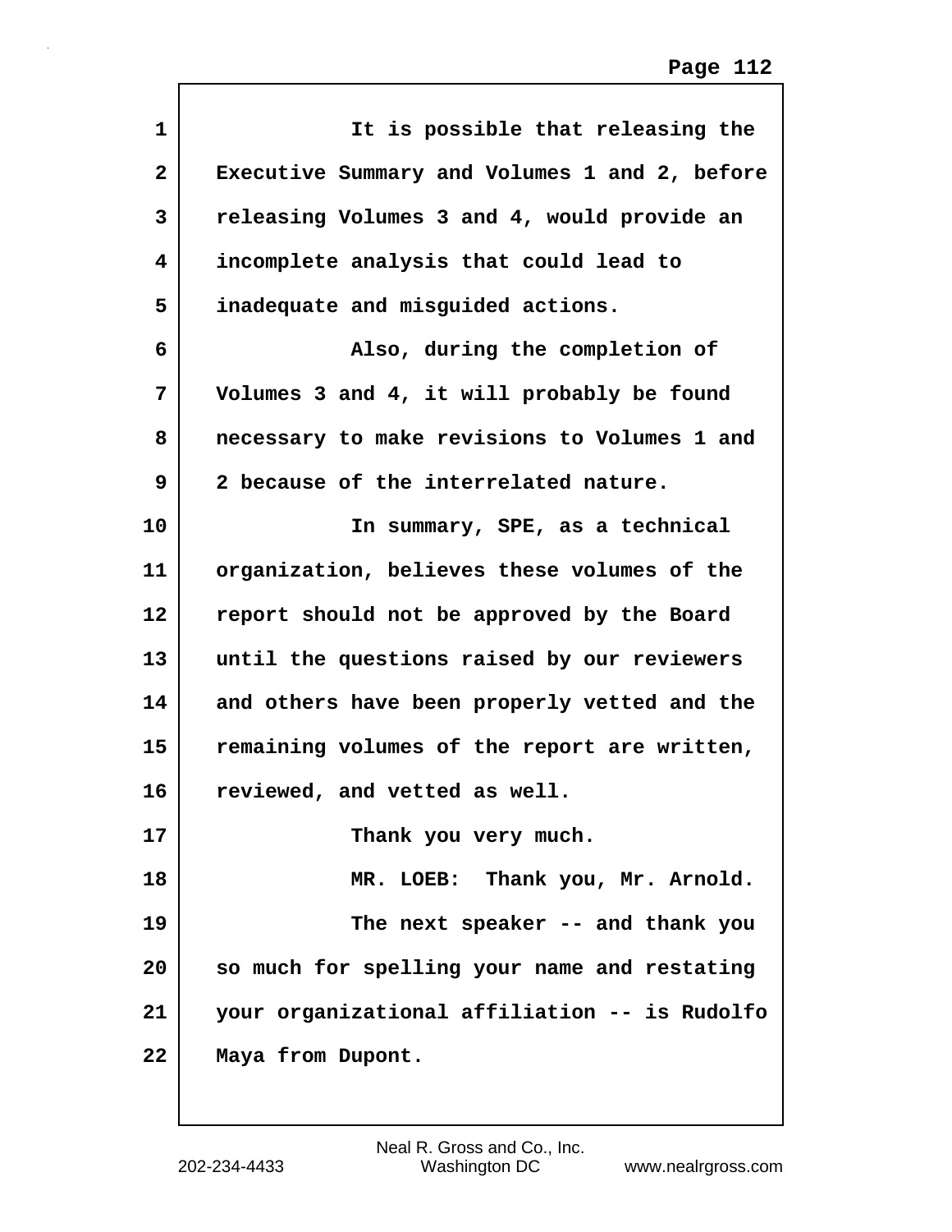It is possible that releasing the Executive Summary and Volumes 1 and 2, before releasing Volumes 3 and 4, would provide an incomplete analysis that could lead to inadequate and misguided actions.

Also, during the completion of Volumes 3 and 4, it will probably be found necessary to make revisions to Volumes 1 and 2 because of the interrelated nature.

In summary, SPE, as a technical organization, believes these volumes of the report should not be approved by the Board until the questions raised by our reviewers and others have been properly vetted and the remaining volumes of the report are written, reviewed, and vetted as well.

Thank you very much.

MR. LOEB: Thank you, Mr. Arnold.

The next speaker -- and thank you so much for spelling your name and restating your organizational affiliation -- is Rudolfo Maya from Dupont.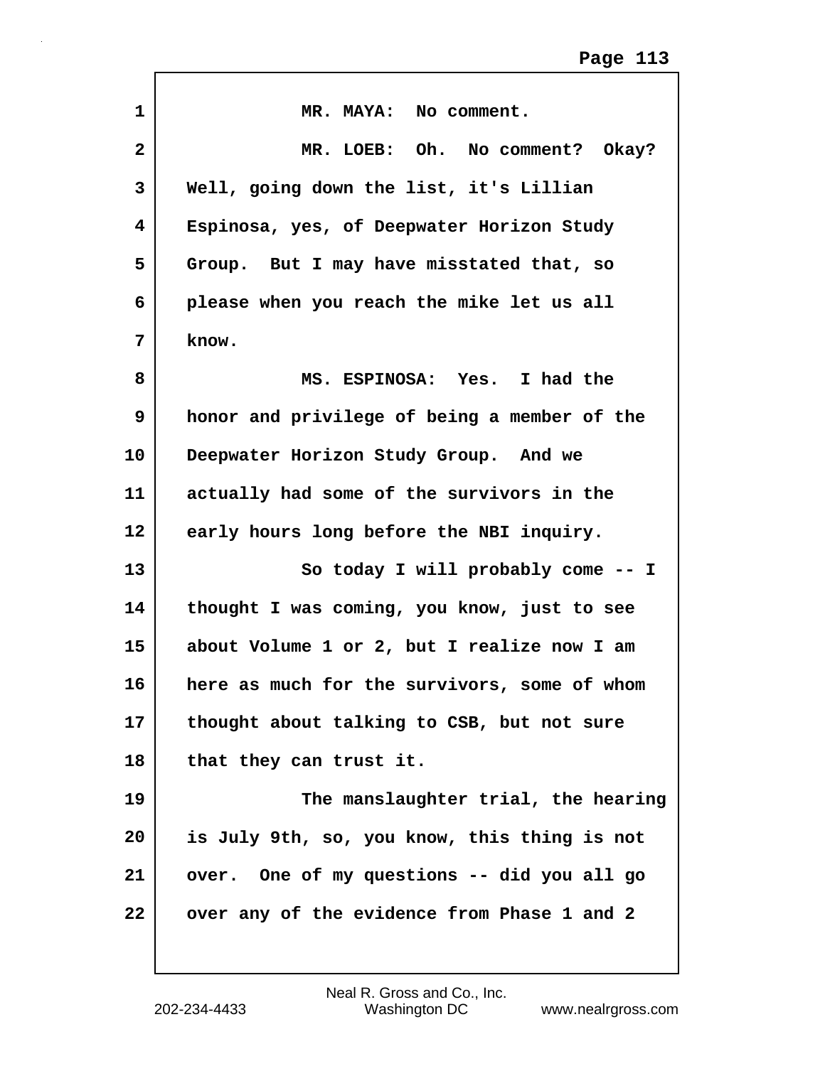MR. MAYA: No comment.

MR. LOEB: Oh. No comment? Okay? Well, going down the list, it's Lillian Espinosa, yes, of Deepwater Horizon Study Group. But I may have misstated that, so please when you reach the mike let us all know.

MS. ESPINOSA: Yes. I had the honor and privilege of being a member of the Deepwater Horizon Study Group. And we actually had some of the survivors in the early hours long before the NBI inquiry.

So today I will probably come -- I thought I was coming, you know, just to see about Volume 1 or 2, but I realize now I am here as much for the survivors, some of whom thought about talking to CSB, but not sure that they can trust it.

The manslaughter trial, the hearing is July 9th, so, you know, this thing is not over. One of my questions -- did you all go over any of the evidence from Phase 1 and 2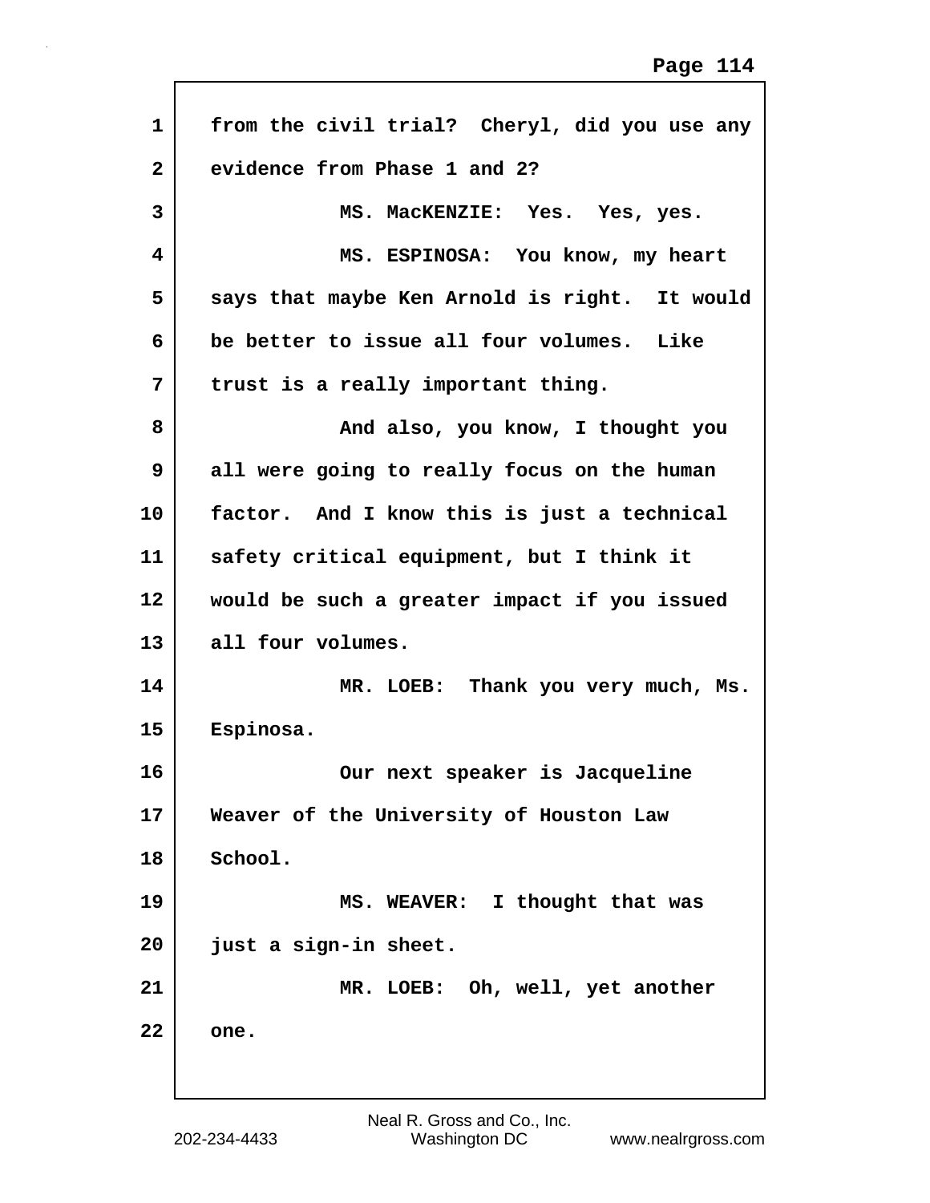from the civil trial? Cheryl, did you use any evidence from Phase 1 and 2?

MS. MacKENZIE: Yes. Yes, yes.

MS. ESPINOSA: You know, my heart says that maybe Ken Arnold is right. It would be better to issue all four volumes. Like trust is a really important thing.

And also, you know, I thought you all were going to really focus on the human factor. And I know this is just a technical safety critical equipment, but I think it would be such a greater impact if you issued all four volumes.

MR. LOEB: Thank you very much, Ms. Espinosa.

Our next speaker is Jacqueline Weaver of the University of Houston Law School.

MS. WEAVER: I thought that was just a sign-in sheet.

MR. LOEB: Oh, well, yet another one.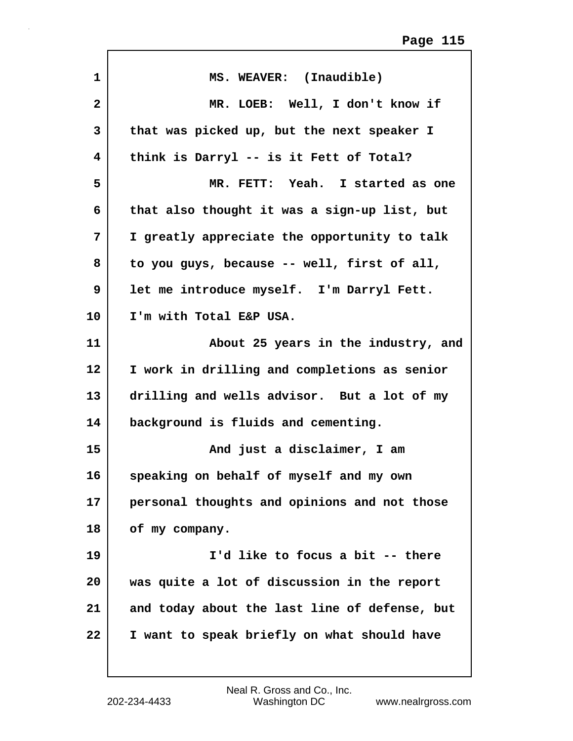MS. WEAVER: (Inaudible)

MR. LOEB: Well, I don't know if that was picked up, but the next speaker I think is Darryl -- is it Fett of Total?

MR. FETT: Yeah. I started as one that also thought it was a sign-up list, but I greatly appreciate the opportunity to talk to you guys, because -- well, first of all, let me introduce myself. I'm Darryl Fett. I'm with Total E&P USA.

About 25 years in the industry, and I work in drilling and completions as senior drilling and wells advisor. But a lot of my background is fluids and cementing.

And just a disclaimer, I am speaking on behalf of myself and my own personal thoughts and opinions and not those of my company.

I'd like to focus a bit -- there was quite a lot of discussion in the report and today about the last line of defense, but I want to speak briefly on what should have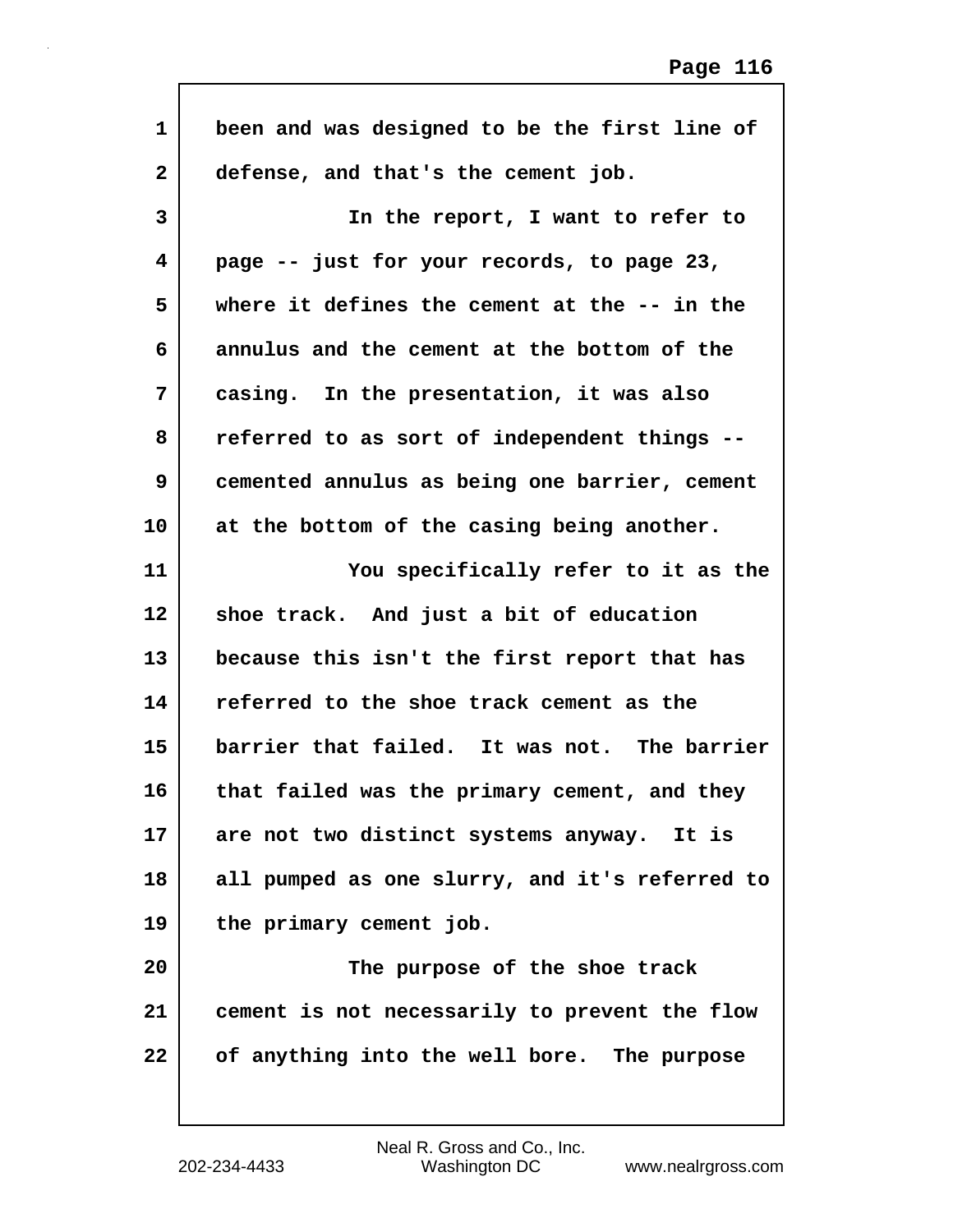been and was designed to be the first line of defense, and that's the cement job.

In the report, I want to refer to page -- just for your records, to page 23, where it defines the cement at the -- in the annulus and the cement at the bottom of the casing. In the presentation, it was also referred to as sort of independent things -- cemented annulus as being one barrier, cement at the bottom of the casing being another.

You specifically refer to it as the shoe track. And just a bit of education because this isn't the first report that has referred to the shoe track cement as the barrier that failed. It was not. The barrier that failed was the primary cement, and they are not two distinct systems anyway. It is all pumped as one slurry, and it's referred to the primary cement job.

The purpose of the shoe track cement is not necessarily to prevent the flow of anything into the well bore. The purpose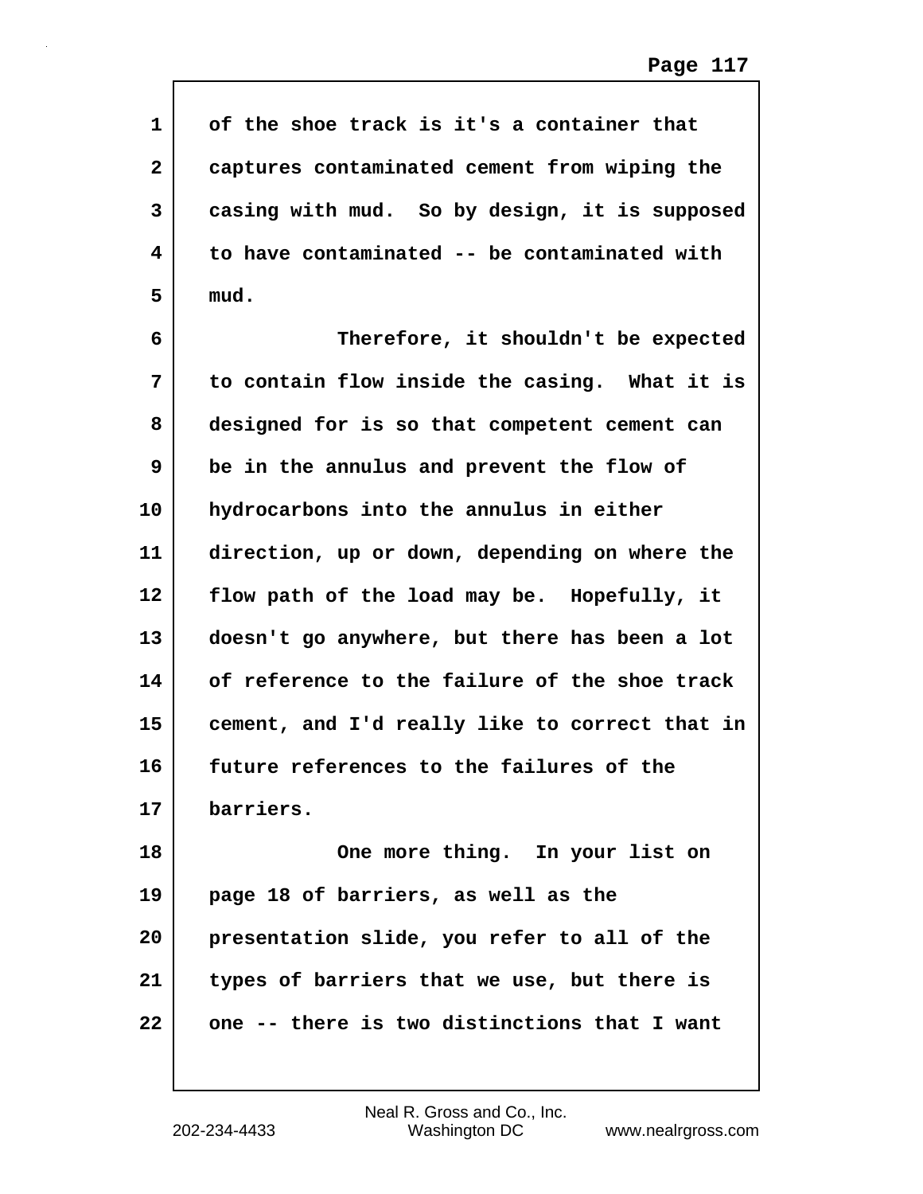1 of the shoe track is it's a container that
2 captures contaminated cement from wiping the
3 casing with mud. So by design, it is supposed
4 to have contaminated -- be contaminated with
5 mud.

6 Therefore, it shouldn't be expected
7 to contain flow inside the casing. What it is
8 designed for is so that competent cement can
9 be in the annulus and prevent the flow of
10 hydrocarbons into the annulus in either
11 direction, up or down, depending on where the
12 flow path of the load may be. Hopefully, it
13 doesn't go anywhere, but there has been a lot
14 of reference to the failure of the shoe track
15 cement, and I'd really like to correct that in
16 future references to the failures of the
17 barriers.

18 One more thing. In your list on
19 page 18 of barriers, as well as the
20 presentation slide, you refer to all of the
21 types of barriers that we use, but there is
22 one -- there is two distinctions that I want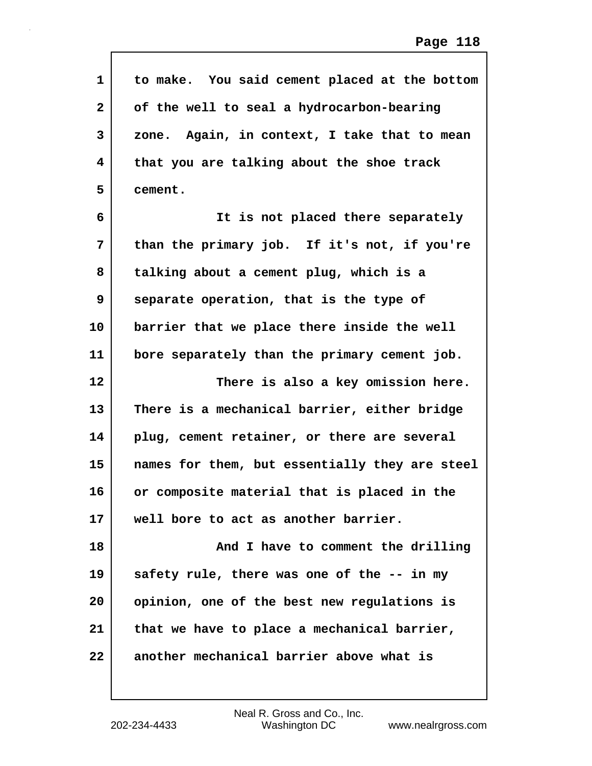to make. You said cement placed at the bottom of the well to seal a hydrocarbon-bearing zone. Again, in context, I take that to mean that you are talking about the shoe track cement.

It is not placed there separately than the primary job. If it's not, if you're talking about a cement plug, which is a separate operation, that is the type of barrier that we place there inside the well bore separately than the primary cement job.

There is also a key omission here. There is a mechanical barrier, either bridge plug, cement retainer, or there are several names for them, but essentially they are steel or composite material that is placed in the well bore to act as another barrier.

And I have to comment the drilling safety rule, there was one of the -- in my opinion, one of the best new regulations is that we have to place a mechanical barrier, another mechanical barrier above what is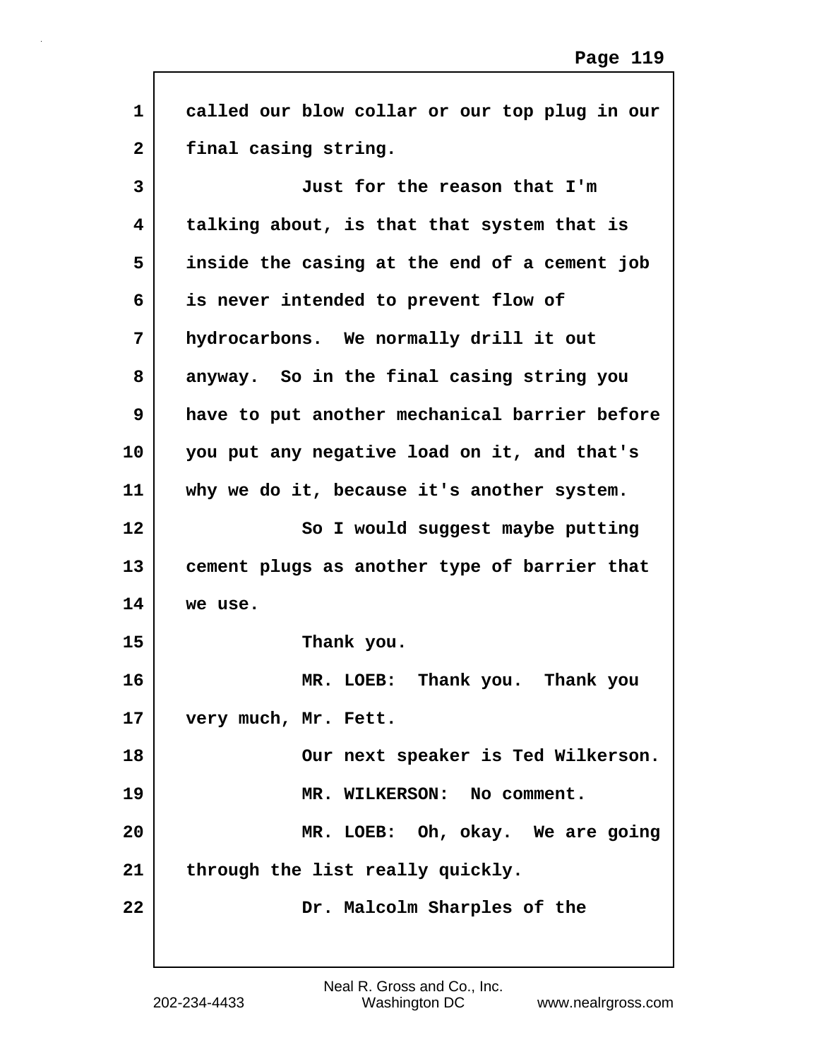called our blow collar or our top plug in our final casing string.

Just for the reason that I'm talking about, is that that system that is inside the casing at the end of a cement job is never intended to prevent flow of hydrocarbons. We normally drill it out anyway. So in the final casing string you have to put another mechanical barrier before you put any negative load on it, and that's why we do it, because it's another system.

So I would suggest maybe putting cement plugs as another type of barrier that we use.

Thank you.

MR. LOEB: Thank you. Thank you very much, Mr. Fett.

Our next speaker is Ted Wilkerson.

MR. WILKERSON: No comment.

MR. LOEB: Oh, okay. We are going through the list really quickly.

Dr. Malcolm Sharples of the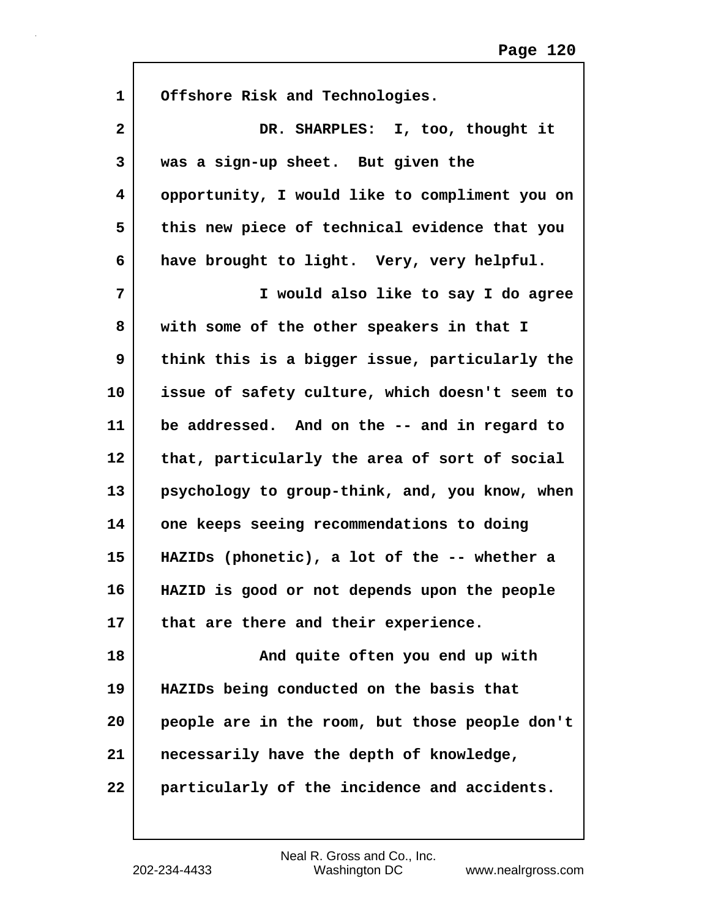Offshore Risk and Technologies.

DR. SHARPLES: I, too, thought it was a sign-up sheet. But given the opportunity, I would like to compliment you on this new piece of technical evidence that you have brought to light. Very, very helpful.

I would also like to say I do agree with some of the other speakers in that I think this is a bigger issue, particularly the issue of safety culture, which doesn't seem to be addressed. And on the -- and in regard to that, particularly the area of sort of social psychology to group-think, and, you know, when one keeps seeing recommendations to doing HAZIDs (phonetic), a lot of the -- whether a HAZID is good or not depends upon the people that are there and their experience.

And quite often you end up with HAZIDs being conducted on the basis that people are in the room, but those people don't necessarily have the depth of knowledge, particularly of the incidence and accidents.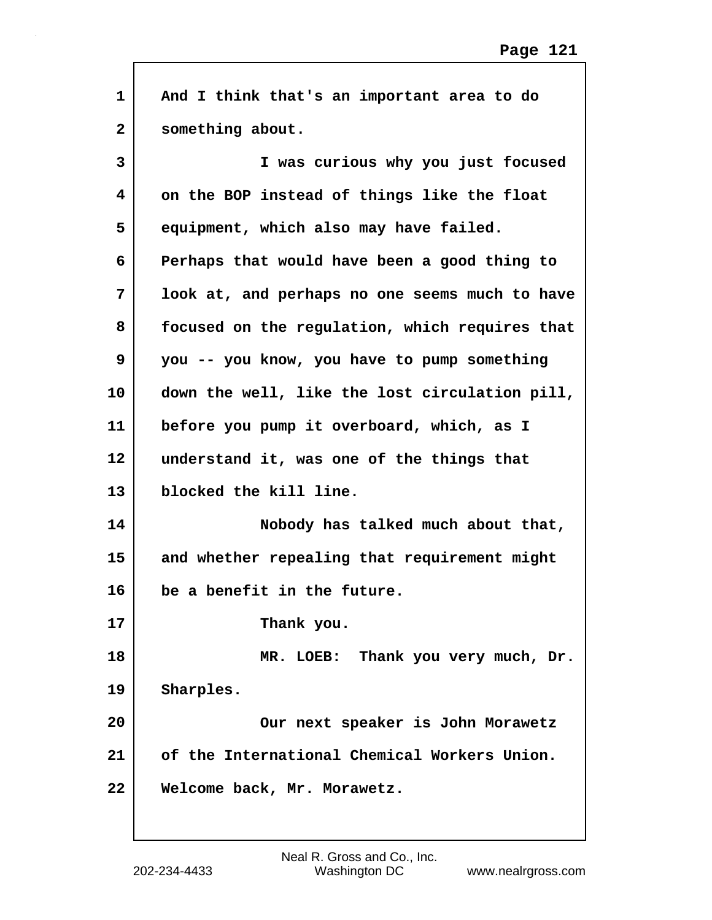And I think that's an important area to do something about.

I was curious why you just focused on the BOP instead of things like the float equipment, which also may have failed. Perhaps that would have been a good thing to look at, and perhaps no one seems much to have focused on the regulation, which requires that you -- you know, you have to pump something down the well, like the lost circulation pill, before you pump it overboard, which, as I understand it, was one of the things that blocked the kill line.

Nobody has talked much about that, and whether repealing that requirement might be a benefit in the future.

Thank you.

MR. LOEB: Thank you very much, Dr. Sharples.

Our next speaker is John Morawetz of the International Chemical Workers Union. Welcome back, Mr. Morawetz.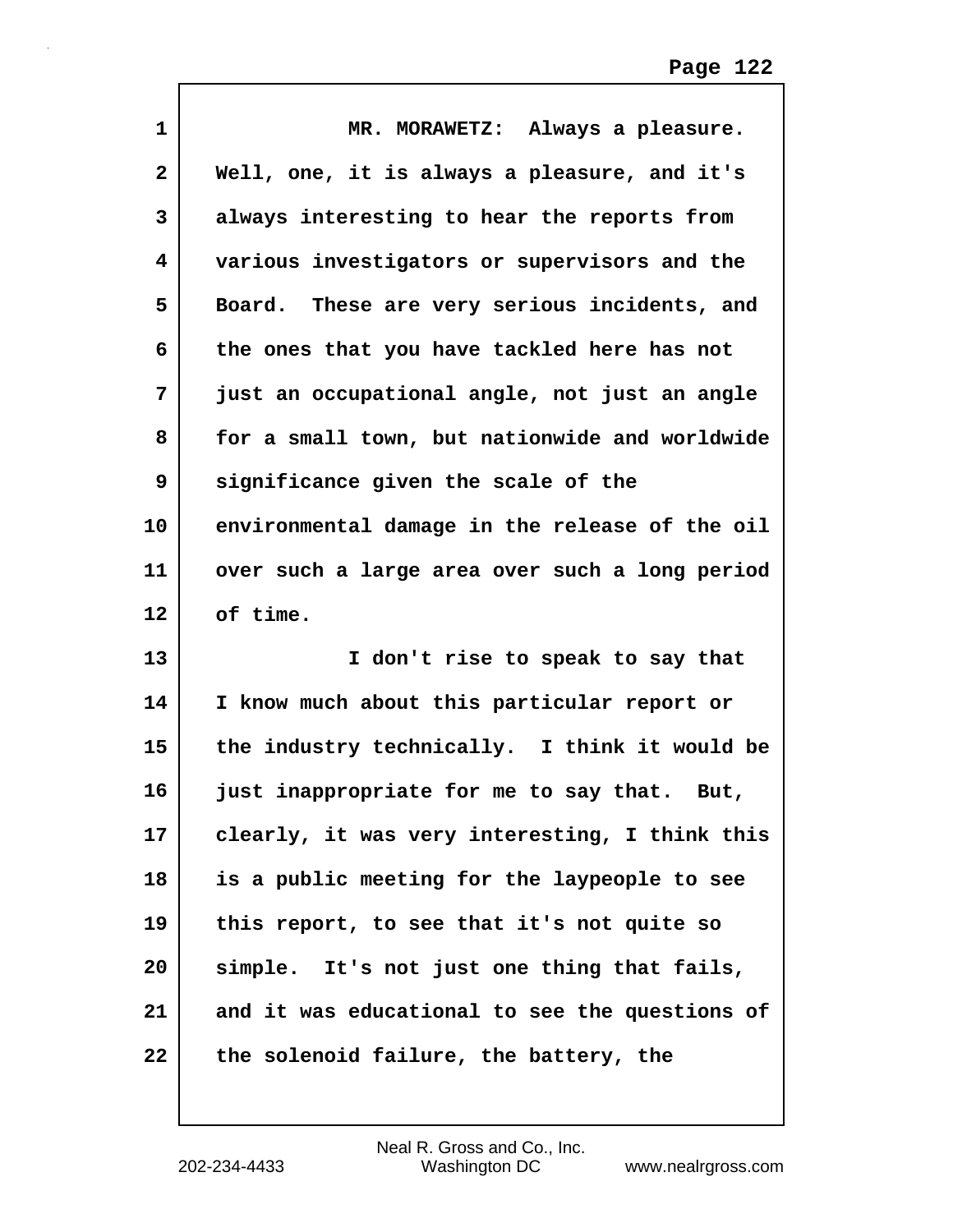MR. MORAWETZ: Always a pleasure. Well, one, it is always a pleasure, and it's always interesting to hear the reports from various investigators or supervisors and the Board. These are very serious incidents, and the ones that you have tackled here has not just an occupational angle, not just an angle for a small town, but nationwide and worldwide significance given the scale of the environmental damage in the release of the oil over such a large area over such a long period of time.

I don't rise to speak to say that I know much about this particular report or the industry technically. I think it would be just inappropriate for me to say that. But, clearly, it was very interesting, I think this is a public meeting for the laypeople to see this report, to see that it's not quite so simple. It's not just one thing that fails, and it was educational to see the questions of the solenoid failure, the battery, the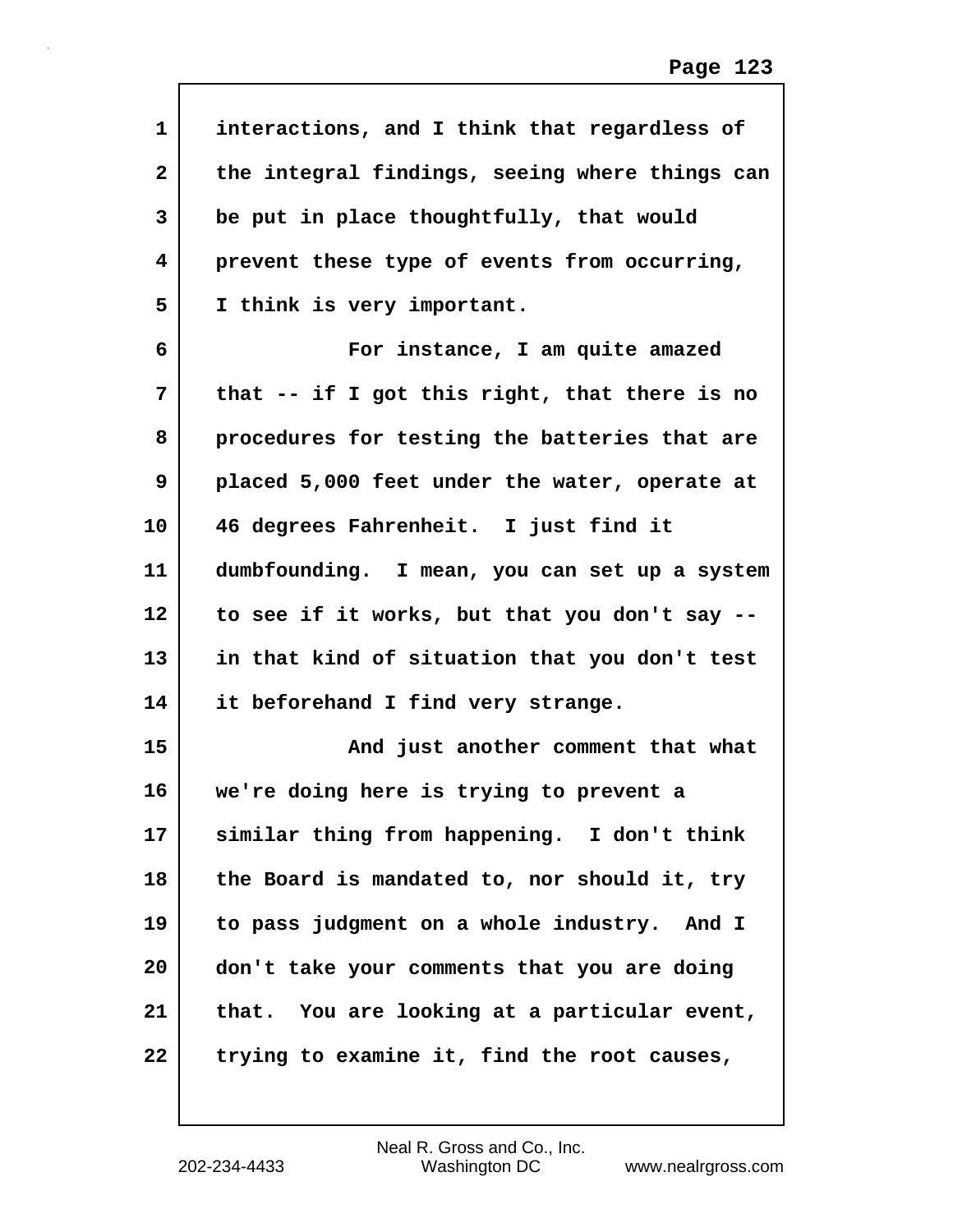interactions, and I think that regardless of the integral findings, seeing where things can be put in place thoughtfully, that would prevent these type of events from occurring, I think is very important.

For instance, I am quite amazed that -- if I got this right, that there is no procedures for testing the batteries that are placed 5,000 feet under the water, operate at 46 degrees Fahrenheit. I just find it dumbfounding. I mean, you can set up a system to see if it works, but that you don't say -- in that kind of situation that you don't test it beforehand I find very strange.

And just another comment that what we're doing here is trying to prevent a similar thing from happening. I don't think the Board is mandated to, nor should it, try to pass judgment on a whole industry. And I don't take your comments that you are doing that. You are looking at a particular event, trying to examine it, find the root causes,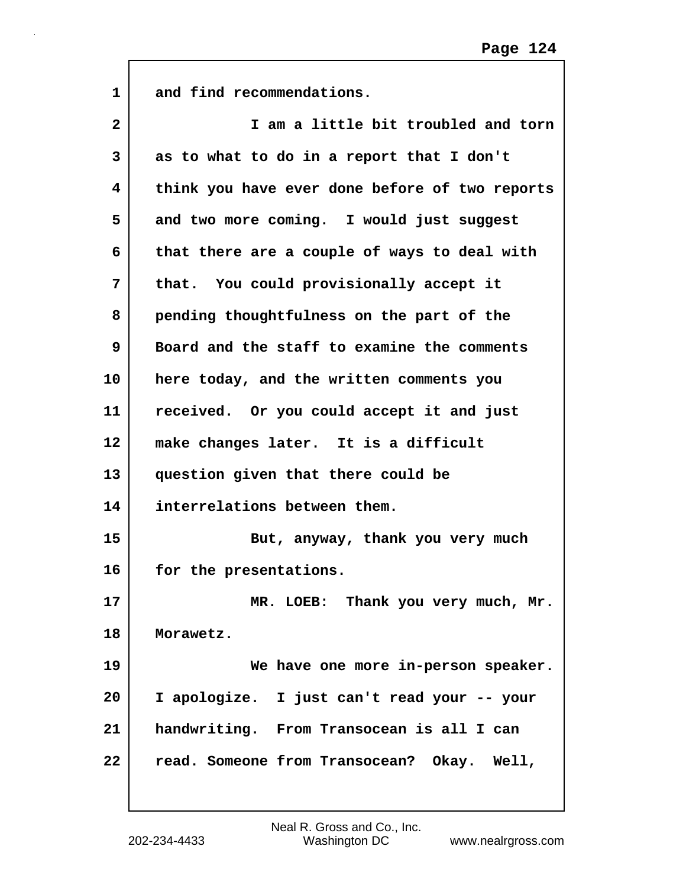and find recommendations.

I am a little bit troubled and torn as to what to do in a report that I don't think you have ever done before of two reports and two more coming. I would just suggest that there are a couple of ways to deal with that. You could provisionally accept it pending thoughtfulness on the part of the Board and the staff to examine the comments here today, and the written comments you received. Or you could accept it and just make changes later. It is a difficult question given that there could be interrelations between them.

But, anyway, thank you very much for the presentations.

MR. LOEB: Thank you very much, Mr. Morawetz.

We have one more in-person speaker. I apologize. I just can't read your -- your handwriting. From Transocean is all I can read. Someone from Transocean? Okay. Well,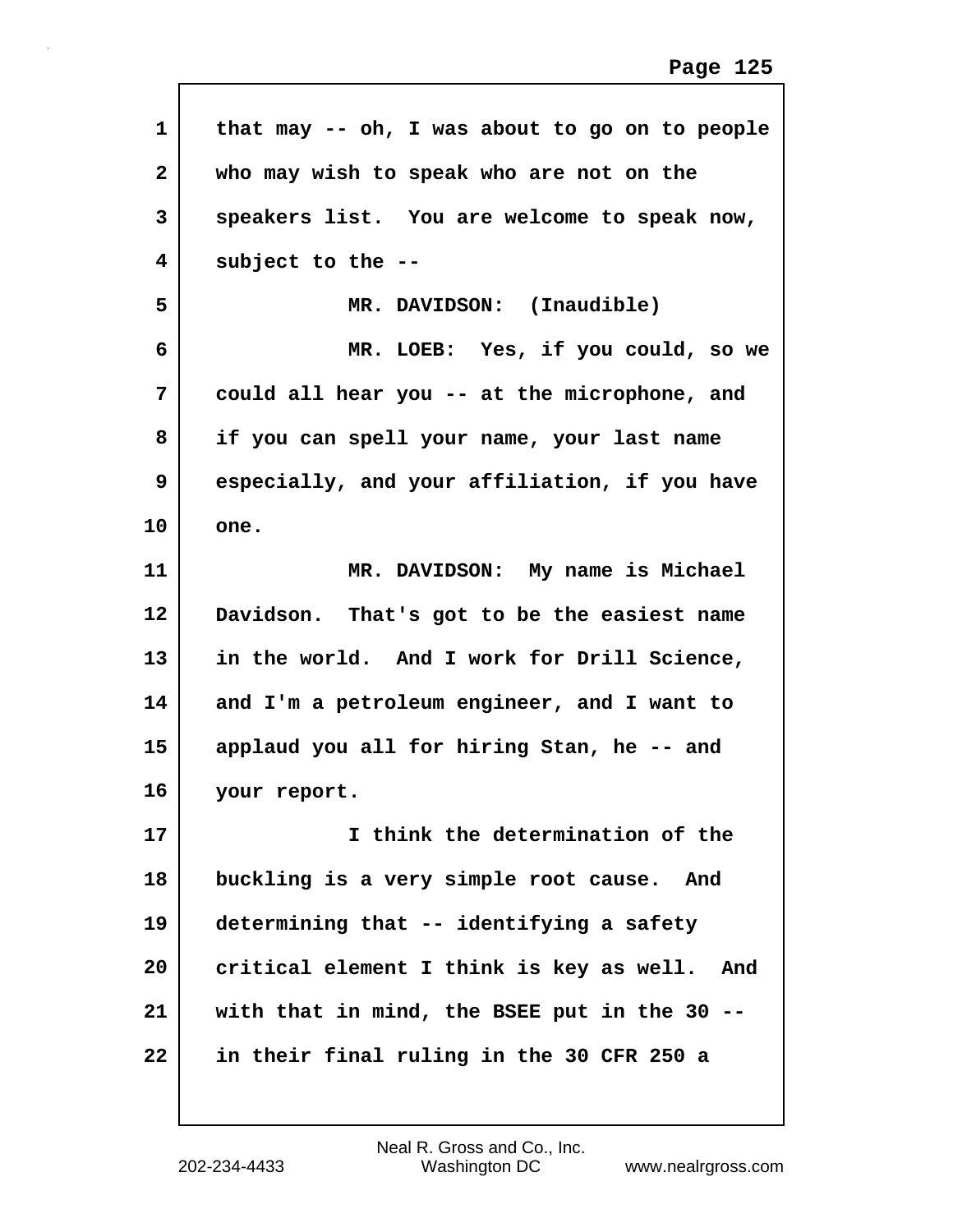that may -- oh, I was about to go on to people who may wish to speak who are not on the speakers list. You are welcome to speak now, subject to the --

MR. DAVIDSON: (Inaudible)

MR. LOEB: Yes, if you could, so we could all hear you -- at the microphone, and if you can spell your name, your last name especially, and your affiliation, if you have one.

MR. DAVIDSON: My name is Michael Davidson. That's got to be the easiest name in the world. And I work for Drill Science, and I'm a petroleum engineer, and I want to applaud you all for hiring Stan, he -- and your report.

I think the determination of the buckling is a very simple root cause. And determining that -- identifying a safety critical element I think is key as well. And with that in mind, the BSEE put in the 30 -- in their final ruling in the 30 CFR 250 a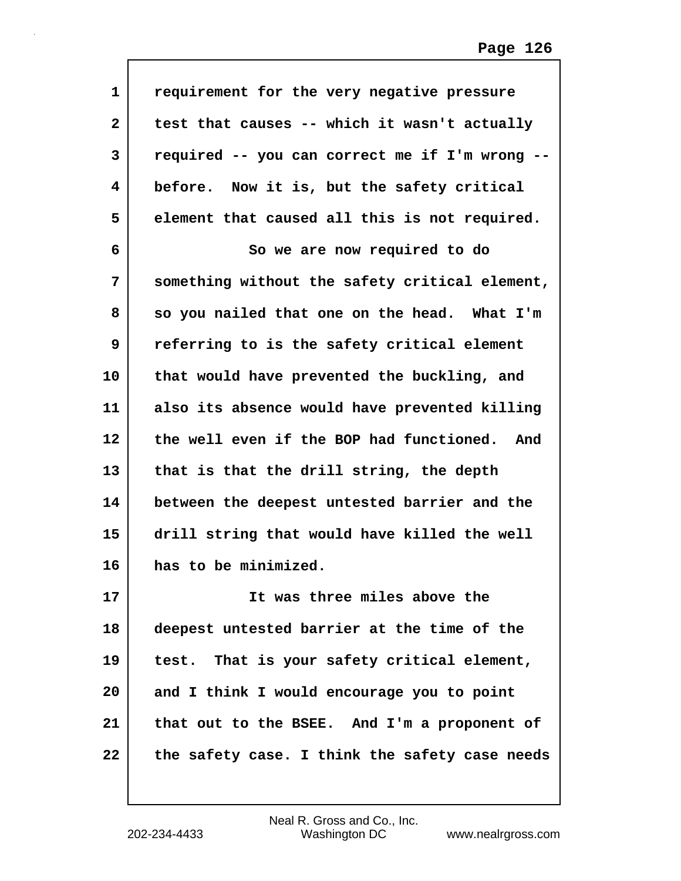requirement for the very negative pressure test that causes -- which it wasn't actually required -- you can correct me if I'm wrong -- before. Now it is, but the safety critical element that caused all this is not required.

So we are now required to do something without the safety critical element, so you nailed that one on the head. What I'm referring to is the safety critical element that would have prevented the buckling, and also its absence would have prevented killing the well even if the BOP had functioned. And that is that the drill string, the depth between the deepest untested barrier and the drill string that would have killed the well has to be minimized.

It was three miles above the deepest untested barrier at the time of the test. That is your safety critical element, and I think I would encourage you to point that out to the BSEE. And I'm a proponent of the safety case. I think the safety case needs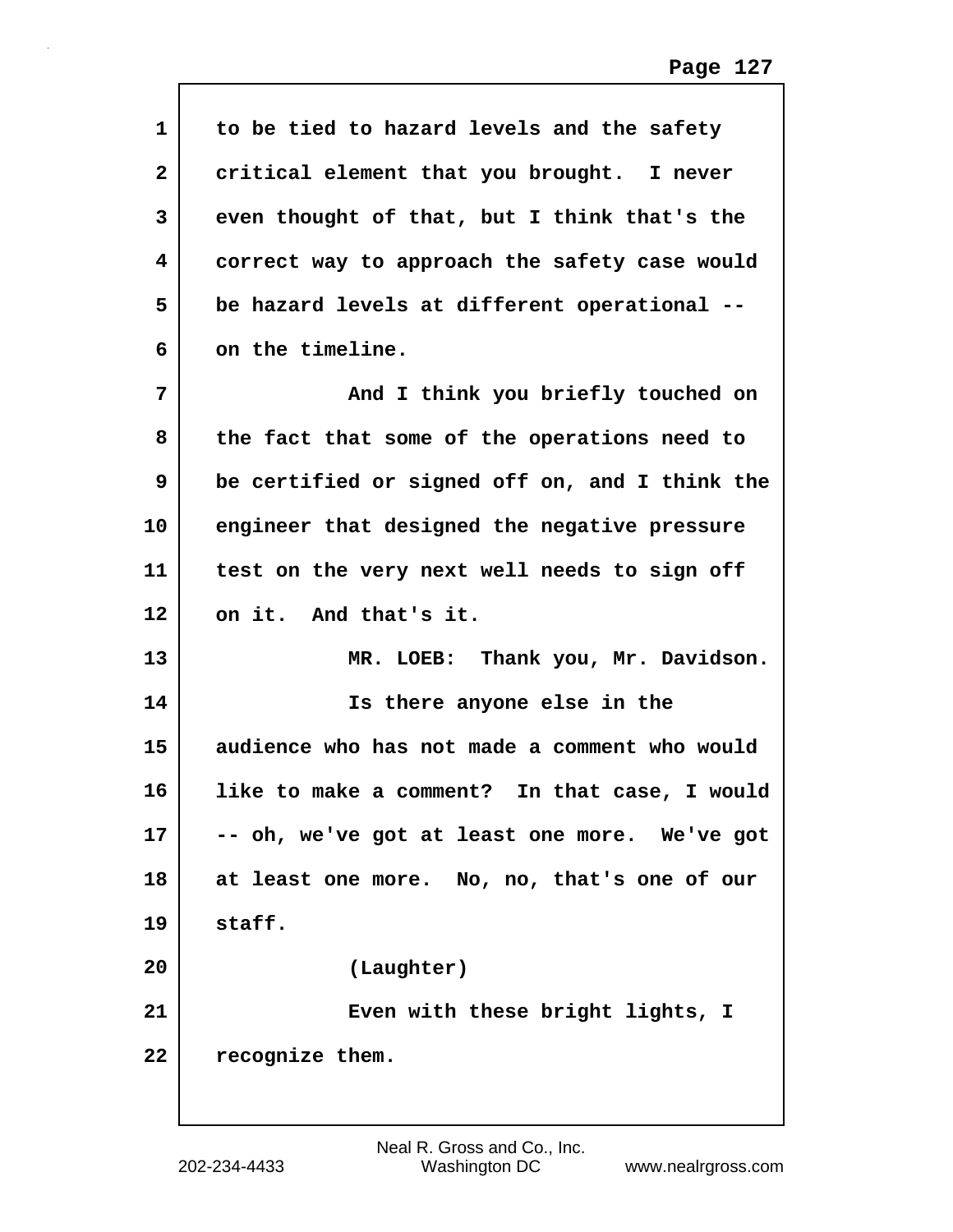to be tied to hazard levels and the safety critical element that you brought. I never even thought of that, but I think that's the correct way to approach the safety case would be hazard levels at different operational -- on the timeline.

And I think you briefly touched on the fact that some of the operations need to be certified or signed off on, and I think the engineer that designed the negative pressure test on the very next well needs to sign off on it. And that's it.

MR. LOEB: Thank you, Mr. Davidson.

Is there anyone else in the audience who has not made a comment who would like to make a comment? In that case, I would -- oh, we've got at least one more. We've got at least one more. No, no, that's one of our staff.

(Laughter)

Even with these bright lights, I recognize them.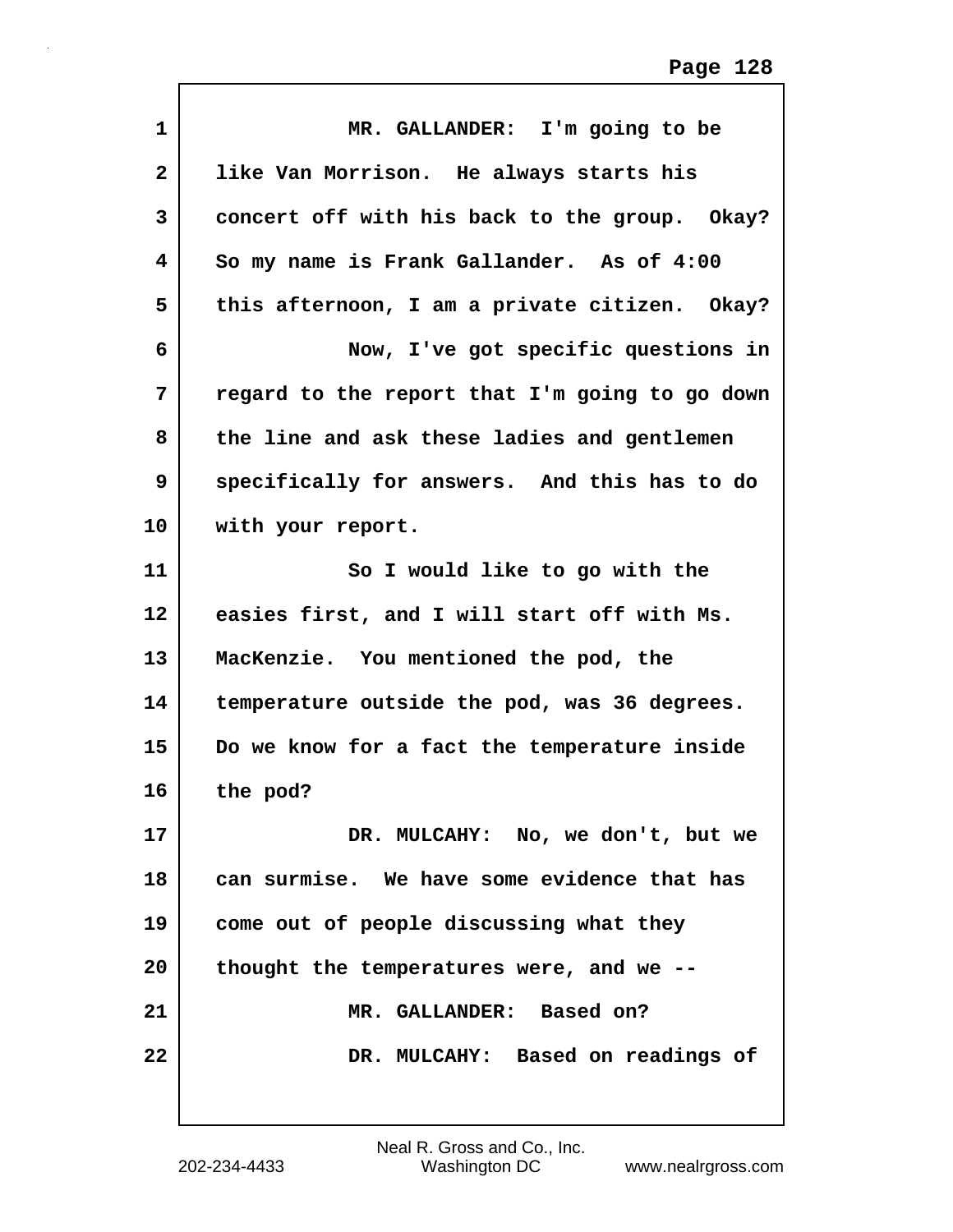MR. GALLANDER: I'm going to be like Van Morrison. He always starts his concert off with his back to the group. Okay? So my name is Frank Gallander. As of 4:00 this afternoon, I am a private citizen. Okay?

Now, I've got specific questions in regard to the report that I'm going to go down the line and ask these ladies and gentlemen specifically for answers. And this has to do with your report.

So I would like to go with the easies first, and I will start off with Ms. MacKenzie. You mentioned the pod, the temperature outside the pod, was 36 degrees. Do we know for a fact the temperature inside the pod?

DR. MULCAHY: No, we don't, but we can surmise. We have some evidence that has come out of people discussing what they thought the temperatures were, and we --

MR. GALLANDER: Based on?

DR. MULCAHY: Based on readings of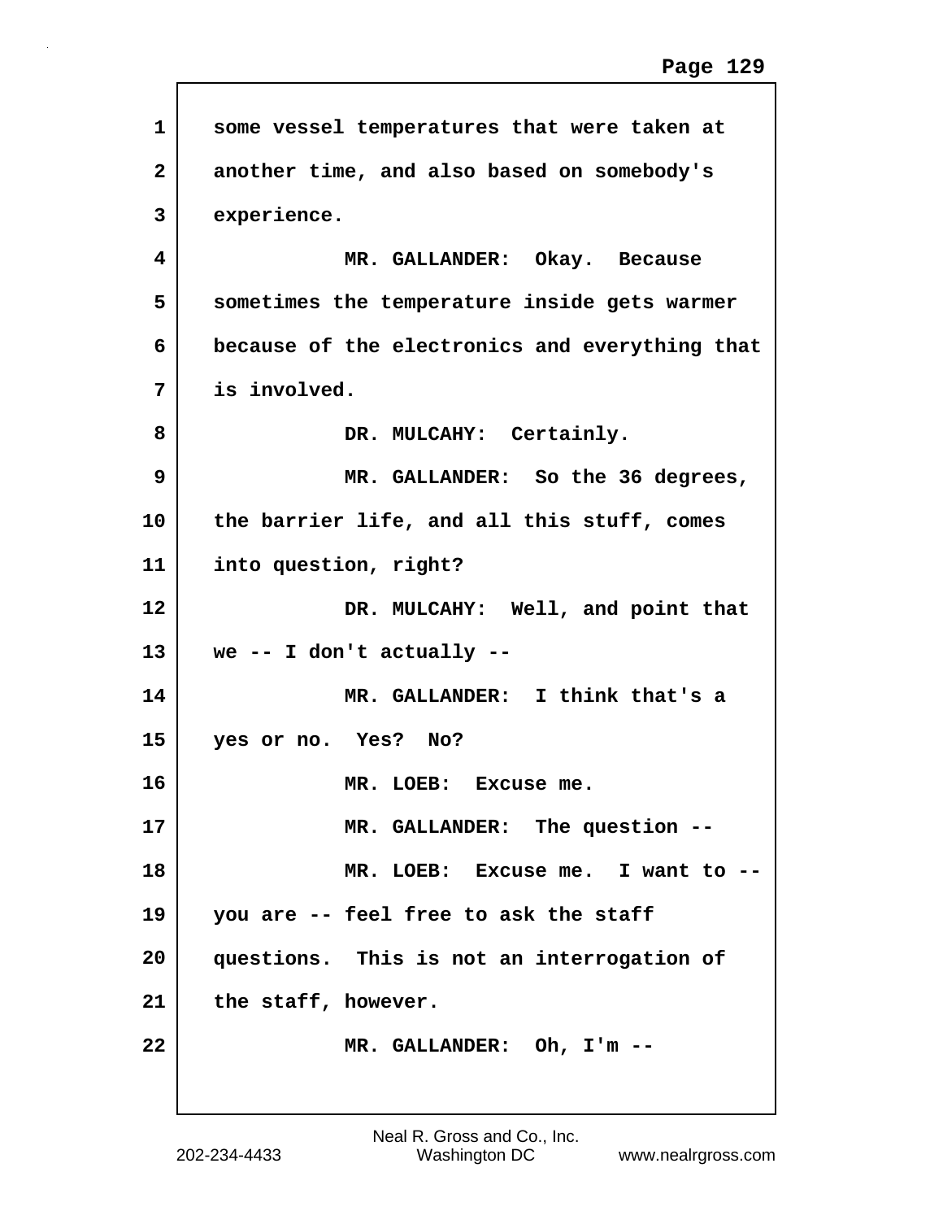some vessel temperatures that were taken at another time, and also based on somebody's experience.

MR. GALLANDER: Okay. Because sometimes the temperature inside gets warmer because of the electronics and everything that is involved.

DR. MULCAHY: Certainly.

MR. GALLANDER: So the 36 degrees, the barrier life, and all this stuff, comes into question, right?

DR. MULCAHY: Well, and point that we -- I don't actually --

MR. GALLANDER: I think that's a yes or no. Yes? No?

MR. LOEB: Excuse me.

MR. GALLANDER: The question --

MR. LOEB: Excuse me. I want to -- you are -- feel free to ask the staff questions. This is not an interrogation of the staff, however.

MR. GALLANDER: Oh, I'm --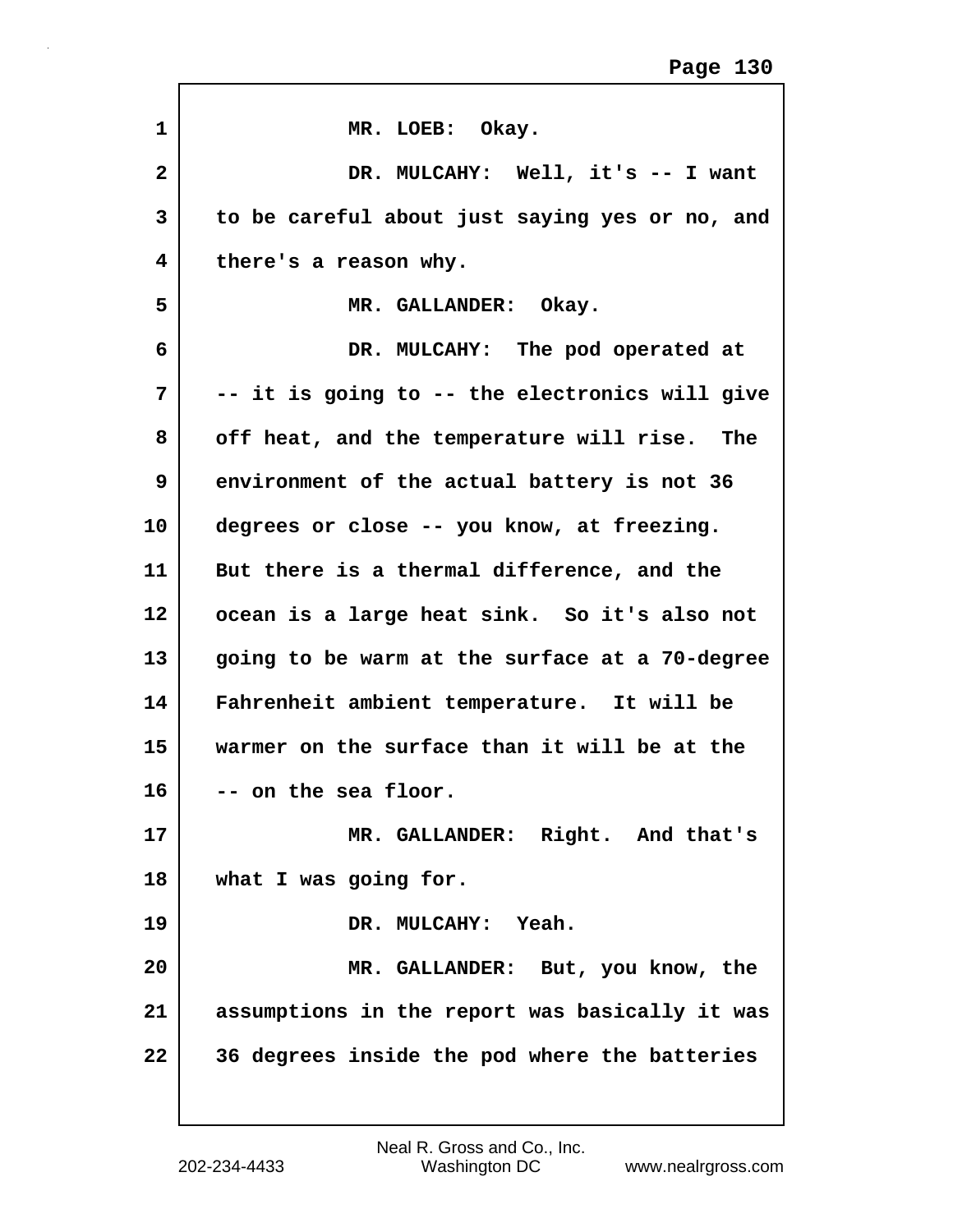MR. LOEB: Okay.

DR. MULCAHY: Well, it's -- I want to be careful about just saying yes or no, and there's a reason why.

MR. GALLANDER: Okay.

DR. MULCAHY: The pod operated at -- it is going to -- the electronics will give off heat, and the temperature will rise. The environment of the actual battery is not 36 degrees or close -- you know, at freezing. But there is a thermal difference, and the ocean is a large heat sink. So it's also not going to be warm at the surface at a 70-degree Fahrenheit ambient temperature. It will be warmer on the surface than it will be at the -- on the sea floor.

MR. GALLANDER: Right. And that's what I was going for.

DR. MULCAHY: Yeah.

MR. GALLANDER: But, you know, the assumptions in the report was basically it was 36 degrees inside the pod where the batteries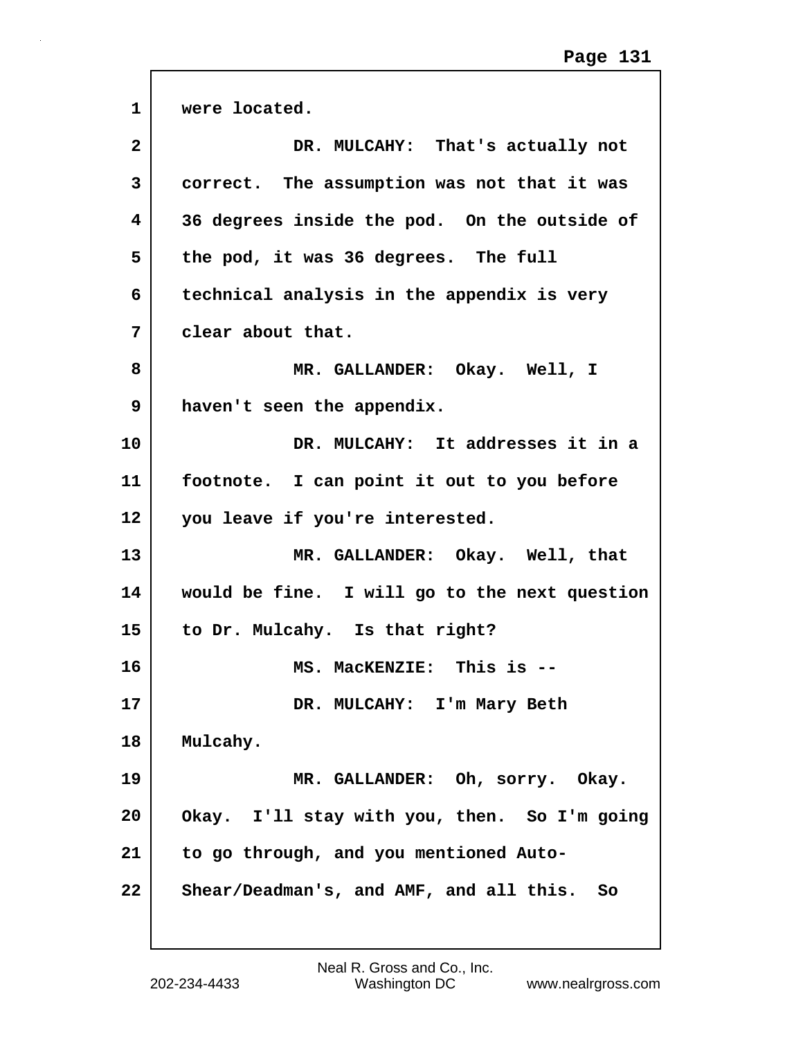were located.

DR. MULCAHY: That's actually not correct. The assumption was not that it was 36 degrees inside the pod. On the outside of the pod, it was 36 degrees. The full technical analysis in the appendix is very clear about that.

MR. GALLANDER: Okay. Well, I haven't seen the appendix.

DR. MULCAHY: It addresses it in a footnote. I can point it out to you before you leave if you're interested.

MR. GALLANDER: Okay. Well, that would be fine. I will go to the next question to Dr. Mulcahy. Is that right?

MS. MacKENZIE: This is --

DR. MULCAHY: I'm Mary Beth Mulcahy.

MR. GALLANDER: Oh, sorry. Okay. Okay. I'll stay with you, then. So I'm going to go through, and you mentioned Auto-Shear/Deadman's, and AMF, and all this. So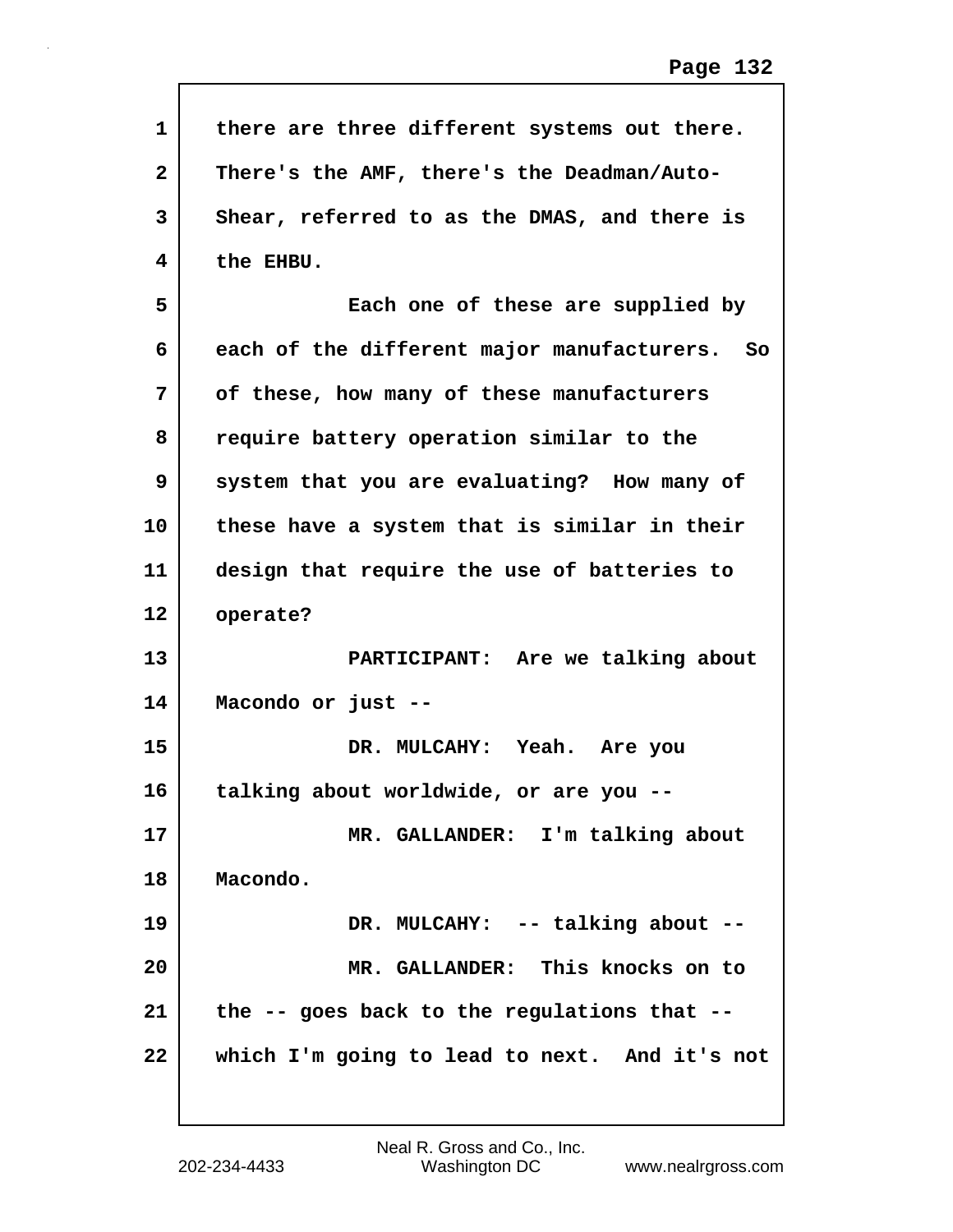there are three different systems out there. There's the AMF, there's the Deadman/Auto-Shear, referred to as the DMAS, and there is the EHBU.

Each one of these are supplied by each of the different major manufacturers. So of these, how many of these manufacturers require battery operation similar to the system that you are evaluating? How many of these have a system that is similar in their design that require the use of batteries to operate?

PARTICIPANT: Are we talking about Macondo or just --

DR. MULCAHY: Yeah. Are you talking about worldwide, or are you --

MR. GALLANDER: I'm talking about Macondo.

DR. MULCAHY: -- talking about --

MR. GALLANDER: This knocks on to the -- goes back to the regulations that -- which I'm going to lead to next. And it's not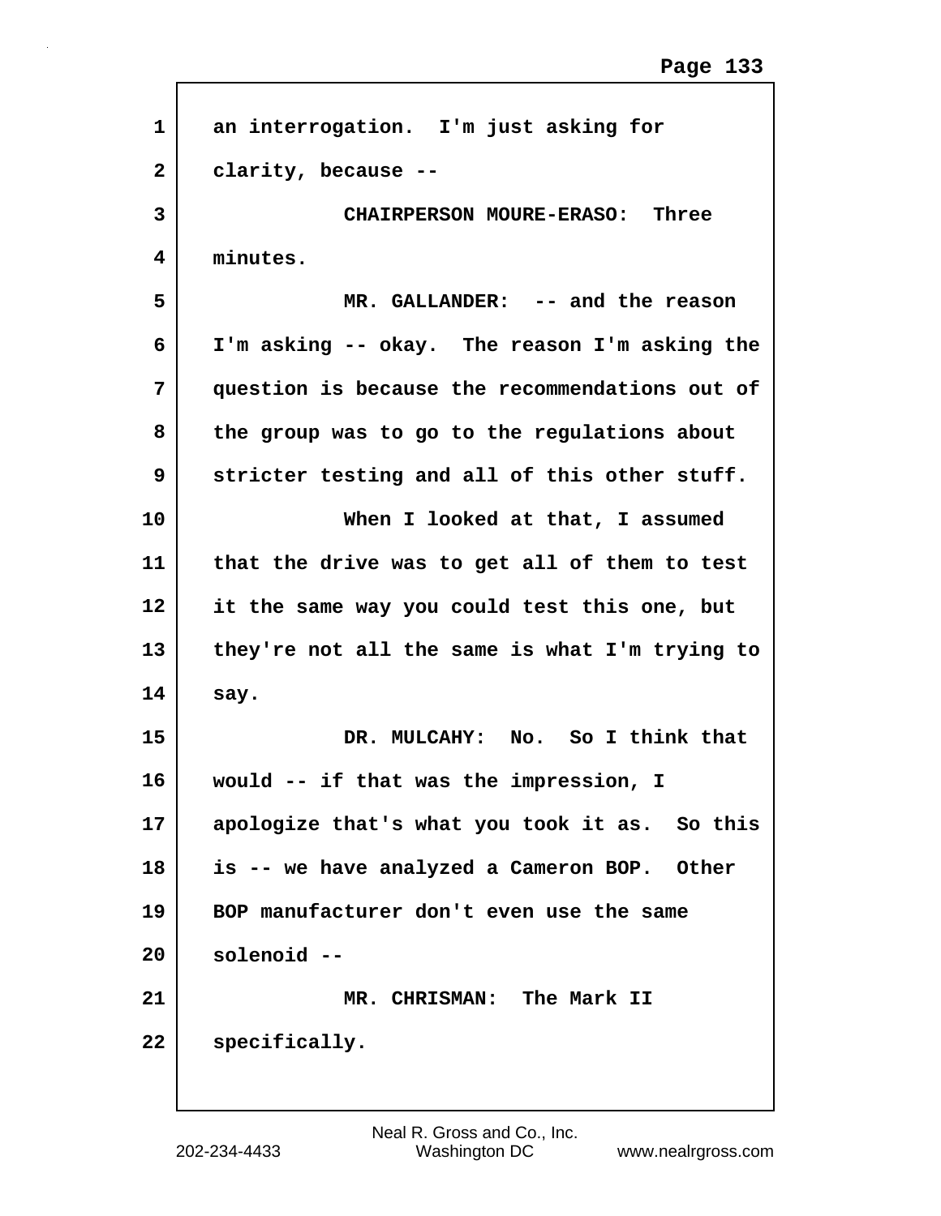an interrogation. I'm just asking for clarity, because --

CHAIRPERSON MOURE-ERASO: Three minutes.

MR. GALLANDER: -- and the reason I'm asking -- okay. The reason I'm asking the question is because the recommendations out of the group was to go to the regulations about stricter testing and all of this other stuff.

When I looked at that, I assumed that the drive was to get all of them to test it the same way you could test this one, but they're not all the same is what I'm trying to say.

DR. MULCAHY: No. So I think that would -- if that was the impression, I apologize that's what you took it as. So this is -- we have analyzed a Cameron BOP. Other BOP manufacturer don't even use the same solenoid --

MR. CHRISMAN: The Mark II specifically.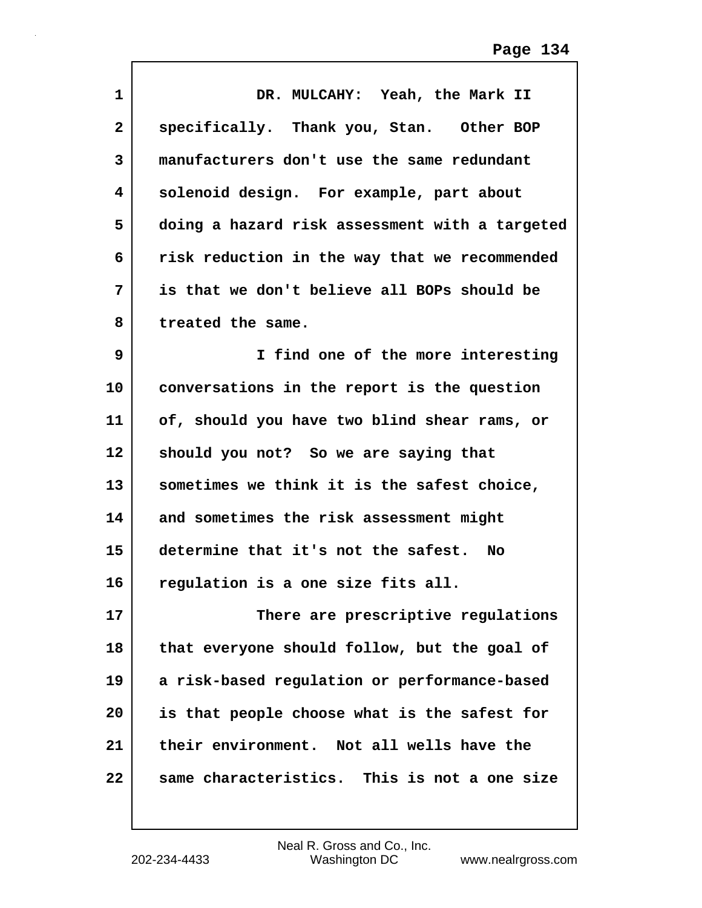DR. MULCAHY: Yeah, the Mark II specifically. Thank you, Stan. Other BOP manufacturers don't use the same redundant solenoid design. For example, part about doing a hazard risk assessment with a targeted risk reduction in the way that we recommended is that we don't believe all BOPs should be treated the same.

I find one of the more interesting conversations in the report is the question of, should you have two blind shear rams, or should you not? So we are saying that sometimes we think it is the safest choice, and sometimes the risk assessment might determine that it's not the safest. No regulation is a one size fits all.

There are prescriptive regulations that everyone should follow, but the goal of a risk-based regulation or performance-based is that people choose what is the safest for their environment. Not all wells have the same characteristics. This is not a one size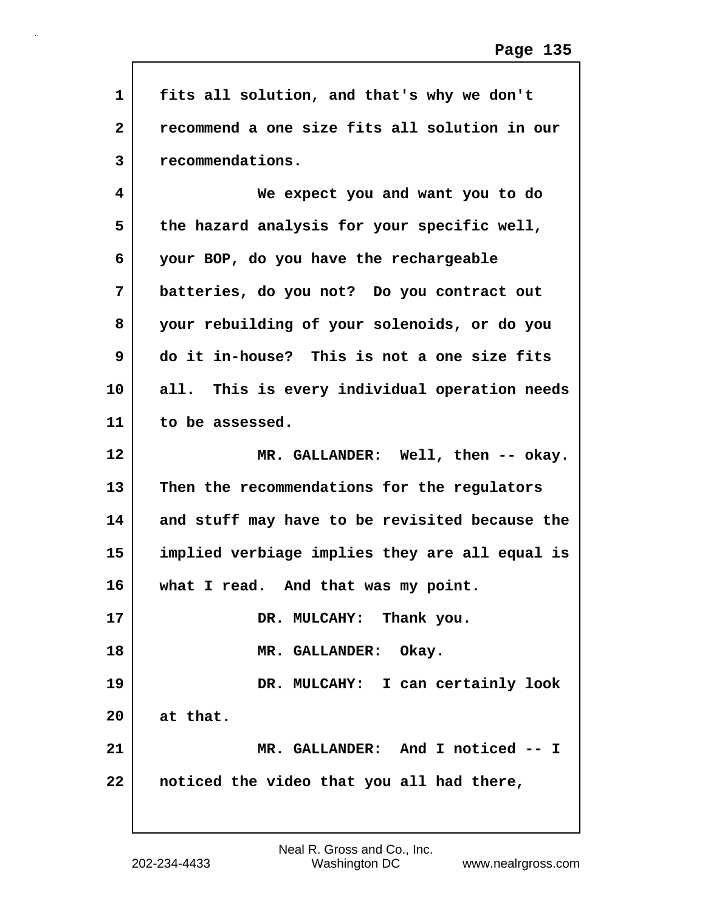fits all solution, and that's why we don't recommend a one size fits all solution in our recommendations.

We expect you and want you to do the hazard analysis for your specific well, your BOP, do you have the rechargeable batteries, do you not? Do you contract out your rebuilding of your solenoids, or do you do it in-house? This is not a one size fits all. This is every individual operation needs to be assessed.

MR. GALLANDER: Well, then -- okay. Then the recommendations for the regulators and stuff may have to be revisited because the implied verbiage implies they are all equal is what I read. And that was my point.

DR. MULCAHY: Thank you.

MR. GALLANDER: Okay.

DR. MULCAHY: I can certainly look at that.

MR. GALLANDER: And I noticed -- I noticed the video that you all had there,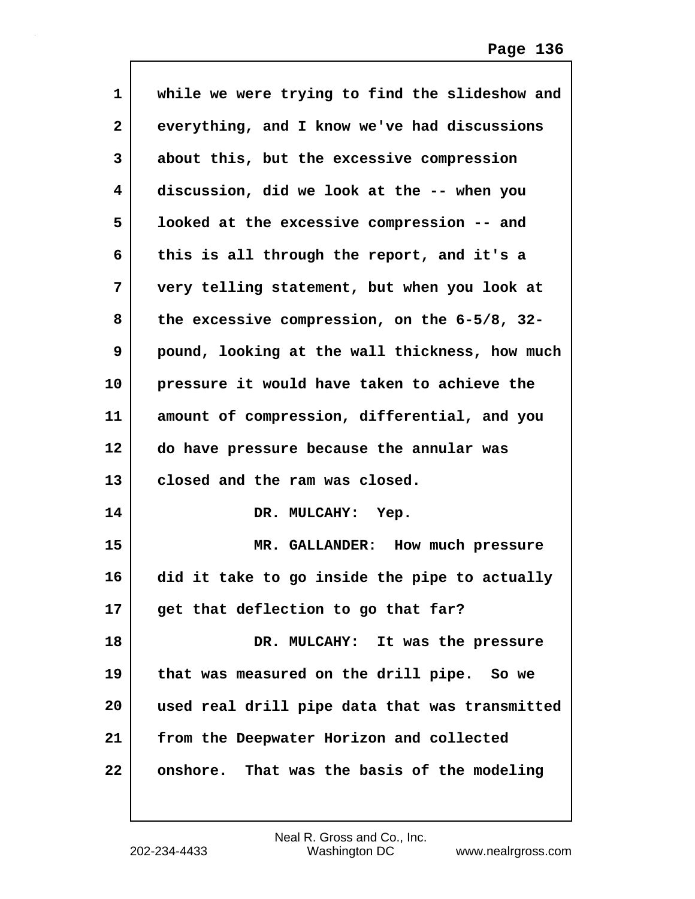while we were trying to find the slideshow and everything, and I know we've had discussions about this, but the excessive compression discussion, did we look at the -- when you looked at the excessive compression -- and this is all through the report, and it's a very telling statement, but when you look at the excessive compression, on the 6-5/8, 32-pound, looking at the wall thickness, how much pressure it would have taken to achieve the amount of compression, differential, and you do have pressure because the annular was closed and the ram was closed.

DR. MULCAHY: Yep.

MR. GALLANDER: How much pressure did it take to go inside the pipe to actually get that deflection to go that far?

DR. MULCAHY: It was the pressure that was measured on the drill pipe. So we used real drill pipe data that was transmitted from the Deepwater Horizon and collected onshore. That was the basis of the modeling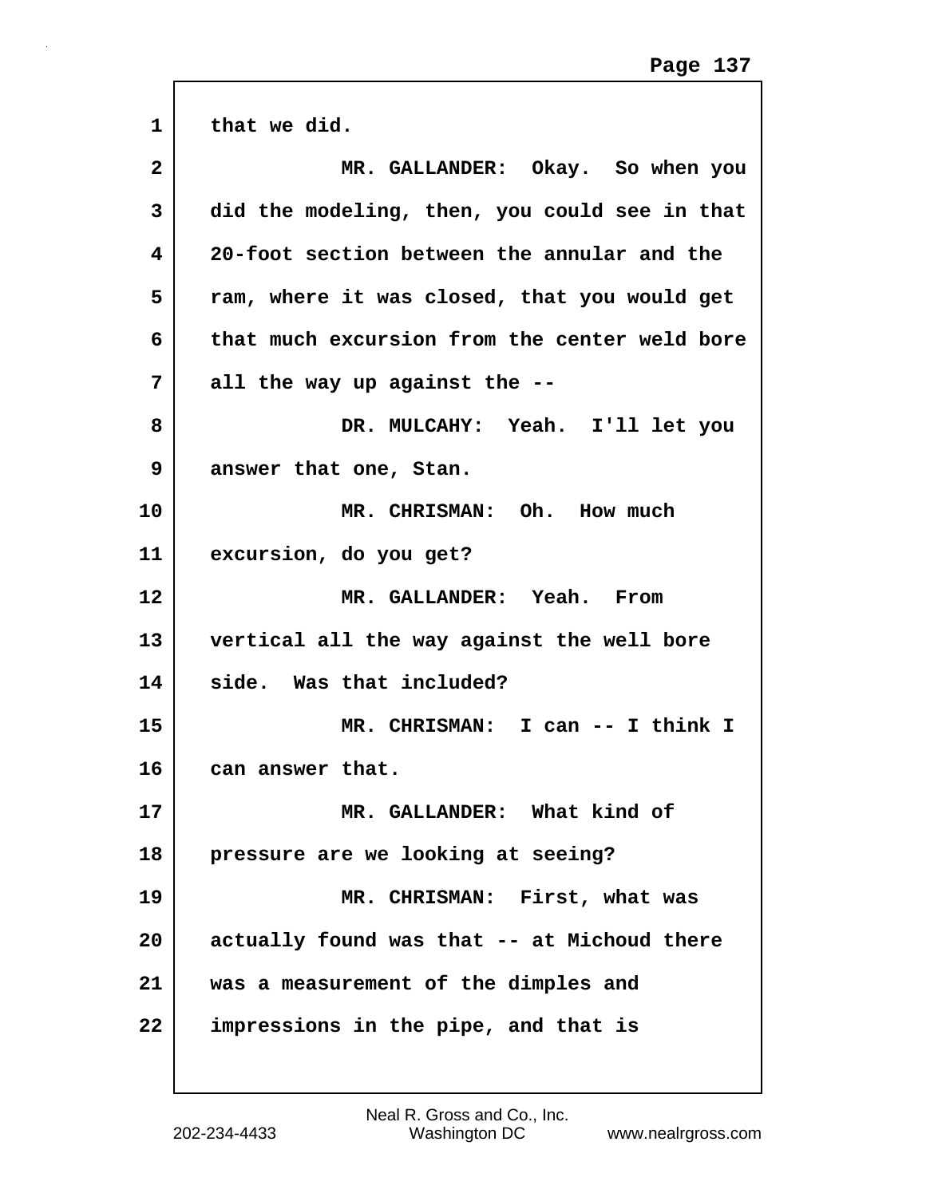that we did.

MR. GALLANDER: Okay. So when you did the modeling, then, you could see in that 20-foot section between the annular and the ram, where it was closed, that you would get that much excursion from the center weld bore all the way up against the --

DR. MULCAHY: Yeah. I'll let you answer that one, Stan.

MR. CHRISMAN: Oh. How much excursion, do you get?

MR. GALLANDER: Yeah. From vertical all the way against the well bore side. Was that included?

MR. CHRISMAN: I can -- I think I can answer that.

MR. GALLANDER: What kind of pressure are we looking at seeing?

MR. CHRISMAN: First, what was actually found was that -- at Michoud there was a measurement of the dimples and impressions in the pipe, and that is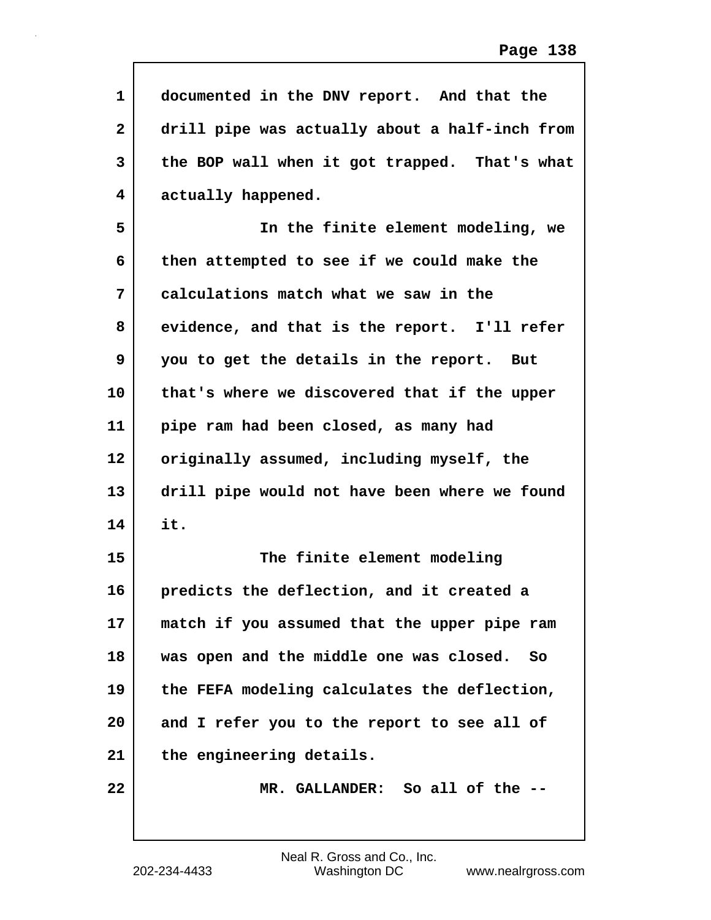documented in the DNV report. And that the drill pipe was actually about a half-inch from the BOP wall when it got trapped. That's what actually happened.

In the finite element modeling, we then attempted to see if we could make the calculations match what we saw in the evidence, and that is the report. I'll refer you to get the details in the report. But that's where we discovered that if the upper pipe ram had been closed, as many had originally assumed, including myself, the drill pipe would not have been where we found it.

The finite element modeling predicts the deflection, and it created a match if you assumed that the upper pipe ram was open and the middle one was closed. So the FEFA modeling calculates the deflection, and I refer you to the report to see all of the engineering details.

MR. GALLANDER: So all of the --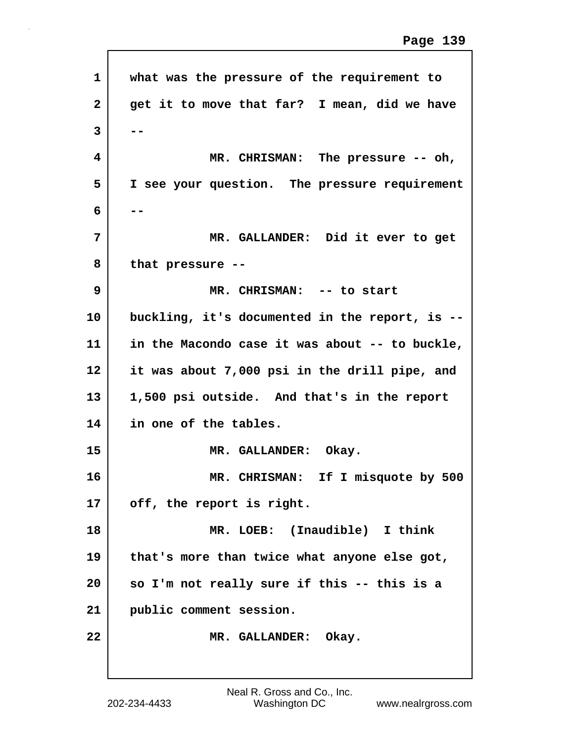what was the pressure of the requirement to get it to move that far? I mean, did we have --

MR. CHRISMAN: The pressure -- oh, I see your question. The pressure requirement --

MR. GALLANDER: Did it ever to get that pressure --

MR. CHRISMAN: -- to start buckling, it's documented in the report, is -- in the Macondo case it was about -- to buckle, it was about 7,000 psi in the drill pipe, and 1,500 psi outside. And that's in the report in one of the tables.

MR. GALLANDER: Okay.

MR. CHRISMAN: If I misquote by 500 off, the report is right.

MR. LOEB: (Inaudible) I think that's more than twice what anyone else got, so I'm not really sure if this -- this is a public comment session.

MR. GALLANDER: Okay.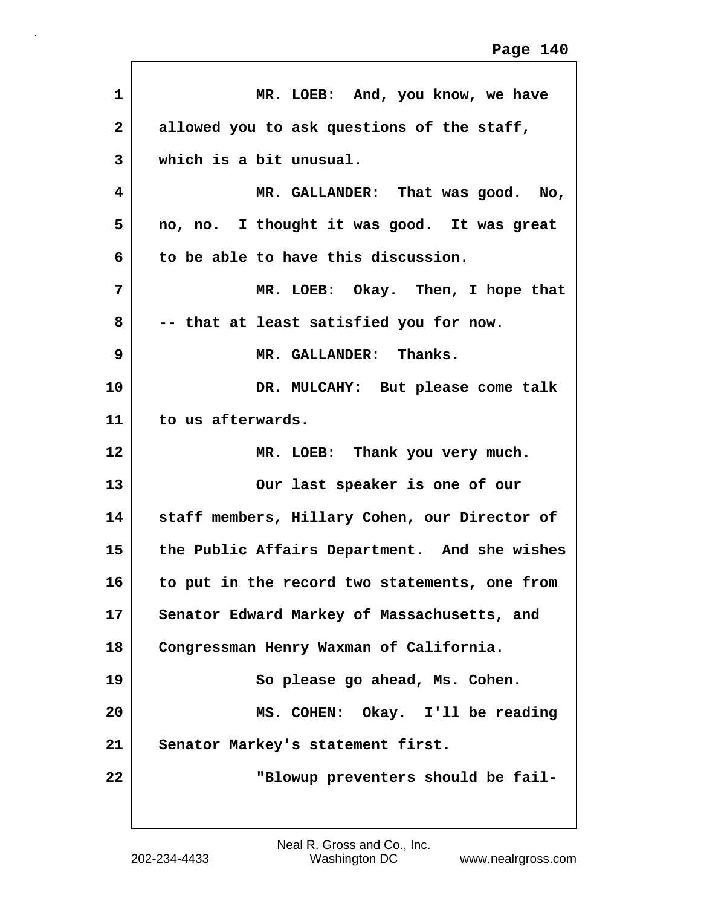MR. LOEB: And, you know, we have allowed you to ask questions of the staff, which is a bit unusual.

MR. GALLANDER: That was good. No, no, no. I thought it was good. It was great to be able to have this discussion.

MR. LOEB: Okay. Then, I hope that -- that at least satisfied you for now.

MR. GALLANDER: Thanks.

DR. MULCAHY: But please come talk to us afterwards.

MR. LOEB: Thank you very much.

Our last speaker is one of our staff members, Hillary Cohen, our Director of the Public Affairs Department. And she wishes to put in the record two statements, one from Senator Edward Markey of Massachusetts, and Congressman Henry Waxman of California.

So please go ahead, Ms. Cohen.

MS. COHEN: Okay. I'll be reading Senator Markey's statement first.

"Blowup preventers should be fail-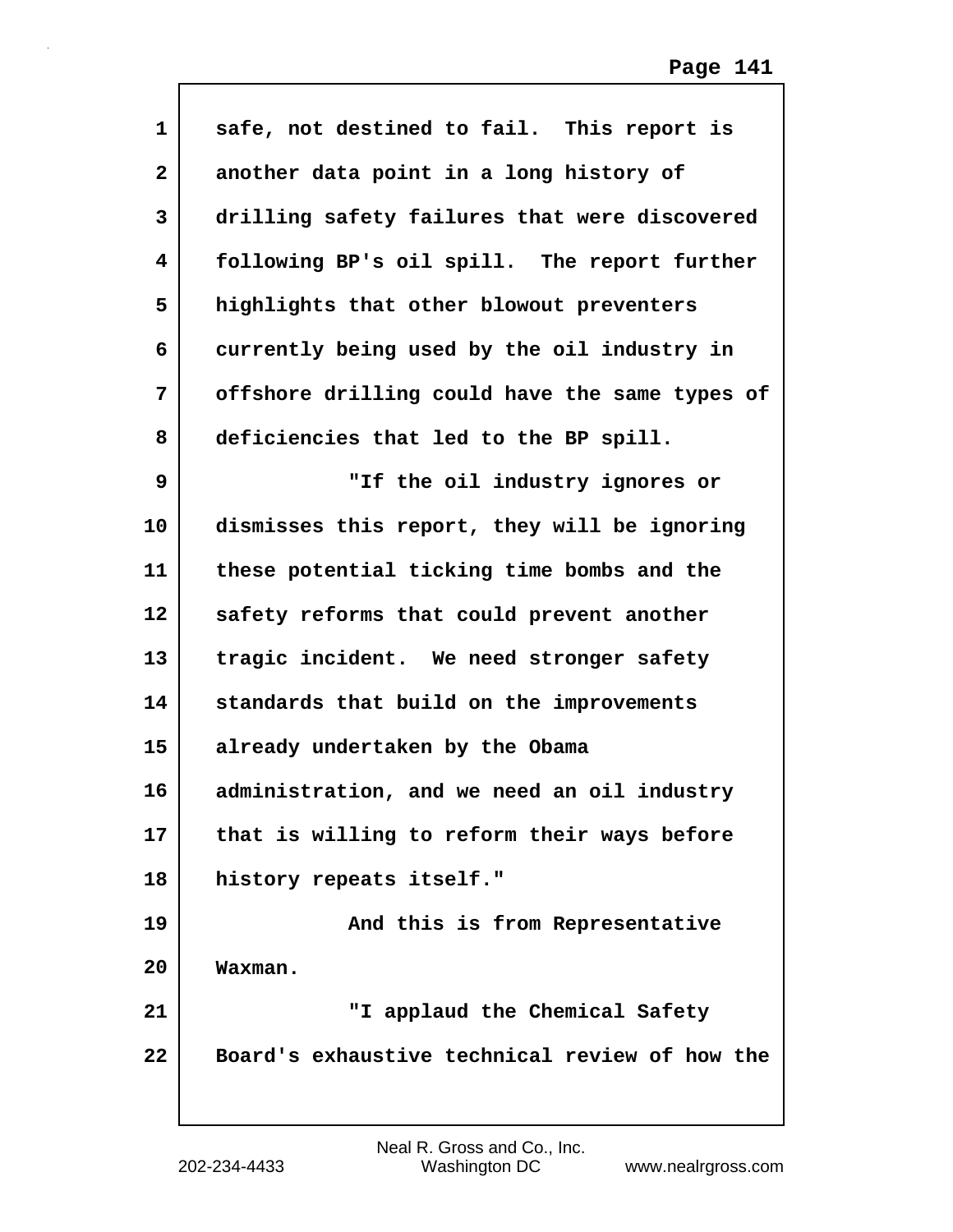safe, not destined to fail. This report is another data point in a long history of drilling safety failures that were discovered following BP's oil spill. The report further highlights that other blowout preventers currently being used by the oil industry in offshore drilling could have the same types of deficiencies that led to the BP spill.

"If the oil industry ignores or dismisses this report, they will be ignoring these potential ticking time bombs and the safety reforms that could prevent another tragic incident. We need stronger safety standards that build on the improvements already undertaken by the Obama administration, and we need an oil industry that is willing to reform their ways before history repeats itself."

And this is from Representative Waxman.

"I applaud the Chemical Safety Board's exhaustive technical review of how the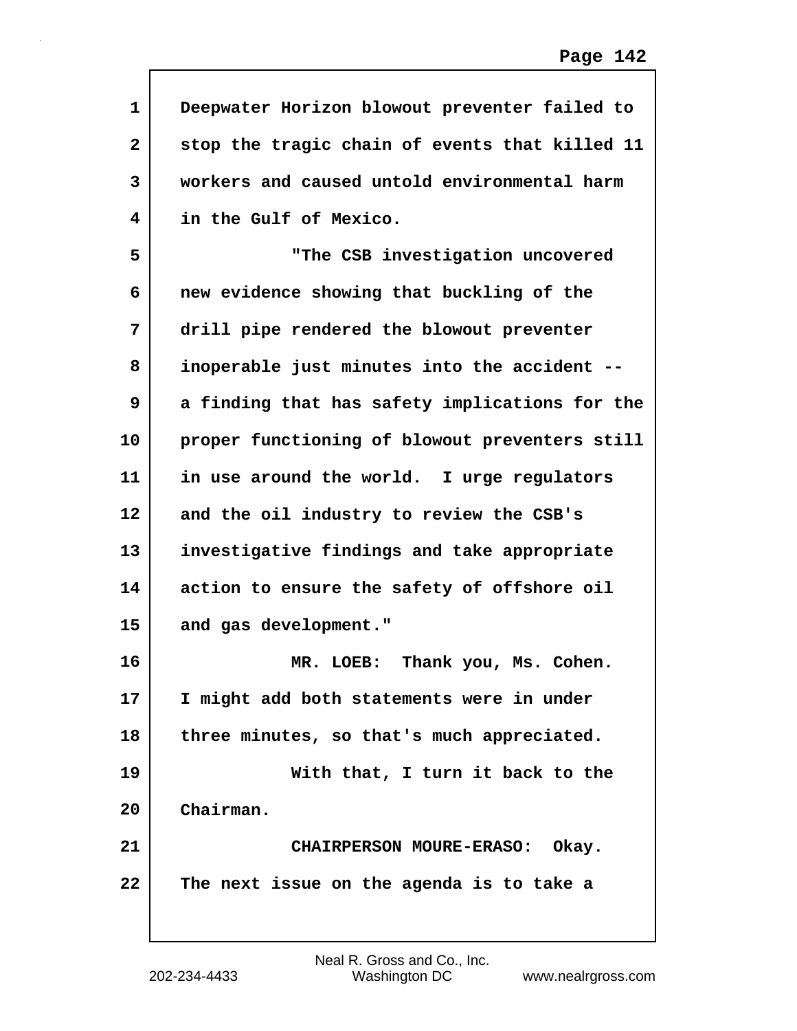Deepwater Horizon blowout preventer failed to stop the tragic chain of events that killed 11 workers and caused untold environmental harm in the Gulf of Mexico.

"The CSB investigation uncovered new evidence showing that buckling of the drill pipe rendered the blowout preventer inoperable just minutes into the accident -- a finding that has safety implications for the proper functioning of blowout preventers still in use around the world. I urge regulators and the oil industry to review the CSB's investigative findings and take appropriate action to ensure the safety of offshore oil and gas development."

MR. LOEB: Thank you, Ms. Cohen. I might add both statements were in under three minutes, so that's much appreciated.

With that, I turn it back to the Chairman.

CHAIRPERSON MOURE-ERASO: Okay. The next issue on the agenda is to take a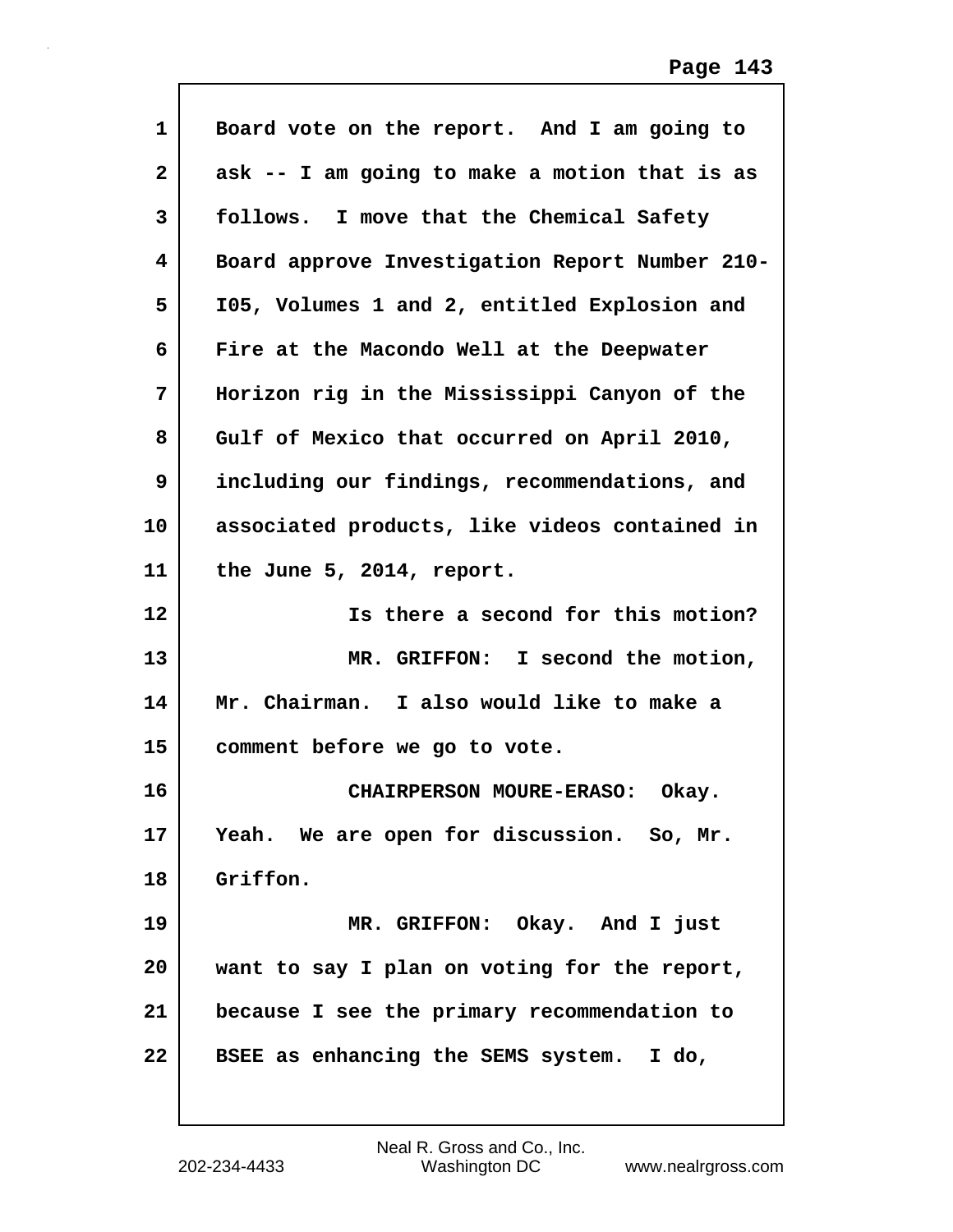Board vote on the report. And I am going to ask -- I am going to make a motion that is as follows. I move that the Chemical Safety Board approve Investigation Report Number 210-I05, Volumes 1 and 2, entitled Explosion and Fire at the Macondo Well at the Deepwater Horizon rig in the Mississippi Canyon of the Gulf of Mexico that occurred on April 2010, including our findings, recommendations, and associated products, like videos contained in the June 5, 2014, report.

Is there a second for this motion?

MR. GRIFFON: I second the motion, Mr. Chairman. I also would like to make a comment before we go to vote.

CHAIRPERSON MOURE-ERASO: Okay. Yeah. We are open for discussion. So, Mr. Griffon.

MR. GRIFFON: Okay. And I just want to say I plan on voting for the report, because I see the primary recommendation to BSEE as enhancing the SEMS system. I do,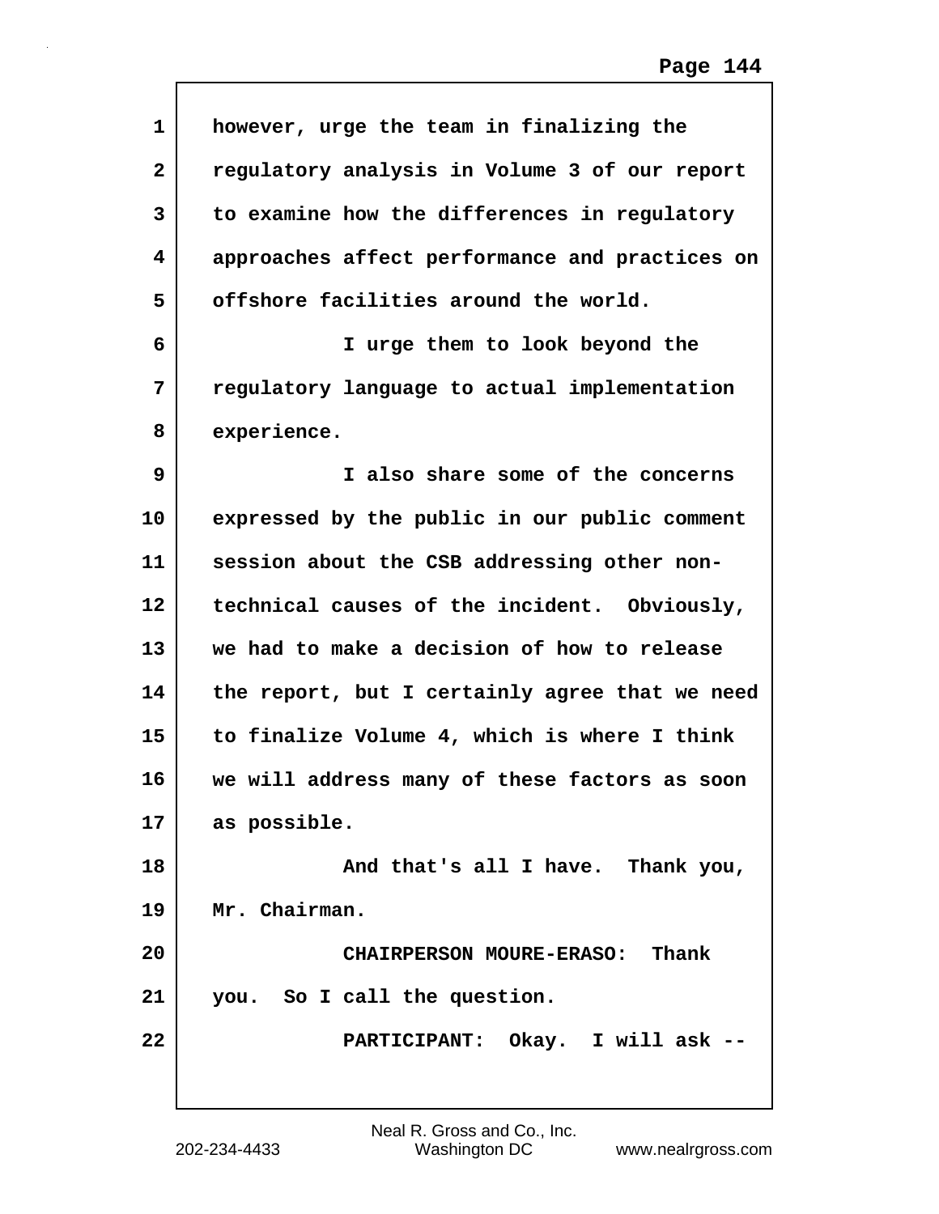however, urge the team in finalizing the regulatory analysis in Volume 3 of our report to examine how the differences in regulatory approaches affect performance and practices on offshore facilities around the world.

I urge them to look beyond the regulatory language to actual implementation experience.

I also share some of the concerns expressed by the public in our public comment session about the CSB addressing other non-technical causes of the incident. Obviously, we had to make a decision of how to release the report, but I certainly agree that we need to finalize Volume 4, which is where I think we will address many of these factors as soon as possible.

And that's all I have. Thank you, Mr. Chairman.

CHAIRPERSON MOURE-ERASO: Thank you. So I call the question.

PARTICIPANT: Okay. I will ask --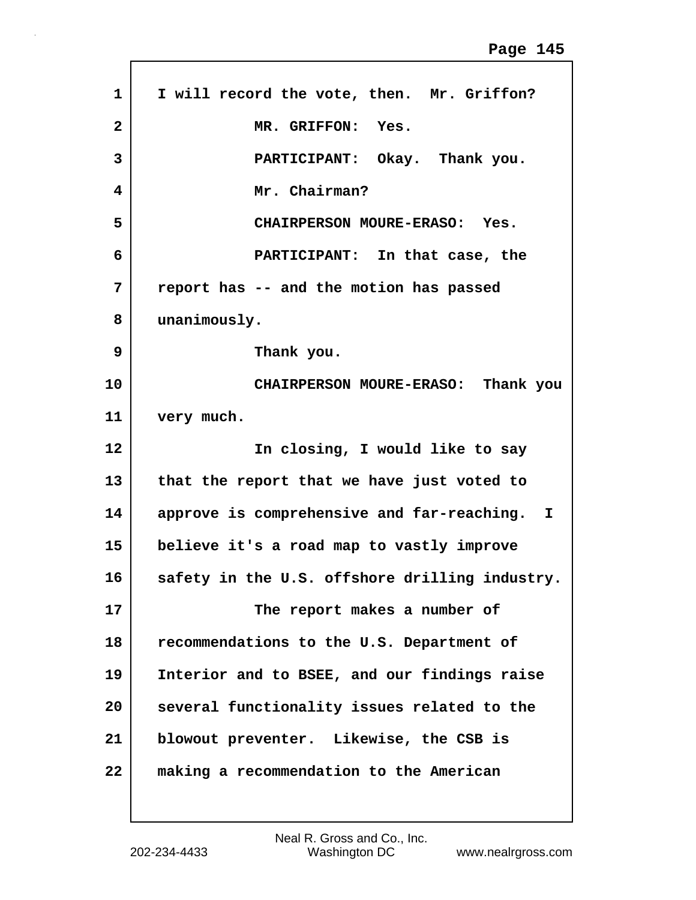1 I will record the vote, then. Mr. Griffon?

2 MR. GRIFFON: Yes.

3 PARTICIPANT: Okay. Thank you.

4 Mr. Chairman?

5 CHAIRPERSON MOURE-ERASO: Yes.

6 PARTICIPANT: In that case, the

7 report has -- and the motion has passed

8 unanimously.

9 Thank you.

10 CHAIRPERSON MOURE-ERASO: Thank you

11 very much.

12 In closing, I would like to say

13 that the report that we have just voted to

14 approve is comprehensive and far-reaching. I

15 believe it's a road map to vastly improve

16 safety in the U.S. offshore drilling industry.

17 The report makes a number of

18 recommendations to the U.S. Department of

19 Interior and to BSEE, and our findings raise

20 several functionality issues related to the

21 blowout preventer. Likewise, the CSB is

22 making a recommendation to the American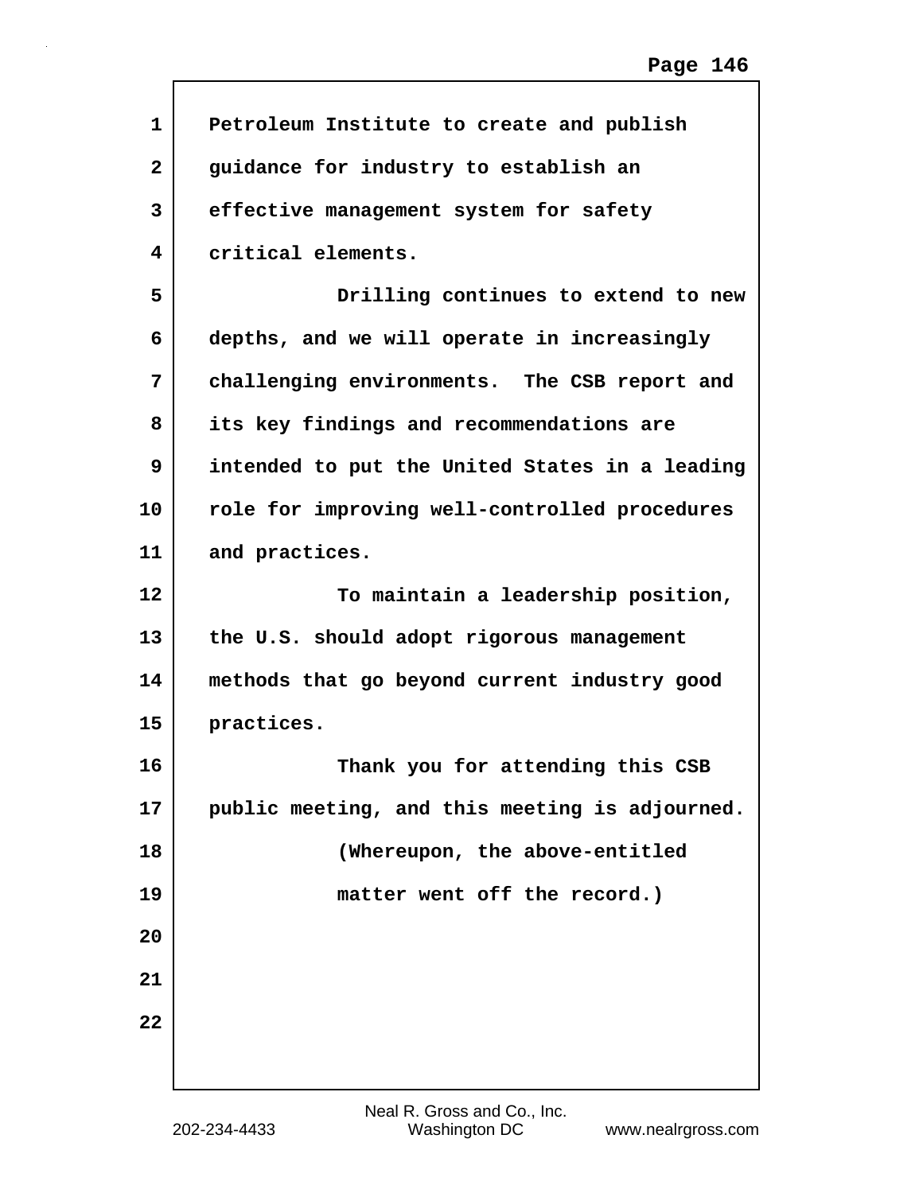Petroleum Institute to create and publish guidance for industry to establish an effective management system for safety critical elements.

Drilling continues to extend to new depths, and we will operate in increasingly challenging environments. The CSB report and its key findings and recommendations are intended to put the United States in a leading role for improving well-controlled procedures and practices.

To maintain a leadership position, the U.S. should adopt rigorous management methods that go beyond current industry good practices.

Thank you for attending this CSB public meeting, and this meeting is adjourned.

(Whereupon, the above-entitled matter went off the record.)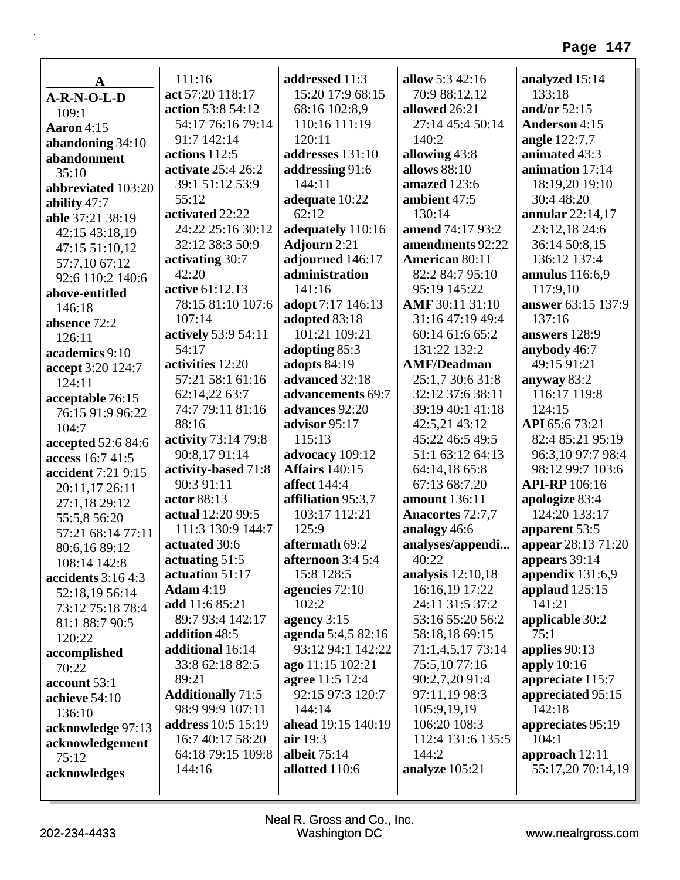**A**

**A-R-N-O-L-D** 109:1
**Aaron** 4:15
**abandoning** 34:10
**abandonment** 35:10
**abbreviated** 103:20
**ability** 47:7
**able** 37:21 38:19 42:15 43:18,19 47:15 51:10,12 57:7,10 67:12 92:6 110:2 140:6
**above-entitled** 146:18
**absence** 72:2 126:11
**academics** 9:10
**accept** 3:20 124:7 124:11
**acceptable** 76:15 76:15 91:9 96:22 104:7
**accepted** 52:6 84:6
**access** 16:7 41:5
**accident** 7:21 9:15 20:11,17 26:11 27:1,18 29:12 55:5,8 56:20 57:21 68:14 77:11 80:6,16 89:12 108:14 142:8
**accidents** 3:16 4:3 52:18,19 56:14 73:12 75:18 78:4 81:1 88:7 90:5 120:22
**accomplished** 70:22
**account** 53:1
**achieve** 54:10 136:10
**acknowledge** 97:13
**acknowledgement** 75:12
**acknowledges** 111:16
**act** 57:20 118:17
**action** 53:8 54:12 54:17 76:16 79:14 91:7 142:14
**actions** 112:5
**activate** 25:4 26:2 39:1 51:12 53:9 55:12
**activated** 22:22 24:22 25:16 30:12 32:12 38:3 50:9
**activating** 30:7 42:20
**active** 61:12,13 78:15 81:10 107:6 107:14
**actively** 53:9 54:11 54:17
**activities** 12:20 57:21 58:1 61:16 62:14,22 63:7 74:7 79:11 81:16 88:16
**activity** 73:14 79:8 90:8,17 91:14
**activity-based** 71:8 90:3 91:11
**actor** 88:13
**actual** 12:20 99:5 111:3 130:9 144:7
**actuated** 30:6
**actuating** 51:5
**actuation** 51:17
**Adam** 4:19
**add** 11:6 85:21 89:7 93:4 142:17
**addition** 48:5
**additional** 16:14 33:8 62:18 82:5 89:21
**Additionally** 71:5 98:9 99:9 107:11
**address** 10:5 15:19 16:7 40:17 58:20 64:18 79:15 109:8 144:16
**addressed** 11:3 15:20 17:9 68:15 68:16 102:8,9 110:16 111:19 120:11
**addresses** 131:10
**addressing** 91:6 144:11
**adequate** 10:22 62:12
**adequately** 110:16
**Adjourn** 2:21
**adjourned** 146:17
**administration** 141:16
**adopt** 7:17 146:13
**adopted** 83:18 101:21 109:21
**adopting** 85:3
**adopts** 84:19
**advanced** 32:18
**advancements** 69:7
**advances** 92:20
**advisor** 95:17 115:13
**advocacy** 109:12
**Affairs** 140:15
**affect** 144:4
**affiliation** 95:3,7 103:17 112:21 125:9
**aftermath** 69:2
**afternoon** 3:4 5:4 15:8 128:5
**agencies** 72:10 102:2
**agency** 3:15
**agenda** 5:4,5 82:16 93:12 94:1 142:22
**ago** 11:15 102:21
**agree** 11:5 12:4 92:15 97:3 120:7 144:14
**ahead** 19:15 140:19
**air** 19:3
**albeit** 75:14
**allotted** 110:6
**allow** 5:3 42:16 70:9 88:12,12
**allowed** 26:21 27:14 45:4 50:14 140:2
**allowing** 43:8
**allows** 88:10
**amazed** 123:6
**ambient** 47:5 130:14
**amend** 74:17 93:2
**amendments** 92:22
**American** 80:11 82:2 84:7 95:10 95:19 145:22
**AMF** 30:11 31:10 31:16 47:19 49:4 60:14 61:6 65:2 131:22 132:2
**AMF/Deadman** 25:1,7 30:6 31:8 32:12 37:6 38:11 39:19 40:1 41:18 42:5,21 43:12 45:22 46:5 49:5 51:1 63:12 64:13 64:14,18 65:8 67:13 68:7,20
**amount** 136:11
**Anacortes** 72:7,7
**analogy** 46:6
**analyses/appendi...** 40:22
**analysis** 12:10,18 16:16,19 17:22 24:11 31:5 37:2 53:16 55:20 56:2 58:18,18 69:15 71:1,4,5,17 73:14 75:5,10 77:16 90:2,7,20 91:4 97:11,19 98:3 105:9,19,19 106:20 108:3 112:4 131:6 135:5 144:2
**analyze** 105:21
**analyzed** 15:14 133:18
**and/or** 52:15
**Anderson** 4:15
**angle** 122:7,7
**animated** 43:3
**animation** 17:14 18:19,20 19:10 30:4 48:20
**annular** 22:14,17 23:12,18 24:6 36:14 50:8,15 136:12 137:4
**annulus** 116:6,9 117:9,10
**answer** 63:15 137:9 137:16
**answers** 128:9
**anybody** 46:7 49:15 91:21
**anyway** 83:2 116:17 119:8 124:15
**API** 65:6 73:21 82:4 85:21 95:19 96:3,10 97:7 98:4 98:12 99:7 103:6
**API-RP** 106:16
**apologize** 83:4 124:20 133:17
**apparent** 53:5
**appear** 28:13 71:20
**appears** 39:14
**appendix** 131:6,9
**applaud** 125:15 141:21
**applicable** 30:2 75:1
**applies** 90:13
**apply** 10:16
**appreciate** 115:7
**appreciated** 95:15 142:18
**appreciates** 95:19 104:1
**approach** 12:11 55:17,20 70:14,19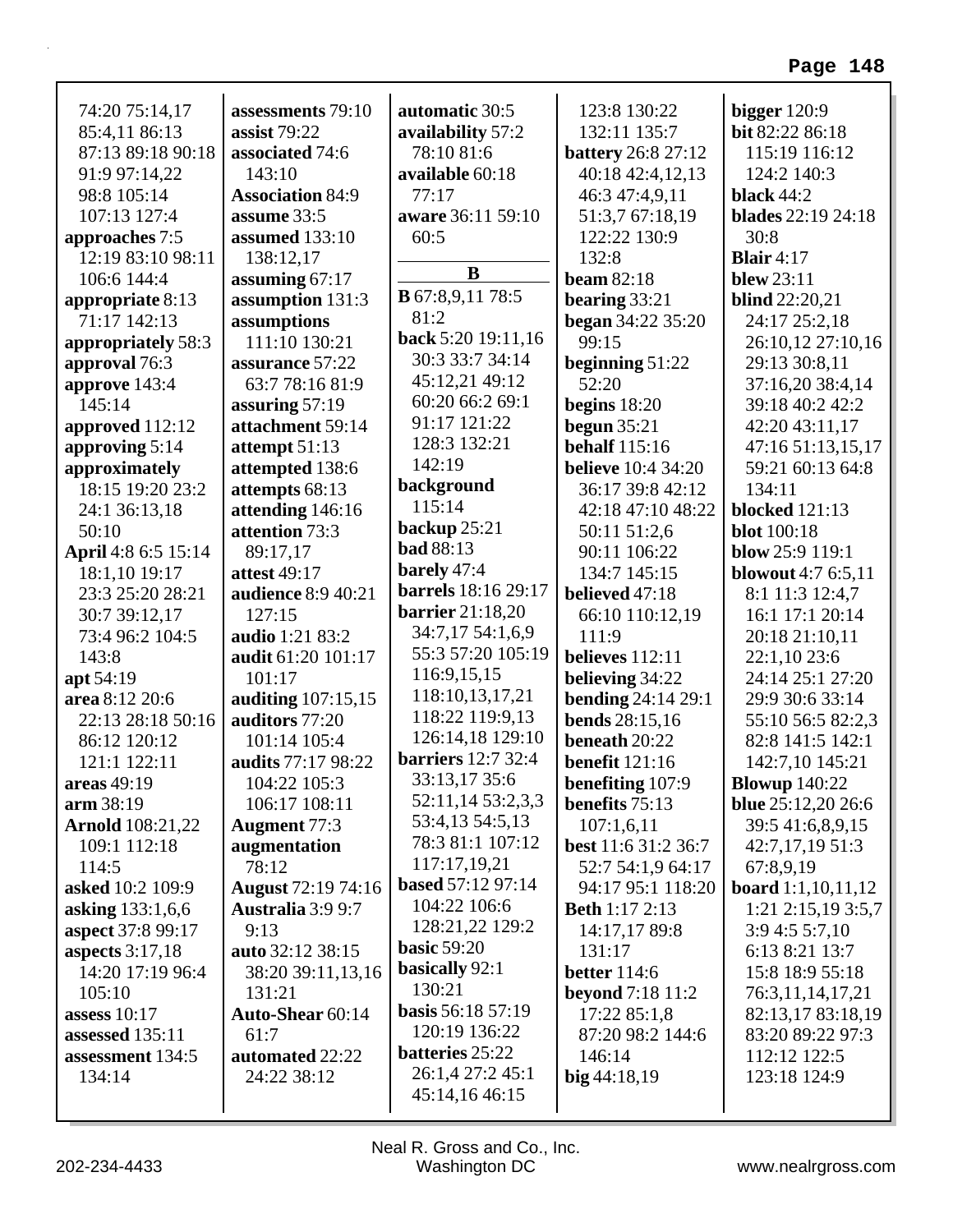74:20 75:14,17 85:4,11 86:13 87:13 89:18 90:18 91:9 97:14,22 98:8 105:14 107:13 127:4
**approaches** 7:5 12:19 83:10 98:11 106:6 144:4
**appropriate** 8:13 71:17 142:13
**appropriately** 58:3
**approval** 76:3
**approve** 143:4 145:14
**approved** 112:12
**approving** 5:14
**approximately** 18:15 19:20 23:2 24:1 36:13,18 50:10
**April** 4:8 6:5 15:14 18:1,10 19:17 23:3 25:20 28:21 30:7 39:12,17 73:4 96:2 104:5 143:8
**apt** 54:19
**area** 8:12 20:6 22:13 28:18 50:16 86:12 120:12 121:1 122:11
**areas** 49:19
**arm** 38:19
**Arnold** 108:21,22 109:1 112:18 114:5
**asked** 10:2 109:9
**asking** 133:1,6,6
**aspect** 37:8 99:17
**aspects** 3:17,18 14:20 17:19 96:4 105:10
**assess** 10:17
**assessed** 135:11
**assessment** 134:5 134:14
**assessments** 79:10
**assist** 79:22
**associated** 74:6 143:10
**Association** 84:9
**assume** 33:5
**assumed** 133:10 138:12,17
**assuming** 67:17
**assumption** 131:3
**assumptions** 111:10 130:21
**assurance** 57:22 63:7 78:16 81:9
**assuring** 57:19
**attachment** 59:14
**attempt** 51:13
**attempted** 138:6
**attempts** 68:13
**attending** 146:16
**attention** 73:3 89:17,17
**attest** 49:17
**audience** 8:9 40:21 127:15
**audio** 1:21 83:2
**audit** 61:20 101:17 101:17
**auditing** 107:15,15
**auditors** 77:20 101:14 105:4
**audits** 77:17 98:22 104:22 105:3 106:17 108:11
**Augment** 77:3
**augmentation** 78:12
**August** 72:19 74:16
**Australia** 3:9 9:7 9:13
**auto** 32:12 38:15 38:20 39:11,13,16 131:21
**Auto-Shear** 60:14 61:7
**automated** 22:22 24:22 38:12
**automatic** 30:5
**availability** 57:2 78:10 81:6
**available** 60:18 77:17
**aware** 36:11 59:10 60:5

## B

**B** 67:8,9,11 78:5 81:2
**back** 5:20 19:11,16 30:3 33:7 34:14 45:12,21 49:12 60:20 66:2 69:1 91:17 121:22 128:3 132:21 142:19
**background** 115:14
**backup** 25:21
**bad** 88:13
**barely** 47:4
**barrels** 18:16 29:17
**barrier** 21:18,20 34:7,17 54:1,6,9 55:3 57:20 105:19 116:9,15,15 118:10,13,17,21 118:22 119:9,13 126:14,18 129:10
**barriers** 12:7 32:4 33:13,17 35:6 52:11,14 53:2,3,3 53:4,13 54:5,13 78:3 81:1 107:12 117:17,19,21
**based** 57:12 97:14 104:22 106:6 128:21,22 129:2
**basic** 59:20
**basically** 92:1 130:21
**basis** 56:18 57:19 120:19 136:22
**batteries** 25:22 26:1,4 27:2 45:1 45:14,16 46:15
123:8 130:22 132:11 135:7
**battery** 26:8 27:12 40:18 42:4,12,13 46:3 47:4,9,11 51:3,7 67:18,19 122:22 130:9 132:8
**beam** 82:18
**bearing** 33:21
**began** 34:22 35:20 99:15
**beginning** 51:22 52:20
**begins** 18:20
**begun** 35:21
**behalf** 115:16
**believe** 10:4 34:20 36:17 39:8 42:12 42:18 47:10 48:22 50:11 51:2,6 90:11 106:22 134:7 145:15
**believed** 47:18 66:10 110:12,19 111:9
**believes** 112:11
**believing** 34:22
**bending** 24:14 29:1
**bends** 28:15,16
**beneath** 20:22
**benefit** 121:16
**benefiting** 107:9
**benefits** 75:13 107:1,6,11
**best** 11:6 31:2 36:7 52:7 54:1,9 64:17 94:17 95:1 118:20
**Beth** 1:17 2:13 14:17,17 89:8 131:17
**better** 114:6
**beyond** 7:18 11:2 17:22 85:1,8 87:20 98:2 144:6 146:14
**big** 44:18,19
**bigger** 120:9
**bit** 82:22 86:18 115:19 116:12 124:2 140:3
**black** 44:2
**blades** 22:19 24:18 30:8
**Blair** 4:17
**blew** 23:11
**blind** 22:20,21 24:17 25:2,18 26:10,12 27:10,16 29:13 30:8,11 37:16,20 38:4,14 39:18 40:2 42:2 42:20 43:11,17 47:16 51:13,15,17 59:21 60:13 64:8 134:11
**blocked** 121:13
**blot** 100:18
**blow** 25:9 119:1
**blowout** 4:7 6:5,11 8:1 11:3 12:4,7 16:1 17:1 20:14 20:18 21:10,11 22:1,10 23:6 24:14 25:1 27:20 29:9 30:6 33:14 55:10 56:5 82:2,3 82:8 141:5 142:1 142:7,10 145:21
**Blowup** 140:22
**blue** 25:12,20 26:6 39:5 41:6,8,9,15 42:7,17,19 51:3 67:8,9,19
**board** 1:1,10,11,12 1:21 2:15,19 3:5,7 3:9 4:5 5:7,10 6:13 8:21 13:7 15:8 18:9 55:18 76:3,11,14,17,21 82:13,17 83:18,19 83:20 89:22 97:3 112:12 122:5 123:18 124:9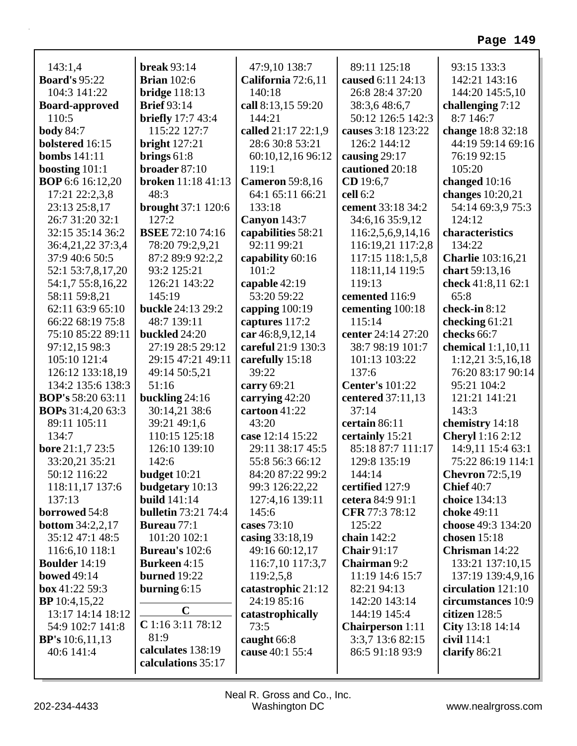143:1,4
**Board's** 95:22
104:3 141:22
**Board-approved**
110:5
**body** 84:7
**bolstered** 16:15
**bombs** 141:11
**boosting** 101:1
**BOP** 6:6 16:12,20
17:21 22:2,3,8
23:13 25:8,17
26:7 31:20 32:1
32:15 35:14 36:2
36:4,21,22 37:3,4
37:9 40:6 50:5
52:1 53:7,8,17,20
54:1,7 55:8,16,22
58:11 59:8,21
62:11 63:9 65:10
66:22 68:19 75:8
75:10 85:22 89:11
97:12,15 98:3
105:10 121:4
126:12 133:18,19
134:2 135:6 138:3
**BOP's** 58:20 63:11
**BOPs** 31:4,20 63:3
89:11 105:11
134:7
**bore** 21:1,7 23:5
33:20,21 35:21
50:12 116:22
118:11,17 137:6
137:13
**borrowed** 54:8
**bottom** 34:2,2,17
35:12 47:1 48:5
116:6,10 118:1
**Boulder** 14:19
**bowed** 49:14
**box** 41:22 59:3
**BP** 10:4,15,22
13:17 14:14 18:12
54:9 102:7 141:8
**BP's** 10:6,11,13
40:6 141:4

**break** 93:14
**Brian** 102:6
**bridge** 118:13
**Brief** 93:14
**briefly** 17:7 43:4
115:22 127:7
**bright** 127:21
**brings** 61:8
**broader** 87:10
**broken** 11:18 41:13
48:3
**brought** 37:1 120:6
127:2
**BSEE** 72:10 74:16
78:20 79:2,9,21
87:2 89:9 92:2,2
93:2 125:21
126:21 143:22
145:19
**buckle** 24:13 29:2
48:7 139:11
**buckled** 24:20
27:19 28:5 29:12
29:15 47:21 49:11
49:14 50:5,21
51:16
**buckling** 24:16
30:14,21 38:6
39:21 49:1,6
110:15 125:18
126:10 139:10
142:6
**budget** 10:21
**budgetary** 10:13
**build** 141:14
**bulletin** 73:21 74:4
**Bureau** 77:1
101:20 102:1
**Bureau's** 102:6
**Burkeen** 4:15
**burned** 19:22
**burning** 6:15

**C**

**C** 1:16 3:11 78:12
81:9
**calculates** 138:19
**calculations** 35:17

47:9,10 138:7
**California** 72:6,11
140:18
**call** 8:13,15 59:20
144:21
**called** 21:17 22:1,9
28:6 30:8 53:21
60:10,12,16 96:12
119:1
**Cameron** 59:8,16
64:1 65:11 66:21
133:18
**Canyon** 143:7
**capabilities** 58:21
92:11 99:21
**capability** 60:16
101:2
**capable** 42:19
53:20 59:22
**capping** 100:19
**captures** 117:2
**car** 46:8,9,12,14
**careful** 21:9 130:3
**carefully** 15:18
39:22
**carry** 69:21
**carrying** 42:20
**cartoon** 41:22
43:20
**case** 12:14 15:22
29:11 38:17 45:5
55:8 56:3 66:12
84:20 87:22 99:2
99:3 126:22,22
127:4,16 139:11
145:6
**cases** 73:10
**casing** 33:18,19
49:16 60:12,17
116:7,10 117:3,7
119:2,5,8
**catastrophic** 21:12
24:19 85:16
**catastrophically**
73:5
**caught** 66:8
**cause** 40:1 55:4

89:11 125:18
**caused** 6:11 24:13
26:8 28:4 37:20
38:3,6 48:6,7
50:12 126:5 142:3
**causes** 3:18 123:22
126:2 144:12
**causing** 29:17
**cautioned** 20:18
**CD** 19:6,7
**cell** 6:2
**cement** 33:18 34:2
34:6,16 35:9,12
116:2,5,6,9,14,16
116:19,21 117:2,8
117:15 118:1,5,8
118:11,14 119:5
119:13
**cemented** 116:9
**cementing** 100:18
115:14
**center** 24:14 27:20
38:7 98:19 101:7
101:13 103:22
137:6
**Center's** 101:22
**centered** 37:11,13
37:14
**certain** 86:11
**certainly** 15:21
85:18 87:7 111:17
129:8 135:19
144:14
**certified** 127:9
**cetera** 84:9 91:1
**CFR** 77:3 78:12
125:22
**chain** 142:2
**Chair** 91:17
**Chairman** 9:2
11:19 14:6 15:7
82:21 94:13
142:20 143:14
144:19 145:4
**Chairperson** 1:11
3:3,7 13:6 82:15
86:5 91:18 93:9

93:15 133:3
142:21 143:16
144:20 145:5,10
**challenging** 7:12
8:7 146:7
**change** 18:8 32:18
44:19 59:14 69:16
76:19 92:15
105:20
**changed** 10:16
**changes** 10:20,21
54:14 69:3,9 75:3
124:12
**characteristics**
134:22
**Charlie** 103:16,21
**chart** 59:13,16
**check** 41:8,11 62:1
65:8
**check-in** 8:12
**checking** 61:21
**checks** 66:7
**chemical** 1:1,10,11
1:12,21 3:5,16,18
76:20 83:17 90:14
95:21 104:2
121:21 141:21
143:3
**chemistry** 14:18
**Cheryl** 1:16 2:12
14:9,11 15:4 63:1
75:22 86:19 114:1
**Chevron** 72:5,19
**Chief** 40:7
**choice** 134:13
**choke** 49:11
**choose** 49:3 134:20
**chosen** 15:18
**Chrisman** 14:22
133:21 137:10,15
137:19 139:4,9,16
**circulation** 121:10
**circumstances** 10:9
**citizen** 128:5
**City** 13:18 14:14
**civil** 114:1
**clarify** 86:21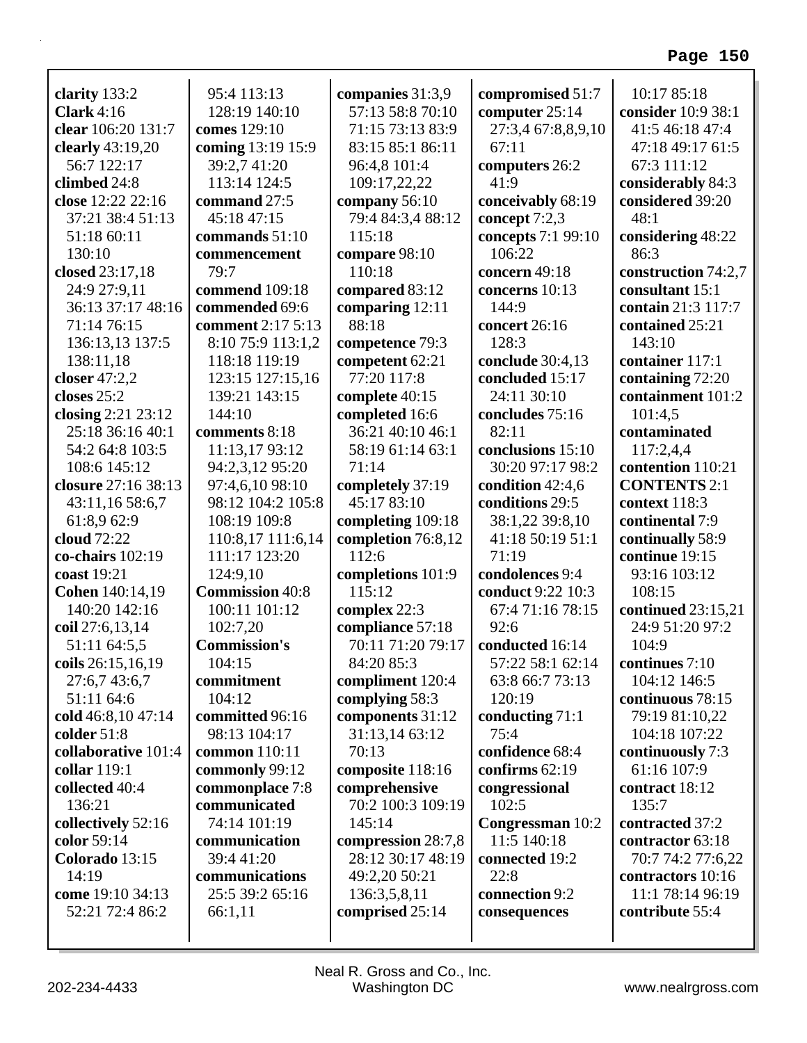**clarity** 133:2
**Clark** 4:16
**clear** 106:20 131:7
**clearly** 43:19,20 56:7 122:17
**climbed** 24:8
**close** 12:22 22:16 37:21 38:4 51:13 51:18 60:11 130:10
**closed** 23:17,18 24:9 27:9,11 36:13 37:17 48:16 71:14 76:15 136:13,13 137:5 138:11,18
**closer** 47:2,2
**closes** 25:2
**closing** 2:21 23:12 25:18 36:16 40:1 54:2 64:8 103:5 108:6 145:12
**closure** 27:16 38:13 43:11,16 58:6,7 61:8,9 62:9
**cloud** 72:22
**co-chairs** 102:19
**coast** 19:21
**Cohen** 140:14,19 140:20 142:16
**coil** 27:6,13,14 51:11 64:5,5
**coils** 26:15,16,19 27:6,7 43:6,7 51:11 64:6
**cold** 46:8,10 47:14
**colder** 51:8
**collaborative** 101:4
**collar** 119:1
**collected** 40:4 136:21
**collectively** 52:16
**color** 59:14
**Colorado** 13:15 14:19
**come** 19:10 34:13 52:21 72:4 86:2 95:4 113:13 128:19 140:10
**comes** 129:10
**coming** 13:19 15:9 39:2,7 41:20 113:14 124:5
**command** 27:5 45:18 47:15
**commands** 51:10
**commencement** 79:7
**commend** 109:18
**commended** 69:6
**comment** 2:17 5:13 8:10 75:9 113:1,2 118:18 119:19 123:15 127:15,16 139:21 143:15 144:10
**comments** 8:18 11:13,17 93:12 94:2,3,12 95:20 97:4,6,10 98:10 98:12 104:2 105:8 108:19 109:8 110:8,17 111:6,14 111:17 123:20 124:9,10
**Commission** 40:8 100:11 101:12 102:7,20
**Commission's** 104:15
**commitment** 104:12
**committed** 96:16 98:13 104:17
**common** 110:11
**commonly** 99:12
**commonplace** 7:8
**communicated** 74:14 101:19
**communication** 39:4 41:20
**communications** 25:5 39:2 65:16 66:1,11
**companies** 31:3,9 57:13 58:8 70:10 71:15 73:13 83:9 83:15 85:1 86:11 96:4,8 101:4 109:17,22,22
**company** 56:10 79:4 84:3,4 88:12 115:18
**compare** 98:10 110:18
**compared** 83:12
**comparing** 12:11 88:18
**competence** 79:3
**competent** 62:21 77:20 117:8
**complete** 40:15
**completed** 16:6 36:21 40:10 46:1 58:19 61:14 63:1 71:14
**completely** 37:19 45:17 83:10
**completing** 109:18
**completion** 76:8,12 112:6
**completions** 101:9 115:12
**complex** 22:3
**compliance** 57:18 70:11 71:20 79:17 84:20 85:3
**compliment** 120:4
**complying** 58:3
**components** 31:12 31:13,14 63:12 70:13
**composite** 118:16
**comprehensive** 70:2 100:3 109:19 145:14
**compression** 28:7,8 28:12 30:17 48:19 49:2,20 50:21 136:3,5,8,11
**comprised** 25:14
**compromised** 51:7
**computer** 25:14 27:3,4 67:8,8,9,10 67:11
**computers** 26:2 41:9
**conceivably** 68:19
**concept** 7:2,3
**concepts** 7:1 99:10 106:22
**concern** 49:18
**concerns** 10:13 144:9
**concert** 26:16 128:3
**conclude** 30:4,13
**concluded** 15:17 24:11 30:10
**concludes** 75:16 82:11
**conclusions** 15:10 30:20 97:17 98:2
**condition** 42:4,6
**conditions** 29:5 38:1,22 39:8,10 41:18 50:19 51:1 71:19
**condolences** 9:4
**conduct** 9:22 10:3 67:4 71:16 78:15 92:6
**conducted** 16:14 57:22 58:1 62:14 63:8 66:7 73:13 120:19
**conducting** 71:1 75:4
**confidence** 68:4
**confirms** 62:19
**congressional** 102:5
**Congressman** 10:2 11:5 140:18
**connected** 19:2 22:8
**connection** 9:2
**consequences** 10:17 85:18
**consider** 10:9 38:1 41:5 46:18 47:4 47:18 49:17 61:5 67:3 111:12
**considerably** 84:3
**considered** 39:20 48:1
**considering** 48:22 86:3
**construction** 74:2,7
**consultant** 15:1
**contain** 21:3 117:7
**contained** 25:21 143:10
**container** 117:1
**containing** 72:20
**containment** 101:2 101:4,5
**contaminated** 117:2,4,4
**contention** 110:21
**CONTENTS** 2:1
**context** 118:3
**continental** 7:9
**continually** 58:9
**continue** 19:15 93:16 103:12 108:15
**continued** 23:15,21 24:9 51:20 97:2 104:9
**continues** 7:10 104:12 146:5
**continuous** 78:15 79:19 81:10,22 104:18 107:22
**continuously** 7:3 61:16 107:9
**contract** 18:12 135:7
**contracted** 37:2
**contractor** 63:18 70:7 74:2 77:6,22
**contractors** 10:16 11:1 78:14 96:19
**contribute** 55:4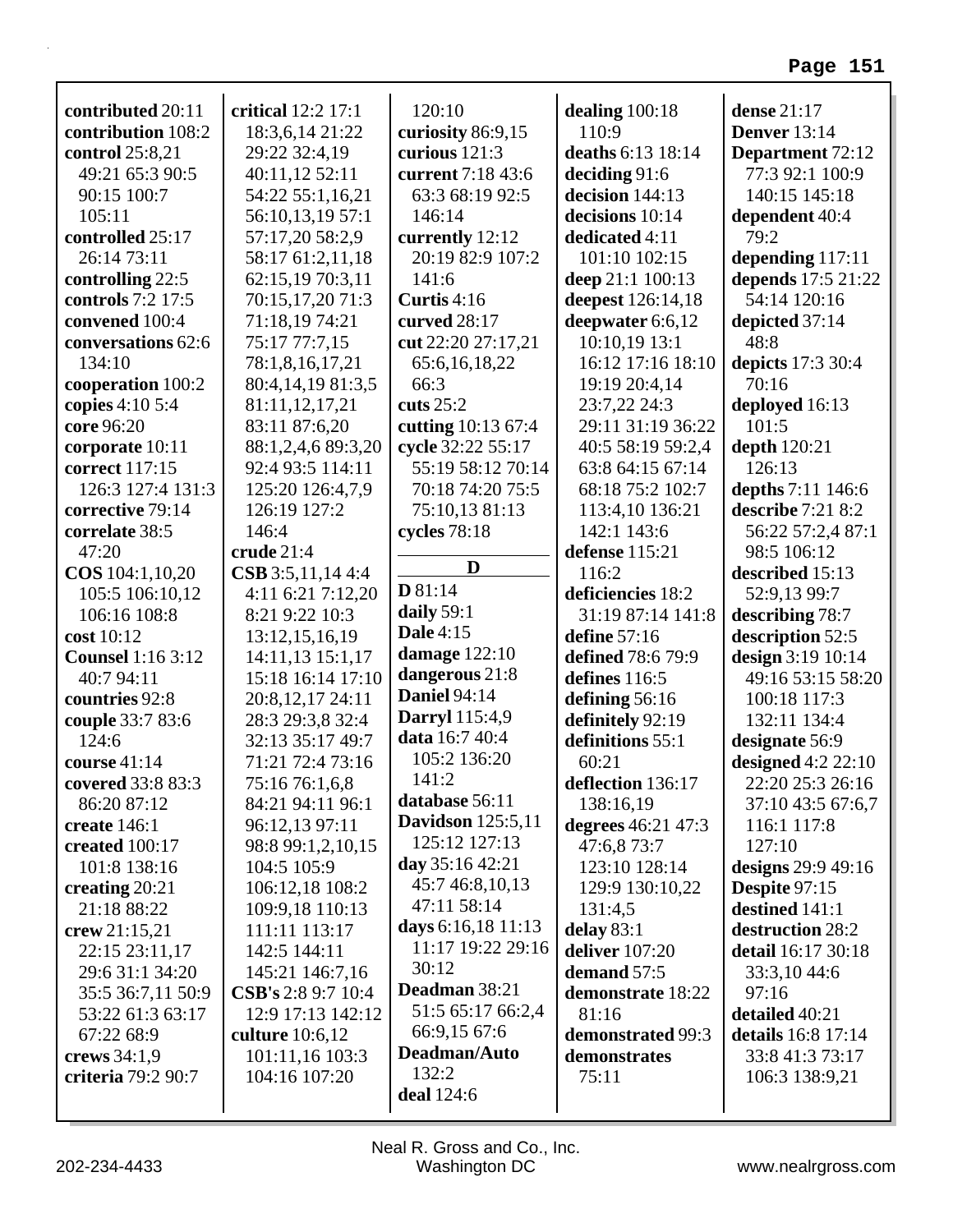**contributed** 20:11
**contribution** 108:2
**control** 25:8,21 49:21 65:3 90:5 90:15 100:7 105:11
**controlled** 25:17 26:14 73:11
**controlling** 22:5
**controls** 7:2 17:5
**convened** 100:4
**conversations** 62:6 134:10
**cooperation** 100:2
**copies** 4:10 5:4
**core** 96:20
**corporate** 10:11
**correct** 117:15 126:3 127:4 131:3
**corrective** 79:14
**correlate** 38:5 47:20
**COS** 104:1,10,20 105:5 106:10,12 106:16 108:8
**cost** 10:12
**Counsel** 1:16 3:12 40:7 94:11
**countries** 92:8
**couple** 33:7 83:6 124:6
**course** 41:14
**covered** 33:8 83:3 86:20 87:12
**create** 146:1
**created** 100:17 101:8 138:16
**creating** 20:21 21:18 88:22
**crew** 21:15,21 22:15 23:11,17 29:6 31:1 34:20 35:5 36:7,11 50:9 53:22 61:3 63:17 67:22 68:9
**crews** 34:1,9
**criteria** 79:2 90:7
**critical** 12:2 17:1 18:3,6,14 21:22 29:22 32:4,19 40:11,12 52:11 54:22 55:1,16,21 56:10,13,19 57:1 57:17,20 58:2,9 58:17 61:2,11,18 62:15,19 70:3,11 70:15,17,20 71:3 71:18,19 74:21 75:17 77:7,15 78:1,8,16,17,21 80:4,14,19 81:3,5 81:11,12,17,21 83:11 87:6,20 88:1,2,4,6 89:3,20 92:4 93:5 114:11 125:20 126:4,7,9 126:19 127:2 146:4
**crude** 21:4
**CSB** 3:5,11,14 4:4 4:11 6:21 7:12,20 8:21 9:22 10:3 13:12,15,16,19 14:11,13 15:1,17 15:18 16:14 17:10 20:8,12,17 24:11 28:3 29:3,8 32:4 32:13 35:17 49:7 71:21 72:4 73:16 75:16 76:1,6,8 84:21 94:11 96:1 96:12,13 97:11 98:8 99:1,2,10,15 104:5 105:9 106:12,18 108:2 109:9,18 110:13 111:11 113:17 142:5 144:11 145:21 146:7,16
**CSB's** 2:8 9:7 10:4 12:9 17:13 142:12
**culture** 10:6,12 101:11,16 103:3 104:16 107:20
120:10
**curiosity** 86:9,15
**curious** 121:3
**current** 7:18 43:6 63:3 68:19 92:5 146:14
**currently** 12:12 20:19 82:9 107:2 141:6
**Curtis** 4:16
**curved** 28:17
**cut** 22:20 27:17,21 65:6,16,18,22 66:3
**cuts** 25:2
**cutting** 10:13 67:4
**cycle** 32:22 55:17 55:19 58:12 70:14 70:18 74:20 75:5 75:10,13 81:13
**cycles** 78:18

## D

**D** 81:14
**daily** 59:1
**Dale** 4:15
**damage** 122:10
**dangerous** 21:8
**Daniel** 94:14
**Darryl** 115:4,9
**data** 16:7 40:4 105:2 136:20 141:2
**database** 56:11
**Davidson** 125:5,11 125:12 127:13
**day** 35:16 42:21 45:7 46:8,10,13 47:11 58:14
**days** 6:16,18 11:13 11:17 19:22 29:16 30:12
**Deadman** 38:21 51:5 65:17 66:2,4 66:9,15 67:6
**Deadman/Auto** 132:2
**deal** 124:6
**dealing** 100:18 110:9
**deaths** 6:13 18:14
**deciding** 91:6
**decision** 144:13
**decisions** 10:14
**dedicated** 4:11 101:10 102:15
**deep** 21:1 100:13
**deepest** 126:14,18
**deepwater** 6:6,12 10:10,19 13:1 16:12 17:16 18:10 19:19 20:4,14 23:7,22 24:3 29:11 31:19 36:22 40:5 58:19 59:2,4 63:8 64:15 67:14 68:18 75:2 102:7 113:4,10 136:21 142:1 143:6
**defense** 115:21 116:2
**deficiencies** 18:2 31:19 87:14 141:8
**define** 57:16
**defined** 78:6 79:9
**defines** 116:5
**defining** 56:16
**definitely** 92:19
**definitions** 55:1 60:21
**deflection** 136:17 138:16,19
**degrees** 46:21 47:3 47:6,8 73:7 123:10 128:14 129:9 130:10,22 131:4,5
**delay** 83:1
**deliver** 107:20
**demand** 57:5
**demonstrate** 18:22 81:16
**demonstrated** 99:3
**demonstrates** 75:11
**dense** 21:17
**Denver** 13:14
**Department** 72:12 77:3 92:1 100:9 140:15 145:18
**dependent** 40:4 79:2
**depending** 117:11
**depends** 17:5 21:22 54:14 120:16
**depicted** 37:14 48:8
**depicts** 17:3 30:4 70:16
**deployed** 16:13 101:5
**depth** 120:21 126:13
**depths** 7:11 146:6
**describe** 7:21 8:2 56:22 57:2,4 87:1 98:5 106:12
**described** 15:13 52:9,13 99:7
**describing** 78:7
**description** 52:5
**design** 3:19 10:14 49:16 53:15 58:20 100:18 117:3 132:11 134:4
**designate** 56:9
**designed** 4:2 22:10 22:20 25:3 26:16 37:10 43:5 67:6,7 116:1 117:8 127:10
**designs** 29:9 49:16
**Despite** 97:15
**destined** 141:1
**destruction** 28:2
**detail** 16:17 30:18 33:3,10 44:6 97:16
**detailed** 40:21
**details** 16:8 17:14 33:8 41:3 73:17 106:3 138:9,21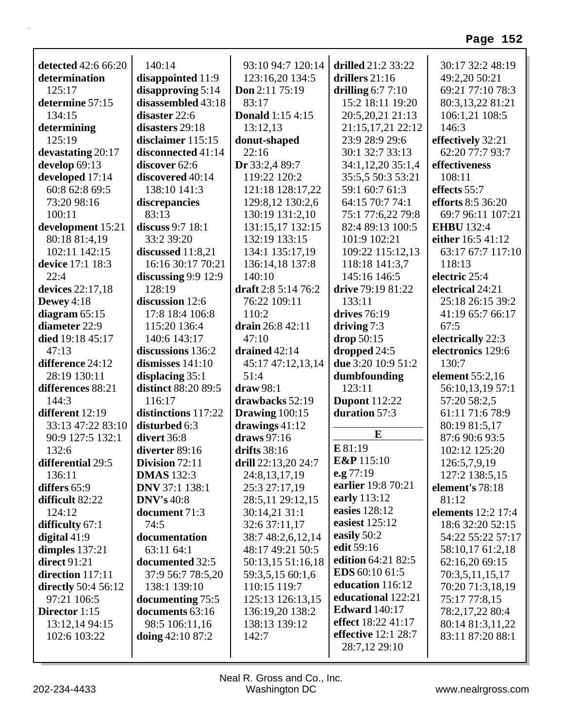**detected** 42:6 66:20
**determination** 125:17
**determine** 57:15 134:15
**determining** 125:19
**devastating** 20:17
**develop** 69:13
**developed** 17:14 60:8 62:8 69:5 73:20 98:16 100:11
**development** 15:21 80:18 81:4,19 102:11 142:15
**device** 17:1 18:3 22:4
**devices** 22:17,18
**Dewey** 4:18
**diagram** 65:15
**diameter** 22:9
**died** 19:18 45:17 47:13
**difference** 24:12 28:19 130:11
**differences** 88:21 144:3
**different** 12:19 33:13 47:22 83:10 90:9 127:5 132:1 132:6
**differential** 29:5 136:11
**differs** 65:9
**difficult** 82:22 124:12
**difficulty** 67:1
**digital** 41:9
**dimples** 137:21
**direct** 91:21
**direction** 117:11
**directly** 50:4 56:12 97:21 106:5
**Director** 1:15 13:12,14 94:15 102:6 103:22
140:14
**disappointed** 11:9
**disapproving** 5:14
**disassembled** 43:18
**disaster** 22:6
**disasters** 29:18
**disclaimer** 115:15
**disconnected** 41:14
**discover** 62:6
**discovered** 40:14 138:10 141:3
**discrepancies** 83:13
**discuss** 9:7 18:1 33:2 39:20
**discussed** 11:8,21 16:16 30:17 70:21
**discussing** 9:9 12:9 128:19
**discussion** 12:6 17:8 18:4 106:8 115:20 136:4 140:6 143:17
**discussions** 136:2
**dismisses** 141:10
**displacing** 35:1
**distinct** 88:20 89:5 116:17
**distinctions** 117:22
**disturbed** 6:3
**divert** 36:8
**diverter** 89:16
**Division** 72:11
**DMAS** 132:3
**DNV** 37:1 138:1
**DNV's** 40:8
**document** 71:3 74:5
**documentation** 63:11 64:1
**documented** 32:5 37:9 56:7 78:5,20 138:1 139:10
**documenting** 75:5
**documents** 63:16 98:5 106:11,16
**doing** 42:10 87:2
93:10 94:7 120:14 123:16,20 134:5
**Don** 2:11 75:19 83:17
**Donald** 1:15 4:15 13:12,13
**donut-shaped** 22:16
**Dr** 33:2,4 89:7 119:22 120:2 121:18 128:17,22 129:8,12 130:2,6 130:19 131:2,10 131:15,17 132:15 132:19 133:15 134:1 135:17,19 136:14,18 137:8 140:10
**draft** 2:8 5:14 76:2 76:22 109:11 110:2
**drain** 26:8 42:11 47:10
**drained** 42:14 45:17 47:12,13,14 51:4
**draw** 98:1
**drawbacks** 52:19
**Drawing** 100:15
**drawings** 41:12
**draws** 97:16
**drifts** 38:16
**drill** 22:13,20 24:7 24:8,13,17,19 25:3 27:17,19 28:5,11 29:12,15 30:14,21 31:1 32:6 37:11,17 38:7 48:2,6,12,14 48:17 49:21 50:5 50:13,15 51:16,18 59:3,5,15 60:1,6 110:15 119:7 125:13 126:13,15 136:19,20 138:2 138:13 139:12 142:7
**drilled** 21:2 33:22
**drillers** 21:16
**drilling** 6:7 7:10 15:2 18:11 19:20 20:5,20,21 21:13 21:15,17,21 22:12 23:9 28:9 29:6 30:1 32:7 33:13 34:1,12,20 35:1,4 35:5,5 50:3 53:21 59:1 60:7 61:3 64:15 70:7 74:1 75:1 77:6,22 79:8 82:4 89:13 100:5 101:9 102:21 109:22 115:12,13 118:18 141:3,7 145:16 146:5
**drive** 79:19 81:22 133:11
**drives** 76:19
**driving** 7:3
**drop** 50:15
**dropped** 24:5
**due** 3:20 10:9 51:2
**dumbfounding** 123:11
**Dupont** 112:22
**duration** 57:3

## E

**E** 81:19
**E&P** 115:10
**e.g** 77:19
**earlier** 19:8 70:21
**early** 113:12
**easies** 128:12
**easiest** 125:12
**easily** 50:2
**edit** 59:16
**edition** 64:21 82:5
**EDS** 60:10 61:5
**education** 116:12
**educational** 122:21
**Edward** 140:17
**effect** 18:22 41:17
**effective** 12:1 28:7 28:7,12 29:10
30:17 32:2 48:19 49:2,20 50:21 69:21 77:10 78:3 80:3,13,22 81:21 106:1,21 108:5 146:3
**effectively** 32:21 62:20 77:7 93:7
**effectiveness** 108:11
**effects** 55:7
**efforts** 8:5 36:20 69:7 96:11 107:21
**EHBU** 132:4
**either** 16:5 41:12 63:17 67:7 117:10 118:13
**electric** 25:4
**electrical** 24:21 25:18 26:15 39:2 41:19 65:7 66:17 67:5
**electrically** 22:3
**electronics** 129:6 130:7
**element** 55:2,16 56:10,13,19 57:1 57:20 58:2,5 61:11 71:6 78:9 80:19 81:5,17 87:6 90:6 93:5 102:12 125:20 126:5,7,9,19 127:2 138:5,15
**element's** 78:18 81:12
**elements** 12:2 17:4 18:6 32:20 52:15 54:22 55:22 57:17 58:10,17 61:2,18 62:16,20 69:15 70:3,5,11,15,17 70:20 71:3,18,19 75:17 77:8,15 78:2,17,22 80:4 80:14 81:3,11,22 83:11 87:20 88:1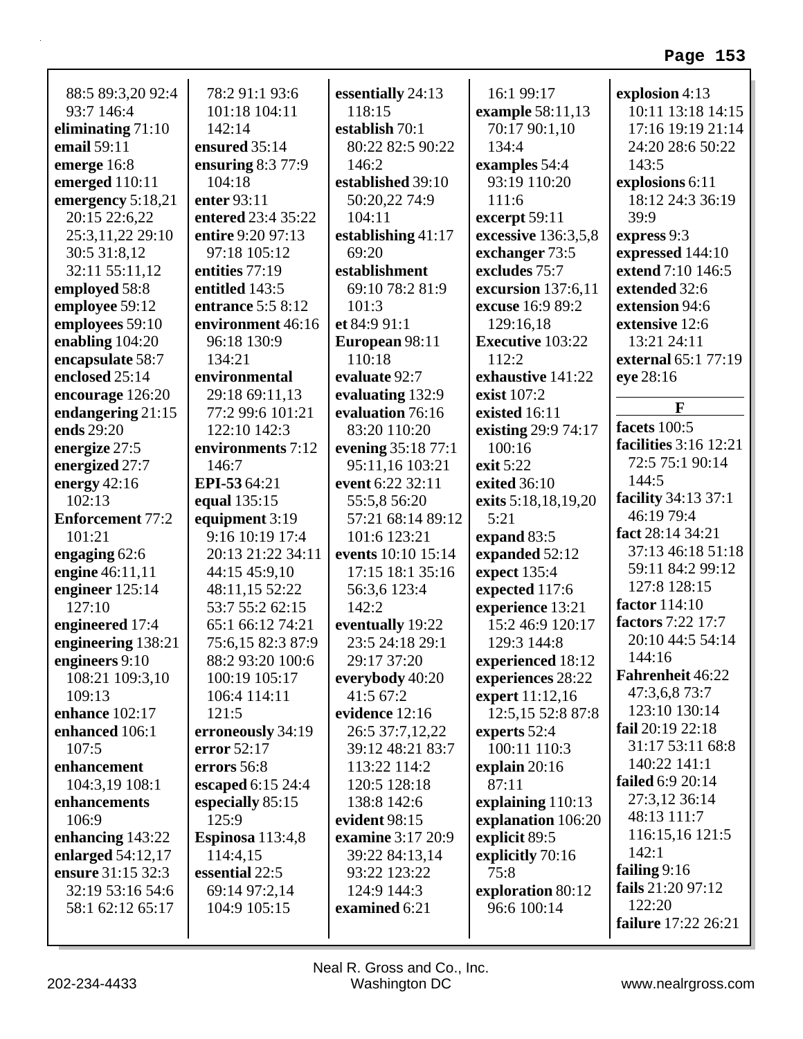88:5 89:3,20 92:4 93:7 146:4
**eliminating** 71:10
**email** 59:11
**emerge** 16:8
**emerged** 110:11
**emergency** 5:18,21 20:15 22:6,22 25:3,11,22 29:10 30:5 31:8,12 32:11 55:11,12
**employed** 58:8
**employee** 59:12
**employees** 59:10
**enabling** 104:20
**encapsulate** 58:7
**enclosed** 25:14
**encourage** 126:20
**endangering** 21:15
**ends** 29:20
**energize** 27:5
**energized** 27:7
**energy** 42:16 102:13
**Enforcement** 77:2 101:21
**engaging** 62:6
**engine** 46:11,11
**engineer** 125:14 127:10
**engineered** 17:4
**engineering** 138:21
**engineers** 9:10 108:21 109:3,10 109:13
**enhance** 102:17
**enhanced** 106:1 107:5
**enhancement** 104:3,19 108:1
**enhancements** 106:9
**enhancing** 143:22
**enlarged** 54:12,17
**ensure** 31:15 32:3 32:19 53:16 54:6 58:1 62:12 65:17 78:2 91:1 93:6 101:18 104:11 142:14
**ensured** 35:14
**ensuring** 8:3 77:9 104:18
**enter** 93:11
**entered** 23:4 35:22
**entire** 9:20 97:13 97:18 105:12
**entities** 77:19
**entitled** 143:5
**entrance** 5:5 8:12
**environment** 46:16 96:18 130:9 134:21
**environmental** 29:18 69:11,13 77:2 99:6 101:21 122:10 142:3
**environments** 7:12 146:7
**EPI-53** 64:21
**equal** 135:15
**equipment** 3:19 9:16 10:19 17:4 20:13 21:22 34:11 44:15 45:9,10 48:11,15 52:22 53:7 55:2 62:15 65:1 66:12 74:21 75:6,15 82:3 87:9 88:2 93:20 100:6 100:19 105:17 106:4 114:11 121:5
**erroneously** 34:19
**error** 52:17
**errors** 56:8
**escaped** 6:15 24:4
**especially** 85:15 125:9
**Espinosa** 113:4,8 114:4,15
**essential** 22:5 69:14 97:2,14 104:9 105:15
**essentially** 24:13 118:15
**establish** 70:1 80:22 82:5 90:22 146:2
**established** 39:10 50:20,22 74:9 104:11
**establishing** 41:17 69:20
**establishment** 69:10 78:2 81:9 101:3
**et** 84:9 91:1
**European** 98:11 110:18
**evaluate** 92:7
**evaluating** 132:9
**evaluation** 76:16 83:20 110:20
**evening** 35:18 77:1 95:11,16 103:21
**event** 6:22 32:11 55:5,8 56:20 57:21 68:14 89:12 101:6 123:21
**events** 10:10 15:14 17:15 18:1 35:16 56:3,6 123:4 142:2
**eventually** 19:22 23:5 24:18 29:1 29:17 37:20
**everybody** 40:20 41:5 67:2
**evidence** 12:16 26:5 37:7,12,22 39:12 48:21 83:7 113:22 114:2 120:5 128:18 138:8 142:6
**evident** 98:15
**examine** 3:17 20:9 39:22 84:13,14 93:22 123:22 124:9 144:3
**examined** 6:21 16:1 99:17
**example** 58:11,13 70:17 90:1,10 134:4
**examples** 54:4 93:19 110:20 111:6
**excerpt** 59:11
**excessive** 136:3,5,8
**exchanger** 73:5
**excludes** 75:7
**excursion** 137:6,11
**excuse** 16:9 89:2 129:16,18
**Executive** 103:22 112:2
**exhaustive** 141:22
**exist** 107:2
**existed** 16:11
**existing** 29:9 74:17 100:16
**exit** 5:22
**exited** 36:10
**exits** 5:18,18,19,20 5:21
**expand** 83:5
**expanded** 52:12
**expect** 135:4
**expected** 117:6
**experience** 13:21 15:2 46:9 120:17 129:3 144:8
**experienced** 18:12
**experiences** 28:22
**expert** 11:12,16 12:5,15 52:8 87:8
**experts** 52:4 100:11 110:3
**explain** 20:16 87:11
**explaining** 110:13
**explanation** 106:20
**explicit** 89:5
**explicitly** 70:16 75:8
**exploration** 80:12 96:6 100:14
**explosion** 4:13 10:11 13:18 14:15 17:16 19:19 21:14 24:20 28:6 50:22 143:5
**explosions** 6:11 18:12 24:3 36:19 39:9
**express** 9:3
**expressed** 144:10
**extend** 7:10 146:5
**extended** 32:6
**extension** 94:6
**extensive** 12:6 13:21 24:11
**external** 65:1 77:19
**eye** 28:16

## F

**facets** 100:5
**facilities** 3:16 12:21 72:5 75:1 90:14 144:5
**facility** 34:13 37:1 46:19 79:4
**fact** 28:14 34:21 37:13 46:18 51:18 59:11 84:2 99:12 127:8 128:15
**factor** 114:10
**factors** 7:22 17:7 20:10 44:5 54:14 144:16
**Fahrenheit** 46:22 47:3,6,8 73:7 123:10 130:14
**fail** 20:19 22:18 31:17 53:11 68:8 140:22 141:1
**failed** 6:9 20:14 27:3,12 36:14 48:13 111:7 116:15,16 121:5 142:1
**failing** 9:16
**fails** 21:20 97:12 122:20
**failure** 17:22 26:21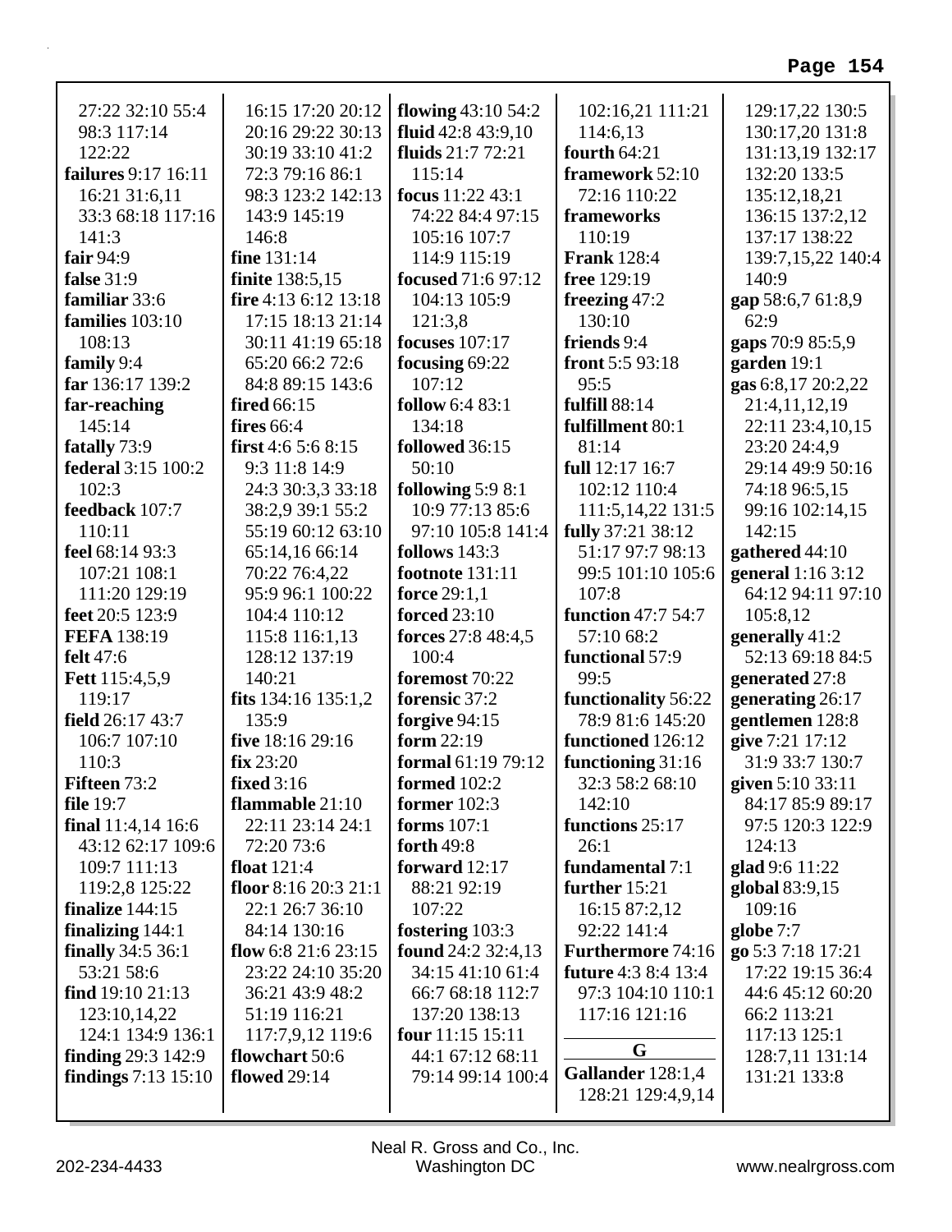27:22 32:10 55:4 98:3 117:14 122:22
**failures** 9:17 16:11 16:21 31:6,11 33:3 68:18 117:16 141:3
**fair** 94:9
**false** 31:9
**familiar** 33:6
**families** 103:10 108:13
**family** 9:4
**far** 136:17 139:2
**far-reaching** 145:14
**fatally** 73:9
**federal** 3:15 100:2 102:3
**feedback** 107:7 110:11
**feel** 68:14 93:3 107:21 108:1 111:20 129:19
**feet** 20:5 123:9
**FEFA** 138:19
**felt** 47:6
**Fett** 115:4,5,9 119:17
**field** 26:17 43:7 106:7 107:10 110:3
**Fifteen** 73:2
**file** 19:7
**final** 11:4,14 16:6 43:12 62:17 109:6 109:7 111:13 119:2,8 125:22
**finalize** 144:15
**finalizing** 144:1
**finally** 34:5 36:1 53:21 58:6
**find** 19:10 21:13 123:10,14,22 124:1 134:9 136:1
**finding** 29:3 142:9
**findings** 7:13 15:10 16:15 17:20 20:12 20:16 29:22 30:13 30:19 33:10 41:2 72:3 79:16 86:1 98:3 123:2 142:13 143:9 145:19 146:8
**fine** 131:14
**finite** 138:5,15
**fire** 4:13 6:12 13:18 17:15 18:13 21:14 30:11 41:19 65:18 65:20 66:2 72:6 84:8 89:15 143:6
**fired** 66:15
**fires** 66:4
**first** 4:6 5:6 8:15 9:3 11:8 14:9 24:3 30:3,3 33:18 38:2,9 39:1 55:2 55:19 60:12 63:10 65:14,16 66:14 70:22 76:4,22 95:9 96:1 100:22 104:4 110:12 115:8 116:1,13 128:12 137:19 140:21
**fits** 134:16 135:1,2 135:9
**five** 18:16 29:16
**fix** 23:20
**fixed** 3:16
**flammable** 21:10 22:11 23:14 24:1 72:20 73:6
**float** 121:4
**floor** 8:16 20:3 21:1 22:1 26:7 36:10 84:14 130:16
**flow** 6:8 21:6 23:15 23:22 24:10 35:20 36:21 43:9 48:2 51:19 116:21 117:7,9,12 119:6
**flowchart** 50:6
**flowed** 29:14
**flowing** 43:10 54:2
**fluid** 42:8 43:9,10
**fluids** 21:7 72:21 115:14
**focus** 11:22 43:1 74:22 84:4 97:15 105:16 107:7 114:9 115:19
**focused** 71:6 97:12 104:13 105:9 121:3,8
**focuses** 107:17
**focusing** 69:22 107:12
**follow** 6:4 83:1 134:18
**followed** 36:15 50:10
**following** 5:9 8:1 10:9 77:13 85:6 97:10 105:8 141:4
**follows** 143:3
**footnote** 131:11
**force** 29:1,1
**forced** 23:10
**forces** 27:8 48:4,5 100:4
**foremost** 70:22
**forensic** 37:2
**forgive** 94:15
**form** 22:19
**formal** 61:19 79:12
**formed** 102:2
**former** 102:3
**forms** 107:1
**forth** 49:8
**forward** 12:17 88:21 92:19 107:22
**fostering** 103:3
**found** 24:2 32:4,13 34:15 41:10 61:4 66:7 68:18 112:7 137:20 138:13
**four** 11:15 15:11 44:1 67:12 68:11 79:14 99:14 100:4 102:16,21 111:21 114:6,13
**fourth** 64:21
**framework** 52:10 72:16 110:22
**frameworks** 110:19
**Frank** 128:4
**free** 129:19
**freezing** 47:2 130:10
**friends** 9:4
**front** 5:5 93:18 95:5
**fulfill** 88:14
**fulfillment** 80:1 81:14
**full** 12:17 16:7 102:12 110:4 111:5,14,22 131:5
**fully** 37:21 38:12 51:17 97:7 98:13 99:5 101:10 105:6 107:8
**function** 47:7 54:7 57:10 68:2
**functional** 57:9 99:5
**functionality** 56:22 78:9 81:6 145:20
**functioned** 126:12
**functioning** 31:16 32:3 58:2 68:10 142:10
**functions** 25:17 26:1
**fundamental** 7:1
**further** 15:21 16:15 87:2,12 92:22 141:4
**Furthermore** 74:16
**future** 4:3 8:4 13:4 97:3 104:10 110:1 117:16 121:16

## G

**Gallander** 128:1,4 128:21 129:4,9,14 129:17,22 130:5 130:17,20 131:8 131:13,19 132:17 132:20 133:5 135:12,18,21 136:15 137:2,12 137:17 138:22 139:7,15,22 140:4 140:9
**gap** 58:6,7 61:8,9 62:9
**gaps** 70:9 85:5,9
**garden** 19:1
**gas** 6:8,17 20:2,22 21:4,11,12,19 22:11 23:4,10,15 23:20 24:4,9 29:14 49:9 50:16 74:18 96:5,15 99:16 102:14,15 142:15
**gathered** 44:10
**general** 1:16 3:12 64:12 94:11 97:10 105:8,12
**generally** 41:2 52:13 69:18 84:5
**generated** 27:8
**generating** 26:17
**gentlemen** 128:8
**give** 7:21 17:12 31:9 33:7 130:7
**given** 5:10 33:11 84:17 85:9 89:17 97:5 120:3 122:9 124:13
**glad** 9:6 11:22
**global** 83:9,15 109:16
**globe** 7:7
**go** 5:3 7:18 17:21 17:22 19:15 36:4 44:6 45:12 60:20 66:2 113:21 117:13 125:1 128:7,11 131:14 131:21 133:8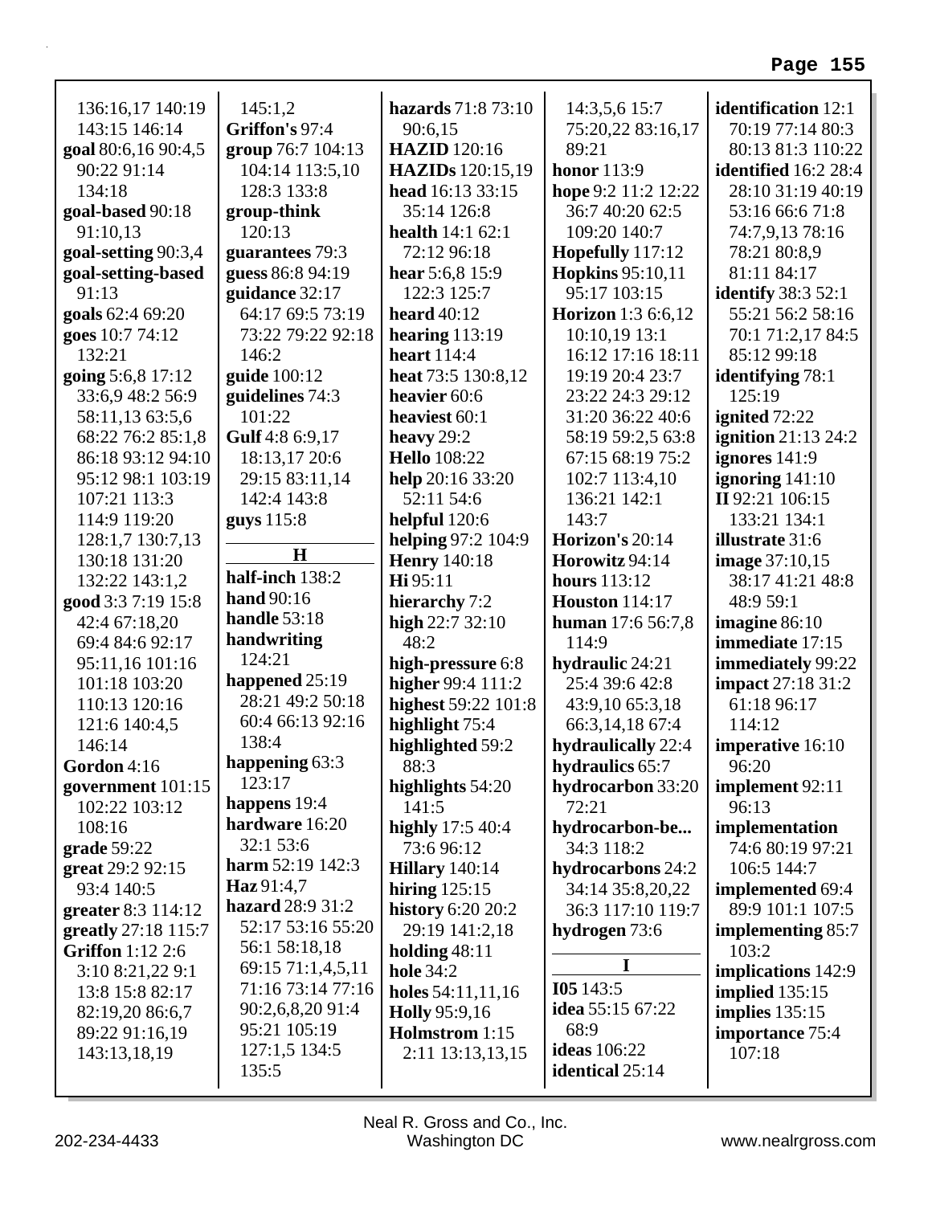136:16,17 140:19 143:15 146:14
**goal** 80:6,16 90:4,5 90:22 91:14 134:18
**goal-based** 90:18 91:10,13
**goal-setting** 90:3,4
**goal-setting-based** 91:13
**goals** 62:4 69:20
**goes** 10:7 74:12 132:21
**going** 5:6,8 17:12 33:6,9 48:2 56:9 58:11,13 63:5,6 68:22 76:2 85:1,8 86:18 93:12 94:10 95:12 98:1 103:19 107:21 113:3 114:9 119:20 128:1,7 130:7,13 130:18 131:20 132:22 143:1,2
**good** 3:3 7:19 15:8 42:4 67:18,20 69:4 84:6 92:17 95:11,16 101:16 101:18 103:20 110:13 120:16 121:6 140:4,5 146:14
**Gordon** 4:16
**government** 101:15 102:22 103:12 108:16
**grade** 59:22
**great** 29:2 92:15 93:4 140:5
**greater** 8:3 114:12
**greatly** 27:18 115:7
**Griffon** 1:12 2:6 3:10 8:21,22 9:1 13:8 15:8 82:17 82:19,20 86:6,7 89:22 91:16,19 143:13,18,19

145:1,2
**Griffon's** 97:4
**group** 76:7 104:13 104:14 113:5,10 128:3 133:8
**group-think** 120:13
**guarantees** 79:3
**guess** 86:8 94:19
**guidance** 32:17 64:17 69:5 73:19 73:22 79:22 92:18 146:2
**guide** 100:12
**guidelines** 74:3 101:22
**Gulf** 4:8 6:9,17 18:13,17 20:6 29:15 83:11,14 142:4 143:8
**guys** 115:8

## H

**half-inch** 138:2
**hand** 90:16
**handle** 53:18
**handwriting** 124:21
**happened** 25:19 28:21 49:2 50:18 60:4 66:13 92:16 138:4
**happening** 63:3 123:17
**happens** 19:4
**hardware** 16:20 32:1 53:6
**harm** 52:19 142:3
**Haz** 91:4,7
**hazard** 28:9 31:2 52:17 53:16 55:20 56:1 58:18,18 69:15 71:1,4,5,11 71:16 73:14 77:16 90:2,6,8,20 91:4 95:21 105:19 127:1,5 134:5 135:5

**hazards** 71:8 73:10 90:6,15
**HAZID** 120:16
**HAZIDs** 120:15,19
**head** 16:13 33:15 35:14 126:8
**health** 14:1 62:1 72:12 96:18
**hear** 5:6,8 15:9 122:3 125:7
**heard** 40:12
**hearing** 113:19
**heart** 114:4
**heat** 73:5 130:8,12
**heavier** 60:6
**heaviest** 60:1
**heavy** 29:2
**Hello** 108:22
**help** 20:16 33:20 52:11 54:6
**helpful** 120:6
**helping** 97:2 104:9
**Henry** 140:18
**Hi** 95:11
**hierarchy** 7:2
**high** 22:7 32:10 48:2
**high-pressure** 6:8
**higher** 99:4 111:2
**highest** 59:22 101:8
**highlight** 75:4
**highlighted** 59:2 88:3
**highlights** 54:20 141:5
**highly** 17:5 40:4 73:6 96:12
**Hillary** 140:14
**hiring** 125:15
**history** 6:20 20:2 29:19 141:2,18
**holding** 48:11
**hole** 34:2
**holes** 54:11,11,16
**Holly** 95:9,16
**Holmstrom** 1:15 2:11 13:13,13,15

14:3,5,6 15:7 75:20,22 83:16,17 89:21
**honor** 113:9
**hope** 9:2 11:2 12:22 36:7 40:20 62:5 109:20 140:7
**Hopefully** 117:12
**Hopkins** 95:10,11 95:17 103:15
**Horizon** 1:3 6:6,12 10:10,19 13:1 16:12 17:16 18:11 19:19 20:4 23:7 23:22 24:3 29:12 31:20 36:22 40:6 58:19 59:2,5 63:8 67:15 68:19 75:2 102:7 113:4,10 136:21 142:1 143:7
**Horizon's** 20:14
**Horowitz** 94:14
**hours** 113:12
**Houston** 114:17
**human** 17:6 56:7,8 114:9
**hydraulic** 24:21 25:4 39:6 42:8 43:9,10 65:3,18 66:3,14,18 67:4
**hydraulically** 22:4
**hydraulics** 65:7
**hydrocarbon** 33:20 72:21
**hydrocarbon-be...** 34:3 118:2
**hydrocarbons** 24:2 34:14 35:8,20,22 36:3 117:10 119:7
**hydrogen** 73:6

## I

**I05** 143:5
**idea** 55:15 67:22 68:9
**ideas** 106:22
**identical** 25:14

**identification** 12:1 70:19 77:14 80:3 80:13 81:3 110:22
**identified** 16:2 28:4 28:10 31:19 40:19 53:16 66:6 71:8 74:7,9,13 78:16 78:21 80:8,9 81:11 84:17
**identify** 38:3 52:1 55:21 56:2 58:16 70:1 71:2,17 84:5 85:12 99:18
**identifying** 78:1 125:19
**ignited** 72:22
**ignition** 21:13 24:2
**ignores** 141:9
**ignoring** 141:10
**II** 92:21 106:15 133:21 134:1
**illustrate** 31:6
**image** 37:10,15 38:17 41:21 48:8 48:9 59:1
**imagine** 86:10
**immediate** 17:15
**immediately** 99:22
**impact** 27:18 31:2 61:18 96:17 114:12
**imperative** 16:10 96:20
**implement** 92:11 96:13
**implementation** 74:6 80:19 97:21 106:5 144:7
**implemented** 69:4 89:9 101:1 107:5
**implementing** 85:7 103:2
**implications** 142:9
**implied** 135:15
**implies** 135:15
**importance** 75:4 107:18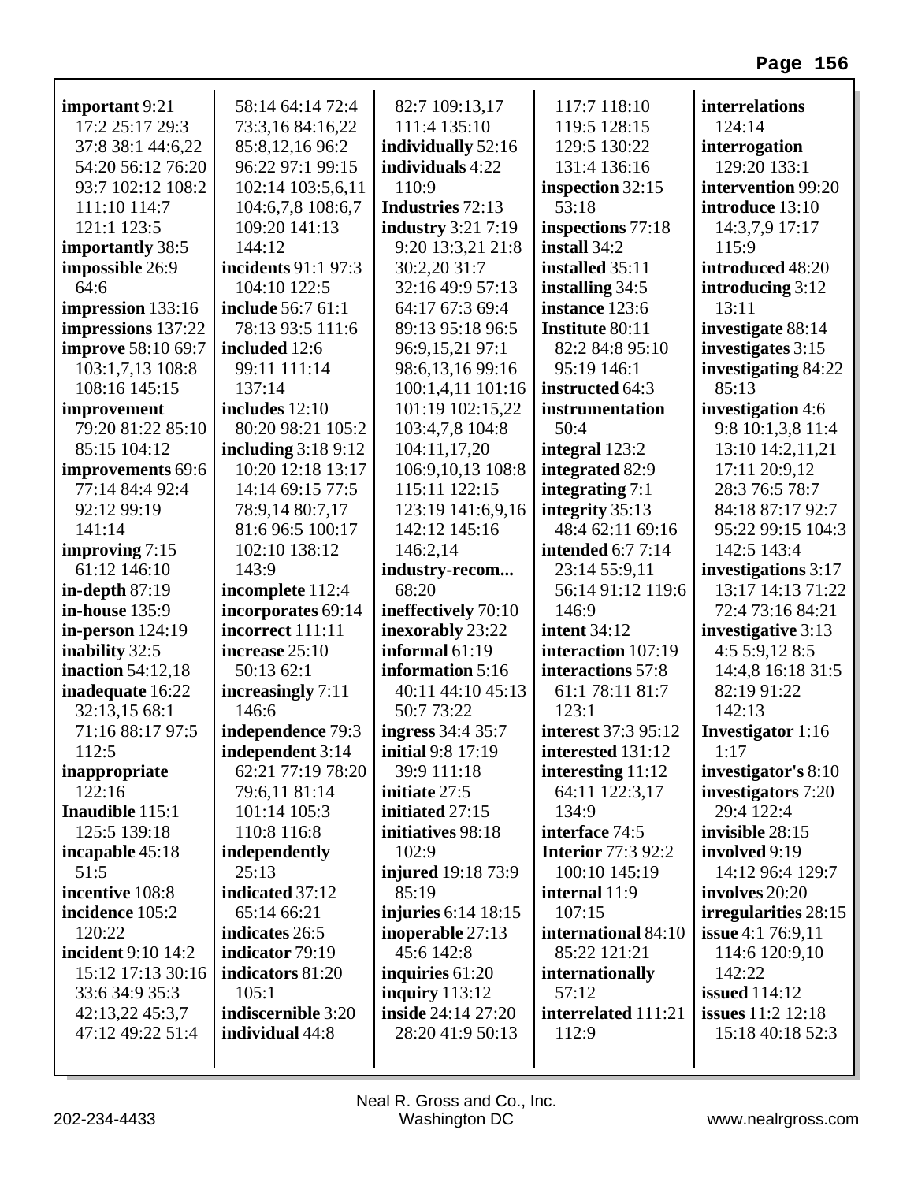**important** 9:21 17:2 25:17 29:3 37:8 38:1 44:6,22 54:20 56:12 76:20 93:7 102:12 108:2 111:10 114:7 121:1 123:5
**importantly** 38:5
**impossible** 26:9 64:6
**impression** 133:16
**impressions** 137:22
**improve** 58:10 69:7 103:1,7,13 108:8 108:16 145:15
**improvement** 79:20 81:22 85:10 85:15 104:12
**improvements** 69:6 77:14 84:4 92:4 92:12 99:19 141:14
**improving** 7:15 61:12 146:10
**in-depth** 87:19
**in-house** 135:9
**in-person** 124:19
**inability** 32:5
**inaction** 54:12,18
**inadequate** 16:22 32:13,15 68:1 71:16 88:17 97:5 112:5
**inappropriate** 122:16
**Inaudible** 115:1 125:5 139:18
**incapable** 45:18 51:5
**incentive** 108:8
**incidence** 105:2 120:22
**incident** 9:10 14:2 15:12 17:13 30:16 33:6 34:9 35:3 42:13,22 45:3,7 47:12 49:22 51:4 58:14 64:14 72:4 73:3,16 84:16,22 85:8,12,16 96:2 96:22 97:1 99:15 102:14 103:5,6,11 104:6,7,8 108:6,7 109:20 141:13 144:12
**incidents** 91:1 97:3 104:10 122:5
**include** 56:7 61:1 78:13 93:5 111:6
**included** 12:6 99:11 111:14 137:14
**includes** 12:10 80:20 98:21 105:2
**including** 3:18 9:12 10:20 12:18 13:17 14:14 69:15 77:5 78:9,14 80:7,17 81:6 96:5 100:17 102:10 138:12 143:9
**incomplete** 112:4
**incorporates** 69:14
**incorrect** 111:11
**increase** 25:10 50:13 62:1
**increasingly** 7:11 146:6
**independence** 79:3
**independent** 3:14 62:21 77:19 78:20 79:6,11 81:14 101:14 105:3 110:8 116:8
**independently** 25:13
**indicated** 37:12 65:14 66:21
**indicates** 26:5
**indicator** 79:19
**indicators** 81:20 105:1
**indiscernible** 3:20
**individual** 44:8 82:7 109:13,17 111:4 135:10
**individually** 52:16
**individuals** 4:22 110:9
**Industries** 72:13
**industry** 3:21 7:19 9:20 13:3,21 21:8 30:2,20 31:7 32:16 49:9 57:13 64:17 67:3 69:4 89:13 95:18 96:5 96:9,15,21 97:1 98:6,13,16 99:16 100:1,4,11 101:16 101:19 102:15,22 103:4,7,8 104:8 104:11,17,20 106:9,10,13 108:8 115:11 122:15 123:19 141:6,9,16 142:12 145:16 146:2,14
**industry-recom...** 68:20
**ineffectively** 70:10
**inexorably** 23:22
**informal** 61:19
**information** 5:16 40:11 44:10 45:13 50:7 73:22
**ingress** 34:4 35:7
**initial** 9:8 17:19 39:9 111:18
**initiate** 27:5
**initiated** 27:15
**initiatives** 98:18 102:9
**injured** 19:18 73:9 85:19
**injuries** 6:14 18:15
**inoperable** 27:13 45:6 142:8
**inquiries** 61:20
**inquiry** 113:12
**inside** 24:14 27:20 28:20 41:9 50:13 117:7 118:10 119:5 128:15 129:5 130:22 131:4 136:16
**inspection** 32:15 53:18
**inspections** 77:18
**install** 34:2
**installed** 35:11
**installing** 34:5
**instance** 123:6
**Institute** 80:11 82:2 84:8 95:10 95:19 146:1
**instructed** 64:3
**instrumentation** 50:4
**integral** 123:2
**integrated** 82:9
**integrating** 7:1
**integrity** 35:13 48:4 62:11 69:16
**intended** 6:7 7:14 23:14 55:9,11 56:14 91:12 119:6 146:9
**intent** 34:12
**interaction** 107:19
**interactions** 57:8 61:1 78:11 81:7 123:1
**interest** 37:3 95:12
**interested** 131:12
**interesting** 11:12 64:11 122:3,17 134:9
**interface** 74:5
**Interior** 77:3 92:2 100:10 145:19
**internal** 11:9 107:15
**international** 84:10 85:22 121:21
**internationally** 57:12
**interrelated** 111:21 112:9
**interrelations** 124:14
**interrogation** 129:20 133:1
**intervention** 99:20
**introduce** 13:10 14:3,7,9 17:17 115:9
**introduced** 48:20
**introducing** 3:12 13:11
**investigate** 88:14
**investigates** 3:15
**investigating** 84:22 85:13
**investigation** 4:6 9:8 10:1,3,8 11:4 13:10 14:2,11,21 17:11 20:9,12 28:3 76:5 78:7 84:18 87:17 92:7 95:22 99:15 104:3 142:5 143:4
**investigations** 3:17 13:17 14:13 71:22 72:4 73:16 84:21
**investigative** 3:13 4:5 5:9,12 8:5 14:4,8 16:18 31:5 82:19 91:22 142:13
**Investigator** 1:16 1:17
**investigator's** 8:10
**investigators** 7:20 29:4 122:4
**invisible** 28:15
**involved** 9:19 14:12 96:4 129:7
**involves** 20:20
**irregularities** 28:15
**issue** 4:1 76:9,11 114:6 120:9,10 142:22
**issued** 114:12
**issues** 11:2 12:18 15:18 40:18 52:3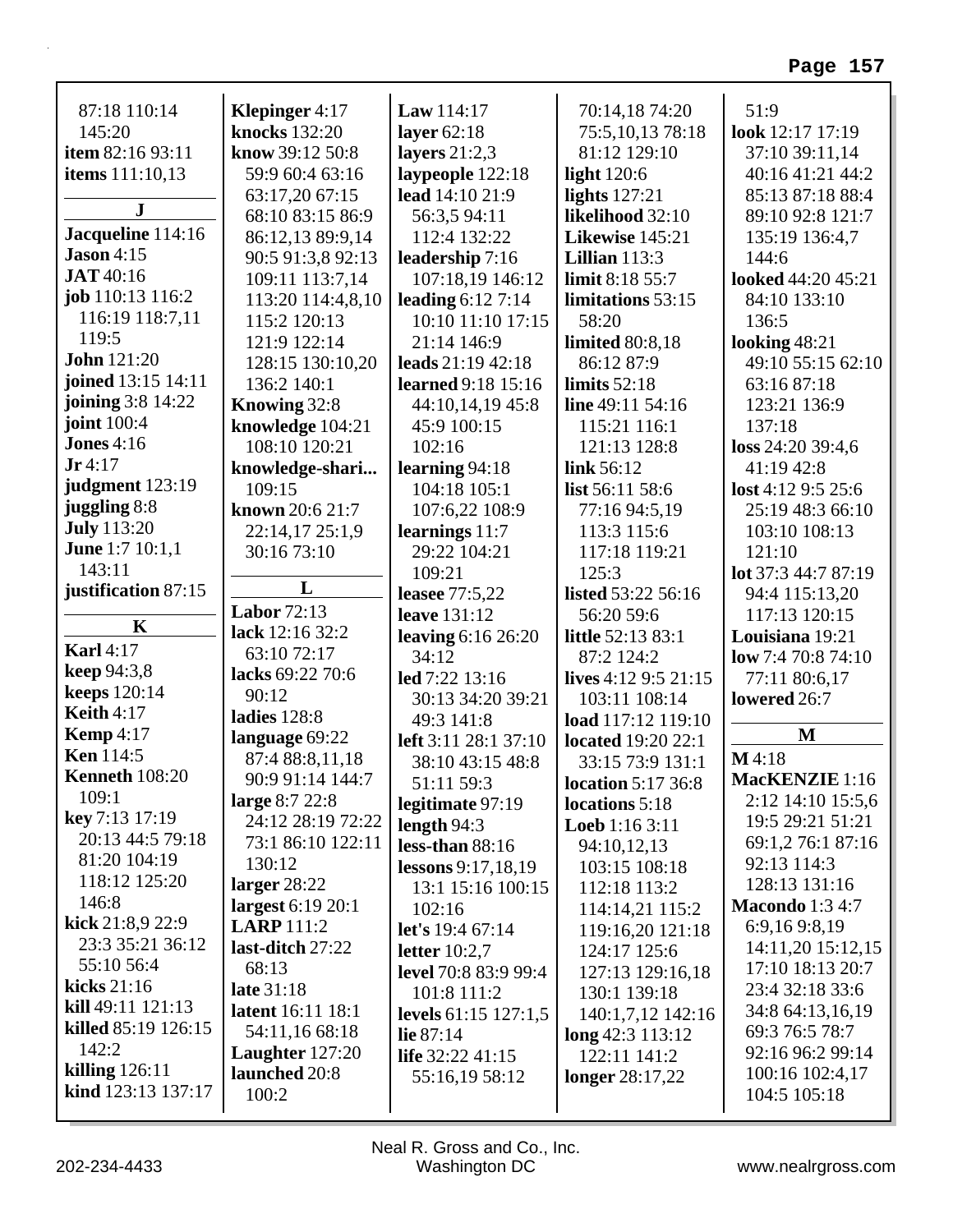87:18 110:14 145:20
**item** 82:16 93:11
**items** 111:10,13

## J

**Jacqueline** 114:16
**Jason** 4:15
**JAT** 40:16
**job** 110:13 116:2 116:19 118:7,11 119:5
**John** 121:20
**joined** 13:15 14:11
**joining** 3:8 14:22
**joint** 100:4
**Jones** 4:16
**Jr** 4:17
**judgment** 123:19
**juggling** 8:8
**July** 113:20
**June** 1:7 10:1,1 143:11
**justification** 87:15

## K

**Karl** 4:17
**keep** 94:3,8
**keeps** 120:14
**Keith** 4:17
**Kemp** 4:17
**Ken** 114:5
**Kenneth** 108:20 109:1
**key** 7:13 17:19 20:13 44:5 79:18 81:20 104:19 118:12 125:20 146:8
**kick** 21:8,9 22:9 23:3 35:21 36:12 55:10 56:4
**kicks** 21:16
**kill** 49:11 121:13
**killed** 85:19 126:15 142:2
**killing** 126:11
**kind** 123:13 137:17
**Klepinger** 4:17
**knocks** 132:20
**know** 39:12 50:8 59:9 60:4 63:16 63:17,20 67:15 68:10 83:15 86:9 86:12,13 89:9,14 90:5 91:3,8 92:13 109:11 113:7,14 113:20 114:4,8,10 115:2 120:13 121:9 122:14 128:15 130:10,20 136:2 140:1
**Knowing** 32:8
**knowledge** 104:21 108:10 120:21
**knowledge-shari...** 109:15
**known** 20:6 21:7 22:14,17 25:1,9 30:16 73:10

## L

**Labor** 72:13
**lack** 12:16 32:2 63:10 72:17
**lacks** 69:22 70:6 90:12
**ladies** 128:8
**language** 69:22 87:4 88:8,11,18 90:9 91:14 144:7
**large** 8:7 22:8 24:12 28:19 72:22 73:1 86:10 122:11 130:12
**larger** 28:22
**largest** 6:19 20:1
**LARP** 111:2
**last-ditch** 27:22 68:13
**late** 31:18
**latent** 16:11 18:1 54:11,16 68:18
**Laughter** 127:20
**launched** 20:8 100:2
**Law** 114:17
**layer** 62:18
**layers** 21:2,3
**laypeople** 122:18
**lead** 14:10 21:9 56:3,5 94:11 112:4 132:22
**leadership** 7:16 107:18,19 146:12
**leading** 6:12 7:14 10:10 11:10 17:15 21:14 146:9
**leads** 21:19 42:18
**learned** 9:18 15:16 44:10,14,19 45:8 45:9 100:15 102:16
**learning** 94:18 104:18 105:1 107:6,22 108:9
**learnings** 11:7 29:22 104:21 109:21
**leasee** 77:5,22
**leave** 131:12
**leaving** 6:16 26:20 34:12
**led** 7:22 13:16 30:13 34:20 39:21 49:3 141:8
**left** 3:11 28:1 37:10 38:10 43:15 48:8 51:11 59:3
**legitimate** 97:19
**length** 94:3
**less-than** 88:16
**lessons** 9:17,18,19 13:1 15:16 100:15 102:16
**let's** 19:4 67:14
**letter** 10:2,7
**level** 70:8 83:9 99:4 101:8 111:2
**levels** 61:15 127:1,5
**lie** 87:14
**life** 32:22 41:15 55:16,19 58:12 70:14,18 74:20 75:5,10,13 78:18 81:12 129:10
**light** 120:6
**lights** 127:21
**likelihood** 32:10
**Likewise** 145:21
**Lillian** 113:3
**limit** 8:18 55:7
**limitations** 53:15 58:20
**limited** 80:8,18 86:12 87:9
**limits** 52:18
**line** 49:11 54:16 115:21 116:1 121:13 128:8
**link** 56:12
**list** 56:11 58:6 77:16 94:5,19 113:3 115:6 117:18 119:21 125:3
**listed** 53:22 56:16 56:20 59:6
**little** 52:13 83:1 87:2 124:2
**lives** 4:12 9:5 21:15 103:11 108:14
**load** 117:12 119:10
**located** 19:20 22:1 33:15 73:9 131:1
**location** 5:17 36:8
**locations** 5:18
**Loeb** 1:16 3:11 94:10,12,13 103:15 108:18 112:18 113:2 114:14,21 115:2 119:16,20 121:18 124:17 125:6 127:13 129:16,18 130:1 139:18 140:1,7,12 142:16
**long** 42:3 113:12 122:11 141:2
**longer** 28:17,22
51:9
**look** 12:17 17:19 37:10 39:11,14 40:16 41:21 44:2 85:13 87:18 88:4 89:10 92:8 121:7 135:19 136:4,7 144:6
**looked** 44:20 45:21 84:10 133:10 136:5
**looking** 48:21 49:10 55:15 62:10 63:16 87:18 123:21 136:9 137:18
**loss** 24:20 39:4,6 41:19 42:8
**lost** 4:12 9:5 25:6 25:19 48:3 66:10 103:10 108:13 121:10
**lot** 37:3 44:7 87:19 94:4 115:13,20 117:13 120:15
**Louisiana** 19:21
**low** 7:4 70:8 74:10 77:11 80:6,17
**lowered** 26:7

## M

**M** 4:18
**MacKENZIE** 1:16 2:12 14:10 15:5,6 19:5 29:21 51:21 69:1,2 76:1 87:16 92:13 114:3 128:13 131:16
**Macondo** 1:3 4:7 6:9,16 9:8,19 14:11,20 15:12,15 17:10 18:13 20:7 23:4 32:18 33:6 34:8 64:13,16,19 69:3 76:5 78:7 92:16 96:2 99:14 100:16 102:4,17 104:5 105:18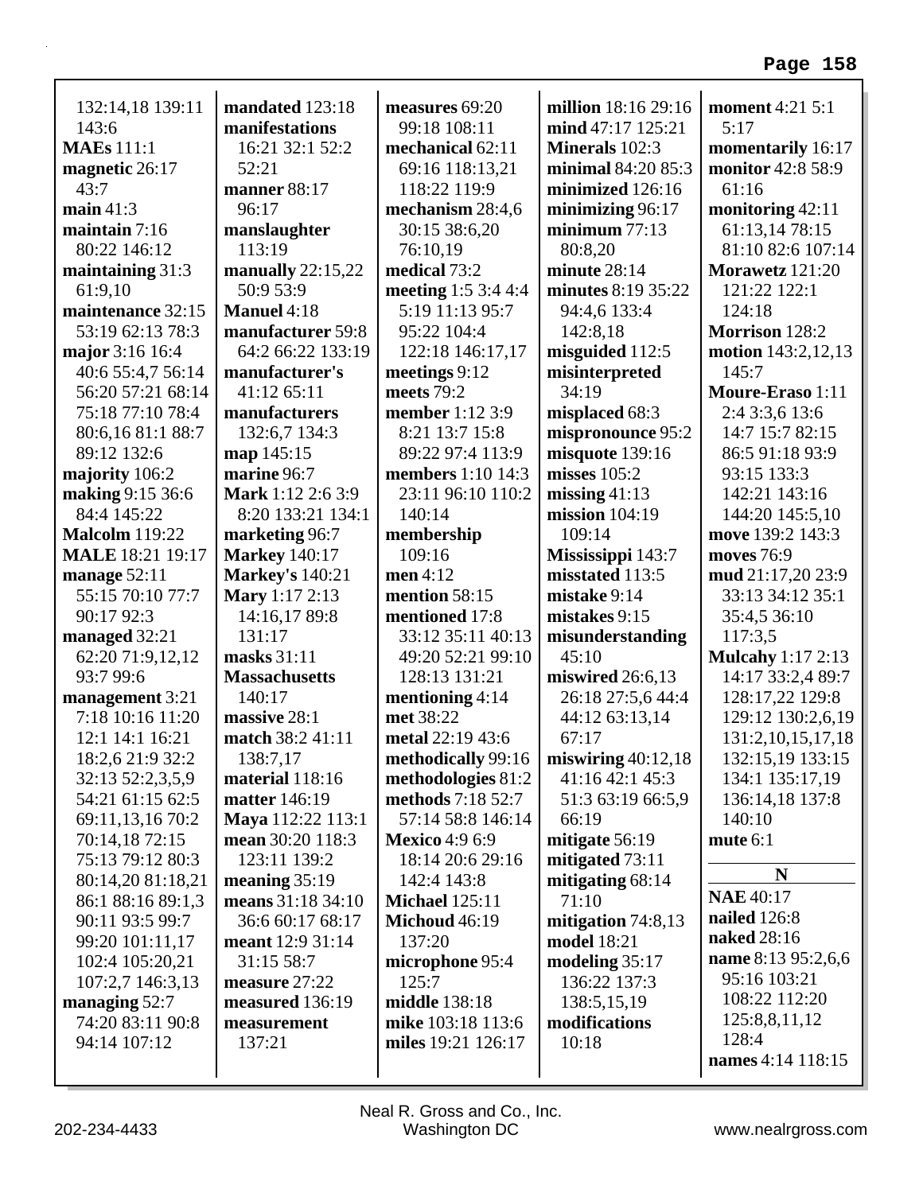132:14,18 139:11 143:6
**MAEs** 111:1
**magnetic** 26:17 43:7
**main** 41:3
**maintain** 7:16 80:22 146:12
**maintaining** 31:3 61:9,10
**maintenance** 32:15 53:19 62:13 78:3
**major** 3:16 16:4 40:6 55:4,7 56:14 56:20 57:21 68:14 75:18 77:10 78:4 80:6,16 81:1 88:7 89:12 132:6
**majority** 106:2
**making** 9:15 36:6 84:4 145:22
**Malcolm** 119:22
**MALE** 18:21 19:17
**manage** 52:11 55:15 70:10 77:7 90:17 92:3
**managed** 32:21 62:20 71:9,12,12 93:7 99:6
**management** 3:21 7:18 10:16 11:20 12:1 14:1 16:21 18:2,6 21:9 32:2 32:13 52:2,3,5,9 54:21 61:15 62:5 69:11,13,16 70:2 70:14,18 72:15 75:13 79:12 80:3 80:14,20 81:18,21 86:1 88:16 89:1,3 90:11 93:5 99:7 99:20 101:11,17 102:4 105:20,21 107:2,7 146:3,13
**managing** 52:7 74:20 83:11 90:8 94:14 107:12
**mandated** 123:18
**manifestations** 16:21 32:1 52:2 52:21
**manner** 88:17 96:17
**manslaughter** 113:19
**manually** 22:15,22 50:9 53:9
**Manuel** 4:18
**manufacturer** 59:8 64:2 66:22 133:19
**manufacturer's** 41:12 65:11
**manufacturers** 132:6,7 134:3
**map** 145:15
**marine** 96:7
**Mark** 1:12 2:6 3:9 8:20 133:21 134:1
**marketing** 96:7
**Markey** 140:17
**Markey's** 140:21
**Mary** 1:17 2:13 14:16,17 89:8 131:17
**masks** 31:11
**Massachusetts** 140:17
**massive** 28:1
**match** 38:2 41:11 138:7,17
**material** 118:16
**matter** 146:19
**Maya** 112:22 113:1
**mean** 30:20 118:3 123:11 139:2
**meaning** 35:19
**means** 31:18 34:10 36:6 60:17 68:17
**meant** 12:9 31:14 31:15 58:7
**measure** 27:22
**measured** 136:19
**measurement** 137:21
**measures** 69:20 99:18 108:11
**mechanical** 62:11 69:16 118:13,21 118:22 119:9
**mechanism** 28:4,6 30:15 38:6,20
**medical** 73:2
**meeting** 1:5 3:4 4:4 5:19 11:13 95:7 95:22 104:4 122:18 146:17,17
**meetings** 9:12
**meets** 79:2
**member** 1:12 3:9 8:21 13:7 15:8 89:22 97:4 113:9
**members** 1:10 14:3 23:11 96:10 110:2 140:14
**membership** 109:16
**men** 4:12
**mention** 58:15
**mentioned** 17:8 33:12 35:11 40:13 49:20 52:21 99:10 128:13 131:21
**mentioning** 4:14
**met** 38:22
**metal** 22:19 43:6
**methodically** 99:16
**methodologies** 81:2
**methods** 7:18 52:7 57:14 58:8 146:14
**Mexico** 4:9 6:9 18:14 20:6 29:16 142:4 143:8
**Michael** 125:11
**Michoud** 46:19 137:20
**microphone** 95:4 125:7
**middle** 138:18
**mike** 103:18 113:6
**miles** 19:21 126:17
**million** 18:16 29:16
**mind** 47:17 125:21
**Minerals** 102:3
**minimal** 84:20 85:3
**minimized** 126:16
**minimizing** 96:17
**minimum** 77:13 80:8,20
**minute** 28:14
**minutes** 8:19 35:22 94:4,6 133:4 142:8,18
**misguided** 112:5
**misinterpreted** 34:19
**misplaced** 68:3
**mispronounce** 95:2
**misquote** 139:16
**misses** 105:2
**missing** 41:13
**mission** 104:19 109:14
**Mississippi** 143:7
**misstated** 113:5
**mistake** 9:14
**mistakes** 9:15
**misunderstanding** 45:10
**miswired** 26:6,13 26:18 27:5,6 44:4 44:12 63:13,14 67:17
**miswiring** 40:12,18 41:16 42:1 45:3 51:3 63:19 66:5,9 66:19
**mitigate** 56:19
**mitigated** 73:11
**mitigating** 68:14 71:10
**mitigation** 74:8,13
**model** 18:21
**modeling** 35:17 136:22 137:3 138:5,15,19
**modifications** 10:18
**moment** 4:21 5:1 5:17
**momentarily** 16:17
**monitor** 42:8 58:9 61:16
**monitoring** 42:11 61:13,14 78:15 81:10 82:6 107:14
**Morawetz** 121:20 121:22 122:1 124:18
**Morrison** 128:2
**motion** 143:2,12,13 145:7
**Moure-Eraso** 1:11 2:4 3:3,6 13:6 14:7 15:7 82:15 86:5 91:18 93:9 93:15 133:3 142:21 143:16 144:20 145:5,10
**move** 139:2 143:3
**moves** 76:9
**mud** 21:17,20 23:9 33:13 34:12 35:1 35:4,5 36:10 117:3,5
**Mulcahy** 1:17 2:13 14:17 33:2,4 89:7 128:17,22 129:8 129:12 130:2,6,19 131:2,10,15,17,18 132:15,19 133:15 134:1 135:17,19 136:14,18 137:8 140:10
**mute** 6:1

## N

**NAE** 40:17
**nailed** 126:8
**naked** 28:16
**name** 8:13 95:2,6,6 95:16 103:21 108:22 112:20 125:8,8,11,12 128:4
**names** 4:14 118:15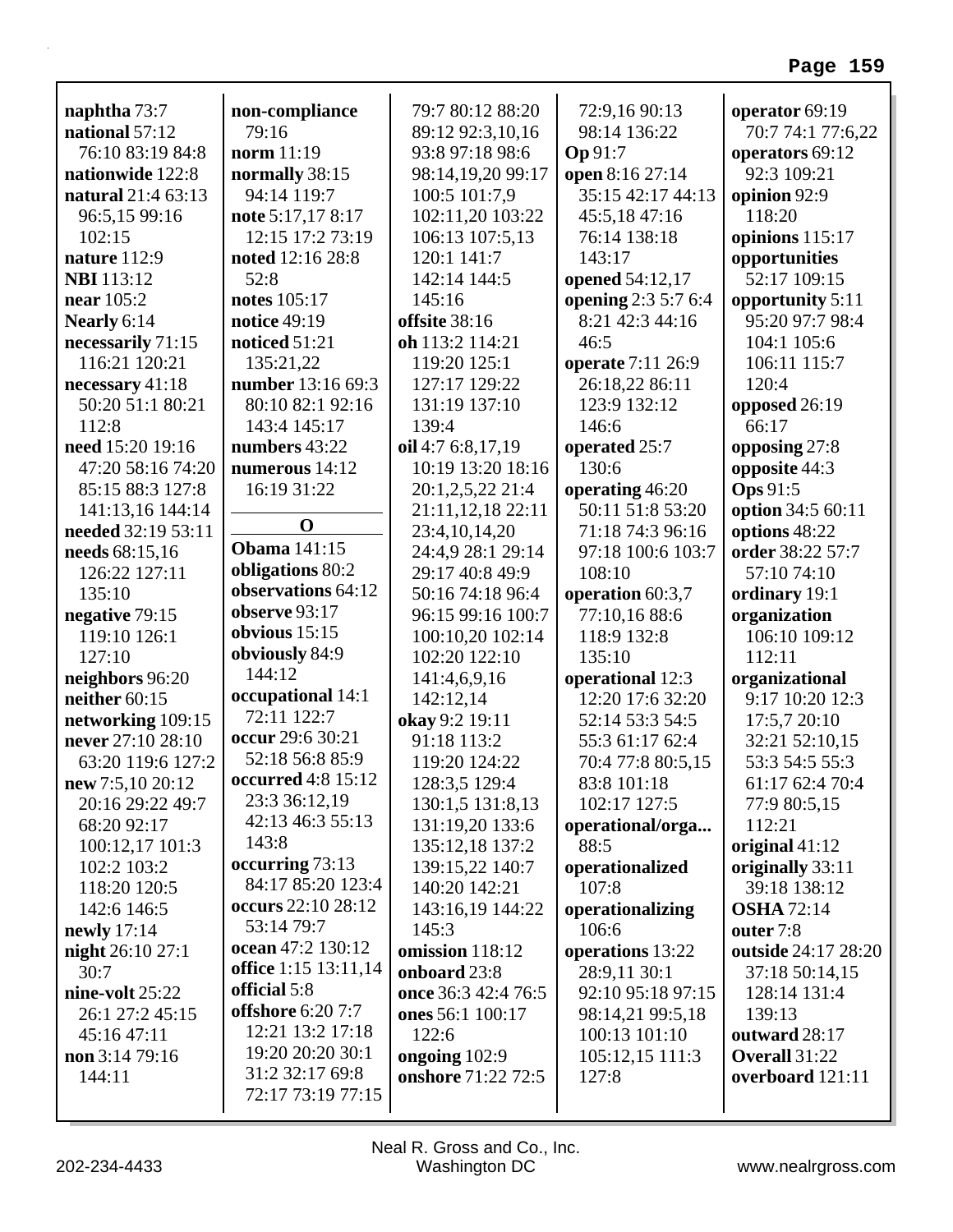**naphtha** 73:7
**national** 57:12 76:10 83:19 84:8
**nationwide** 122:8
**natural** 21:4 63:13 96:5,15 99:16 102:15
**nature** 112:9
**NBI** 113:12
**near** 105:2
**Nearly** 6:14
**necessarily** 71:15 116:21 120:21
**necessary** 41:18 50:20 51:1 80:21 112:8
**need** 15:20 19:16 47:20 58:16 74:20 85:15 88:3 127:8 141:13,16 144:14
**needed** 32:19 53:11
**needs** 68:15,16 126:22 127:11 135:10
**negative** 79:15 119:10 126:1 127:10
**neighbors** 96:20
**neither** 60:15
**networking** 109:15
**never** 27:10 28:10 63:20 119:6 127:2
**new** 7:5,10 20:12 20:16 29:22 49:7 68:20 92:17 100:12,17 101:3 102:2 103:2 118:20 120:5 142:6 146:5
**newly** 17:14
**night** 26:10 27:1 30:7
**nine-volt** 25:22 26:1 27:2 45:15 45:16 47:11
**non** 3:14 79:16 144:11
**non-compliance** 79:16
**norm** 11:19
**normally** 38:15 94:14 119:7
**note** 5:17,17 8:17 12:15 17:2 73:19
**noted** 12:16 28:8 52:8
**notes** 105:17
**notice** 49:19
**noticed** 51:21 135:21,22
**number** 13:16 69:3 80:10 82:1 92:16 143:4 145:17
**numbers** 43:22
**numerous** 14:12 16:19 31:22

## O

**Obama** 141:15
**obligations** 80:2
**observations** 64:12
**observe** 93:17
**obvious** 15:15
**obviously** 84:9 144:12
**occupational** 14:1 72:11 122:7
**occur** 29:6 30:21 52:18 56:8 85:9
**occurred** 4:8 15:12 23:3 36:12,19 42:13 46:3 55:13 143:8
**occurring** 73:13 84:17 85:20 123:4
**occurs** 22:10 28:12 53:14 79:7
**ocean** 47:2 130:12
**office** 1:15 13:11,14
**official** 5:8
**offshore** 6:20 7:7 12:21 13:2 17:18 19:20 20:20 30:1 31:2 32:17 69:8 72:17 73:19 77:15 79:7 80:12 88:20 89:12 92:3,10,16 93:8 97:18 98:6 98:14,19,20 99:17 100:5 101:7,9 102:11,20 103:22 106:13 107:5,13 120:1 141:7 142:14 144:5 145:16
**offsite** 38:16
**oh** 113:2 114:21 119:20 125:1 127:17 129:22 131:19 137:10 139:4
**oil** 4:7 6:8,17,19 10:19 13:20 18:16 20:1,2,5,22 21:4 21:11,12,18 22:11 23:4,10,14,20 24:4,9 28:1 29:14 29:17 40:8 49:9 50:16 74:18 96:4 96:15 99:16 100:7 100:10,20 102:14 102:20 122:10 141:4,6,9,16 142:12,14
**okay** 9:2 19:11 91:18 113:2 119:20 124:22 128:3,5 129:4 130:1,5 131:8,13 131:19,20 133:6 135:12,18 137:2 139:15,22 140:7 140:20 142:21 143:16,19 144:22 145:3
**omission** 118:12
**onboard** 23:8
**once** 36:3 42:4 76:5
**ones** 56:1 100:17 122:6
**ongoing** 102:9
**onshore** 71:22 72:5 72:9,16 90:13 98:14 136:22
**Op** 91:7
**open** 8:16 27:14 35:15 42:17 44:13 45:5,18 47:16 76:14 138:18 143:17
**opened** 54:12,17
**opening** 2:3 5:7 6:4 8:21 42:3 44:16 46:5
**operate** 7:11 26:9 26:18,22 86:11 123:9 132:12 146:6
**operated** 25:7 130:6
**operating** 46:20 50:11 51:8 53:20 71:18 74:3 96:16 97:18 100:6 103:7 108:10
**operation** 60:3,7 77:10,16 88:6 118:9 132:8 135:10
**operational** 12:3 12:20 17:6 32:20 52:14 53:3 54:5 55:3 61:17 62:4 70:4 77:8 80:5,15 83:8 101:18 102:17 127:5
**operational/orga...** 88:5
**operationalized** 107:8
**operationalizing** 106:6
**operations** 13:22 28:9,11 30:1 92:10 95:18 97:15 98:14,21 99:5,18 100:13 101:10 105:12,15 111:3 127:8
**operator** 69:19 70:7 74:1 77:6,22
**operators** 69:12 92:3 109:21
**opinion** 92:9 118:20
**opinions** 115:17
**opportunities** 52:17 109:15
**opportunity** 5:11 95:20 97:7 98:4 104:1 105:6 106:11 115:7 120:4
**opposed** 26:19 66:17
**opposing** 27:8
**opposite** 44:3
**Ops** 91:5
**option** 34:5 60:11
**options** 48:22
**order** 38:22 57:7 57:10 74:10
**ordinary** 19:1
**organization** 106:10 109:12 112:11
**organizational** 9:17 10:20 12:3 17:5,7 20:10 32:21 52:10,15 53:3 54:5 55:3 61:17 62:4 70:4 77:9 80:5,15 112:21
**original** 41:12
**originally** 33:11 39:18 138:12
**OSHA** 72:14
**outer** 7:8
**outside** 24:17 28:20 37:18 50:14,15 128:14 131:4 139:13
**outward** 28:17
**Overall** 31:22
**overboard** 121:11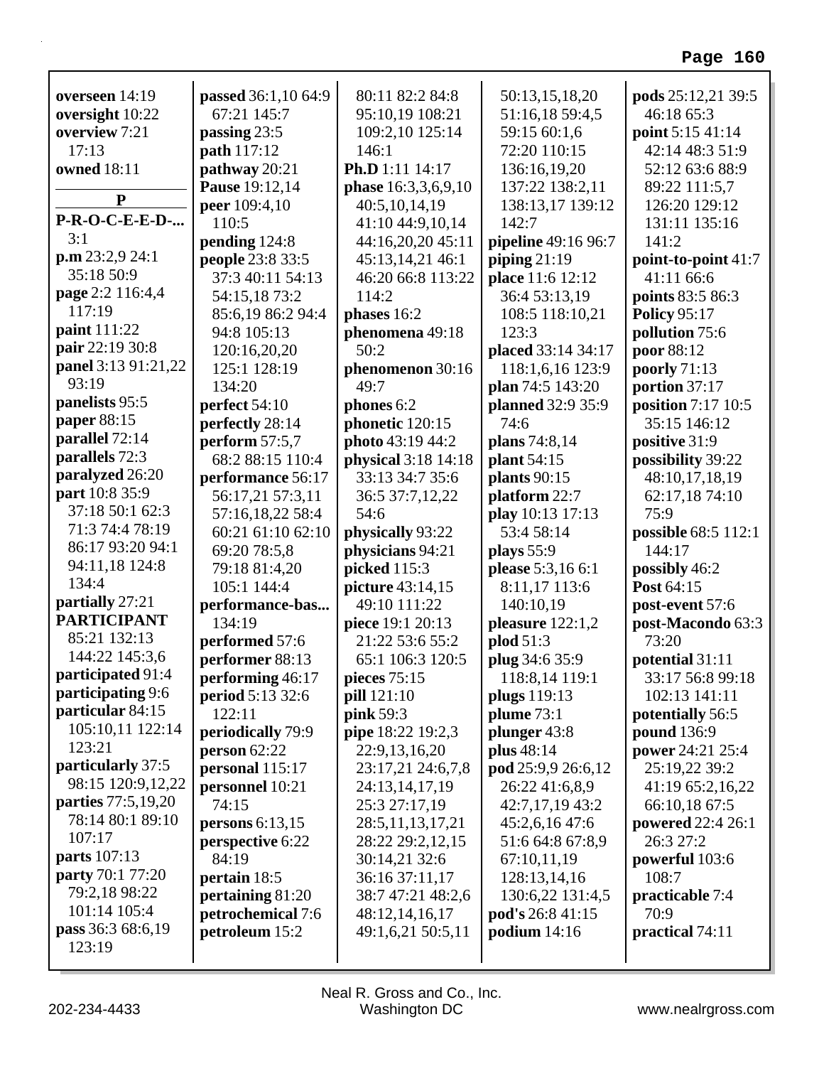**overseen** 14:19
**oversight** 10:22
**overview** 7:21 17:13
**owned** 18:11

**P**

**P-R-O-C-E-E-D-...** 3:1
**p.m** 23:2,9 24:1 35:18 50:9
**page** 2:2 116:4,4 117:19
**paint** 111:22
**pair** 22:19 30:8
**panel** 3:13 91:21,22 93:19
**panelists** 95:5
**paper** 88:15
**parallel** 72:14
**parallels** 72:3
**paralyzed** 26:20
**part** 10:8 35:9 37:18 50:1 62:3 71:3 74:4 78:19 86:17 93:20 94:1 94:11,18 124:8 134:4
**partially** 27:21
**PARTICIPANT** 85:21 132:13 144:22 145:3,6
**participated** 91:4
**participating** 9:6
**particular** 84:15 105:10,11 122:14 123:21
**particularly** 37:5 98:15 120:9,12,22
**parties** 77:5,19,20 78:14 80:1 89:10 107:17
**parts** 107:13
**party** 70:1 77:20 79:2,18 98:22 101:14 105:4
**pass** 36:3 68:6,19 123:19
**passed** 36:1,10 64:9 67:21 145:7
**passing** 23:5
**path** 117:12
**pathway** 20:21
**Pause** 19:12,14
**peer** 109:4,10 110:5
**pending** 124:8
**people** 23:8 33:5 37:3 40:11 54:13 54:15,18 73:2 85:6,19 86:2 94:4 94:8 105:13 120:16,20,20 125:1 128:19 134:20
**perfect** 54:10
**perfectly** 28:14
**perform** 57:5,7 68:2 88:15 110:4
**performance** 56:17 56:17,21 57:3,11 57:16,18,22 58:4 60:21 61:10 62:10 69:20 78:5,8 79:18 81:4,20 105:1 144:4
**performance-bas...** 134:19
**performed** 57:6
**performer** 88:13
**performing** 46:17
**period** 5:13 32:6 122:11
**periodically** 79:9
**person** 62:22
**personal** 115:17
**personnel** 10:21 74:15
**persons** 6:13,15
**perspective** 6:22 84:19
**pertain** 18:5
**pertaining** 81:20
**petrochemical** 7:6
**petroleum** 15:2
80:11 82:2 84:8 95:10,19 108:21 109:2,10 125:14 146:1
**Ph.D** 1:11 14:17
**phase** 16:3,3,6,9,10 40:5,10,14,19 41:10 44:9,10,14 44:16,20,20 45:11 45:13,14,21 46:1 46:20 66:8 113:22 114:2
**phases** 16:2
**phenomena** 49:18 50:2
**phenomenon** 30:16 49:7
**phones** 6:2
**phonetic** 120:15
**photo** 43:19 44:2
**physical** 3:18 14:18 33:13 34:7 35:6 36:5 37:7,12,22 54:6
**physically** 93:22
**physicians** 94:21
**picked** 115:3
**picture** 43:14,15 49:10 111:22
**piece** 19:1 20:13 21:22 53:6 55:2 65:1 106:3 120:5
**pieces** 75:15
**pill** 121:10
**pink** 59:3
**pipe** 18:22 19:2,3 22:9,13,16,20 23:17,21 24:6,7,8 24:13,14,17,19 25:3 27:17,19 28:5,11,13,17,21 28:22 29:2,12,15 30:14,21 32:6 36:16 37:11,17 38:7 47:21 48:2,6 48:12,14,16,17 49:1,6,21 50:5,11
50:13,15,18,20 51:16,18 59:4,5 59:15 60:1,6 72:20 110:15 136:16,19,20 137:22 138:2,11 138:13,17 139:12 142:7
**pipeline** 49:16 96:7
**piping** 21:19
**place** 11:6 12:12 36:4 53:13,19 108:5 118:10,21 123:3
**placed** 33:14 34:17 118:1,6,16 123:9
**plan** 74:5 143:20
**planned** 32:9 35:9 74:6
**plans** 74:8,14
**plant** 54:15
**plants** 90:15
**platform** 22:7
**play** 10:13 17:13 53:4 58:14
**plays** 55:9
**please** 5:3,16 6:1 8:11,17 113:6 140:10,19
**pleasure** 122:1,2
**plod** 51:3
**plug** 34:6 35:9 118:8,14 119:1
**plugs** 119:13
**plume** 73:1
**plunger** 43:8
**plus** 48:14
**pod** 25:9,9 26:6,12 26:22 41:6,8,9 42:7,17,19 43:2 45:2,6,16 47:6 51:6 64:8 67:8,9 67:10,11,19 128:13,14,16 130:6,22 131:4,5
**pod's** 26:8 41:15
**podium** 14:16
**pods** 25:12,21 39:5 46:18 65:3
**point** 5:15 41:14 42:14 48:3 51:9 52:12 63:6 88:9 89:22 111:5,7 126:20 129:12 131:11 135:16 141:2
**point-to-point** 41:7 41:11 66:6
**points** 83:5 86:3
**Policy** 95:17
**pollution** 75:6
**poor** 88:12
**poorly** 71:13
**portion** 37:17
**position** 7:17 10:5 35:15 146:12
**positive** 31:9
**possibility** 39:22 48:10,17,18,19 62:17,18 74:10 75:9
**possible** 68:5 112:1 144:17
**possibly** 46:2
**Post** 64:15
**post-event** 57:6
**post-Macondo** 63:3 73:20
**potential** 31:11 33:17 56:8 99:18 102:13 141:11
**potentially** 56:5
**pound** 136:9
**power** 24:21 25:4 25:19,22 39:2 41:19 65:2,16,22 66:10,18 67:5
**powered** 22:4 26:1 26:3 27:2
**powerful** 103:6 108:7
**practicable** 7:4 70:9
**practical** 74:11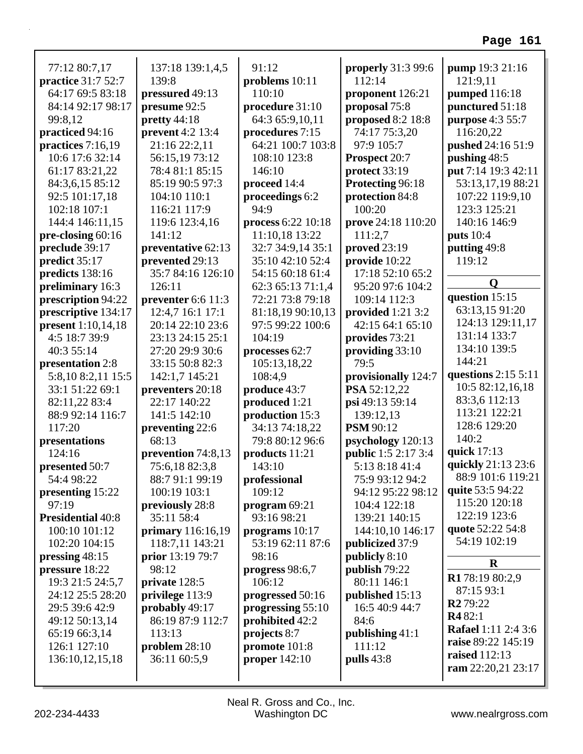77:12 80:7,17
**practice** 31:7 52:7 64:17 69:5 83:18 84:14 92:17 98:17 99:8,12
**practiced** 94:16
**practices** 7:16,19 10:6 17:6 32:14 61:17 83:21,22 84:3,6,15 85:12 92:5 101:17,18 102:18 107:1 144:4 146:11,15
**pre-closing** 60:16
**preclude** 39:17
**predict** 35:17
**predicts** 138:16
**preliminary** 16:3
**prescription** 94:22
**prescriptive** 134:17
**present** 1:10,14,18 4:5 18:7 39:9 40:3 55:14
**presentation** 2:8 5:8,10 8:2,11 15:5 33:1 51:22 69:1 82:11,22 83:4 88:9 92:14 116:7 117:20
**presentations** 124:16
**presented** 50:7 54:4 98:22
**presenting** 15:22 97:19
**Presidential** 40:8 100:10 101:12 102:20 104:15
**pressing** 48:15
**pressure** 18:22 19:3 21:5 24:5,7 24:12 25:5 28:20 29:5 39:6 42:9 49:12 50:13,14 65:19 66:3,14 126:1 127:10 136:10,12,15,18 137:18 139:1,4,5 139:8
**pressured** 49:13
**presume** 92:5
**pretty** 44:18
**prevent** 4:2 13:4 21:16 22:2,11 56:15,19 73:12 78:4 81:1 85:15 85:19 90:5 97:3 104:10 110:1 116:21 117:9 119:6 123:4,16 141:12
**preventative** 62:13
**prevented** 29:13 35:7 84:16 126:10 126:11
**preventer** 6:6 11:3 12:4,7 16:1 17:1 20:14 22:10 23:6 23:13 24:15 25:1 27:20 29:9 30:6 33:15 50:8 82:3 142:1,7 145:21
**preventers** 20:18 22:17 140:22 141:5 142:10
**preventing** 22:6 68:13
**prevention** 74:8,13 75:6,18 82:3,8 88:7 91:1 99:19 100:19 103:1
**previously** 28:8 35:11 58:4
**primary** 116:16,19 118:7,11 143:21
**prior** 13:19 79:7 98:12
**private** 128:5
**privilege** 113:9
**probably** 49:17 86:19 87:9 112:7 113:13
**problem** 28:10 36:11 60:5,9 91:12
**problems** 10:11 110:10
**procedure** 31:10 64:3 65:9,10,11
**procedures** 7:15 64:21 100:7 103:8 108:10 123:8 146:10
**proceed** 14:4
**proceedings** 6:2 94:9
**process** 6:22 10:18 11:10,18 13:22 32:7 34:9,14 35:1 35:10 42:10 52:4 54:15 60:18 61:4 62:3 65:13 71:1,4 72:21 73:8 79:18 81:18,19 90:10,13 97:5 99:22 100:6 104:19
**processes** 62:7 105:13,18,22 108:4,9
**produce** 43:7
**produced** 1:21
**production** 15:3 34:13 74:18,22 79:8 80:12 96:6
**products** 11:21 143:10
**professional** 109:12
**program** 69:21 93:16 98:21
**programs** 10:17 53:19 62:11 87:6 98:16
**progress** 98:6,7 106:12
**progressed** 50:16
**progressing** 55:10
**prohibited** 42:2
**projects** 8:7
**promote** 101:8
**proper** 142:10
**properly** 31:3 99:6 112:14
**proponent** 126:21
**proposal** 75:8
**proposed** 8:2 18:8 74:17 75:3,20 97:9 105:7
**Prospect** 20:7
**protect** 33:19
**Protecting** 96:18
**protection** 84:8 100:20
**prove** 24:18 110:20 111:2,7
**proved** 23:19
**provide** 10:22 17:18 52:10 65:2 95:20 97:6 104:2 109:14 112:3
**provided** 1:21 3:2 42:15 64:1 65:10
**provides** 73:21
**providing** 33:10 79:5
**provisionally** 124:7
**PSA** 52:12,22
**psi** 49:13 59:14 139:12,13
**PSM** 90:12
**psychology** 120:13
**public** 1:5 2:17 3:4 5:13 8:18 41:4 75:9 93:12 94:2 94:12 95:22 98:12 104:4 122:18 139:21 140:15 144:10,10 146:17
**publicized** 37:9
**publicly** 8:10
**publish** 79:22 80:11 146:1
**published** 15:13 16:5 40:9 44:7 84:6
**publishing** 41:1 111:12
**pulls** 43:8
**pump** 19:3 21:16 121:9,11
**pumped** 116:18
**punctured** 51:18
**purpose** 4:3 55:7 116:20,22
**pushed** 24:16 51:9
**pushing** 48:5
**put** 7:14 19:3 42:11 53:13,17,19 88:21 107:22 119:9,10 123:3 125:21 140:16 146:9
**puts** 10:4
**putting** 49:8 119:12

**Q**

**question** 15:15 63:13,15 91:20 124:13 129:11,17 131:14 133:7 134:10 139:5 144:21
**questions** 2:15 5:11 10:5 82:12,16,18 83:3,6 112:13 113:21 122:21 128:6 129:20 140:2
**quick** 17:13
**quickly** 21:13 23:6 88:9 101:6 119:21
**quite** 53:5 94:22 115:20 120:18 122:19 123:6
**quote** 52:22 54:8 54:19 102:19

**R**

**R1** 78:19 80:2,9 87:15 93:1
**R2** 79:22
**R4** 82:1
**Rafael** 1:11 2:4 3:6
**raise** 89:22 145:19
**raised** 112:13
**ram** 22:20,21 23:17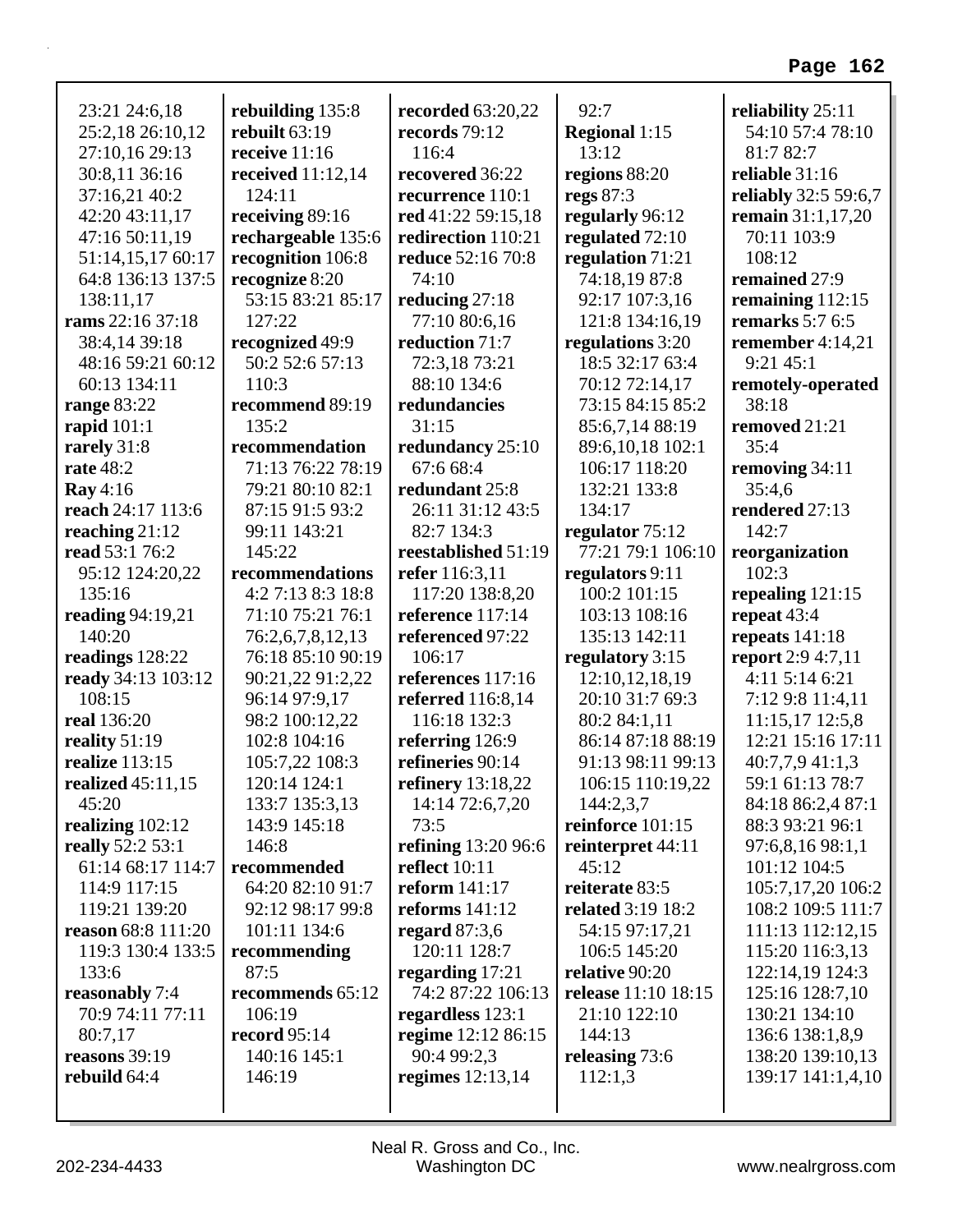23:21 24:6,18 25:2,18 26:10,12 27:10,16 29:13 30:8,11 36:16 37:16,21 40:2 42:20 43:11,17 47:16 50:11,19 51:14,15,17 60:17 64:8 136:13 137:5 138:11,17
**rams** 22:16 37:18 38:4,14 39:18 48:16 59:21 60:12 60:13 134:11
**range** 83:22
**rapid** 101:1
**rarely** 31:8
**rate** 48:2
**Ray** 4:16
**reach** 24:17 113:6
**reaching** 21:12
**read** 53:1 76:2 95:12 124:20,22 135:16
**reading** 94:19,21 140:20
**readings** 128:22
**ready** 34:13 103:12 108:15
**real** 136:20
**reality** 51:19
**realize** 113:15
**realized** 45:11,15 45:20
**realizing** 102:12
**really** 52:2 53:1 61:14 68:17 114:7 114:9 117:15 119:21 139:20
**reason** 68:8 111:20 119:3 130:4 133:5 133:6
**reasonably** 7:4 70:9 74:11 77:11 80:7,17
**reasons** 39:19
**rebuild** 64:4
**rebuilding** 135:8
**rebuilt** 63:19
**receive** 11:16
**received** 11:12,14 124:11
**receiving** 89:16
**rechargeable** 135:6
**recognition** 106:8
**recognize** 8:20 53:15 83:21 85:17 127:22
**recognized** 49:9 50:2 52:6 57:13 110:3
**recommend** 89:19 135:2
**recommendation** 71:13 76:22 78:19 79:21 80:10 82:1 87:15 91:5 93:2 99:11 143:21 145:22
**recommendations** 4:2 7:13 8:3 18:8 71:10 75:21 76:1 76:2,6,7,8,12,13 76:18 85:10 90:19 90:21,22 91:2,22 96:14 97:9,17 98:2 100:12,22 102:8 104:16 105:7,22 108:3 120:14 124:1 133:7 135:3,13 143:9 145:18 146:8
**recommended** 64:20 82:10 91:7 92:12 98:17 99:8 101:11 134:6
**recommending** 87:5
**recommends** 65:12 106:19
**record** 95:14 140:16 145:1 146:19
**recorded** 63:20,22
**records** 79:12 116:4
**recovered** 36:22
**recurrence** 110:1
**red** 41:22 59:15,18
**redirection** 110:21
**reduce** 52:16 70:8 74:10
**reducing** 27:18 77:10 80:6,16
**reduction** 71:7 72:3,18 73:21 88:10 134:6
**redundancies** 31:15
**redundancy** 25:10 67:6 68:4
**redundant** 25:8 26:11 31:12 43:5 82:7 134:3
**reestablished** 51:19
**refer** 116:3,11 117:20 138:8,20
**reference** 117:14
**referenced** 97:22 106:17
**references** 117:16
**referred** 116:8,14 116:18 132:3
**referring** 126:9
**refineries** 90:14
**refinery** 13:18,22 14:14 72:6,7,20 73:5
**refining** 13:20 96:6
**reflect** 10:11
**reform** 141:17
**reforms** 141:12
**regard** 87:3,6 120:11 128:7
**regarding** 17:21 74:2 87:22 106:13
**regardless** 123:1
**regime** 12:12 86:15 90:4 99:2,3
**regimes** 12:13,14 92:7
**Regional** 1:15 13:12
**regions** 88:20
**regs** 87:3
**regularly** 96:12
**regulated** 72:10
**regulation** 71:21 74:18,19 87:8 92:17 107:3,16 121:8 134:16,19
**regulations** 3:20 18:5 32:17 63:4 70:12 72:14,17 73:15 84:15 85:2 85:6,7,14 88:19 89:6,10,18 102:1 106:17 118:20 132:21 133:8 134:17
**regulator** 75:12 77:21 79:1 106:10
**regulators** 9:11 100:2 101:15 103:13 108:16 135:13 142:11
**regulatory** 3:15 12:10,12,18,19 20:10 31:7 69:3 80:2 84:1,11 86:14 87:18 88:19 91:13 98:11 99:13 106:15 110:19,22 144:2,3,7
**reinforce** 101:15
**reinterpret** 44:11 45:12
**reiterate** 83:5
**related** 3:19 18:2 54:15 97:17,21 106:5 145:20
**relative** 90:20
**release** 11:10 18:15 21:10 122:10 144:13
**releasing** 73:6 112:1,3
**reliability** 25:11 54:10 57:4 78:10 81:7 82:7
**reliable** 31:16
**reliably** 32:5 59:6,7
**remain** 31:1,17,20 70:11 103:9 108:12
**remained** 27:9
**remaining** 112:15
**remarks** 5:7 6:5
**remember** 4:14,21 9:21 45:1
**remotely-operated** 38:18
**removed** 21:21 35:4
**removing** 34:11 35:4,6
**rendered** 27:13 142:7
**reorganization** 102:3
**repealing** 121:15
**repeat** 43:4
**repeats** 141:18
**report** 2:9 4:7,11 4:11 5:14 6:21 7:12 9:8 11:4,11 11:15,17 12:5,8 12:21 15:16 17:11 40:7,7,9 41:1,3 59:1 61:13 78:7 84:18 86:2,4 87:1 88:3 93:21 96:1 97:6,8,16 98:1,1 101:12 104:5 105:7,17,20 106:2 108:2 109:5 111:7 111:13 112:12,15 115:20 116:3,13 122:14,19 124:3 125:16 128:7,10 130:21 134:10 136:6 138:1,8,9 138:20 139:10,13 139:17 141:1,4,10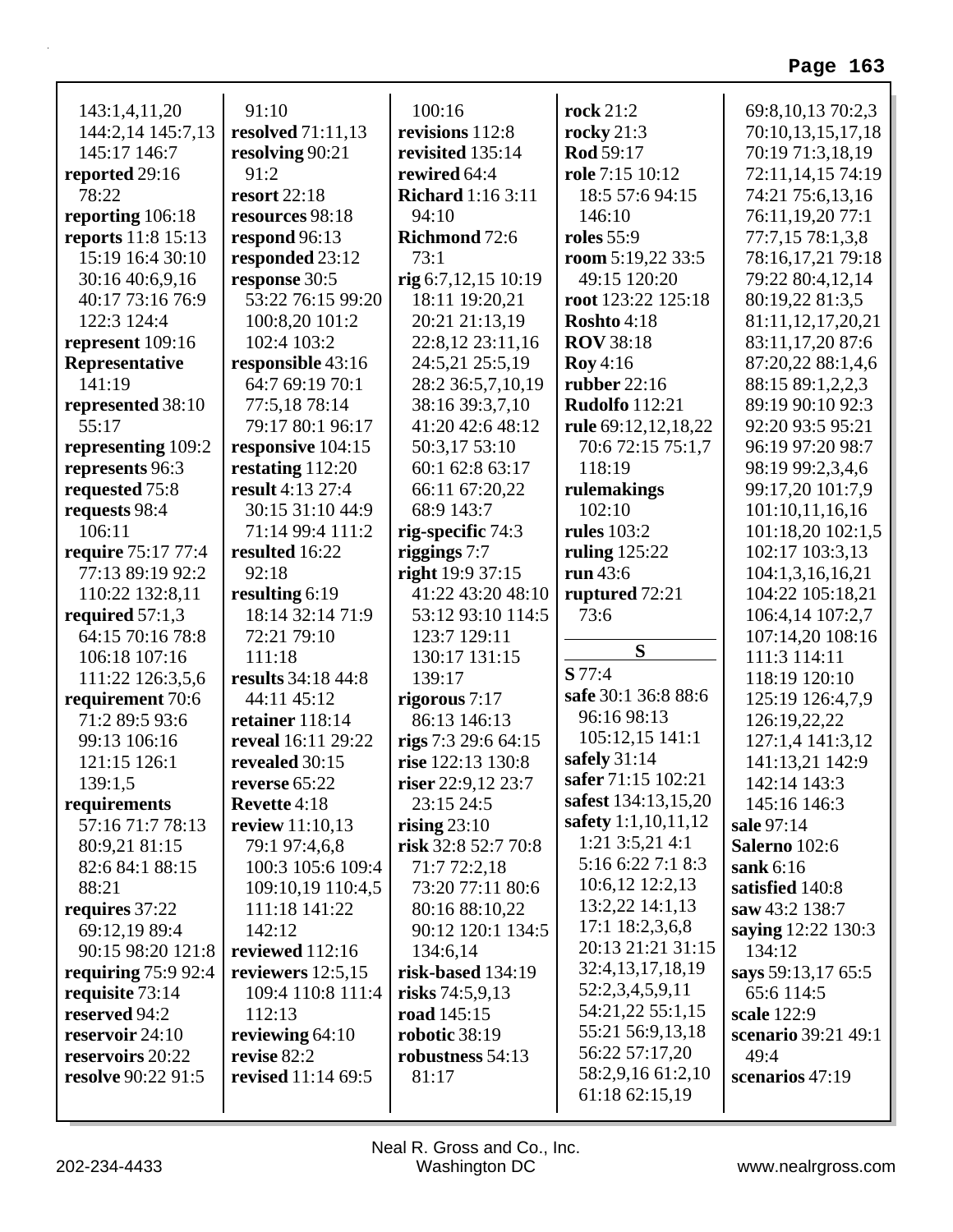143:1,4,11,20
144:2,14 145:7,13
145:17 146:7
**reported** 29:16
78:22
**reporting** 106:18
**reports** 11:8 15:13
15:19 16:4 30:10
30:16 40:6,9,16
40:17 73:16 76:9
122:3 124:4
**represent** 109:16
**Representative**
141:19
**represented** 38:10
55:17
**representing** 109:2
**represents** 96:3
**requested** 75:8
**requests** 98:4
106:11
**require** 75:17 77:4
77:13 89:19 92:2
110:22 132:8,11
**required** 57:1,3
64:15 70:16 78:8
106:18 107:16
111:22 126:3,5,6
**requirement** 70:6
71:2 89:5 93:6
99:13 106:16
121:15 126:1
139:1,5
**requirements**
57:16 71:7 78:13
80:9,21 81:15
82:6 84:1 88:15
88:21
**requires** 37:22
69:12,19 89:4
90:15 98:20 121:8
**requiring** 75:9 92:4
**requisite** 73:14
**reserved** 94:2
**reservoir** 24:10
**reservoirs** 20:22
**resolve** 90:22 91:5

91:10
**resolved** 71:11,13
**resolving** 90:21
91:2
**resort** 22:18
**resources** 98:18
**respond** 96:13
**responded** 23:12
**response** 30:5
53:22 76:15 99:20
100:8,20 101:2
102:4 103:2
**responsible** 43:16
64:7 69:19 70:1
77:5,18 78:14
79:17 80:1 96:17
**responsive** 104:15
**restating** 112:20
**result** 4:13 27:4
30:15 31:10 44:9
71:14 99:4 111:2
**resulted** 16:22
92:18
**resulting** 6:19
18:14 32:14 71:9
72:21 79:10
111:18
**results** 34:18 44:8
44:11 45:12
**retainer** 118:14
**reveal** 16:11 29:22
**revealed** 30:15
**reverse** 65:22
**Revette** 4:18
**review** 11:10,13
79:1 97:4,6,8
100:3 105:6 109:4
109:10,19 110:4,5
111:18 141:22
142:12
**reviewed** 112:16
**reviewers** 12:5,15
109:4 110:8 111:4
112:13
**reviewing** 64:10
**revise** 82:2
**revised** 11:14 69:5

100:16
**revisions** 112:8
**revisited** 135:14
**rewired** 64:4
**Richard** 1:16 3:11
94:10
**Richmond** 72:6
73:1
**rig** 6:7,12,15 10:19
18:11 19:20,21
20:21 21:13,19
22:8,12 23:11,16
24:5,21 25:5,19
28:2 36:5,7,10,19
38:16 39:3,7,10
41:20 42:6 48:12
50:3,17 53:10
60:1 62:8 63:17
66:11 67:20,22
68:9 143:7
**rig-specific** 74:3
**riggings** 7:7
**right** 19:9 37:15
41:22 43:20 48:10
53:12 93:10 114:5
123:7 129:11
130:17 131:15
139:17
**rigorous** 7:17
86:13 146:13
**rigs** 7:3 29:6 64:15
**rise** 122:13 130:8
**riser** 22:9,12 23:7
23:15 24:5
**rising** 23:10
**risk** 32:8 52:7 70:8
71:7 72:2,18
73:20 77:11 80:6
80:16 88:10,22
90:12 120:1 134:5
134:6,14
**risk-based** 134:19
**risks** 74:5,9,13
**road** 145:15
**robotic** 38:19
**robustness** 54:13
81:17

**rock** 21:2
**rocky** 21:3
**Rod** 59:17
**role** 7:15 10:12
18:5 57:6 94:15
146:10
**roles** 55:9
**room** 5:19,22 33:5
49:15 120:20
**root** 123:22 125:18
**Roshto** 4:18
**ROV** 38:18
**Roy** 4:16
**rubber** 22:16
**Rudolfo** 112:21
**rule** 69:12,12,18,22
70:6 72:15 75:1,7
118:19
**rulemakings**
102:10
**rules** 103:2
**ruling** 125:22
**run** 43:6
**ruptured** 72:21
73:6

## S

**S** 77:4
**safe** 30:1 36:8 88:6
96:16 98:13
105:12,15 141:1
**safely** 31:14
**safer** 71:15 102:21
**safest** 134:13,15,20
**safety** 1:1,10,11,12
1:21 3:5,21 4:1
5:16 6:22 7:1 8:3
10:6,12 12:2,13
13:2,22 14:1,13
17:1 18:2,3,6,8
20:13 21:21 31:15
32:4,13,17,18,19
52:2,3,4,5,9,11
54:21,22 55:1,15
55:21 56:9,13,18
56:22 57:17,20
58:2,9,16 61:2,10
61:18 62:15,19

69:8,10,13 70:2,3
70:10,13,15,17,18
70:19 71:3,18,19
72:11,14,15 74:19
74:21 75:6,13,16
76:11,19,20 77:1
77:7,15 78:1,3,8
78:16,17,21 79:18
79:22 80:4,12,14
80:19,22 81:3,5
81:11,12,17,20,21
83:11,17,20 87:6
87:20,22 88:1,4,6
88:15 89:1,2,2,3
89:19 90:10 92:3
92:20 93:5 95:21
96:19 97:20 98:7
98:19 99:2,3,4,6
99:17,20 101:7,9
101:10,11,16,16
101:18,20 102:1,5
102:17 103:3,13
104:1,3,16,16,21
104:22 105:18,21
106:4,14 107:2,7
107:14,20 108:16
111:3 114:11
118:19 120:10
125:19 126:4,7,9
126:19,22,22
127:1,4 141:3,12
141:13,21 142:9
142:14 143:3
145:16 146:3
**sale** 97:14
**Salerno** 102:6
**sank** 6:16
**satisfied** 140:8
**saw** 43:2 138:7
**saying** 12:22 130:3
134:12
**says** 59:13,17 65:5
65:6 114:5
**scale** 122:9
**scenario** 39:21 49:1
49:4
**scenarios** 47:19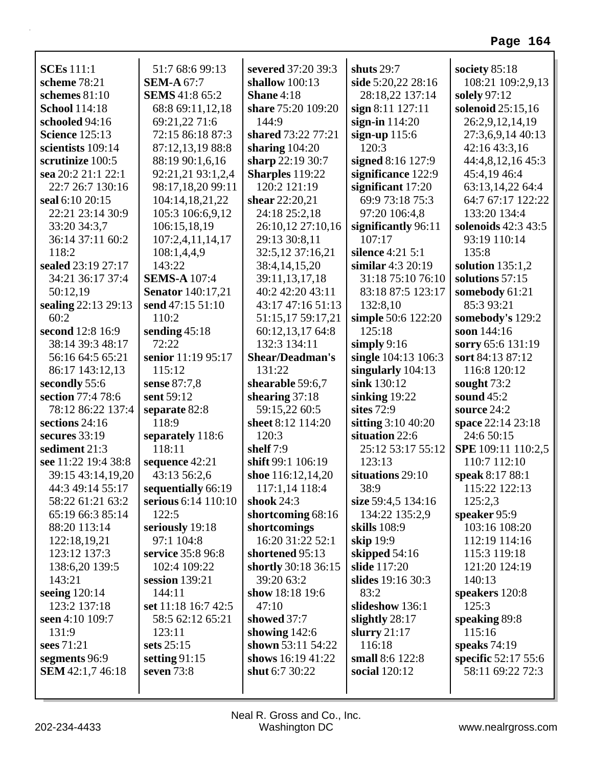**SCEs** 111:1
**scheme** 78:21
**schemes** 81:10
**School** 114:18
**schooled** 94:16
**Science** 125:13
**scientists** 109:14
**scrutinize** 100:5
**sea** 20:2 21:1 22:1 22:7 26:7 130:16
**seal** 6:10 20:15 22:21 23:14 30:9 33:20 34:3,7 36:14 37:11 60:2 118:2
**sealed** 23:19 27:17 34:21 36:17 37:4 50:12,19
**sealing** 22:13 29:13 60:2
**second** 12:8 16:9 38:14 39:3 48:17 56:16 64:5 65:21 86:17 143:12,13
**secondly** 55:6
**section** 77:4 78:6 78:12 86:22 137:4
**sections** 24:16
**secures** 33:19
**sediment** 21:3
**see** 11:22 19:4 38:8 39:15 43:14,19,20 44:3 49:14 55:17 58:22 61:21 63:2 65:19 66:3 85:14 88:20 113:14 122:18,19,21 123:12 137:3 138:6,20 139:5 143:21
**seeing** 120:14 123:2 137:18
**seen** 4:10 109:7 131:9
**sees** 71:21
**segments** 96:9
**SEM** 42:1,7 46:18 51:7 68:6 99:13
**SEM-A** 67:7
**SEMS** 41:8 65:2 68:8 69:11,12,18 69:21,22 71:6 72:15 86:18 87:3 87:12,13,19 88:8 88:19 90:1,6,16 92:21,21 93:1,2,4 98:17,18,20 99:11 104:14,18,21,22 105:3 106:6,9,12 106:15,18,19 107:2,4,11,14,17 108:1,4,4,9 143:22
**SEMS-A** 107:4
**Senator** 140:17,21
**send** 47:15 51:10 110:2
**sending** 45:18 72:22
**senior** 11:19 95:17 115:12
**sense** 87:7,8
**sent** 59:12
**separate** 82:8 118:9
**separately** 118:6 118:11
**sequence** 42:21 43:13 56:2,6
**sequentially** 66:19
**serious** 6:14 110:10 122:5
**seriously** 19:18 97:1 104:8
**service** 35:8 96:8 102:4 109:22
**session** 139:21 144:11
**set** 11:18 16:7 42:5 58:5 62:12 65:21 123:11
**sets** 25:15
**setting** 91:15
**seven** 73:8
**severed** 37:20 39:3
**shallow** 100:13
**Shane** 4:18
**share** 75:20 109:20 144:9
**shared** 73:22 77:21
**sharing** 104:20
**sharp** 22:19 30:7
**Sharples** 119:22 120:2 121:19
**shear** 22:20,21 24:18 25:2,18 26:10,12 27:10,16 29:13 30:8,11 32:5,12 37:16,21 38:4,14,15,20 39:11,13,17,18 40:2 42:20 43:11 43:17 47:16 51:13 51:15,17 59:17,21 60:12,13,17 64:8 132:3 134:11
**Shear/Deadman's** 131:22
**shearable** 59:6,7
**shearing** 37:18 59:15,22 60:5
**sheet** 8:12 114:20 120:3
**shelf** 7:9
**shift** 99:1 106:19
**shoe** 116:12,14,20 117:1,14 118:4
**shook** 24:3
**shortcoming** 68:16
**shortcomings** 16:20 31:22 52:1
**shortened** 95:13
**shortly** 30:18 36:15 39:20 63:2
**show** 18:18 19:6 47:10
**showed** 37:7
**showing** 142:6
**shown** 53:11 54:22
**shows** 16:19 41:22
**shut** 6:7 30:22
**shuts** 29:7
**side** 5:20,22 28:16 28:18,22 137:14
**sign** 8:11 127:11
**sign-in** 114:20
**sign-up** 115:6 120:3
**signed** 8:16 127:9
**significance** 122:9
**significant** 17:20 69:9 73:18 75:3 97:20 106:4,8
**significantly** 96:11 107:17
**silence** 4:21 5:1
**similar** 4:3 20:19 31:18 75:10 76:10 83:18 87:5 123:17 132:8,10
**simple** 50:6 122:20 125:18
**simply** 9:16
**single** 104:13 106:3
**singularly** 104:13
**sink** 130:12
**sinking** 19:22
**sites** 72:9
**sitting** 3:10 40:20
**situation** 22:6 25:12 53:17 55:12 123:13
**situations** 29:10 38:9
**size** 59:4,5 134:16 134:22 135:2,9
**skills** 108:9
**skip** 19:9
**skipped** 54:16
**slide** 117:20
**slides** 19:16 30:3 83:2
**slideshow** 136:1
**slightly** 28:17
**slurry** 21:17 116:18
**small** 8:6 122:8
**social** 120:12
**society** 85:18 108:21 109:2,9,13
**solely** 97:12
**solenoid** 25:15,16 26:2,9,12,14,19 27:3,6,9,14 40:13 42:16 43:3,16 44:4,8,12,16 45:3 45:4,19 46:4 63:13,14,22 64:4 64:7 67:17 122:22 133:20 134:4
**solenoids** 42:3 43:5 93:19 110:14 135:8
**solution** 135:1,2
**solutions** 57:15
**somebody** 61:21 85:3 93:21
**somebody's** 129:2
**soon** 144:16
**sorry** 65:6 131:19
**sort** 84:13 87:12 116:8 120:12
**sought** 73:2
**sound** 45:2
**source** 24:2
**space** 22:14 23:18 24:6 50:15
**SPE** 109:11 110:2,5 110:7 112:10
**speak** 8:17 88:1 115:22 122:13 125:2,3
**speaker** 95:9 103:16 108:20 112:19 114:16 115:3 119:18 121:20 124:19 140:13
**speakers** 120:8 125:3
**speaking** 89:8 115:16
**speaks** 74:19
**specific** 52:17 55:6 58:11 69:22 72:3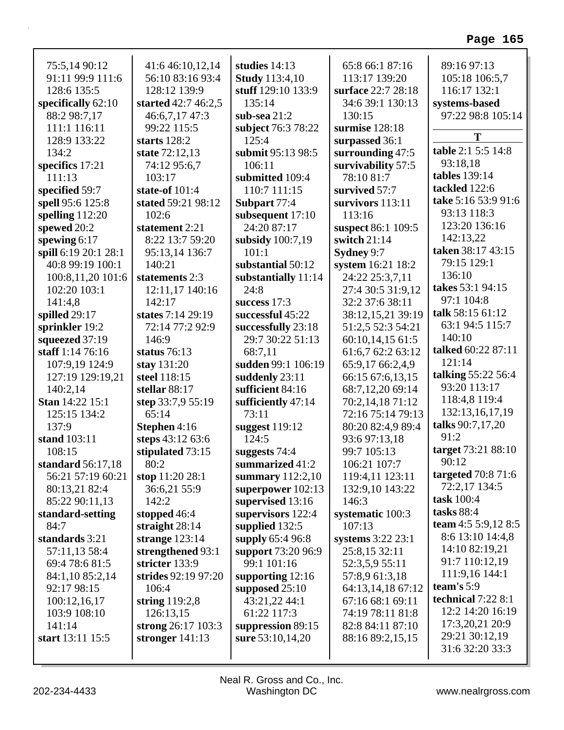75:5,14 90:12
91:11 99:9 111:6
128:6 135:5
**specifically** 62:10
88:2 98:7,17
111:1 116:11
128:9 133:22
134:2
**specifics** 17:21
111:13
**specified** 59:7
**spell** 95:6 125:8
**spelling** 112:20
**spewed** 20:2
**spewing** 6:17
**spill** 6:19 20:1 28:1
40:8 99:19 100:1
100:8,11,20 101:6
102:20 103:1
141:4,8
**spilled** 29:17
**sprinkler** 19:2
**squeezed** 37:19
**staff** 1:14 76:16
107:9,19 124:9
127:19 129:19,21
140:2,14
**Stan** 14:22 15:1
125:15 134:2
137:9
**stand** 103:11
108:15
**standard** 56:17,18
56:21 57:19 60:21
80:13,21 82:4
85:22 90:11,13
**standard-setting**
84:7
**standards** 3:21
57:11,13 58:4
69:4 78:6 81:5
84:1,10 85:2,14
92:17 98:15
100:12,16,17
103:9 108:10
141:14
**start** 13:11 15:5

41:6 46:10,12,14
56:10 83:16 93:4
128:12 139:9
**started** 42:7 46:2,5
46:6,7,17 47:3
99:22 115:5
**starts** 128:2
**state** 72:12,13
74:12 95:6,7
103:17
**state-of** 101:4
**stated** 59:21 98:12
102:6
**statement** 2:21
8:22 13:7 59:20
95:13,14 136:7
140:21
**statements** 2:3
12:11,17 140:16
142:17
**states** 7:14 29:19
72:14 77:2 92:9
146:9
**status** 76:13
**stay** 131:20
**steel** 118:15
**stellar** 88:17
**step** 33:7,9 55:19
65:14
**Stephen** 4:16
**steps** 43:12 63:6
**stipulated** 73:15
80:2
**stop** 11:20 28:1
36:6,21 55:9
142:2
**stopped** 46:4
**straight** 28:14
**strange** 123:14
**strengthened** 93:1
**stricter** 133:9
**strides** 92:19 97:20
106:4
**string** 119:2,8
126:13,15
**strong** 26:17 103:3
**stronger** 141:13

**studies** 14:13
**Study** 113:4,10
**stuff** 129:10 133:9
135:14
**sub-sea** 21:2
**subject** 76:3 78:22
125:4
**submit** 95:13 98:5
106:11
**submitted** 109:4
110:7 111:15
**Subpart** 77:4
**subsequent** 17:10
24:20 87:17
**subsidy** 100:7,19
101:1
**substantial** 50:12
**substantially** 11:14
24:8
**success** 17:3
**successful** 45:22
**successfully** 23:18
29:7 30:22 51:13
68:7,11
**sudden** 99:1 106:19
**suddenly** 23:11
**sufficient** 84:16
**sufficiently** 47:14
73:11
**suggest** 119:12
124:5
**suggests** 74:4
**summarized** 41:2
**summary** 112:2,10
**superpower** 102:13
**supervised** 13:16
**supervisors** 122:4
**supplied** 132:5
**supply** 65:4 96:8
**support** 73:20 96:9
99:1 101:16
**supporting** 12:16
**supposed** 25:10
43:21,22 44:1
61:22 117:3
**suppression** 89:15
**sure** 53:10,14,20

65:8 66:1 87:16
113:17 139:20
**surface** 22:7 28:18
34:6 39:1 130:13
130:15
**surmise** 128:18
**surpassed** 36:1
**surrounding** 47:5
**survivability** 57:5
78:10 81:7
**survived** 57:7
**survivors** 113:11
113:16
**suspect** 86:1 109:5
**switch** 21:14
**Sydney** 9:7
**system** 16:21 18:2
24:22 25:3,7,11
27:4 30:5 31:9,12
32:2 37:6 38:11
38:12,15,21 39:19
51:2,5 52:3 54:21
60:10,14,15 61:5
61:6,7 62:2 63:12
65:9,17 66:2,4,9
66:15 67:6,13,15
68:7,12,20 69:14
70:2,14,18 71:12
72:16 75:14 79:13
80:20 82:4,9 89:4
93:6 97:13,18
99:7 105:13
106:21 107:7
119:4,11 123:11
132:9,10 143:22
146:3
**systematic** 100:3
107:13
**systems** 3:22 23:1
25:8,15 32:11
52:3,5,9 55:11
57:8,9 61:3,18
64:13,14,18 67:12
67:16 68:1 69:11
74:19 78:11 81:8
82:8 84:11 87:10
88:16 89:2,15,15

89:16 97:13
105:18 106:5,7
116:17 132:1
**systems-based**
97:22 98:8 105:14

**T**

**table** 2:1 5:5 14:8
93:18,18
**tables** 139:14
**tackled** 122:6
**take** 5:16 53:9 91:6
93:13 118:3
123:20 136:16
142:13,22
**taken** 38:17 43:15
79:15 129:1
136:10
**takes** 53:1 94:15
97:1 104:8
**talk** 58:15 61:12
63:1 94:5 115:7
140:10
**talked** 60:22 87:11
121:14
**talking** 55:22 56:4
93:20 113:17
118:4,8 119:4
132:13,16,17,19
**talks** 90:7,17,20
91:2
**target** 73:21 88:10
90:12
**targeted** 70:8 71:6
72:2,17 134:5
**task** 100:4
**tasks** 88:4
**team** 4:5 5:9,12 8:5
8:6 13:10 14:4,8
14:10 82:19,21
91:7 110:12,19
111:9,16 144:1
**team's** 5:9
**technical** 7:22 8:1
12:2 14:20 16:19
17:3,20,21 20:9
29:21 30:12,19
31:6 32:20 33:3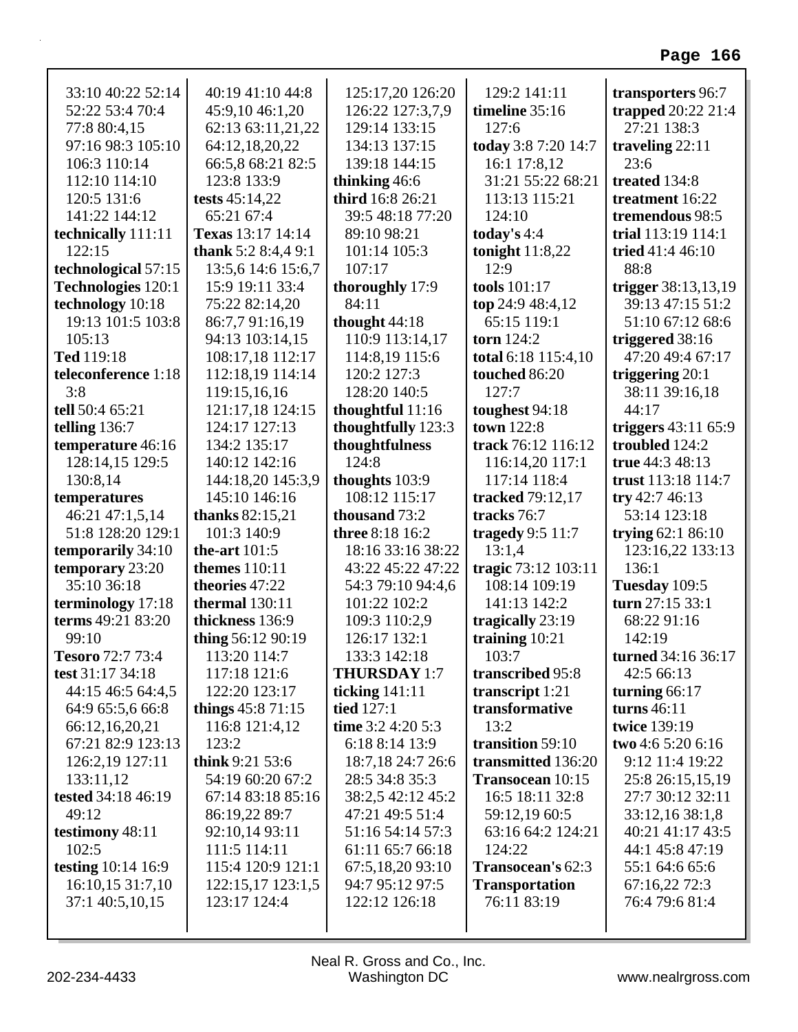33:10 40:22 52:14 52:22 53:4 70:4 77:8 80:4,15 97:16 98:3 105:10 106:3 110:14 112:10 114:10 120:5 131:6 141:22 144:12

**technically** 111:11 122:15

**technological** 57:15

**Technologies** 120:1

**technology** 10:18 19:13 101:5 103:8 105:13

**Ted** 119:18

**teleconference** 1:18 3:8

**tell** 50:4 65:21

**telling** 136:7

**temperature** 46:16 128:14,15 129:5 130:8,14

**temperatures** 46:21 47:1,5,14 51:8 128:20 129:1

**temporarily** 34:10

**temporary** 23:20 35:10 36:18

**terminology** 17:18

**terms** 49:21 83:20 99:10

**Tesoro** 72:7 73:4

**test** 31:17 34:18 44:15 46:5 64:4,5 64:9 65:5,6 66:8 66:12,16,20,21 67:21 82:9 123:13 126:2,19 127:11 133:11,12

**tested** 34:18 46:19 49:12

**testimony** 48:11 102:5

**testing** 10:14 16:9 16:10,15 31:7,10 37:1 40:5,10,15 40:19 41:10 44:8 45:9,10 46:1,20 62:13 63:11,21,22 64:12,18,20,22 66:5,8 68:21 82:5 123:8 133:9

**tests** 45:14,22 65:21 67:4

**Texas** 13:17 14:14

**thank** 5:2 8:4,4 9:1 13:5,6 14:6 15:6,7 15:9 19:11 33:4 75:22 82:14,20 86:7,7 91:16,19 94:13 103:14,15 108:17,18 112:17 112:18,19 114:14 119:15,16,16 121:17,18 124:15 124:17 127:13 134:2 135:17 140:12 142:16 144:18,20 145:3,9 145:10 146:16

**thanks** 82:15,21 101:3 140:9

**the-art** 101:5

**themes** 110:11

**theories** 47:22

**thermal** 130:11

**thickness** 136:9

**thing** 56:12 90:19 113:20 114:7 117:18 121:6 122:20 123:17

**things** 45:8 71:15 116:8 121:4,12 123:2

**think** 9:21 53:6 54:19 60:20 67:2 67:14 83:18 85:16 86:19,22 89:7 92:10,14 93:11 111:5 114:11 115:4 120:9 121:1 122:15,17 123:1,5 123:17 124:4 125:17,20 126:20 126:22 127:3,7,9 129:14 133:15 134:13 137:15 139:18 144:15

**thinking** 46:6

**third** 16:8 26:21 39:5 48:18 77:20 89:10 98:21 101:14 105:3 107:17

**thoroughly** 17:9 84:11

**thought** 44:18 110:9 113:14,17 114:8,19 115:6 120:2 127:3 128:20 140:5

**thoughtful** 11:16

**thoughtfully** 123:3

**thoughtfulness** 124:8

**thoughts** 103:9 108:12 115:17

**thousand** 73:2

**three** 8:18 16:2 18:16 33:16 38:22 43:22 45:22 47:22 54:3 79:10 94:4,6 101:22 102:2 109:3 110:2,9 126:17 132:1 133:3 142:18

**THURSDAY** 1:7

**ticking** 141:11

**tied** 127:1

**time** 3:2 4:20 5:3 6:18 8:14 13:9 18:7,18 24:7 26:6 28:5 34:8 35:3 38:2,5 42:12 45:2 47:21 49:5 51:4 51:16 54:14 57:3 61:11 65:7 66:18 67:5,18,20 93:10 94:7 95:12 97:5 122:12 126:18 129:2 141:11

**timeline** 35:16 127:6

**today** 3:8 7:20 14:7 16:1 17:8,12 31:21 55:22 68:21 113:13 115:21 124:10

**today's** 4:4

**tonight** 11:8,22 12:9

**tools** 101:17

**top** 24:9 48:4,12 65:15 119:1

**torn** 124:2

**total** 6:18 115:4,10

**touched** 86:20 127:7

**toughest** 94:18

**town** 122:8

**track** 76:12 116:12 116:14,20 117:1 117:14 118:4

**tracked** 79:12,17

**tracks** 76:7

**tragedy** 9:5 11:7 13:1,4

**tragic** 73:12 103:11 108:14 109:19 141:13 142:2

**tragically** 23:19

**training** 10:21 103:7

**transcribed** 95:8

**transcript** 1:21

**transformative** 13:2

**transition** 59:10

**transmitted** 136:20

**Transocean** 10:15 16:5 18:11 32:8 59:12,19 60:5 63:16 64:2 124:21 124:22

**Transocean's** 62:3

**Transportation** 76:11 83:19

**transporters** 96:7

**trapped** 20:22 21:4 27:21 138:3

**traveling** 22:11 23:6

**treated** 134:8

**treatment** 16:22

**tremendous** 98:5

**trial** 113:19 114:1

**tried** 41:4 46:10 88:8

**trigger** 38:13,13,19 39:13 47:15 51:2 51:10 67:12 68:6

**triggered** 38:16 47:20 49:4 67:17

**triggering** 20:1 38:11 39:16,18 44:17

**triggers** 43:11 65:9

**troubled** 124:2

**true** 44:3 48:13

**trust** 113:18 114:7

**try** 42:7 46:13 53:14 123:18

**trying** 62:1 86:10 123:16,22 133:13 136:1

**Tuesday** 109:5

**turn** 27:15 33:1 68:22 91:16 142:19

**turned** 34:16 36:17 42:5 66:13

**turning** 66:17

**turns** 46:11

**twice** 139:19

**two** 4:6 5:20 6:16 9:12 11:4 19:22 25:8 26:15,15,19 27:7 30:12 32:11 33:12,16 38:1,8 40:21 41:17 43:5 44:1 45:8 47:19 55:1 64:6 65:6 67:16,22 72:3 76:4 79:6 81:4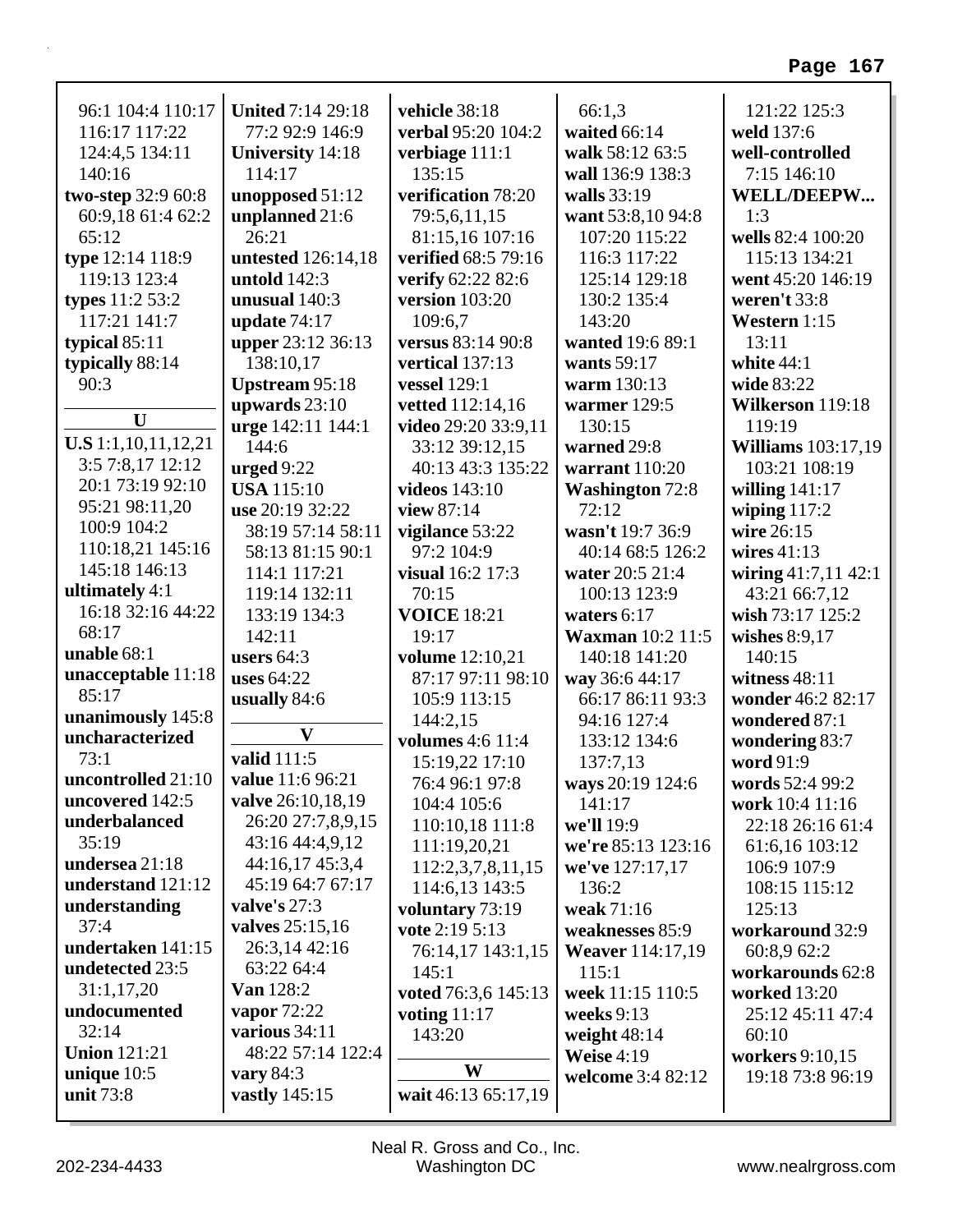96:1 104:4 110:17 116:17 117:22 124:4,5 134:11 140:16
**two-step** 32:9 60:8 60:9,18 61:4 62:2 65:12
**type** 12:14 118:9 119:13 123:4
**types** 11:2 53:2 117:21 141:7
**typical** 85:11
**typically** 88:14 90:3

**U**

**U.S** 1:1,10,11,12,21 3:5 7:8,17 12:12 20:1 73:19 92:10 95:21 98:11,20 100:9 104:2 110:18,21 145:16 145:18 146:13
**ultimately** 4:1 16:18 32:16 44:22 68:17
**unable** 68:1
**unacceptable** 11:18 85:17
**unanimously** 145:8
**uncharacterized** 73:1
**uncontrolled** 21:10
**uncovered** 142:5
**underbalanced** 35:19
**undersea** 21:18
**understand** 121:12
**understanding** 37:4
**undertaken** 141:15
**undetected** 23:5 31:1,17,20
**undocumented** 32:14
**Union** 121:21
**unique** 10:5
**unit** 73:8
**United** 7:14 29:18 77:2 92:9 146:9
**University** 14:18 114:17
**unopposed** 51:12
**unplanned** 21:6 26:21
**untested** 126:14,18
**untold** 142:3
**unusual** 140:3
**update** 74:17
**upper** 23:12 36:13 138:10,17
**Upstream** 95:18
**upwards** 23:10
**urge** 142:11 144:1 144:6
**urged** 9:22
**USA** 115:10
**use** 20:19 32:22 38:19 57:14 58:11 58:13 81:15 90:1 114:1 117:21 119:14 132:11 133:19 134:3 142:11
**users** 64:3
**uses** 64:22
**usually** 84:6

**V**

**valid** 111:5
**value** 11:6 96:21
**valve** 26:10,18,19 26:20 27:7,8,9,15 43:16 44:4,9,12 44:16,17 45:3,4 45:19 64:7 67:17
**valve's** 27:3
**valves** 25:15,16 26:3,14 42:16 63:22 64:4
**Van** 128:2
**vapor** 72:22
**various** 34:11 48:22 57:14 122:4
**vary** 84:3
**vastly** 145:15
**vehicle** 38:18
**verbal** 95:20 104:2
**verbiage** 111:1 135:15
**verification** 78:20 79:5,6,11,15 81:15,16 107:16
**verified** 68:5 79:16
**verify** 62:22 82:6
**version** 103:20 109:6,7
**versus** 83:14 90:8
**vertical** 137:13
**vessel** 129:1
**vetted** 112:14,16
**video** 29:20 33:9,11 33:12 39:12,15 40:13 43:3 135:22
**videos** 143:10
**view** 87:14
**vigilance** 53:22 97:2 104:9
**visual** 16:2 17:3 70:15
**VOICE** 18:21 19:17
**volume** 12:10,21 87:17 97:11 98:10 105:9 113:15 144:2,15
**volumes** 4:6 11:4 15:19,22 17:10 76:4 96:1 97:8 104:4 105:6 110:10,18 111:8 111:19,20,21 112:2,3,7,8,11,15 114:6,13 143:5
**voluntary** 73:19
**vote** 2:19 5:13 76:14,17 143:1,15 145:1
**voted** 76:3,6 145:13
**voting** 11:17 143:20

**W**

**wait** 46:13 65:17,19 66:1,3
**waited** 66:14
**walk** 58:12 63:5
**wall** 136:9 138:3
**walls** 33:19
**want** 53:8,10 94:8 107:20 115:22 116:3 117:22 125:14 129:18 130:2 135:4 143:20
**wanted** 19:6 89:1
**wants** 59:17
**warm** 130:13
**warmer** 129:5 130:15
**warned** 29:8
**warrant** 110:20
**Washington** 72:8 72:12
**wasn't** 19:7 36:9 40:14 68:5 126:2
**water** 20:5 21:4 100:13 123:9
**waters** 6:17
**Waxman** 10:2 11:5 140:18 141:20
**way** 36:6 44:17 66:17 86:11 93:3 94:16 127:4 133:12 134:6 137:7,13
**ways** 20:19 124:6 141:17
**we'll** 19:9
**we're** 85:13 123:16
**we've** 127:17,17 136:2
**weak** 71:16
**weaknesses** 85:9
**Weaver** 114:17,19 115:1
**week** 11:15 110:5
**weeks** 9:13
**weight** 48:14
**Weise** 4:19
**welcome** 3:4 82:12
121:22 125:3
**weld** 137:6
**well-controlled** 7:15 146:10
**WELL/DEEPW...** 1:3
**wells** 82:4 100:20 115:13 134:21
**went** 45:20 146:19
**weren't** 33:8
**Western** 1:15 13:11
**white** 44:1
**wide** 83:22
**Wilkerson** 119:18 119:19
**Williams** 103:17,19 103:21 108:19
**willing** 141:17
**wiping** 117:2
**wire** 26:15
**wires** 41:13
**wiring** 41:7,11 42:1 43:21 66:7,12
**wish** 73:17 125:2
**wishes** 8:9,17 140:15
**witness** 48:11
**wonder** 46:2 82:17
**wondered** 87:1
**wondering** 83:7
**word** 91:9
**words** 52:4 99:2
**work** 10:4 11:16 22:18 26:16 61:4 61:6,16 103:12 106:9 107:9 108:15 115:12 125:13
**workaround** 32:9 60:8,9 62:2
**workarounds** 62:8
**worked** 13:20 25:12 45:11 47:4 60:10
**workers** 9:10,15 19:18 73:8 96:19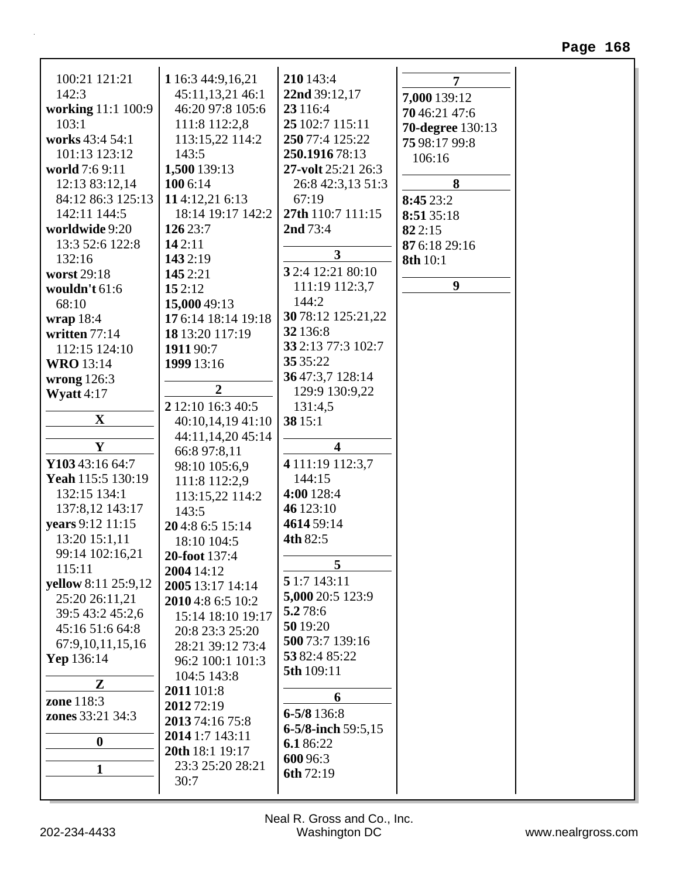100:21 121:21 142:3
**working** 11:1 100:9 103:1
**works** 43:4 54:1 101:13 123:12
**world** 7:6 9:11 12:13 83:12,14 84:12 86:3 125:13 142:11 144:5
**worldwide** 9:20 13:3 52:6 122:8 132:16
**worst** 29:18
**wouldn't** 61:6 68:10
**wrap** 18:4
**written** 77:14 112:15 124:10
**WRO** 13:14
**wrong** 126:3
**Wyatt** 4:17

**X**

**Y**

**Y103** 43:16 64:7
**Yeah** 115:5 130:19 132:15 134:1 137:8,12 143:17
**years** 9:12 11:15 13:20 15:1,11 99:14 102:16,21 115:11
**yellow** 8:11 25:9,12 25:20 26:11,21 39:5 43:2 45:2,6 45:16 51:6 64:8 67:9,10,11,15,16
**Yep** 136:14

**Z**

**zone** 118:3
**zones** 33:21 34:3

**0**

**1**

**1** 16:3 44:9,16,21 45:11,13,21 46:1 46:20 97:8 105:6 111:8 112:2,8 113:15,22 114:2 143:5
**1,500** 139:13
**100** 6:14
**11** 4:12,21 6:13 18:14 19:17 142:2
**126** 23:7
**14** 2:11
**143** 2:19
**145** 2:21
**15** 2:12
**15,000** 49:13
**17** 6:14 18:14 19:18
**18** 13:20 117:19
**1911** 90:7
**1999** 13:16

**2**

**2** 12:10 16:3 40:5 40:10,14,19 41:10 44:11,14,20 45:14 66:8 97:8,11 98:10 105:6,9 111:8 112:2,9 113:15,22 114:2 143:5
**20** 4:8 6:5 15:14 18:10 104:5
**20-foot** 137:4
**2004** 14:12
**2005** 13:17 14:14
**2010** 4:8 6:5 10:2 15:14 18:10 19:17 20:8 23:3 25:20 28:21 39:12 73:4 96:2 100:1 101:3 104:5 143:8
**2011** 101:8
**2012** 72:19
**2013** 74:16 75:8
**2014** 1:7 143:11
**20th** 18:1 19:17 23:3 25:20 28:21 30:7
**210** 143:4
**22nd** 39:12,17
**23** 116:4
**25** 102:7 115:11
**250** 77:4 125:22
**250.1916** 78:13
**27-volt** 25:21 26:3 26:8 42:3,13 51:3 67:19
**27th** 110:7 111:15
**2nd** 73:4

**3**

**3** 2:4 12:21 80:10 111:19 112:3,7 144:2
**30** 78:12 125:21,22
**32** 136:8
**33** 2:13 77:3 102:7
**35** 35:22
**36** 47:3,7 128:14 129:9 130:9,22 131:4,5
**38** 15:1

**4**

**4** 111:19 112:3,7 144:15
**4:00** 128:4
**46** 123:10
**4614** 59:14
**4th** 82:5

**5**

**5** 1:7 143:11
**5,000** 20:5 123:9
**5.2** 78:6
**50** 19:20
**500** 73:7 139:16
**53** 82:4 85:22
**5th** 109:11

**6**

**6-5/8** 136:8
**6-5/8-inch** 59:5,15
**6.1** 86:22
**600** 96:3
**6th** 72:19

**7**

**7,000** 139:12
**70** 46:21 47:6
**70-degree** 130:13
**75** 98:17 99:8 106:16

**8**

**8:45** 23:2
**8:51** 35:18
**82** 2:15
**87** 6:18 29:16
**8th** 10:1

**9**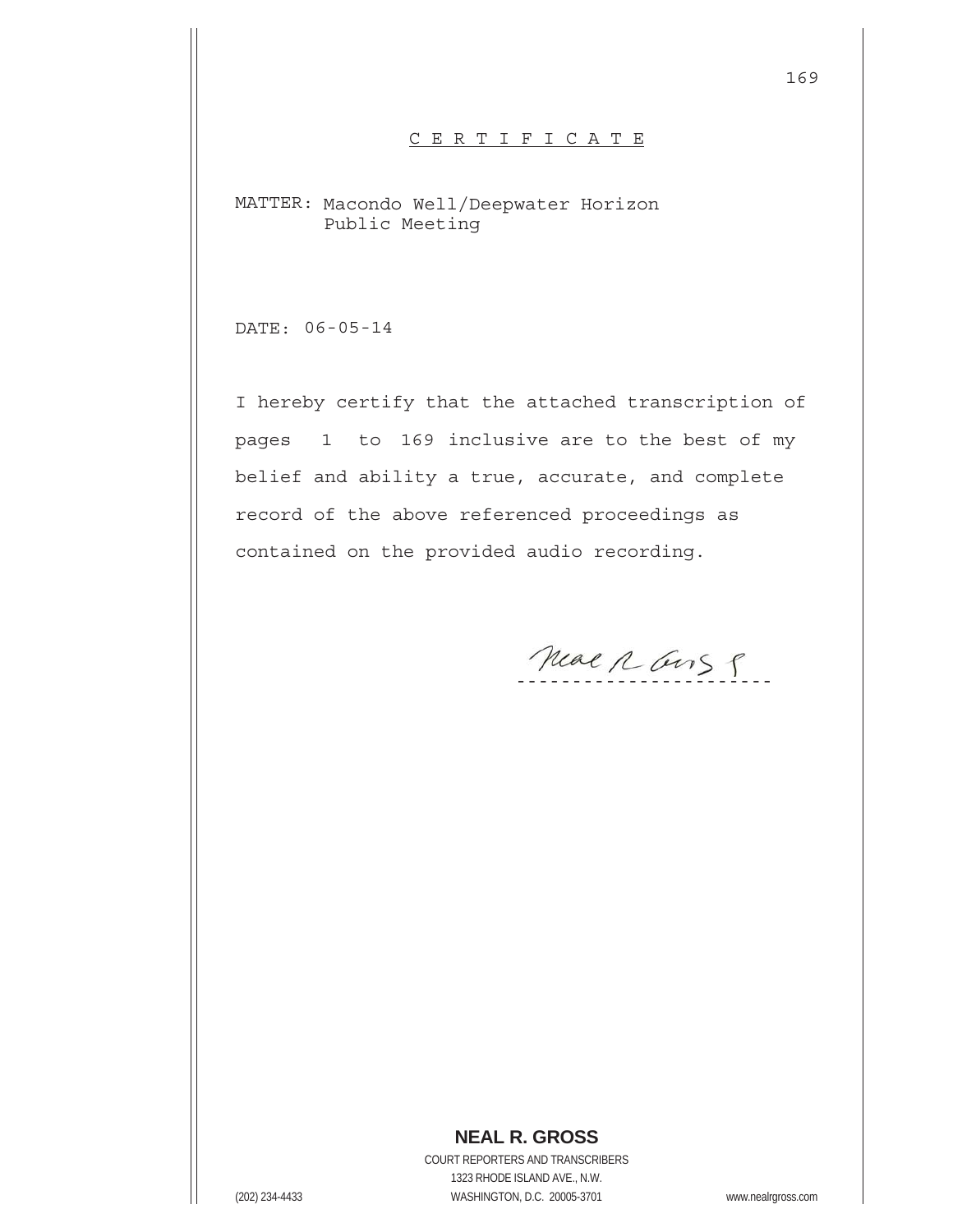## C E R T I F I C A T E

MATTER: Macondo Well/Deepwater Horizon
Public Meeting

DATE: 06-05-14

I hereby certify that the attached transcription of pages 1 to 169 inclusive are to the best of my belief and ability a true, accurate, and complete record of the above referenced proceedings as contained on the provided audio recording.

Neal R Gross

-----------------------

**NEAL R. GROSS**

COURT REPORTERS AND TRANSCRIBERS
1323 RHODE ISLAND AVE., N.W.
(202) 234-4433 WASHINGTON, D.C. 20005-3701 www.nealrgross.com